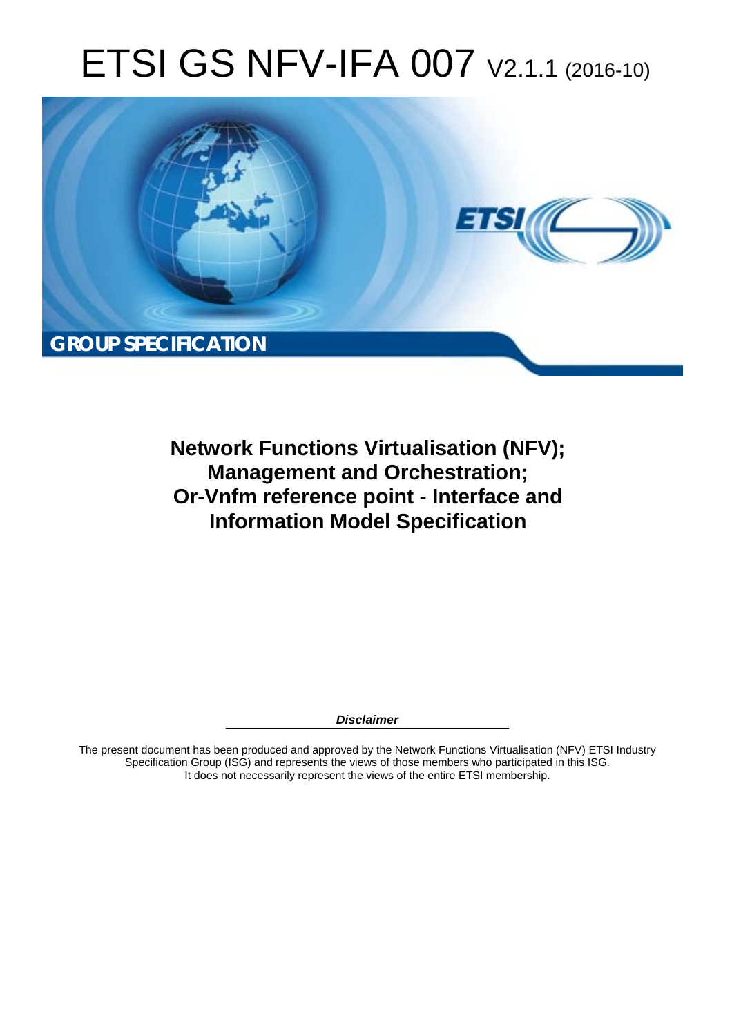# ETSI GS NFV-IFA 007 V2.1.1 (2016-10)

**GROUP SPECIFICATION**

**Network Functions Virtualisation (NFV); Management and Orchestration; Or-Vnfm reference point - Interface and Information Model Specification**

***Disclaimer***

The present document has been produced and approved by the Network Functions Virtualisation (NFV) ETSI Industry Specification Group (ISG) and represents the views of those members who participated in this ISG.
It does not necessarily represent the views of the entire ETSI membership.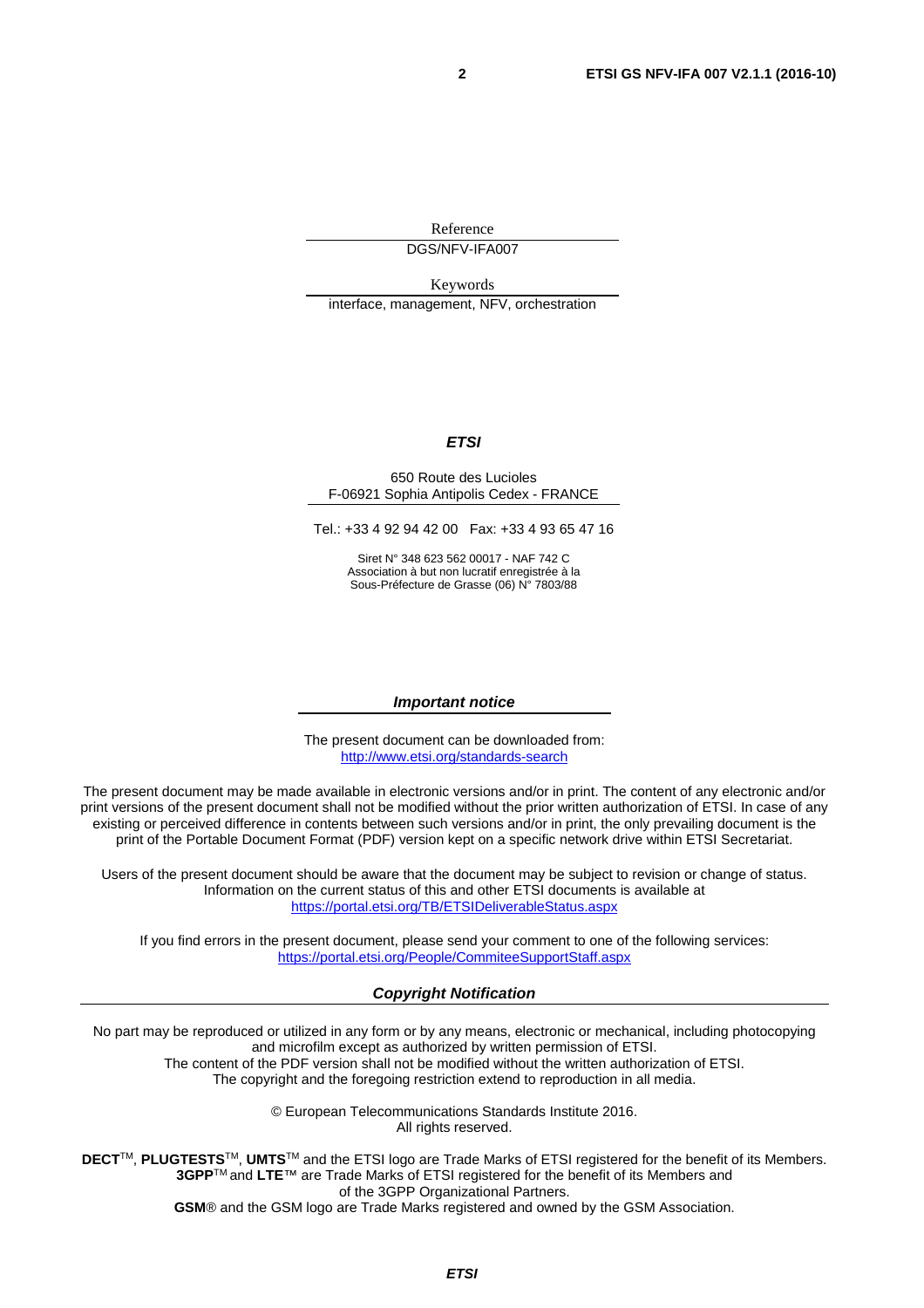Reference

DGS/NFV-IFA007

Keywords

interface, management, NFV, orchestration

***ETSI***

650 Route des Lucioles
F-06921 Sophia Antipolis Cedex - FRANCE

Tel.: +33 4 92 94 42 00 Fax: +33 4 93 65 47 16

Siret N° 348 623 562 00017 - NAF 742 C
Association à but non lucratif enregistrée à la
Sous-Préfecture de Grasse (06) N° 7803/88

***Important notice***

The present document can be downloaded from:
http://www.etsi.org/standards-search

The present document may be made available in electronic versions and/or in print. The content of any electronic and/or print versions of the present document shall not be modified without the prior written authorization of ETSI. In case of any existing or perceived difference in contents between such versions and/or in print, the only prevailing document is the print of the Portable Document Format (PDF) version kept on a specific network drive within ETSI Secretariat.

Users of the present document should be aware that the document may be subject to revision or change of status. Information on the current status of this and other ETSI documents is available at
https://portal.etsi.org/TB/ETSIDeliverableStatus.aspx

If you find errors in the present document, please send your comment to one of the following services:
https://portal.etsi.org/People/CommiteeSupportStaff.aspx

***Copyright Notification***

No part may be reproduced or utilized in any form or by any means, electronic or mechanical, including photocopying and microfilm except as authorized by written permission of ETSI.
The content of the PDF version shall not be modified without the written authorization of ETSI.
The copyright and the foregoing restriction extend to reproduction in all media.

© European Telecommunications Standards Institute 2016.
All rights reserved.

**DECT**™, **PLUGTESTS**™, **UMTS**™ and the ETSI logo are Trade Marks of ETSI registered for the benefit of its Members.
**3GPP**™ and **LTE**™ are Trade Marks of ETSI registered for the benefit of its Members and of the 3GPP Organizational Partners.
**GSM**® and the GSM logo are Trade Marks registered and owned by the GSM Association.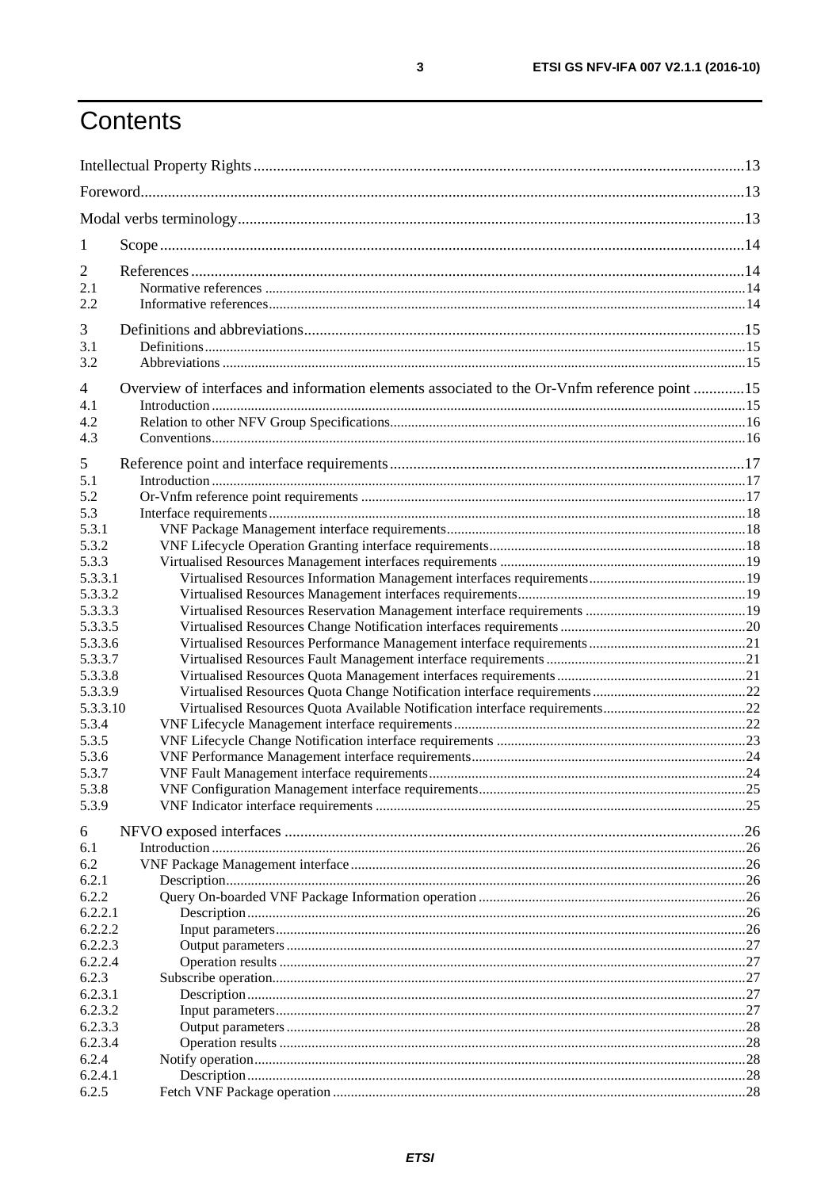# Contents

Intellectual Property Rights ..... 13
Foreword ..... 13
Modal verbs terminology ..... 13

1 Scope ..... 14

2 References ..... 14
2.1 Normative references ..... 14
2.2 Informative references ..... 14

3 Definitions and abbreviations ..... 15
3.1 Definitions ..... 15
3.2 Abbreviations ..... 15

4 Overview of interfaces and information elements associated to the Or-Vnfm reference point ..... 15
4.1 Introduction ..... 15
4.2 Relation to other NFV Group Specifications ..... 16
4.3 Conventions ..... 16

5 Reference point and interface requirements ..... 17
5.1 Introduction ..... 17
5.2 Or-Vnfm reference point requirements ..... 17
5.3 Interface requirements ..... 18
5.3.1 VNF Package Management interface requirements ..... 18
5.3.2 VNF Lifecycle Operation Granting interface requirements ..... 18
5.3.3 Virtualised Resources Management interfaces requirements ..... 19
5.3.3.1 Virtualised Resources Information Management interfaces requirements ..... 19
5.3.3.2 Virtualised Resources Management interfaces requirements ..... 19
5.3.3.3 Virtualised Resources Reservation Management interface requirements ..... 19
5.3.3.5 Virtualised Resources Change Notification interfaces requirements ..... 20
5.3.3.6 Virtualised Resources Performance Management interface requirements ..... 21
5.3.3.7 Virtualised Resources Fault Management interface requirements ..... 21
5.3.3.8 Virtualised Resources Quota Management interfaces requirements ..... 21
5.3.3.9 Virtualised Resources Quota Change Notification interface requirements ..... 22
5.3.3.10 Virtualised Resources Quota Available Notification interface requirements ..... 22
5.3.4 VNF Lifecycle Management interface requirements ..... 22
5.3.5 VNF Lifecycle Change Notification interface requirements ..... 23
5.3.6 VNF Performance Management interface requirements ..... 24
5.3.7 VNF Fault Management interface requirements ..... 24
5.3.8 VNF Configuration Management interface requirements ..... 25
5.3.9 VNF Indicator interface requirements ..... 25

6 NFVO exposed interfaces ..... 26
6.1 Introduction ..... 26
6.2 VNF Package Management interface ..... 26
6.2.1 Description ..... 26
6.2.2 Query On-boarded VNF Package Information operation ..... 26
6.2.2.1 Description ..... 26
6.2.2.2 Input parameters ..... 26
6.2.2.3 Output parameters ..... 27
6.2.2.4 Operation results ..... 27
6.2.3 Subscribe operation ..... 27
6.2.3.1 Description ..... 27
6.2.3.2 Input parameters ..... 27
6.2.3.3 Output parameters ..... 28
6.2.3.4 Operation results ..... 28
6.2.4 Notify operation ..... 28
6.2.4.1 Description ..... 28
6.2.5 Fetch VNF Package operation ..... 28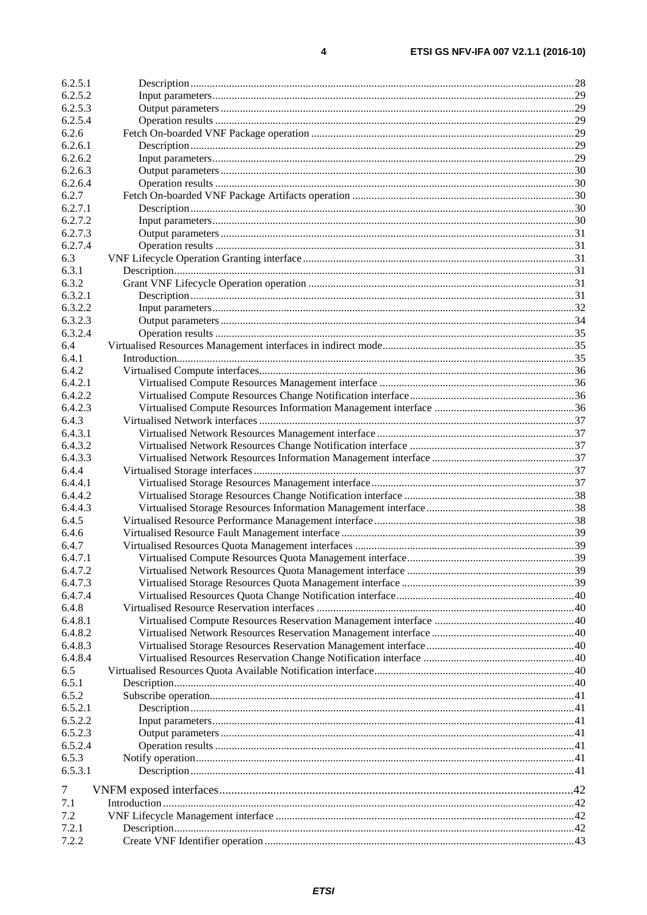6.2.5.1 Description ... 28
6.2.5.2 Input parameters ... 29
6.2.5.3 Output parameters ... 29
6.2.5.4 Operation results ... 29
6.2.6 Fetch On-boarded VNF Package operation ... 29
6.2.6.1 Description ... 29
6.2.6.2 Input parameters ... 29
6.2.6.3 Output parameters ... 30
6.2.6.4 Operation results ... 30
6.2.7 Fetch On-boarded VNF Package Artifacts operation ... 30
6.2.7.1 Description ... 30
6.2.7.2 Input parameters ... 30
6.2.7.3 Output parameters ... 31
6.2.7.4 Operation results ... 31
6.3 VNF Lifecycle Operation Granting interface ... 31
6.3.1 Description ... 31
6.3.2 Grant VNF Lifecycle Operation operation ... 31
6.3.2.1 Description ... 31
6.3.2.2 Input parameters ... 32
6.3.2.3 Output parameters ... 34
6.3.2.4 Operation results ... 35
6.4 Virtualised Resources Management interfaces in indirect mode ... 35
6.4.1 Introduction ... 35
6.4.2 Virtualised Compute interfaces ... 36
6.4.2.1 Virtualised Compute Resources Management interface ... 36
6.4.2.2 Virtualised Compute Resources Change Notification interface ... 36
6.4.2.3 Virtualised Compute Resources Information Management interface ... 36
6.4.3 Virtualised Network interfaces ... 37
6.4.3.1 Virtualised Network Resources Management interface ... 37
6.4.3.2 Virtualised Network Resources Change Notification interface ... 37
6.4.3.3 Virtualised Network Resources Information Management interface ... 37
6.4.4 Virtualised Storage interfaces ... 37
6.4.4.1 Virtualised Storage Resources Management interface ... 37
6.4.4.2 Virtualised Storage Resources Change Notification interface ... 38
6.4.4.3 Virtualised Storage Resources Information Management interface ... 38
6.4.5 Virtualised Resource Performance Management interface ... 38
6.4.6 Virtualised Resource Fault Management interface ... 39
6.4.7 Virtualised Resources Quota Management interfaces ... 39
6.4.7.1 Virtualised Compute Resources Quota Management interface ... 39
6.4.7.2 Virtualised Network Resources Quota Management interface ... 39
6.4.7.3 Virtualised Storage Resources Quota Management interface ... 39
6.4.7.4 Virtualised Resources Quota Change Notification interface ... 40
6.4.8 Virtualised Resource Reservation interfaces ... 40
6.4.8.1 Virtualised Compute Resources Reservation Management interface ... 40
6.4.8.2 Virtualised Network Resources Reservation Management interface ... 40
6.4.8.3 Virtualised Storage Resources Reservation Management interface ... 40
6.4.8.4 Virtualised Resources Reservation Change Notification interface ... 40
6.5 Virtualised Resources Quota Available Notification interface ... 40
6.5.1 Description ... 40
6.5.2 Subscribe operation ... 41
6.5.2.1 Description ... 41
6.5.2.2 Input parameters ... 41
6.5.2.3 Output parameters ... 41
6.5.2.4 Operation results ... 41
6.5.3 Notify operation ... 41
6.5.3.1 Description ... 41

7 VNFM exposed interfaces ... 42
7.1 Introduction ... 42
7.2 VNF Lifecycle Management interface ... 42
7.2.1 Description ... 42
7.2.2 Create VNF Identifier operation ... 43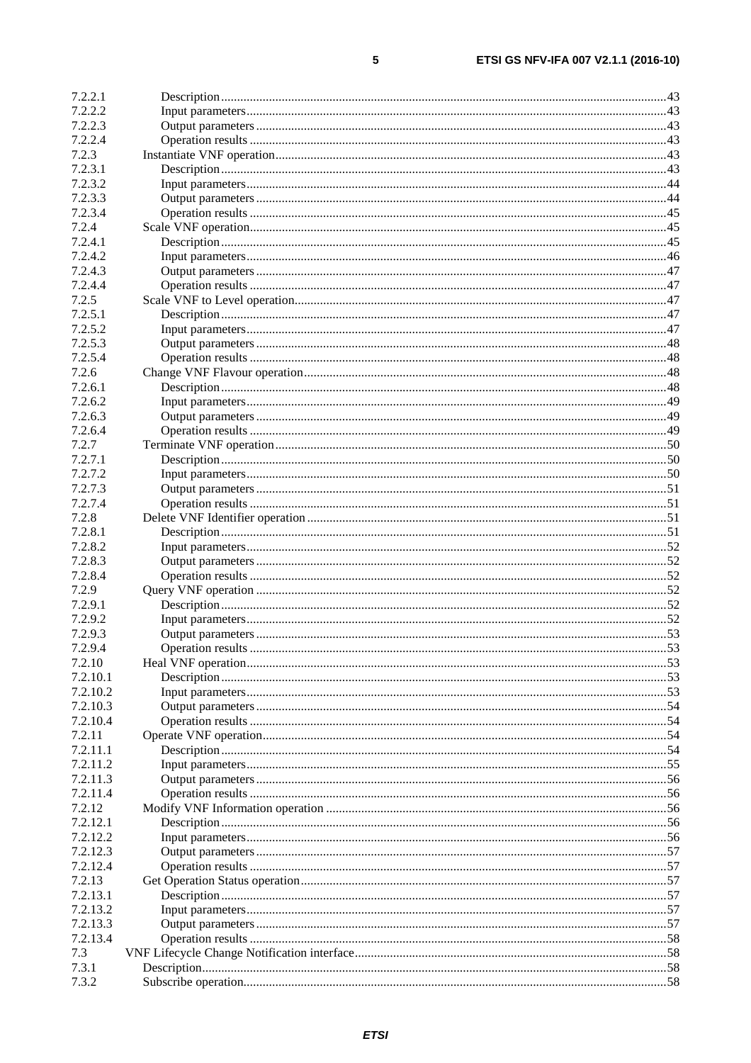7.2.2.1 Description........................................................................................................................................43
7.2.2.2 Input parameters................................................................................................................................43
7.2.2.3 Output parameters..............................................................................................................................43
7.2.2.4 Operation results...............................................................................................................................43
7.2.3 Instantiate VNF operation........................................................................................................................43
7.2.3.1 Description........................................................................................................................................43
7.2.3.2 Input parameters................................................................................................................................44
7.2.3.3 Output parameters..............................................................................................................................44
7.2.3.4 Operation results...............................................................................................................................45
7.2.4 Scale VNF operation...............................................................................................................................45
7.2.4.1 Description........................................................................................................................................45
7.2.4.2 Input parameters................................................................................................................................46
7.2.4.3 Output parameters..............................................................................................................................47
7.2.4.4 Operation results...............................................................................................................................47
7.2.5 Scale VNF to Level operation..................................................................................................................47
7.2.5.1 Description........................................................................................................................................47
7.2.5.2 Input parameters................................................................................................................................47
7.2.5.3 Output parameters..............................................................................................................................48
7.2.5.4 Operation results...............................................................................................................................48
7.2.6 Change VNF Flavour operation...............................................................................................................48
7.2.6.1 Description........................................................................................................................................48
7.2.6.2 Input parameters................................................................................................................................49
7.2.6.3 Output parameters..............................................................................................................................49
7.2.6.4 Operation results...............................................................................................................................49
7.2.7 Terminate VNF operation........................................................................................................................50
7.2.7.1 Description........................................................................................................................................50
7.2.7.2 Input parameters................................................................................................................................50
7.2.7.3 Output parameters..............................................................................................................................51
7.2.7.4 Operation results...............................................................................................................................51
7.2.8 Delete VNF Identifier operation..............................................................................................................51
7.2.8.1 Description........................................................................................................................................51
7.2.8.2 Input parameters................................................................................................................................52
7.2.8.3 Output parameters..............................................................................................................................52
7.2.8.4 Operation results...............................................................................................................................52
7.2.9 Query VNF operation..............................................................................................................................52
7.2.9.1 Description........................................................................................................................................52
7.2.9.2 Input parameters................................................................................................................................52
7.2.9.3 Output parameters..............................................................................................................................53
7.2.9.4 Operation results...............................................................................................................................53
7.2.10 Heal VNF operation................................................................................................................................53
7.2.10.1 Description........................................................................................................................................53
7.2.10.2 Input parameters................................................................................................................................53
7.2.10.3 Output parameters..............................................................................................................................54
7.2.10.4 Operation results...............................................................................................................................54
7.2.11 Operate VNF operation...........................................................................................................................54
7.2.11.1 Description........................................................................................................................................54
7.2.11.2 Input parameters................................................................................................................................55
7.2.11.3 Output parameters..............................................................................................................................56
7.2.11.4 Operation results...............................................................................................................................56
7.2.12 Modify VNF Information operation........................................................................................................56
7.2.12.1 Description........................................................................................................................................56
7.2.12.2 Input parameters................................................................................................................................56
7.2.12.3 Output parameters..............................................................................................................................57
7.2.12.4 Operation results...............................................................................................................................57
7.2.13 Get Operation Status operation................................................................................................................57
7.2.13.1 Description........................................................................................................................................57
7.2.13.2 Input parameters................................................................................................................................57
7.2.13.3 Output parameters..............................................................................................................................57
7.2.13.4 Operation results...............................................................................................................................58
7.3 VNF Lifecycle Change Notification interface...............................................................................................58
7.3.1 Description..............................................................................................................................................58
7.3.2 Subscribe operation.................................................................................................................................58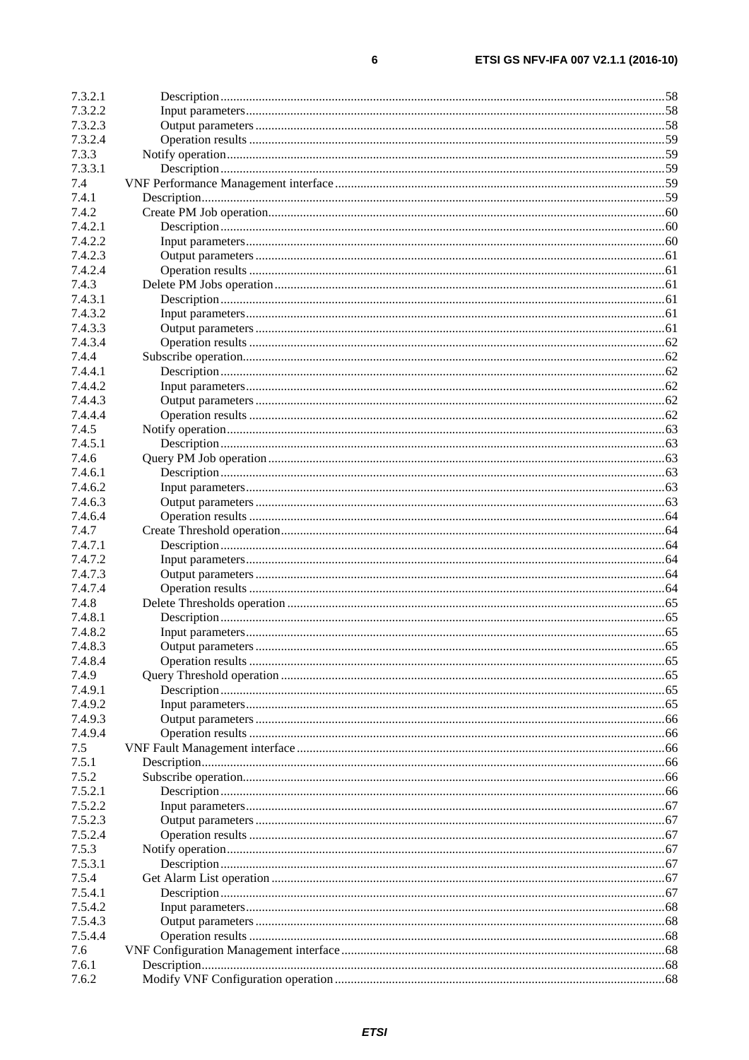7.3.2.1 Description ........ 58
7.3.2.2 Input parameters ........ 58
7.3.2.3 Output parameters ........ 58
7.3.2.4 Operation results ........ 59
7.3.3 Notify operation ........ 59
7.3.3.1 Description ........ 59
7.4 VNF Performance Management interface ........ 59
7.4.1 Description ........ 59
7.4.2 Create PM Job operation ........ 60
7.4.2.1 Description ........ 60
7.4.2.2 Input parameters ........ 60
7.4.2.3 Output parameters ........ 61
7.4.2.4 Operation results ........ 61
7.4.3 Delete PM Jobs operation ........ 61
7.4.3.1 Description ........ 61
7.4.3.2 Input parameters ........ 61
7.4.3.3 Output parameters ........ 61
7.4.3.4 Operation results ........ 62
7.4.4 Subscribe operation ........ 62
7.4.4.1 Description ........ 62
7.4.4.2 Input parameters ........ 62
7.4.4.3 Output parameters ........ 62
7.4.4.4 Operation results ........ 62
7.4.5 Notify operation ........ 63
7.4.5.1 Description ........ 63
7.4.6 Query PM Job operation ........ 63
7.4.6.1 Description ........ 63
7.4.6.2 Input parameters ........ 63
7.4.6.3 Output parameters ........ 63
7.4.6.4 Operation results ........ 64
7.4.7 Create Threshold operation ........ 64
7.4.7.1 Description ........ 64
7.4.7.2 Input parameters ........ 64
7.4.7.3 Output parameters ........ 64
7.4.7.4 Operation results ........ 64
7.4.8 Delete Thresholds operation ........ 65
7.4.8.1 Description ........ 65
7.4.8.2 Input parameters ........ 65
7.4.8.3 Output parameters ........ 65
7.4.8.4 Operation results ........ 65
7.4.9 Query Threshold operation ........ 65
7.4.9.1 Description ........ 65
7.4.9.2 Input parameters ........ 65
7.4.9.3 Output parameters ........ 66
7.4.9.4 Operation results ........ 66
7.5 VNF Fault Management interface ........ 66
7.5.1 Description ........ 66
7.5.2 Subscribe operation ........ 66
7.5.2.1 Description ........ 66
7.5.2.2 Input parameters ........ 67
7.5.2.3 Output parameters ........ 67
7.5.2.4 Operation results ........ 67
7.5.3 Notify operation ........ 67
7.5.3.1 Description ........ 67
7.5.4 Get Alarm List operation ........ 67
7.5.4.1 Description ........ 67
7.5.4.2 Input parameters ........ 68
7.5.4.3 Output parameters ........ 68
7.5.4.4 Operation results ........ 68
7.6 VNF Configuration Management interface ........ 68
7.6.1 Description ........ 68
7.6.2 Modify VNF Configuration operation ........ 68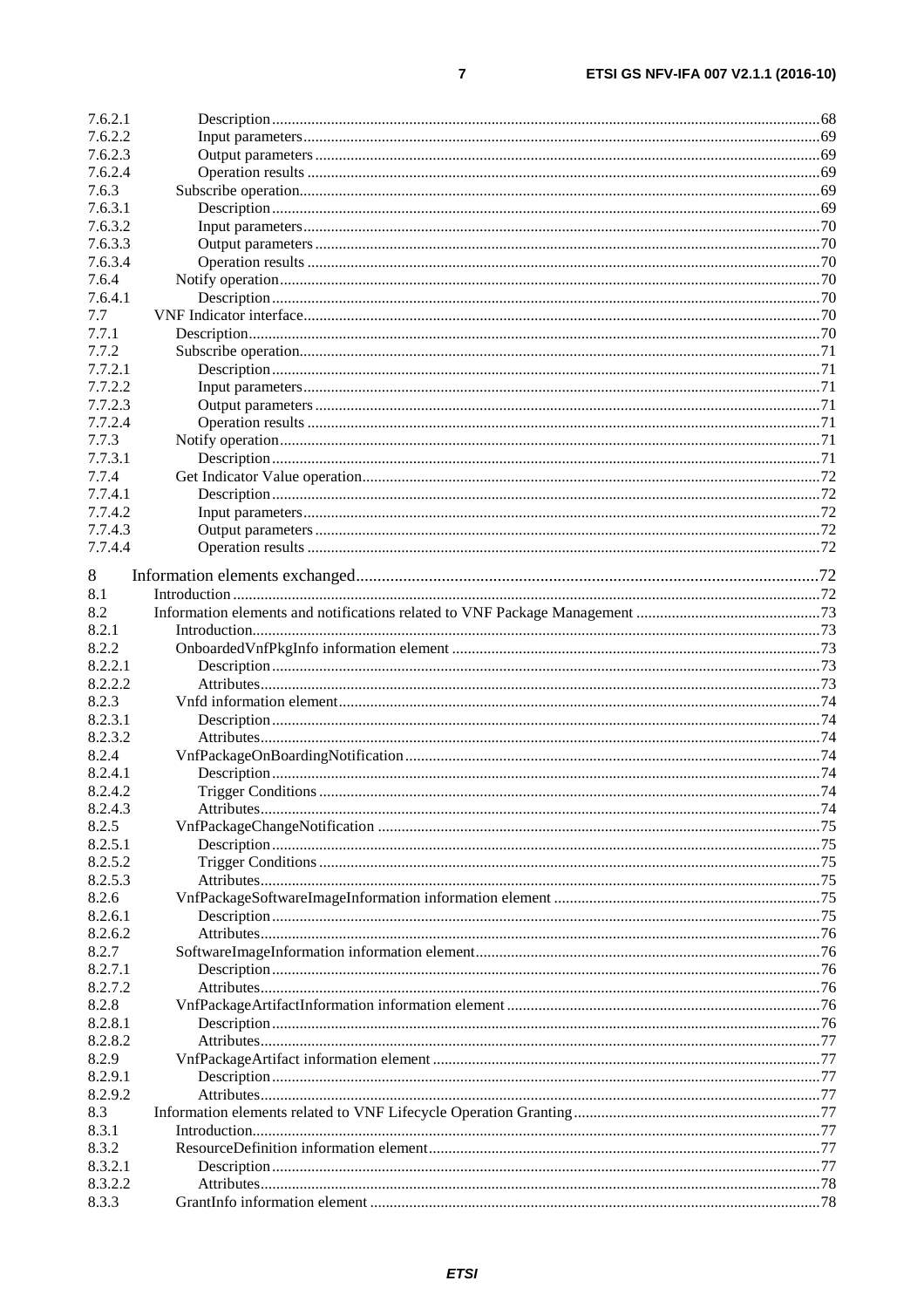7.6.2.1 Description ... 68
7.6.2.2 Input parameters ... 69
7.6.2.3 Output parameters ... 69
7.6.2.4 Operation results ... 69
7.6.3 Subscribe operation ... 69
7.6.3.1 Description ... 69
7.6.3.2 Input parameters ... 70
7.6.3.3 Output parameters ... 70
7.6.3.4 Operation results ... 70
7.6.4 Notify operation ... 70
7.6.4.1 Description ... 70
7.7 VNF Indicator interface ... 70
7.7.1 Description ... 70
7.7.2 Subscribe operation ... 71
7.7.2.1 Description ... 71
7.7.2.2 Input parameters ... 71
7.7.2.3 Output parameters ... 71
7.7.2.4 Operation results ... 71
7.7.3 Notify operation ... 71
7.7.3.1 Description ... 71
7.7.4 Get Indicator Value operation ... 72
7.7.4.1 Description ... 72
7.7.4.2 Input parameters ... 72
7.7.4.3 Output parameters ... 72
7.7.4.4 Operation results ... 72

8 Information elements exchanged ... 72
8.1 Introduction ... 72
8.2 Information elements and notifications related to VNF Package Management ... 73
8.2.1 Introduction ... 73
8.2.2 OnboardedVnfPkgInfo information element ... 73
8.2.2.1 Description ... 73
8.2.2.2 Attributes ... 73
8.2.3 Vnfd information element ... 74
8.2.3.1 Description ... 74
8.2.3.2 Attributes ... 74
8.2.4 VnfPackageOnBoardingNotification ... 74
8.2.4.1 Description ... 74
8.2.4.2 Trigger Conditions ... 74
8.2.4.3 Attributes ... 74
8.2.5 VnfPackageChangeNotification ... 75
8.2.5.1 Description ... 75
8.2.5.2 Trigger Conditions ... 75
8.2.5.3 Attributes ... 75
8.2.6 VnfPackageSoftwareImageInformation information element ... 75
8.2.6.1 Description ... 75
8.2.6.2 Attributes ... 76
8.2.7 SoftwareImageInformation information element ... 76
8.2.7.1 Description ... 76
8.2.7.2 Attributes ... 76
8.2.8 VnfPackageArtifactInformation information element ... 76
8.2.8.1 Description ... 76
8.2.8.2 Attributes ... 77
8.2.9 VnfPackageArtifact information element ... 77
8.2.9.1 Description ... 77
8.2.9.2 Attributes ... 77
8.3 Information elements related to VNF Lifecycle Operation Granting ... 77
8.3.1 Introduction ... 77
8.3.2 ResourceDefinition information element ... 77
8.3.2.1 Description ... 77
8.3.2.2 Attributes ... 78
8.3.3 GrantInfo information element ... 78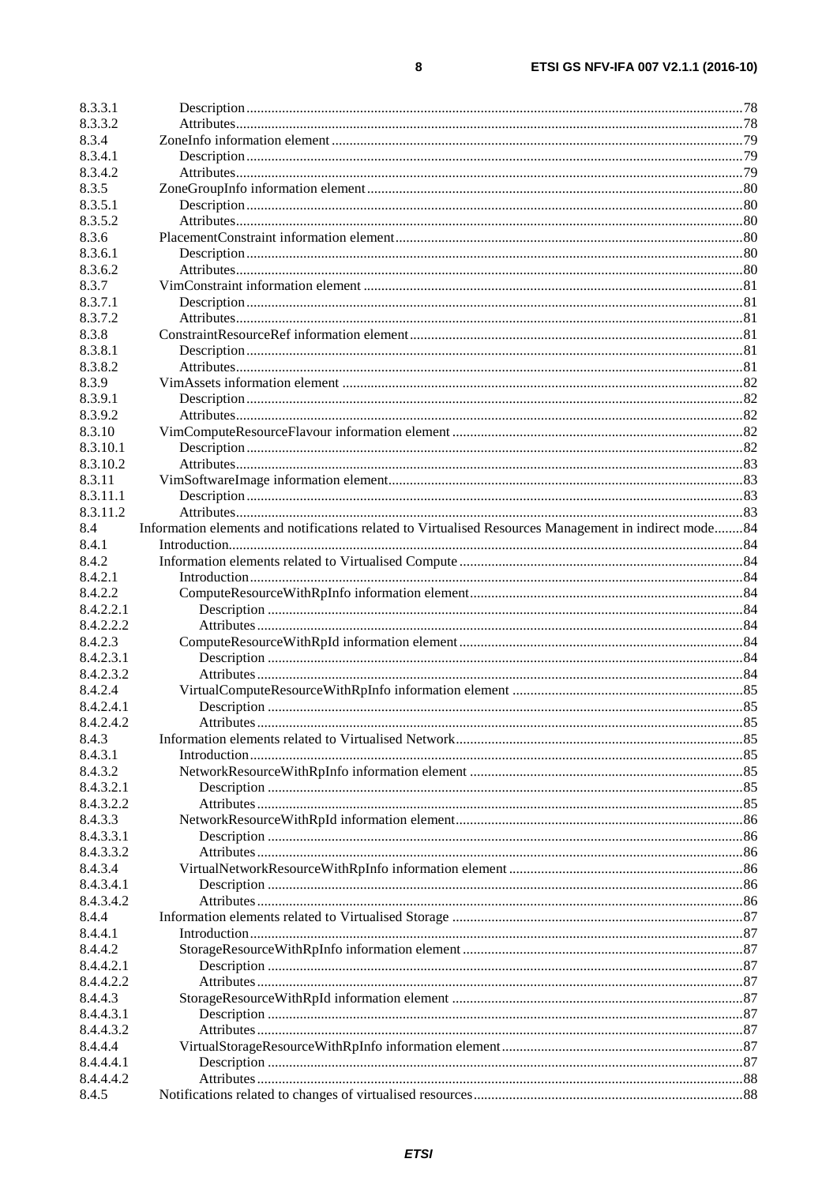8.3.3.1 Description ....78
8.3.3.2 Attributes....78
8.3.4 ZoneInfo information element ....79
8.3.4.1 Description ....79
8.3.4.2 Attributes....79
8.3.5 ZoneGroupInfo information element....80
8.3.5.1 Description ....80
8.3.5.2 Attributes....80
8.3.6 PlacementConstraint information element....80
8.3.6.1 Description ....80
8.3.6.2 Attributes....80
8.3.7 VimConstraint information element ....81
8.3.7.1 Description ....81
8.3.7.2 Attributes....81
8.3.8 ConstraintResourceRef information element....81
8.3.8.1 Description ....81
8.3.8.2 Attributes....81
8.3.9 VimAssets information element ....82
8.3.9.1 Description ....82
8.3.9.2 Attributes....82
8.3.10 VimComputeResourceFlavour information element ....82
8.3.10.1 Description ....82
8.3.10.2 Attributes....83
8.3.11 VimSoftwareImage information element....83
8.3.11.1 Description ....83
8.3.11.2 Attributes....83
8.4 Information elements and notifications related to Virtualised Resources Management in indirect mode....84
8.4.1 Introduction....84
8.4.2 Information elements related to Virtualised Compute ....84
8.4.2.1 Introduction....84
8.4.2.2 ComputeResourceWithRpInfo information element....84
8.4.2.2.1 Description ....84
8.4.2.2.2 Attributes....84
8.4.2.3 ComputeResourceWithRpId information element....84
8.4.2.3.1 Description ....84
8.4.2.3.2 Attributes....84
8.4.2.4 VirtualComputeResourceWithRpInfo information element ....85
8.4.2.4.1 Description ....85
8.4.2.4.2 Attributes....85
8.4.3 Information elements related to Virtualised Network....85
8.4.3.1 Introduction....85
8.4.3.2 NetworkResourceWithRpInfo information element ....85
8.4.3.2.1 Description ....85
8.4.3.2.2 Attributes....85
8.4.3.3 NetworkResourceWithRpId information element....86
8.4.3.3.1 Description ....86
8.4.3.3.2 Attributes....86
8.4.3.4 VirtualNetworkResourceWithRpInfo information element....86
8.4.3.4.1 Description ....86
8.4.3.4.2 Attributes....86
8.4.4 Information elements related to Virtualised Storage ....87
8.4.4.1 Introduction....87
8.4.4.2 StorageResourceWithRpInfo information element....87
8.4.4.2.1 Description ....87
8.4.4.2.2 Attributes....87
8.4.4.3 StorageResourceWithRpId information element ....87
8.4.4.3.1 Description ....87
8.4.4.3.2 Attributes....87
8.4.4.4 VirtualStorageResourceWithRpInfo information element....87
8.4.4.4.1 Description ....87
8.4.4.4.2 Attributes....88
8.4.5 Notifications related to changes of virtualised resources....88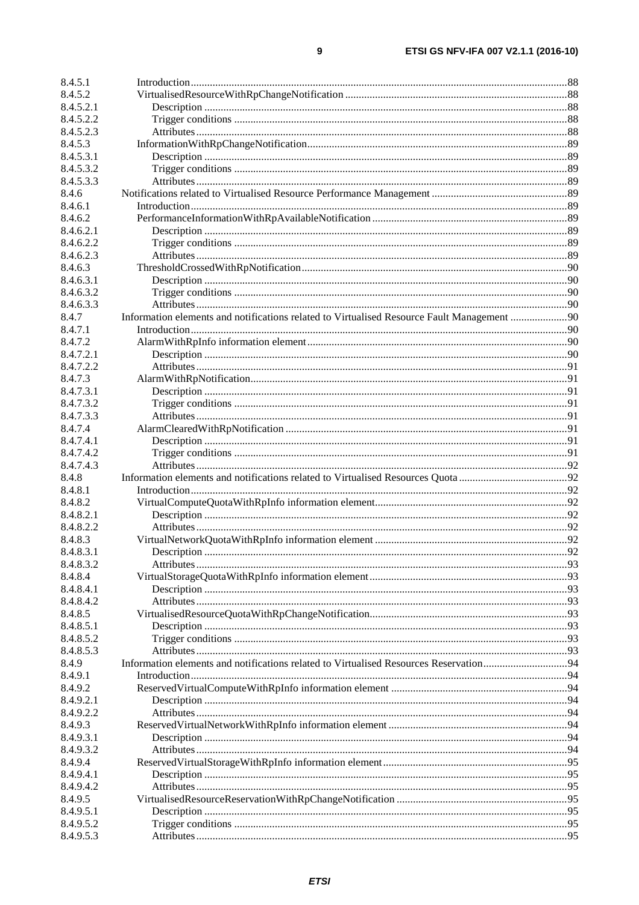8.4.5.1 Introduction .......................................................................................................................................88
8.4.5.2 VirtualisedResourceWithRpChangeNotification ..............................................................................88
8.4.5.2.1 Description ..................................................................................................................................88
8.4.5.2.2 Trigger conditions .......................................................................................................................88
8.4.5.2.3 Attributes .....................................................................................................................................88
8.4.5.3 InformationWithRpChangeNotification............................................................................................89
8.4.5.3.1 Description ..................................................................................................................................89
8.4.5.3.2 Trigger conditions .......................................................................................................................89
8.4.5.3.3 Attributes .....................................................................................................................................89
8.4.6 Notifications related to Virtualised Resource Performance Management ..............................................89
8.4.6.1 Introduction .......................................................................................................................................89
8.4.6.2 PerformanceInformationWithRpAvailableNotification .....................................................................89
8.4.6.2.1 Description ..................................................................................................................................89
8.4.6.2.2 Trigger conditions .......................................................................................................................89
8.4.6.2.3 Attributes .....................................................................................................................................89
8.4.6.3 ThresholdCrossedWithRpNotification ..............................................................................................90
8.4.6.3.1 Description ..................................................................................................................................90
8.4.6.3.2 Trigger conditions .......................................................................................................................90
8.4.6.3.3 Attributes .....................................................................................................................................90
8.4.7 Information elements and notifications related to Virtualised Resource Fault Management ...................90
8.4.7.1 Introduction .......................................................................................................................................90
8.4.7.2 AlarmWithRpInfo information element.............................................................................................90
8.4.7.2.1 Description ..................................................................................................................................90
8.4.7.2.2 Attributes .....................................................................................................................................91
8.4.7.3 AlarmWithRpNotification..................................................................................................................91
8.4.7.3.1 Description ..................................................................................................................................91
8.4.7.3.2 Trigger conditions .......................................................................................................................91
8.4.7.3.3 Attributes .....................................................................................................................................91
8.4.7.4 AlarmClearedWithRpNotification .....................................................................................................91
8.4.7.4.1 Description ..................................................................................................................................91
8.4.7.4.2 Trigger conditions .......................................................................................................................91
8.4.7.4.3 Attributes .....................................................................................................................................92
8.4.8 Information elements and notifications related to Virtualised Resources Quota ......................................92
8.4.8.1 Introduction .......................................................................................................................................92
8.4.8.2 VirtualComputeQuotaWithRpInfo information element....................................................................92
8.4.8.2.1 Description ..................................................................................................................................92
8.4.8.2.2 Attributes .....................................................................................................................................92
8.4.8.3 VirtualNetworkQuotaWithRpInfo information element ....................................................................92
8.4.8.3.1 Description ..................................................................................................................................92
8.4.8.3.2 Attributes .....................................................................................................................................93
8.4.8.4 VirtualStorageQuotaWithRpInfo information element......................................................................93
8.4.8.4.1 Description ..................................................................................................................................93
8.4.8.4.2 Attributes .....................................................................................................................................93
8.4.8.5 VirtualisedResourceQuotaWithRpChangeNotification......................................................................93
8.4.8.5.1 Description ..................................................................................................................................93
8.4.8.5.2 Trigger conditions .......................................................................................................................93
8.4.8.5.3 Attributes .....................................................................................................................................93
8.4.9 Information elements and notifications related to Virtualised Resources Reservation.............................94
8.4.9.1 Introduction .......................................................................................................................................94
8.4.9.2 ReservedVirtualComputeWithRpInfo information element ..............................................................94
8.4.9.2.1 Description ..................................................................................................................................94
8.4.9.2.2 Attributes .....................................................................................................................................94
8.4.9.3 ReservedVirtualNetworkWithRpInfo information element ...............................................................94
8.4.9.3.1 Description ..................................................................................................................................94
8.4.9.3.2 Attributes .....................................................................................................................................94
8.4.9.4 ReservedVirtualStorageWithRpInfo information element.................................................................95
8.4.9.4.1 Description ..................................................................................................................................95
8.4.9.4.2 Attributes .....................................................................................................................................95
8.4.9.5 VirtualisedResourceReservationWithRpChangeNotification ............................................................95
8.4.9.5.1 Description ..................................................................................................................................95
8.4.9.5.2 Trigger conditions .......................................................................................................................95
8.4.9.5.3 Attributes .....................................................................................................................................95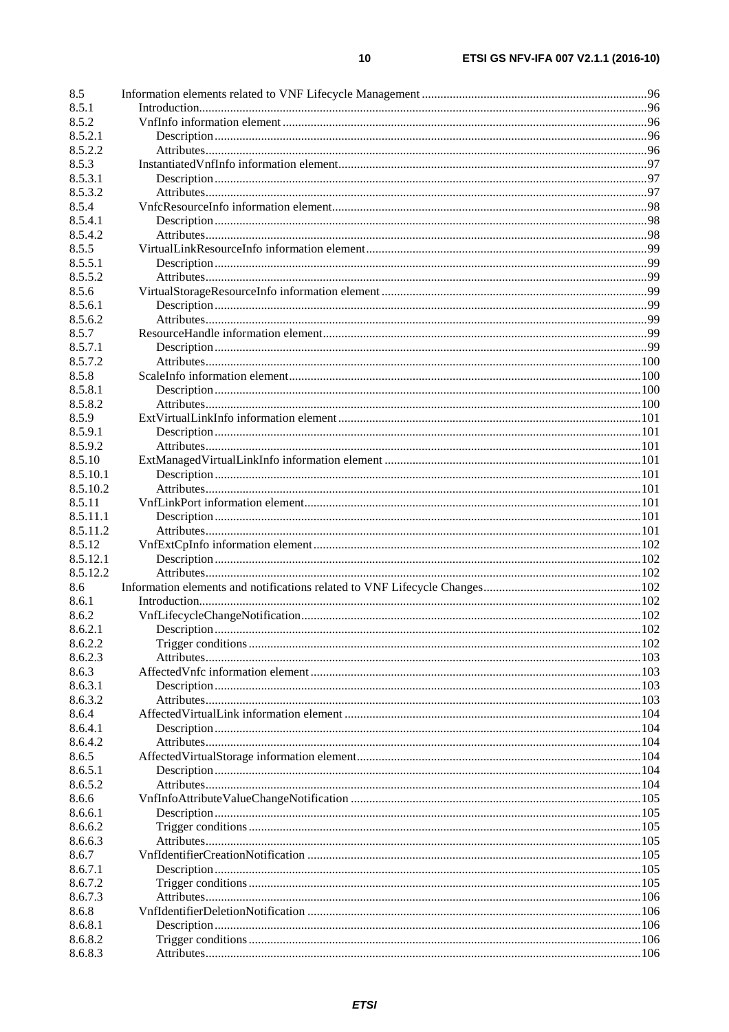8.5 Information elements related to VNF Lifecycle Management ........ 96
8.5.1 Introduction ........ 96
8.5.2 VnfInfo information element ........ 96
8.5.2.1 Description ........ 96
8.5.2.2 Attributes ........ 96
8.5.3 InstantiatedVnfInfo information element ........ 97
8.5.3.1 Description ........ 97
8.5.3.2 Attributes ........ 97
8.5.4 VnfcResourceInfo information element ........ 98
8.5.4.1 Description ........ 98
8.5.4.2 Attributes ........ 98
8.5.5 VirtualLinkResourceInfo information element ........ 99
8.5.5.1 Description ........ 99
8.5.5.2 Attributes ........ 99
8.5.6 VirtualStorageResourceInfo information element ........ 99
8.5.6.1 Description ........ 99
8.5.6.2 Attributes ........ 99
8.5.7 ResourceHandle information element ........ 99
8.5.7.1 Description ........ 99
8.5.7.2 Attributes ........ 100
8.5.8 ScaleInfo information element ........ 100
8.5.8.1 Description ........ 100
8.5.8.2 Attributes ........ 100
8.5.9 ExtVirtualLinkInfo information element ........ 101
8.5.9.1 Description ........ 101
8.5.9.2 Attributes ........ 101
8.5.10 ExtManagedVirtualLinkInfo information element ........ 101
8.5.10.1 Description ........ 101
8.5.10.2 Attributes ........ 101
8.5.11 VnfLinkPort information element ........ 101
8.5.11.1 Description ........ 101
8.5.11.2 Attributes ........ 101
8.5.12 VnfExtCpInfo information element ........ 102
8.5.12.1 Description ........ 102
8.5.12.2 Attributes ........ 102
8.6 Information elements and notifications related to VNF Lifecycle Changes ........ 102
8.6.1 Introduction ........ 102
8.6.2 VnfLifecycleChangeNotification ........ 102
8.6.2.1 Description ........ 102
8.6.2.2 Trigger conditions ........ 102
8.6.2.3 Attributes ........ 103
8.6.3 AffectedVnfc information element ........ 103
8.6.3.1 Description ........ 103
8.6.3.2 Attributes ........ 103
8.6.4 AffectedVirtualLink information element ........ 104
8.6.4.1 Description ........ 104
8.6.4.2 Attributes ........ 104
8.6.5 AffectedVirtualStorage information element ........ 104
8.6.5.1 Description ........ 104
8.6.5.2 Attributes ........ 104
8.6.6 VnfInfoAttributeValueChangeNotification ........ 105
8.6.6.1 Description ........ 105
8.6.6.2 Trigger conditions ........ 105
8.6.6.3 Attributes ........ 105
8.6.7 VnfIdentifierCreationNotification ........ 105
8.6.7.1 Description ........ 105
8.6.7.2 Trigger conditions ........ 105
8.6.7.3 Attributes ........ 106
8.6.8 VnfIdentifierDeletionNotification ........ 106
8.6.8.1 Description ........ 106
8.6.8.2 Trigger conditions ........ 106
8.6.8.3 Attributes ........ 106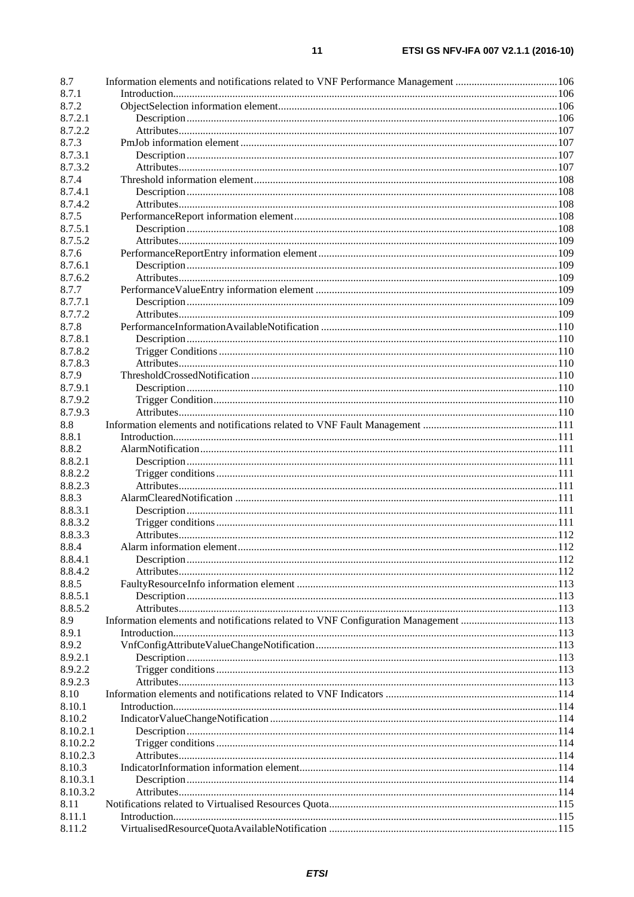8.7 Information elements and notifications related to VNF Performance Management ......106
8.7.1 Introduction......106
8.7.2 ObjectSelection information element......106
8.7.2.1 Description......106
8.7.2.2 Attributes......107
8.7.3 PmJob information element......107
8.7.3.1 Description......107
8.7.3.2 Attributes......107
8.7.4 Threshold information element......108
8.7.4.1 Description......108
8.7.4.2 Attributes......108
8.7.5 PerformanceReport information element......108
8.7.5.1 Description......108
8.7.5.2 Attributes......109
8.7.6 PerformanceReportEntry information element......109
8.7.6.1 Description......109
8.7.6.2 Attributes......109
8.7.7 PerformanceValueEntry information element......109
8.7.7.1 Description......109
8.7.7.2 Attributes......109
8.7.8 PerformanceInformationAvailableNotification......110
8.7.8.1 Description......110
8.7.8.2 Trigger Conditions......110
8.7.8.3 Attributes......110
8.7.9 ThresholdCrossedNotification......110
8.7.9.1 Description......110
8.7.9.2 Trigger Condition......110
8.7.9.3 Attributes......110
8.8 Information elements and notifications related to VNF Fault Management......111
8.8.1 Introduction......111
8.8.2 AlarmNotification......111
8.8.2.1 Description......111
8.8.2.2 Trigger conditions......111
8.8.2.3 Attributes......111
8.8.3 AlarmClearedNotification......111
8.8.3.1 Description......111
8.8.3.2 Trigger conditions......111
8.8.3.3 Attributes......112
8.8.4 Alarm information element......112
8.8.4.1 Description......112
8.8.4.2 Attributes......112
8.8.5 FaultyResourceInfo information element......113
8.8.5.1 Description......113
8.8.5.2 Attributes......113
8.9 Information elements and notifications related to VNF Configuration Management......113
8.9.1 Introduction......113
8.9.2 VnfConfigAttributeValueChangeNotification......113
8.9.2.1 Description......113
8.9.2.2 Trigger conditions......113
8.9.2.3 Attributes......113
8.10 Information elements and notifications related to VNF Indicators......114
8.10.1 Introduction......114
8.10.2 IndicatorValueChangeNotification......114
8.10.2.1 Description......114
8.10.2.2 Trigger conditions......114
8.10.2.3 Attributes......114
8.10.3 IndicatorInformation information element......114
8.10.3.1 Description......114
8.10.3.2 Attributes......114
8.11 Notifications related to Virtualised Resources Quota......115
8.11.1 Introduction......115
8.11.2 VirtualisedResourceQuotaAvailableNotification......115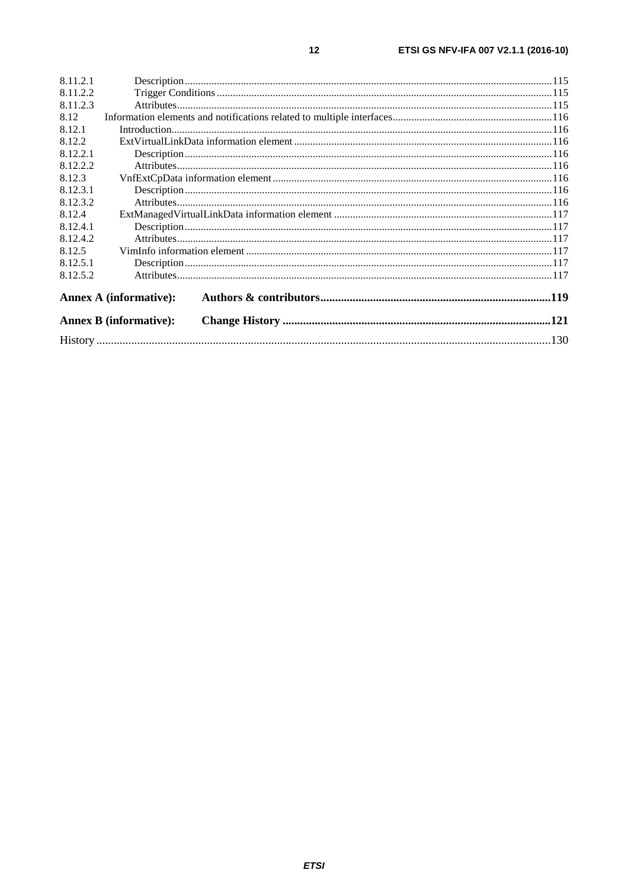8.11.2.1 Description....115
8.11.2.2 Trigger Conditions....115
8.11.2.3 Attributes....115
8.12 Information elements and notifications related to multiple interfaces....116
8.12.1 Introduction....116
8.12.2 ExtVirtualLinkData information element....116
8.12.2.1 Description....116
8.12.2.2 Attributes....116
8.12.3 VnfExtCpData information element....116
8.12.3.1 Description....116
8.12.3.2 Attributes....116
8.12.4 ExtManagedVirtualLinkData information element....117
8.12.4.1 Description....117
8.12.4.2 Attributes....117
8.12.5 VimInfo information element....117
8.12.5.1 Description....117
8.12.5.2 Attributes....117

**Annex A (informative): Authors & contributors....119**

**Annex B (informative): Change History....121**

History....130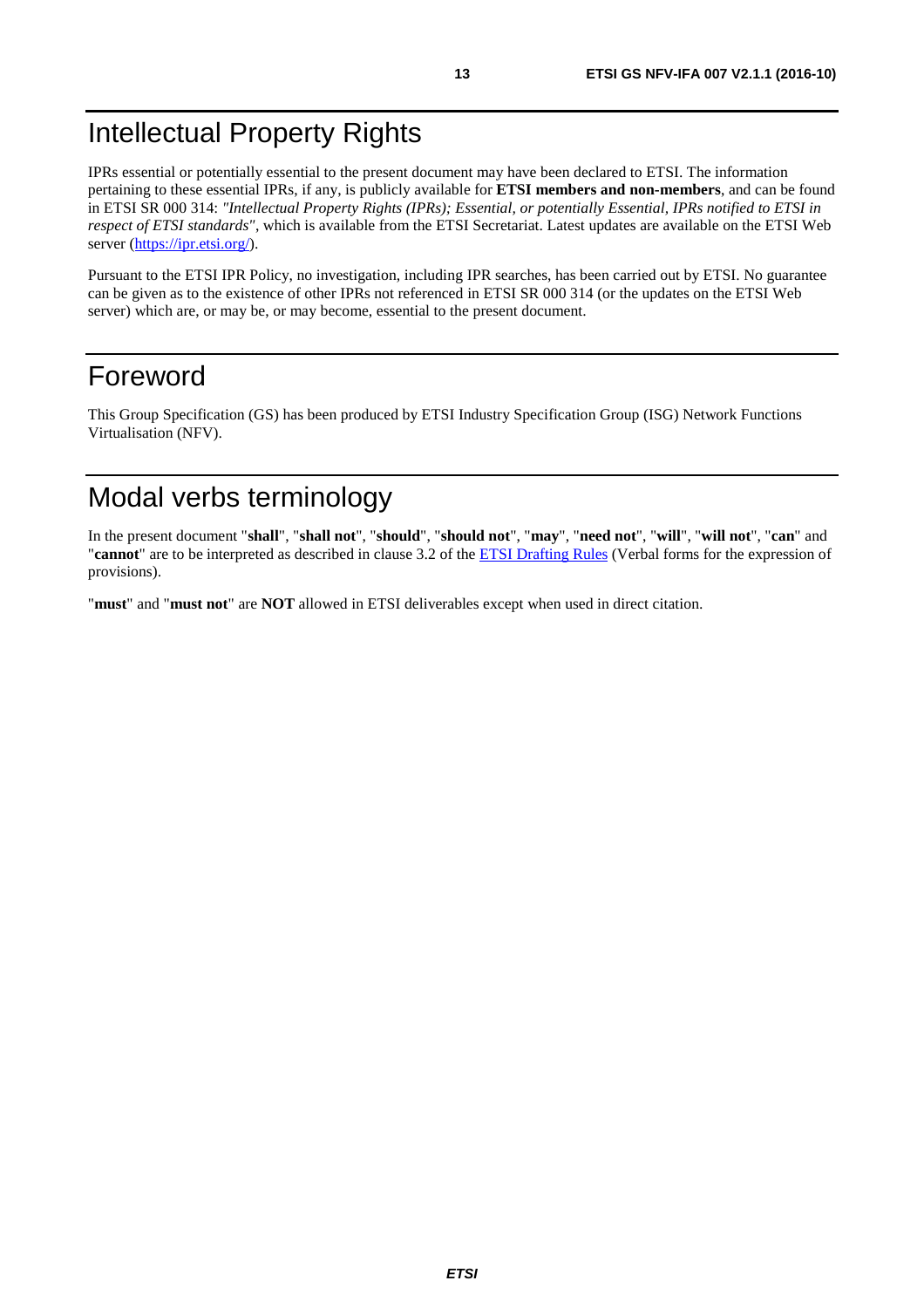# Intellectual Property Rights

IPRs essential or potentially essential to the present document may have been declared to ETSI. The information pertaining to these essential IPRs, if any, is publicly available for **ETSI members and non-members**, and can be found in ETSI SR 000 314: *"Intellectual Property Rights (IPRs); Essential, or potentially Essential, IPRs notified to ETSI in respect of ETSI standards"*, which is available from the ETSI Secretariat. Latest updates are available on the ETSI Web server (https://ipr.etsi.org/).

Pursuant to the ETSI IPR Policy, no investigation, including IPR searches, has been carried out by ETSI. No guarantee can be given as to the existence of other IPRs not referenced in ETSI SR 000 314 (or the updates on the ETSI Web server) which are, or may be, or may become, essential to the present document.

# Foreword

This Group Specification (GS) has been produced by ETSI Industry Specification Group (ISG) Network Functions Virtualisation (NFV).

# Modal verbs terminology

In the present document "**shall**", "**shall not**", "**should**", "**should not**", "**may**", "**need not**", "**will**", "**will not**", "**can**" and "**cannot**" are to be interpreted as described in clause 3.2 of the ETSI Drafting Rules (Verbal forms for the expression of provisions).

"**must**" and "**must not**" are **NOT** allowed in ETSI deliverables except when used in direct citation.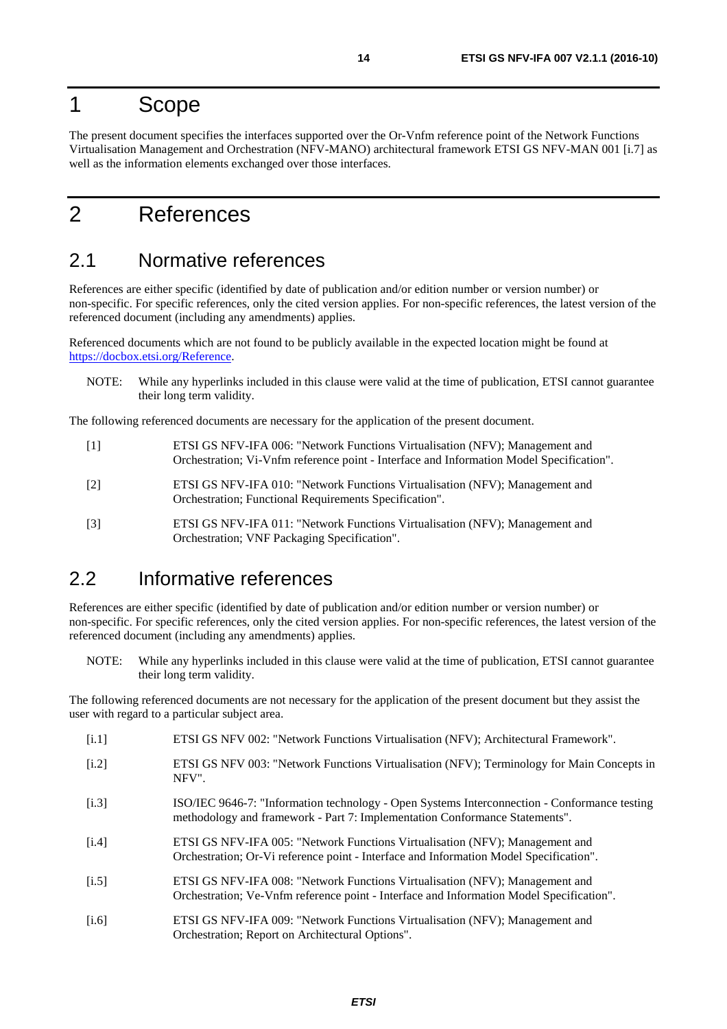# 1 Scope

The present document specifies the interfaces supported over the Or-Vnfm reference point of the Network Functions Virtualisation Management and Orchestration (NFV-MANO) architectural framework ETSI GS NFV-MAN 001 [i.7] as well as the information elements exchanged over those interfaces.

# 2 References

## 2.1 Normative references

References are either specific (identified by date of publication and/or edition number or version number) or non-specific. For specific references, only the cited version applies. For non-specific references, the latest version of the referenced document (including any amendments) applies.

Referenced documents which are not found to be publicly available in the expected location might be found at https://docbox.etsi.org/Reference.

NOTE: While any hyperlinks included in this clause were valid at the time of publication, ETSI cannot guarantee their long term validity.

The following referenced documents are necessary for the application of the present document.

[1] ETSI GS NFV-IFA 006: "Network Functions Virtualisation (NFV); Management and Orchestration; Vi-Vnfm reference point - Interface and Information Model Specification".

[2] ETSI GS NFV-IFA 010: "Network Functions Virtualisation (NFV); Management and Orchestration; Functional Requirements Specification".

[3] ETSI GS NFV-IFA 011: "Network Functions Virtualisation (NFV); Management and Orchestration; VNF Packaging Specification".

## 2.2 Informative references

References are either specific (identified by date of publication and/or edition number or version number) or non-specific. For specific references, only the cited version applies. For non-specific references, the latest version of the referenced document (including any amendments) applies.

NOTE: While any hyperlinks included in this clause were valid at the time of publication, ETSI cannot guarantee their long term validity.

The following referenced documents are not necessary for the application of the present document but they assist the user with regard to a particular subject area.

[i.1] ETSI GS NFV 002: "Network Functions Virtualisation (NFV); Architectural Framework".

[i.2] ETSI GS NFV 003: "Network Functions Virtualisation (NFV); Terminology for Main Concepts in NFV".

[i.3] ISO/IEC 9646-7: "Information technology - Open Systems Interconnection - Conformance testing methodology and framework - Part 7: Implementation Conformance Statements".

[i.4] ETSI GS NFV-IFA 005: "Network Functions Virtualisation (NFV); Management and Orchestration; Or-Vi reference point - Interface and Information Model Specification".

[i.5] ETSI GS NFV-IFA 008: "Network Functions Virtualisation (NFV); Management and Orchestration; Ve-Vnfm reference point - Interface and Information Model Specification".

[i.6] ETSI GS NFV-IFA 009: "Network Functions Virtualisation (NFV); Management and Orchestration; Report on Architectural Options".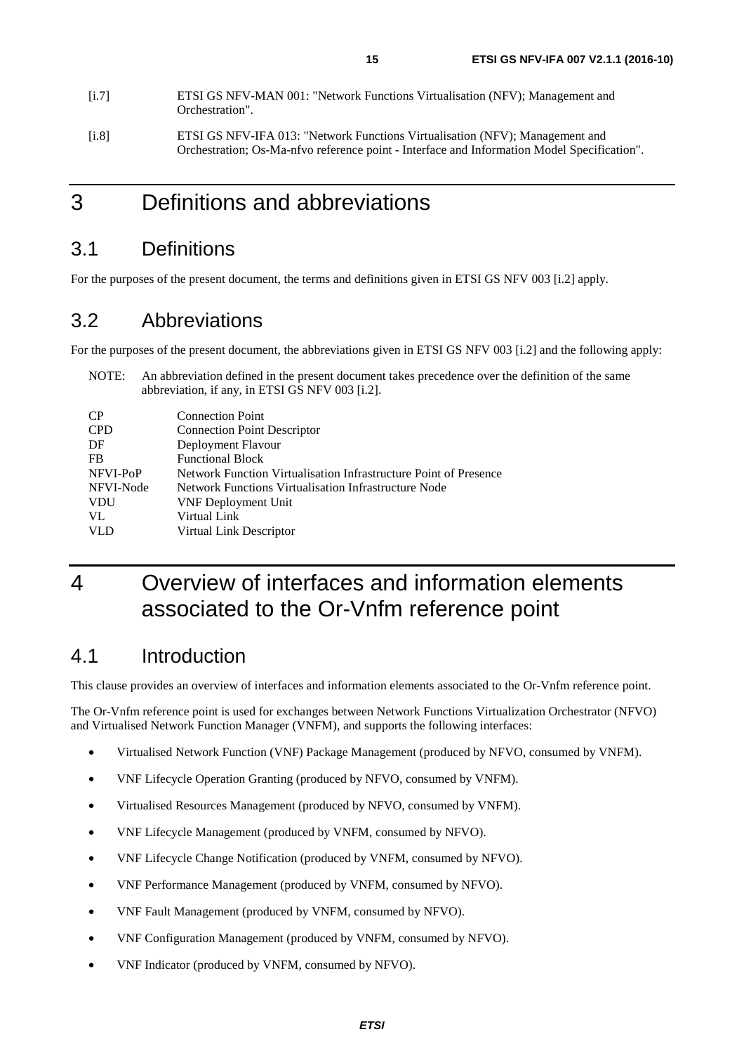[i.7] ETSI GS NFV-MAN 001: "Network Functions Virtualisation (NFV); Management and Orchestration".

[i.8] ETSI GS NFV-IFA 013: "Network Functions Virtualisation (NFV); Management and Orchestration; Os-Ma-nfvo reference point - Interface and Information Model Specification".

# 3 Definitions and abbreviations

## 3.1 Definitions

For the purposes of the present document, the terms and definitions given in ETSI GS NFV 003 [i.2] apply.

## 3.2 Abbreviations

For the purposes of the present document, the abbreviations given in ETSI GS NFV 003 [i.2] and the following apply:

NOTE: An abbreviation defined in the present document takes precedence over the definition of the same abbreviation, if any, in ETSI GS NFV 003 [i.2].

| | |
|---|---|
| CP | Connection Point |
| CPD | Connection Point Descriptor |
| DF | Deployment Flavour |
| FB | Functional Block |
| NFVI-PoP | Network Function Virtualisation Infrastructure Point of Presence |
| NFVI-Node | Network Functions Virtualisation Infrastructure Node |
| VDU | VNF Deployment Unit |
| VL | Virtual Link |
| VLD | Virtual Link Descriptor |

# 4 Overview of interfaces and information elements associated to the Or-Vnfm reference point

## 4.1 Introduction

This clause provides an overview of interfaces and information elements associated to the Or-Vnfm reference point.

The Or-Vnfm reference point is used for exchanges between Network Functions Virtualization Orchestrator (NFVO) and Virtualised Network Function Manager (VNFM), and supports the following interfaces:

- Virtualised Network Function (VNF) Package Management (produced by NFVO, consumed by VNFM).
- VNF Lifecycle Operation Granting (produced by NFVO, consumed by VNFM).
- Virtualised Resources Management (produced by NFVO, consumed by VNFM).
- VNF Lifecycle Management (produced by VNFM, consumed by NFVO).
- VNF Lifecycle Change Notification (produced by VNFM, consumed by NFVO).
- VNF Performance Management (produced by VNFM, consumed by NFVO).
- VNF Fault Management (produced by VNFM, consumed by NFVO).
- VNF Configuration Management (produced by VNFM, consumed by NFVO).
- VNF Indicator (produced by VNFM, consumed by NFVO).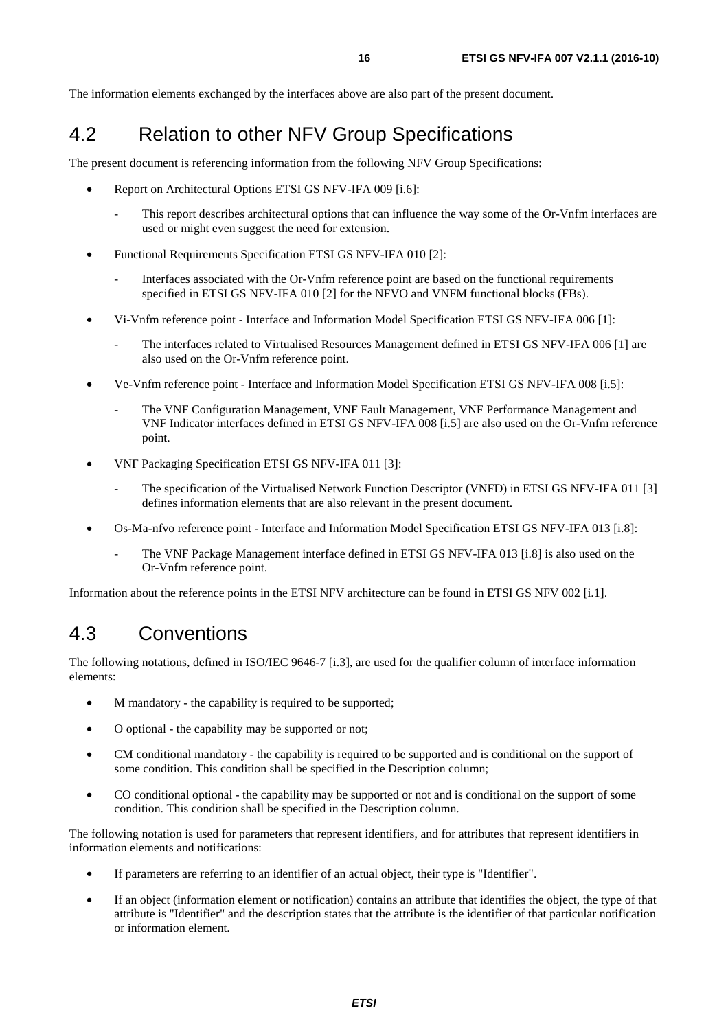The information elements exchanged by the interfaces above are also part of the present document.

## 4.2 Relation to other NFV Group Specifications

The present document is referencing information from the following NFV Group Specifications:

- Report on Architectural Options ETSI GS NFV-IFA 009 [i.6]:
  - This report describes architectural options that can influence the way some of the Or-Vnfm interfaces are used or might even suggest the need for extension.
- Functional Requirements Specification ETSI GS NFV-IFA 010 [2]:
  - Interfaces associated with the Or-Vnfm reference point are based on the functional requirements specified in ETSI GS NFV-IFA 010 [2] for the NFVO and VNFM functional blocks (FBs).
- Vi-Vnfm reference point - Interface and Information Model Specification ETSI GS NFV-IFA 006 [1]:
  - The interfaces related to Virtualised Resources Management defined in ETSI GS NFV-IFA 006 [1] are also used on the Or-Vnfm reference point.
- Ve-Vnfm reference point - Interface and Information Model Specification ETSI GS NFV-IFA 008 [i.5]:
  - The VNF Configuration Management, VNF Fault Management, VNF Performance Management and VNF Indicator interfaces defined in ETSI GS NFV-IFA 008 [i.5] are also used on the Or-Vnfm reference point.
- VNF Packaging Specification ETSI GS NFV-IFA 011 [3]:
  - The specification of the Virtualised Network Function Descriptor (VNFD) in ETSI GS NFV-IFA 011 [3] defines information elements that are also relevant in the present document.
- Os-Ma-nfvo reference point - Interface and Information Model Specification ETSI GS NFV-IFA 013 [i.8]:
  - The VNF Package Management interface defined in ETSI GS NFV-IFA 013 [i.8] is also used on the Or-Vnfm reference point.

Information about the reference points in the ETSI NFV architecture can be found in ETSI GS NFV 002 [i.1].

## 4.3 Conventions

The following notations, defined in ISO/IEC 9646-7 [i.3], are used for the qualifier column of interface information elements:

- M mandatory - the capability is required to be supported;
- O optional - the capability may be supported or not;
- CM conditional mandatory - the capability is required to be supported and is conditional on the support of some condition. This condition shall be specified in the Description column;
- CO conditional optional - the capability may be supported or not and is conditional on the support of some condition. This condition shall be specified in the Description column.

The following notation is used for parameters that represent identifiers, and for attributes that represent identifiers in information elements and notifications:

- If parameters are referring to an identifier of an actual object, their type is "Identifier".
- If an object (information element or notification) contains an attribute that identifies the object, the type of that attribute is "Identifier" and the description states that the attribute is the identifier of that particular notification or information element.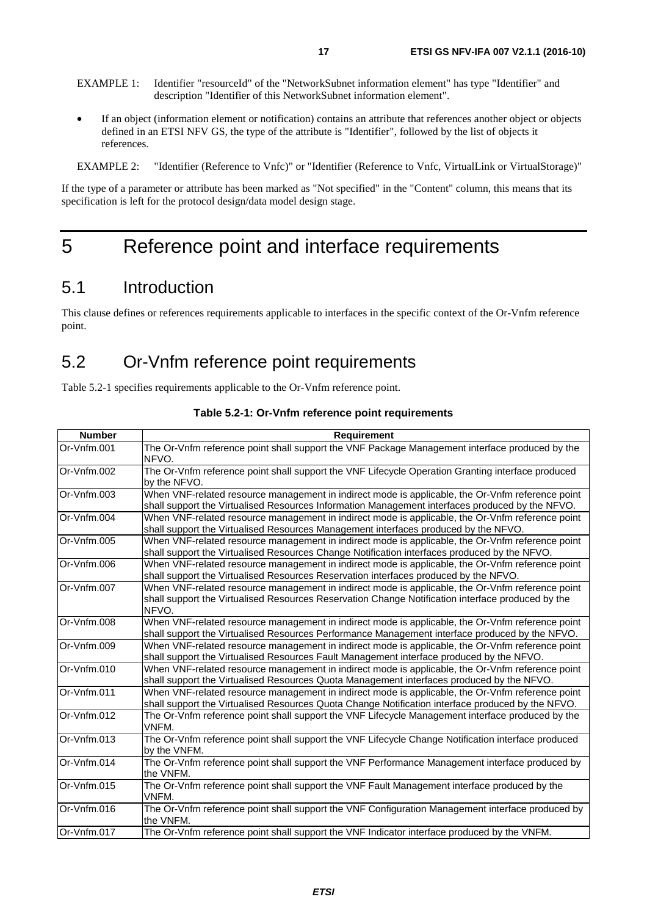EXAMPLE 1: Identifier "resourceId" of the "NetworkSubnet information element" has type "Identifier" and description "Identifier of this NetworkSubnet information element".

- If an object (information element or notification) contains an attribute that references another object or objects defined in an ETSI NFV GS, the type of the attribute is "Identifier", followed by the list of objects it references.

EXAMPLE 2: "Identifier (Reference to Vnfc)" or "Identifier (Reference to Vnfc, VirtualLink or VirtualStorage)"

If the type of a parameter or attribute has been marked as "Not specified" in the "Content" column, this means that its specification is left for the protocol design/data model design stage.

# 5 Reference point and interface requirements

## 5.1 Introduction

This clause defines or references requirements applicable to interfaces in the specific context of the Or-Vnfm reference point.

## 5.2 Or-Vnfm reference point requirements

Table 5.2-1 specifies requirements applicable to the Or-Vnfm reference point.

**Table 5.2-1: Or-Vnfm reference point requirements**

| Number | Requirement |
|---|---|
| Or-Vnfm.001 | The Or-Vnfm reference point shall support the VNF Package Management interface produced by the NFVO. |
| Or-Vnfm.002 | The Or-Vnfm reference point shall support the VNF Lifecycle Operation Granting interface produced by the NFVO. |
| Or-Vnfm.003 | When VNF-related resource management in indirect mode is applicable, the Or-Vnfm reference point shall support the Virtualised Resources Information Management interfaces produced by the NFVO. |
| Or-Vnfm.004 | When VNF-related resource management in indirect mode is applicable, the Or-Vnfm reference point shall support the Virtualised Resources Management interfaces produced by the NFVO. |
| Or-Vnfm.005 | When VNF-related resource management in indirect mode is applicable, the Or-Vnfm reference point shall support the Virtualised Resources Change Notification interfaces produced by the NFVO. |
| Or-Vnfm.006 | When VNF-related resource management in indirect mode is applicable, the Or-Vnfm reference point shall support the Virtualised Resources Reservation interfaces produced by the NFVO. |
| Or-Vnfm.007 | When VNF-related resource management in indirect mode is applicable, the Or-Vnfm reference point shall support the Virtualised Resources Reservation Change Notification interface produced by the NFVO. |
| Or-Vnfm.008 | When VNF-related resource management in indirect mode is applicable, the Or-Vnfm reference point shall support the Virtualised Resources Performance Management interface produced by the NFVO. |
| Or-Vnfm.009 | When VNF-related resource management in indirect mode is applicable, the Or-Vnfm reference point shall support the Virtualised Resources Fault Management interface produced by the NFVO. |
| Or-Vnfm.010 | When VNF-related resource management in indirect mode is applicable, the Or-Vnfm reference point shall support the Virtualised Resources Quota Management interfaces produced by the NFVO. |
| Or-Vnfm.011 | When VNF-related resource management in indirect mode is applicable, the Or-Vnfm reference point shall support the Virtualised Resources Quota Change Notification interface produced by the NFVO. |
| Or-Vnfm.012 | The Or-Vnfm reference point shall support the VNF Lifecycle Management interface produced by the VNFM. |
| Or-Vnfm.013 | The Or-Vnfm reference point shall support the VNF Lifecycle Change Notification interface produced by the VNFM. |
| Or-Vnfm.014 | The Or-Vnfm reference point shall support the VNF Performance Management interface produced by the VNFM. |
| Or-Vnfm.015 | The Or-Vnfm reference point shall support the VNF Fault Management interface produced by the VNFM. |
| Or-Vnfm.016 | The Or-Vnfm reference point shall support the VNF Configuration Management interface produced by the VNFM. |
| Or-Vnfm.017 | The Or-Vnfm reference point shall support the VNF Indicator interface produced by the VNFM. |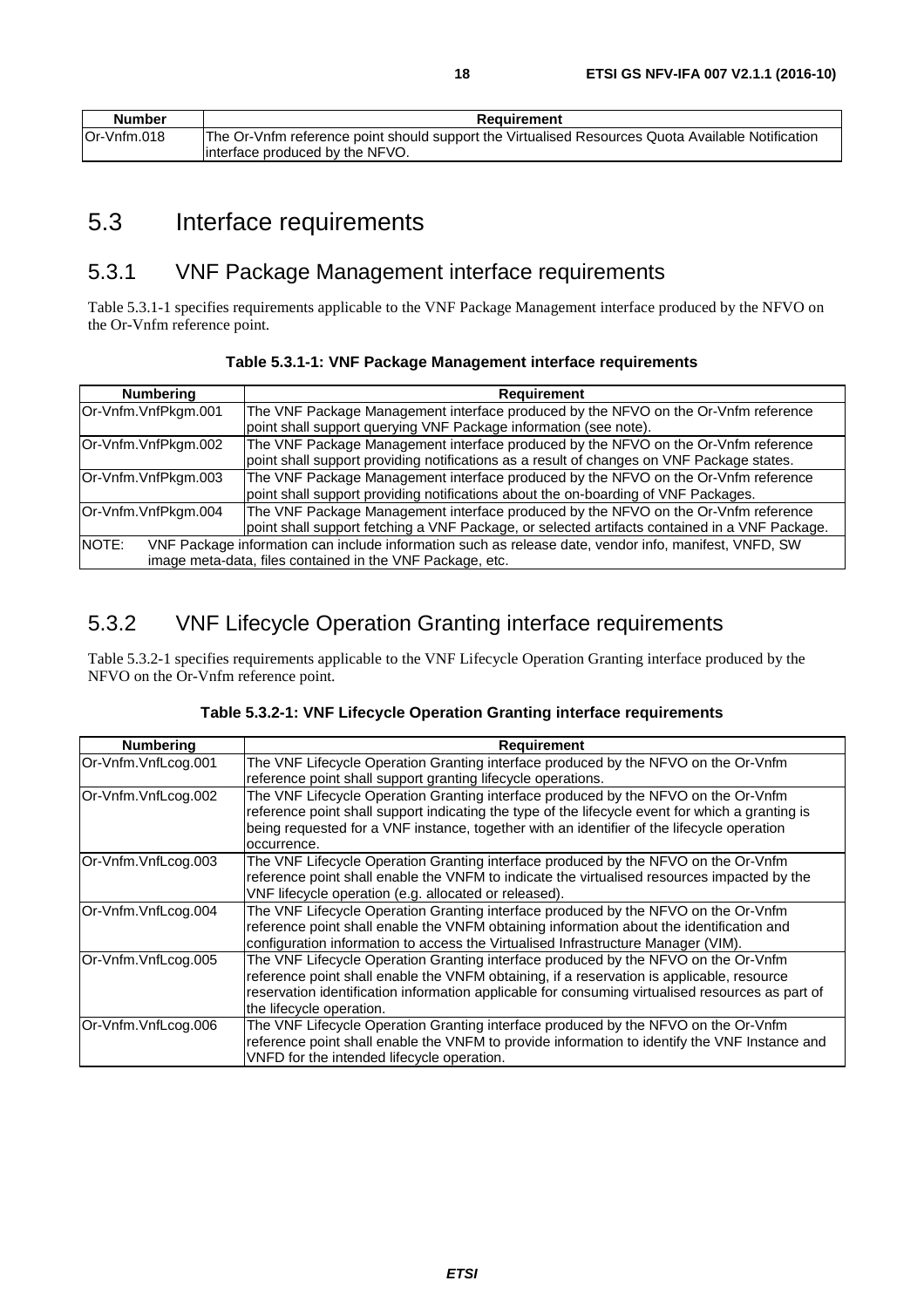| Number | Requirement |
| --- | --- |
| Or-Vnfm.018 | The Or-Vnfm reference point should support the Virtualised Resources Quota Available Notification interface produced by the NFVO. |

## 5.3 Interface requirements

### 5.3.1 VNF Package Management interface requirements

Table 5.3.1-1 specifies requirements applicable to the VNF Package Management interface produced by the NFVO on the Or-Vnfm reference point.

**Table 5.3.1-1: VNF Package Management interface requirements**

| Numbering | Requirement |
| --- | --- |
| Or-Vnfm.VnfPkgm.001 | The VNF Package Management interface produced by the NFVO on the Or-Vnfm reference point shall support querying VNF Package information (see note). |
| Or-Vnfm.VnfPkgm.002 | The VNF Package Management interface produced by the NFVO on the Or-Vnfm reference point shall support providing notifications as a result of changes on VNF Package states. |
| Or-Vnfm.VnfPkgm.003 | The VNF Package Management interface produced by the NFVO on the Or-Vnfm reference point shall support providing notifications about the on-boarding of VNF Packages. |
| Or-Vnfm.VnfPkgm.004 | The VNF Package Management interface produced by the NFVO on the Or-Vnfm reference point shall support fetching a VNF Package, or selected artifacts contained in a VNF Package. |
| NOTE: VNF Package information can include information such as release date, vendor info, manifest, VNFD, SW image meta-data, files contained in the VNF Package, etc. | |

### 5.3.2 VNF Lifecycle Operation Granting interface requirements

Table 5.3.2-1 specifies requirements applicable to the VNF Lifecycle Operation Granting interface produced by the NFVO on the Or-Vnfm reference point.

**Table 5.3.2-1: VNF Lifecycle Operation Granting interface requirements**

| Numbering | Requirement |
| --- | --- |
| Or-Vnfm.VnfLcog.001 | The VNF Lifecycle Operation Granting interface produced by the NFVO on the Or-Vnfm reference point shall support granting lifecycle operations. |
| Or-Vnfm.VnfLcog.002 | The VNF Lifecycle Operation Granting interface produced by the NFVO on the Or-Vnfm reference point shall support indicating the type of the lifecycle event for which a granting is being requested for a VNF instance, together with an identifier of the lifecycle operation occurrence. |
| Or-Vnfm.VnfLcog.003 | The VNF Lifecycle Operation Granting interface produced by the NFVO on the Or-Vnfm reference point shall enable the VNFM to indicate the virtualised resources impacted by the VNF lifecycle operation (e.g. allocated or released). |
| Or-Vnfm.VnfLcog.004 | The VNF Lifecycle Operation Granting interface produced by the NFVO on the Or-Vnfm reference point shall enable the VNFM obtaining information about the identification and configuration information to access the Virtualised Infrastructure Manager (VIM). |
| Or-Vnfm.VnfLcog.005 | The VNF Lifecycle Operation Granting interface produced by the NFVO on the Or-Vnfm reference point shall enable the VNFM obtaining, if a reservation is applicable, resource reservation identification information applicable for consuming virtualised resources as part of the lifecycle operation. |
| Or-Vnfm.VnfLcog.006 | The VNF Lifecycle Operation Granting interface produced by the NFVO on the Or-Vnfm reference point shall enable the VNFM to provide information to identify the VNF Instance and VNFD for the intended lifecycle operation. |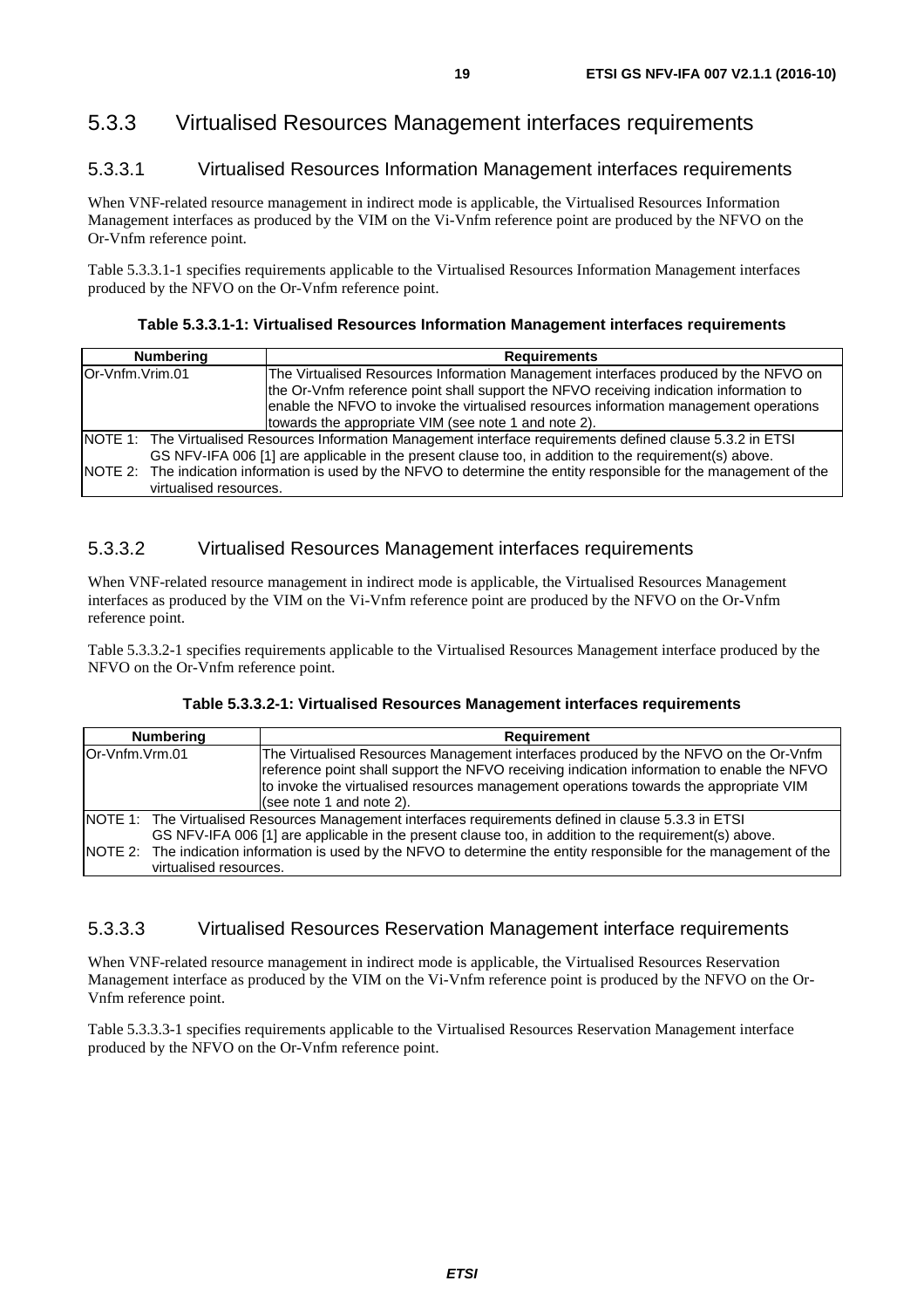### 5.3.3 Virtualised Resources Management interfaces requirements

#### 5.3.3.1 Virtualised Resources Information Management interfaces requirements

When VNF-related resource management in indirect mode is applicable, the Virtualised Resources Information Management interfaces as produced by the VIM on the Vi-Vnfm reference point are produced by the NFVO on the Or-Vnfm reference point.

Table 5.3.3.1-1 specifies requirements applicable to the Virtualised Resources Information Management interfaces produced by the NFVO on the Or-Vnfm reference point.

**Table 5.3.3.1-1: Virtualised Resources Information Management interfaces requirements**

| Numbering | Requirements |
|---|---|
| Or-Vnfm.Vrim.01 | The Virtualised Resources Information Management interfaces produced by the NFVO on the Or-Vnfm reference point shall support the NFVO receiving indication information to enable the NFVO to invoke the virtualised resources information management operations towards the appropriate VIM (see note 1 and note 2). |
| NOTE 1: The Virtualised Resources Information Management interface requirements defined clause 5.3.2 in ETSI GS NFV-IFA 006 [1] are applicable in the present clause too, in addition to the requirement(s) above. | |
| NOTE 2: The indication information is used by the NFVO to determine the entity responsible for the management of the virtualised resources. | |

#### 5.3.3.2 Virtualised Resources Management interfaces requirements

When VNF-related resource management in indirect mode is applicable, the Virtualised Resources Management interfaces as produced by the VIM on the Vi-Vnfm reference point are produced by the NFVO on the Or-Vnfm reference point.

Table 5.3.3.2-1 specifies requirements applicable to the Virtualised Resources Management interface produced by the NFVO on the Or-Vnfm reference point.

**Table 5.3.3.2-1: Virtualised Resources Management interfaces requirements**

| Numbering | Requirement |
|---|---|
| Or-Vnfm.Vrm.01 | The Virtualised Resources Management interfaces produced by the NFVO on the Or-Vnfm reference point shall support the NFVO receiving indication information to enable the NFVO to invoke the virtualised resources management operations towards the appropriate VIM (see note 1 and note 2). |
| NOTE 1: The Virtualised Resources Management interfaces requirements defined in clause 5.3.3 in ETSI GS NFV-IFA 006 [1] are applicable in the present clause too, in addition to the requirement(s) above. | |
| NOTE 2: The indication information is used by the NFVO to determine the entity responsible for the management of the virtualised resources. | |

#### 5.3.3.3 Virtualised Resources Reservation Management interface requirements

When VNF-related resource management in indirect mode is applicable, the Virtualised Resources Reservation Management interface as produced by the VIM on the Vi-Vnfm reference point is produced by the NFVO on the Or-Vnfm reference point.

Table 5.3.3.3-1 specifies requirements applicable to the Virtualised Resources Reservation Management interface produced by the NFVO on the Or-Vnfm reference point.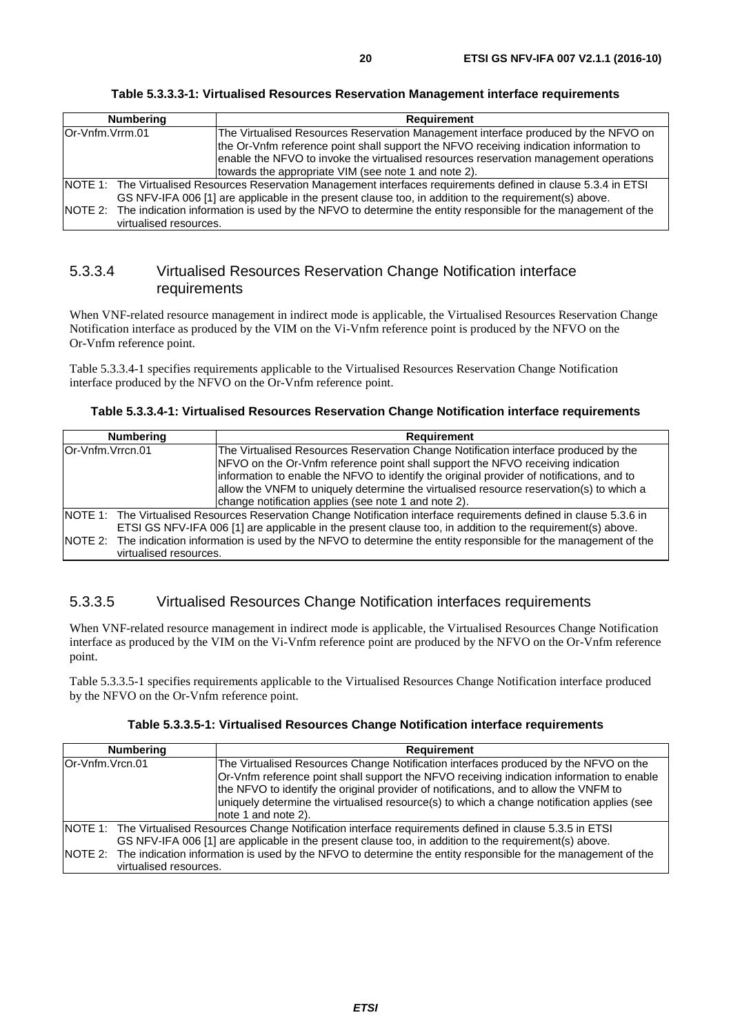**Table 5.3.3.3-1: Virtualised Resources Reservation Management interface requirements**

| Numbering | Requirement |
| --- | --- |
| Or-Vnfm.Vrrm.01 | The Virtualised Resources Reservation Management interface produced by the NFVO on the Or-Vnfm reference point shall support the NFVO receiving indication information to enable the NFVO to invoke the virtualised resources reservation management operations towards the appropriate VIM (see note 1 and note 2). |
| NOTE 1: The Virtualised Resources Reservation Management interfaces requirements defined in clause 5.3.4 in ETSI GS NFV-IFA 006 [1] are applicable in the present clause too, in addition to the requirement(s) above. | |
| NOTE 2: The indication information is used by the NFVO to determine the entity responsible for the management of the virtualised resources. | |

### 5.3.3.4 Virtualised Resources Reservation Change Notification interface requirements

When VNF-related resource management in indirect mode is applicable, the Virtualised Resources Reservation Change Notification interface as produced by the VIM on the Vi-Vnfm reference point is produced by the NFVO on the Or-Vnfm reference point.

Table 5.3.3.4-1 specifies requirements applicable to the Virtualised Resources Reservation Change Notification interface produced by the NFVO on the Or-Vnfm reference point.

**Table 5.3.3.4-1: Virtualised Resources Reservation Change Notification interface requirements**

| Numbering | Requirement |
| --- | --- |
| Or-Vnfm.Vrrcn.01 | The Virtualised Resources Reservation Change Notification interface produced by the NFVO on the Or-Vnfm reference point shall support the NFVO receiving indication information to enable the NFVO to identify the original provider of notifications, and to allow the VNFM to uniquely determine the virtualised resource reservation(s) to which a change notification applies (see note 1 and note 2). |
| NOTE 1: The Virtualised Resources Reservation Change Notification interface requirements defined in clause 5.3.6 in ETSI GS NFV-IFA 006 [1] are applicable in the present clause too, in addition to the requirement(s) above. | |
| NOTE 2: The indication information is used by the NFVO to determine the entity responsible for the management of the virtualised resources. | |

### 5.3.3.5 Virtualised Resources Change Notification interfaces requirements

When VNF-related resource management in indirect mode is applicable, the Virtualised Resources Change Notification interface as produced by the VIM on the Vi-Vnfm reference point are produced by the NFVO on the Or-Vnfm reference point.

Table 5.3.3.5-1 specifies requirements applicable to the Virtualised Resources Change Notification interface produced by the NFVO on the Or-Vnfm reference point.

**Table 5.3.3.5-1: Virtualised Resources Change Notification interface requirements**

| Numbering | Requirement |
| --- | --- |
| Or-Vnfm.Vrcn.01 | The Virtualised Resources Change Notification interfaces produced by the NFVO on the Or-Vnfm reference point shall support the NFVO receiving indication information to enable the NFVO to identify the original provider of notifications, and to allow the VNFM to uniquely determine the virtualised resource(s) to which a change notification applies (see note 1 and note 2). |
| NOTE 1: The Virtualised Resources Change Notification interface requirements defined in clause 5.3.5 in ETSI GS NFV-IFA 006 [1] are applicable in the present clause too, in addition to the requirement(s) above. | |
| NOTE 2: The indication information is used by the NFVO to determine the entity responsible for the management of the virtualised resources. | |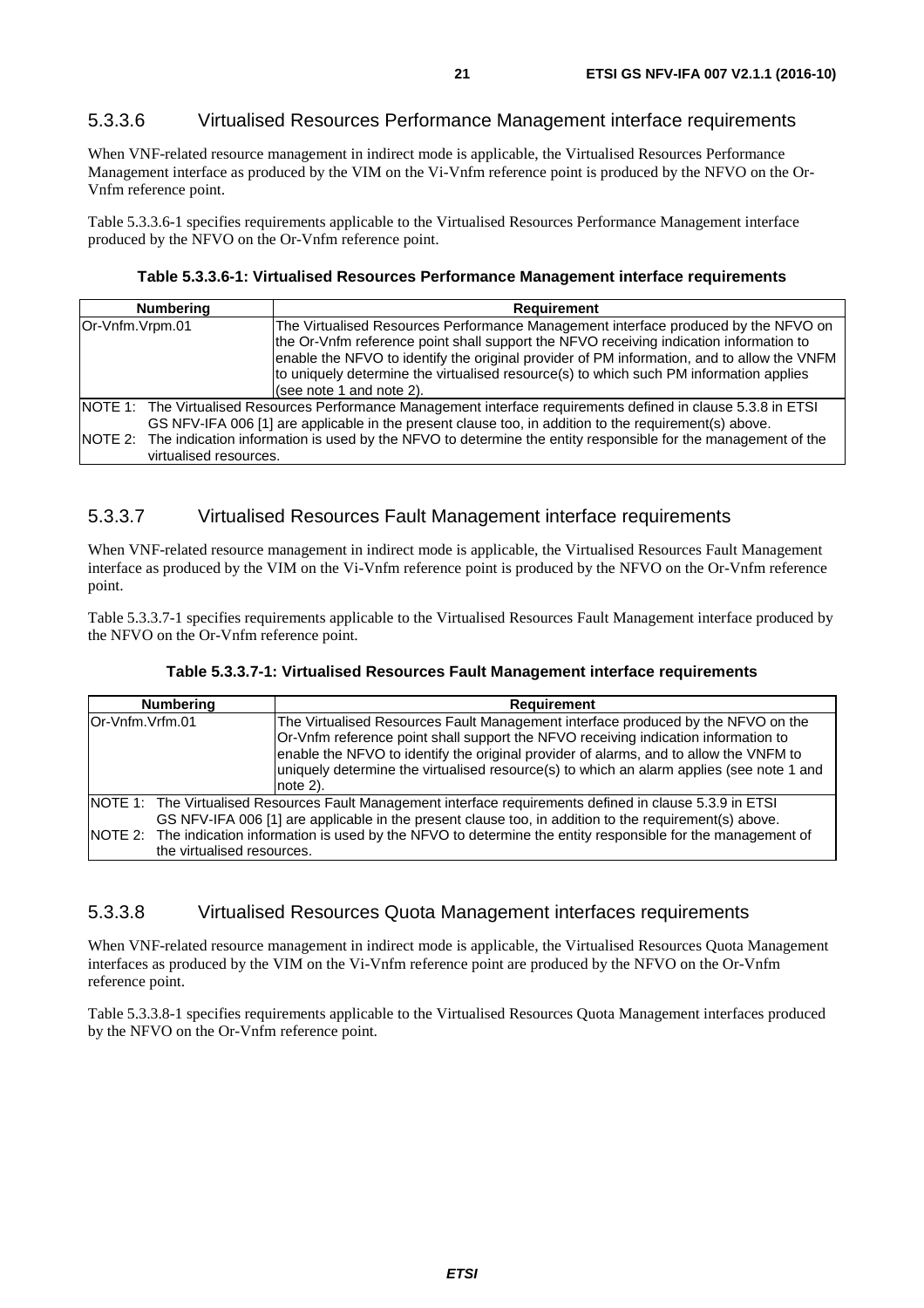### 5.3.3.6 Virtualised Resources Performance Management interface requirements

When VNF-related resource management in indirect mode is applicable, the Virtualised Resources Performance Management interface as produced by the VIM on the Vi-Vnfm reference point is produced by the NFVO on the Or-Vnfm reference point.

Table 5.3.3.6-1 specifies requirements applicable to the Virtualised Resources Performance Management interface produced by the NFVO on the Or-Vnfm reference point.

**Table 5.3.3.6-1: Virtualised Resources Performance Management interface requirements**

| Numbering | Requirement |
|---|---|
| Or-Vnfm.Vrpm.01 | The Virtualised Resources Performance Management interface produced by the NFVO on the Or-Vnfm reference point shall support the NFVO receiving indication information to enable the NFVO to identify the original provider of PM information, and to allow the VNFM to uniquely determine the virtualised resource(s) to which such PM information applies (see note 1 and note 2). |
| NOTE 1: The Virtualised Resources Performance Management interface requirements defined in clause 5.3.8 in ETSI GS NFV-IFA 006 [1] are applicable in the present clause too, in addition to the requirement(s) above.<br>NOTE 2: The indication information is used by the NFVO to determine the entity responsible for the management of the virtualised resources. | |

### 5.3.3.7 Virtualised Resources Fault Management interface requirements

When VNF-related resource management in indirect mode is applicable, the Virtualised Resources Fault Management interface as produced by the VIM on the Vi-Vnfm reference point is produced by the NFVO on the Or-Vnfm reference point.

Table 5.3.3.7-1 specifies requirements applicable to the Virtualised Resources Fault Management interface produced by the NFVO on the Or-Vnfm reference point.

**Table 5.3.3.7-1: Virtualised Resources Fault Management interface requirements**

| Numbering | Requirement |
|---|---|
| Or-Vnfm.Vrfm.01 | The Virtualised Resources Fault Management interface produced by the NFVO on the Or-Vnfm reference point shall support the NFVO receiving indication information to enable the NFVO to identify the original provider of alarms, and to allow the VNFM to uniquely determine the virtualised resource(s) to which an alarm applies (see note 1 and note 2). |
| NOTE 1: The Virtualised Resources Fault Management interface requirements defined in clause 5.3.9 in ETSI GS NFV-IFA 006 [1] are applicable in the present clause too, in addition to the requirement(s) above.<br>NOTE 2: The indication information is used by the NFVO to determine the entity responsible for the management of the virtualised resources. | |

### 5.3.3.8 Virtualised Resources Quota Management interfaces requirements

When VNF-related resource management in indirect mode is applicable, the Virtualised Resources Quota Management interfaces as produced by the VIM on the Vi-Vnfm reference point are produced by the NFVO on the Or-Vnfm reference point.

Table 5.3.3.8-1 specifies requirements applicable to the Virtualised Resources Quota Management interfaces produced by the NFVO on the Or-Vnfm reference point.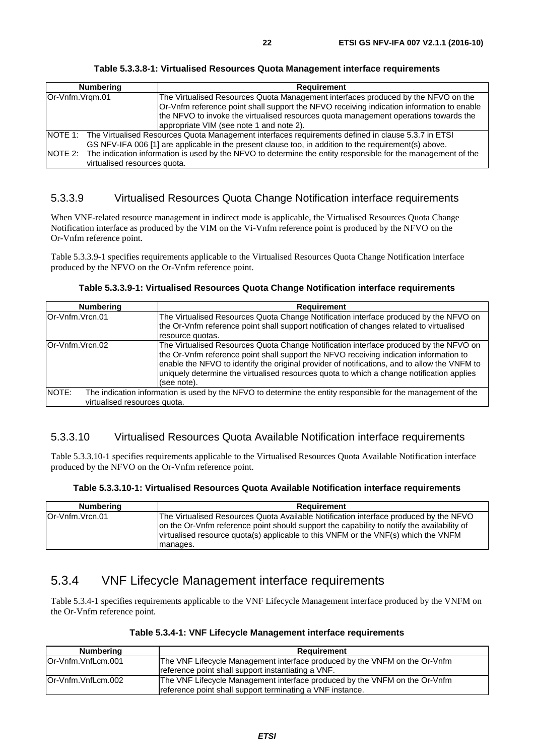**Table 5.3.3.8-1: Virtualised Resources Quota Management interface requirements**

| Numbering | Requirement |
|---|---|
| Or-Vnfm.Vrqm.01 | The Virtualised Resources Quota Management interfaces produced by the NFVO on the Or-Vnfm reference point shall support the NFVO receiving indication information to enable the NFVO to invoke the virtualised resources quota management operations towards the appropriate VIM (see note 1 and note 2). |
| NOTE 1: The Virtualised Resources Quota Management interfaces requirements defined in clause 5.3.7 in ETSI GS NFV-IFA 006 [1] are applicable in the present clause too, in addition to the requirement(s) above. NOTE 2: The indication information is used by the NFVO to determine the entity responsible for the management of the virtualised resources quota. | |

### 5.3.3.9 Virtualised Resources Quota Change Notification interface requirements

When VNF-related resource management in indirect mode is applicable, the Virtualised Resources Quota Change Notification interface as produced by the VIM on the Vi-Vnfm reference point is produced by the NFVO on the Or-Vnfm reference point.

Table 5.3.3.9-1 specifies requirements applicable to the Virtualised Resources Quota Change Notification interface produced by the NFVO on the Or-Vnfm reference point.

**Table 5.3.3.9-1: Virtualised Resources Quota Change Notification interface requirements**

| Numbering | Requirement |
|---|---|
| Or-Vnfm.Vrcn.01 | The Virtualised Resources Quota Change Notification interface produced by the NFVO on the Or-Vnfm reference point shall support notification of changes related to virtualised resource quotas. |
| Or-Vnfm.Vrcn.02 | The Virtualised Resources Quota Change Notification interface produced by the NFVO on the Or-Vnfm reference point shall support the NFVO receiving indication information to enable the NFVO to identify the original provider of notifications, and to allow the VNFM to uniquely determine the virtualised resources quota to which a change notification applies (see note). |
| NOTE: The indication information is used by the NFVO to determine the entity responsible for the management of the virtualised resources quota. | |

### 5.3.3.10 Virtualised Resources Quota Available Notification interface requirements

Table 5.3.3.10-1 specifies requirements applicable to the Virtualised Resources Quota Available Notification interface produced by the NFVO on the Or-Vnfm reference point.

**Table 5.3.3.10-1: Virtualised Resources Quota Available Notification interface requirements**

| Numbering | Requirement |
|---|---|
| Or-Vnfm.Vrcn.01 | The Virtualised Resources Quota Available Notification interface produced by the NFVO on the Or-Vnfm reference point should support the capability to notify the availability of virtualised resource quota(s) applicable to this VNFM or the VNF(s) which the VNFM manages. |

## 5.3.4 VNF Lifecycle Management interface requirements

Table 5.3.4-1 specifies requirements applicable to the VNF Lifecycle Management interface produced by the VNFM on the Or-Vnfm reference point.

**Table 5.3.4-1: VNF Lifecycle Management interface requirements**

| Numbering | Requirement |
|---|---|
| Or-Vnfm.VnfLcm.001 | The VNF Lifecycle Management interface produced by the VNFM on the Or-Vnfm reference point shall support instantiating a VNF. |
| Or-Vnfm.VnfLcm.002 | The VNF Lifecycle Management interface produced by the VNFM on the Or-Vnfm reference point shall support terminating a VNF instance. |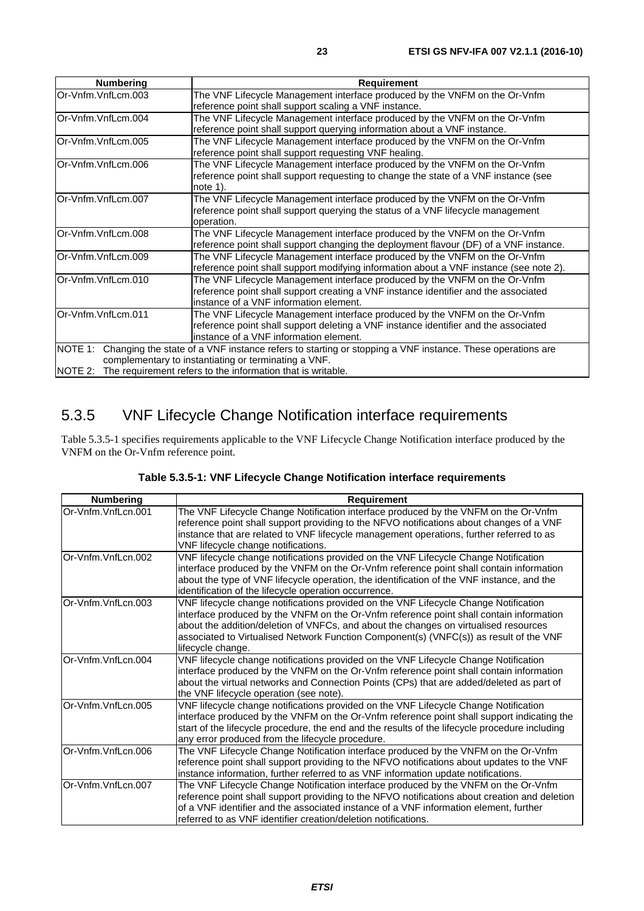| Numbering | Requirement |
| --- | --- |
| Or-Vnfm.VnfLcm.003 | The VNF Lifecycle Management interface produced by the VNFM on the Or-Vnfm reference point shall support scaling a VNF instance. |
| Or-Vnfm.VnfLcm.004 | The VNF Lifecycle Management interface produced by the VNFM on the Or-Vnfm reference point shall support querying information about a VNF instance. |
| Or-Vnfm.VnfLcm.005 | The VNF Lifecycle Management interface produced by the VNFM on the Or-Vnfm reference point shall support requesting VNF healing. |
| Or-Vnfm.VnfLcm.006 | The VNF Lifecycle Management interface produced by the VNFM on the Or-Vnfm reference point shall support requesting to change the state of a VNF instance (see note 1). |
| Or-Vnfm.VnfLcm.007 | The VNF Lifecycle Management interface produced by the VNFM on the Or-Vnfm reference point shall support querying the status of a VNF lifecycle management operation. |
| Or-Vnfm.VnfLcm.008 | The VNF Lifecycle Management interface produced by the VNFM on the Or-Vnfm reference point shall support changing the deployment flavour (DF) of a VNF instance. |
| Or-Vnfm.VnfLcm.009 | The VNF Lifecycle Management interface produced by the VNFM on the Or-Vnfm reference point shall support modifying information about a VNF instance (see note 2). |
| Or-Vnfm.VnfLcm.010 | The VNF Lifecycle Management interface produced by the VNFM on the Or-Vnfm reference point shall support creating a VNF instance identifier and the associated instance of a VNF information element. |
| Or-Vnfm.VnfLcm.011 | The VNF Lifecycle Management interface produced by the VNFM on the Or-Vnfm reference point shall support deleting a VNF instance identifier and the associated instance of a VNF information element. |
| NOTE 1: Changing the state of a VNF instance refers to starting or stopping a VNF instance. These operations are complementary to instantiating or terminating a VNF.<br>NOTE 2: The requirement refers to the information that is writable. | |

## 5.3.5 VNF Lifecycle Change Notification interface requirements

Table 5.3.5-1 specifies requirements applicable to the VNF Lifecycle Change Notification interface produced by the VNFM on the Or-Vnfm reference point.

**Table 5.3.5-1: VNF Lifecycle Change Notification interface requirements**

| Numbering | Requirement |
| --- | --- |
| Or-Vnfm.VnfLcn.001 | The VNF Lifecycle Change Notification interface produced by the VNFM on the Or-Vnfm reference point shall support providing to the NFVO notifications about changes of a VNF instance that are related to VNF lifecycle management operations, further referred to as VNF lifecycle change notifications. |
| Or-Vnfm.VnfLcn.002 | VNF lifecycle change notifications provided on the VNF Lifecycle Change Notification interface produced by the VNFM on the Or-Vnfm reference point shall contain information about the type of VNF lifecycle operation, the identification of the VNF instance, and the identification of the lifecycle operation occurrence. |
| Or-Vnfm.VnfLcn.003 | VNF lifecycle change notifications provided on the VNF Lifecycle Change Notification interface produced by the VNFM on the Or-Vnfm reference point shall contain information about the addition/deletion of VNFCs, and about the changes on virtualised resources associated to Virtualised Network Function Component(s) (VNFC(s)) as result of the VNF lifecycle change. |
| Or-Vnfm.VnfLcn.004 | VNF lifecycle change notifications provided on the VNF Lifecycle Change Notification interface produced by the VNFM on the Or-Vnfm reference point shall contain information about the virtual networks and Connection Points (CPs) that are added/deleted as part of the VNF lifecycle operation (see note). |
| Or-Vnfm.VnfLcn.005 | VNF lifecycle change notifications provided on the VNF Lifecycle Change Notification interface produced by the VNFM on the Or-Vnfm reference point shall support indicating the start of the lifecycle procedure, the end and the results of the lifecycle procedure including any error produced from the lifecycle procedure. |
| Or-Vnfm.VnfLcn.006 | The VNF Lifecycle Change Notification interface produced by the VNFM on the Or-Vnfm reference point shall support providing to the NFVO notifications about updates to the VNF instance information, further referred to as VNF information update notifications. |
| Or-Vnfm.VnfLcn.007 | The VNF Lifecycle Change Notification interface produced by the VNFM on the Or-Vnfm reference point shall support providing to the NFVO notifications about creation and deletion of a VNF identifier and the associated instance of a VNF information element, further referred to as VNF identifier creation/deletion notifications. |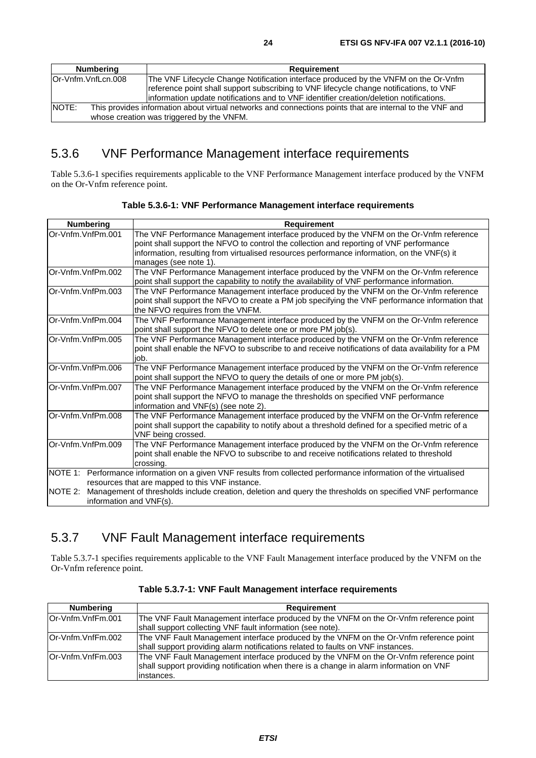| Numbering | Requirement |
| --- | --- |
| Or-Vnfm.VnfLcn.008 | The VNF Lifecycle Change Notification interface produced by the VNFM on the Or-Vnfm reference point shall support subscribing to VNF lifecycle change notifications, to VNF information update notifications and to VNF identifier creation/deletion notifications. |
| NOTE: This provides information about virtual networks and connections points that are internal to the VNF and whose creation was triggered by the VNFM. | |

## 5.3.6 VNF Performance Management interface requirements

Table 5.3.6-1 specifies requirements applicable to the VNF Performance Management interface produced by the VNFM on the Or-Vnfm reference point.

**Table 5.3.6-1: VNF Performance Management interface requirements**

| Numbering | Requirement |
| --- | --- |
| Or-Vnfm.VnfPm.001 | The VNF Performance Management interface produced by the VNFM on the Or-Vnfm reference point shall support the NFVO to control the collection and reporting of VNF performance information, resulting from virtualised resources performance information, on the VNF(s) it manages (see note 1). |
| Or-Vnfm.VnfPm.002 | The VNF Performance Management interface produced by the VNFM on the Or-Vnfm reference point shall support the capability to notify the availability of VNF performance information. |
| Or-Vnfm.VnfPm.003 | The VNF Performance Management interface produced by the VNFM on the Or-Vnfm reference point shall support the NFVO to create a PM job specifying the VNF performance information that the NFVO requires from the VNFM. |
| Or-Vnfm.VnfPm.004 | The VNF Performance Management interface produced by the VNFM on the Or-Vnfm reference point shall support the NFVO to delete one or more PM job(s). |
| Or-Vnfm.VnfPm.005 | The VNF Performance Management interface produced by the VNFM on the Or-Vnfm reference point shall enable the NFVO to subscribe to and receive notifications of data availability for a PM job. |
| Or-Vnfm.VnfPm.006 | The VNF Performance Management interface produced by the VNFM on the Or-Vnfm reference point shall support the NFVO to query the details of one or more PM job(s). |
| Or-Vnfm.VnfPm.007 | The VNF Performance Management interface produced by the VNFM on the Or-Vnfm reference point shall support the NFVO to manage the thresholds on specified VNF performance information and VNF(s) (see note 2). |
| Or-Vnfm.VnfPm.008 | The VNF Performance Management interface produced by the VNFM on the Or-Vnfm reference point shall support the capability to notify about a threshold defined for a specified metric of a VNF being crossed. |
| Or-Vnfm.VnfPm.009 | The VNF Performance Management interface produced by the VNFM on the Or-Vnfm reference point shall enable the NFVO to subscribe to and receive notifications related to threshold crossing. |
| NOTE 1: Performance information on a given VNF results from collected performance information of the virtualised resources that are mapped to this VNF instance.<br>NOTE 2: Management of thresholds include creation, deletion and query the thresholds on specified VNF performance information and VNF(s). | |

## 5.3.7 VNF Fault Management interface requirements

Table 5.3.7-1 specifies requirements applicable to the VNF Fault Management interface produced by the VNFM on the Or-Vnfm reference point.

**Table 5.3.7-1: VNF Fault Management interface requirements**

| Numbering | Requirement |
| --- | --- |
| Or-Vnfm.VnfFm.001 | The VNF Fault Management interface produced by the VNFM on the Or-Vnfm reference point shall support collecting VNF fault information (see note). |
| Or-Vnfm.VnfFm.002 | The VNF Fault Management interface produced by the VNFM on the Or-Vnfm reference point shall support providing alarm notifications related to faults on VNF instances. |
| Or-Vnfm.VnfFm.003 | The VNF Fault Management interface produced by the VNFM on the Or-Vnfm reference point shall support providing notification when there is a change in alarm information on VNF instances. |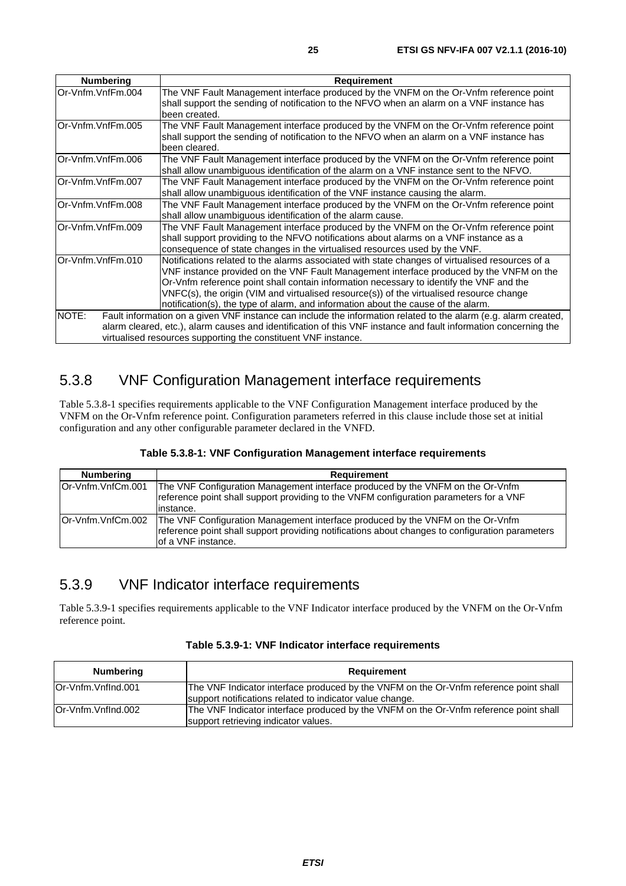| Numbering | Requirement |
| --- | --- |
| Or-Vnfm.VnfFm.004 | The VNF Fault Management interface produced by the VNFM on the Or-Vnfm reference point shall support the sending of notification to the NFVO when an alarm on a VNF instance has been created. |
| Or-Vnfm.VnfFm.005 | The VNF Fault Management interface produced by the VNFM on the Or-Vnfm reference point shall support the sending of notification to the NFVO when an alarm on a VNF instance has been cleared. |
| Or-Vnfm.VnfFm.006 | The VNF Fault Management interface produced by the VNFM on the Or-Vnfm reference point shall allow unambiguous identification of the alarm on a VNF instance sent to the NFVO. |
| Or-Vnfm.VnfFm.007 | The VNF Fault Management interface produced by the VNFM on the Or-Vnfm reference point shall allow unambiguous identification of the VNF instance causing the alarm. |
| Or-Vnfm.VnfFm.008 | The VNF Fault Management interface produced by the VNFM on the Or-Vnfm reference point shall allow unambiguous identification of the alarm cause. |
| Or-Vnfm.VnfFm.009 | The VNF Fault Management interface produced by the VNFM on the Or-Vnfm reference point shall support providing to the NFVO notifications about alarms on a VNF instance as a consequence of state changes in the virtualised resources used by the VNF. |
| Or-Vnfm.VnfFm.010 | Notifications related to the alarms associated with state changes of virtualised resources of a VNF instance provided on the VNF Fault Management interface produced by the VNFM on the Or-Vnfm reference point shall contain information necessary to identify the VNF and the VNFC(s), the origin (VIM and virtualised resource(s)) of the virtualised resource change notification(s), the type of alarm, and information about the cause of the alarm. |
| NOTE: Fault information on a given VNF instance can include the information related to the alarm (e.g. alarm created, alarm cleared, etc.), alarm causes and identification of this VNF instance and fault information concerning the virtualised resources supporting the constituent VNF instance. | |

## 5.3.8 VNF Configuration Management interface requirements

Table 5.3.8-1 specifies requirements applicable to the VNF Configuration Management interface produced by the VNFM on the Or-Vnfm reference point. Configuration parameters referred in this clause include those set at initial configuration and any other configurable parameter declared in the VNFD.

**Table 5.3.8-1: VNF Configuration Management interface requirements**

| Numbering | Requirement |
| --- | --- |
| Or-Vnfm.VnfCm.001 | The VNF Configuration Management interface produced by the VNFM on the Or-Vnfm reference point shall support providing to the VNFM configuration parameters for a VNF instance. |
| Or-Vnfm.VnfCm.002 | The VNF Configuration Management interface produced by the VNFM on the Or-Vnfm reference point shall support providing notifications about changes to configuration parameters of a VNF instance. |

## 5.3.9 VNF Indicator interface requirements

Table 5.3.9-1 specifies requirements applicable to the VNF Indicator interface produced by the VNFM on the Or-Vnfm reference point.

**Table 5.3.9-1: VNF Indicator interface requirements**

| Numbering | Requirement |
| --- | --- |
| Or-Vnfm.VnfInd.001 | The VNF Indicator interface produced by the VNFM on the Or-Vnfm reference point shall support notifications related to indicator value change. |
| Or-Vnfm.VnfInd.002 | The VNF Indicator interface produced by the VNFM on the Or-Vnfm reference point shall support retrieving indicator values. |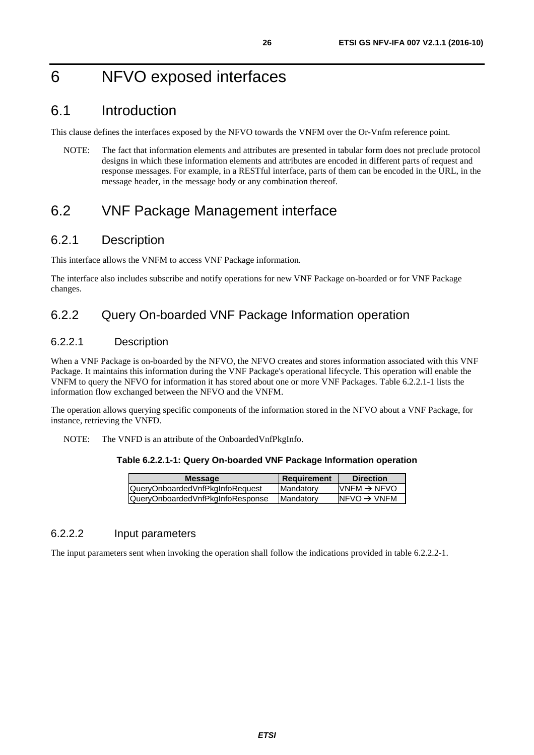# 6 NFVO exposed interfaces

## 6.1 Introduction

This clause defines the interfaces exposed by the NFVO towards the VNFM over the Or-Vnfm reference point.

NOTE: The fact that information elements and attributes are presented in tabular form does not preclude protocol designs in which these information elements and attributes are encoded in different parts of request and response messages. For example, in a RESTful interface, parts of them can be encoded in the URL, in the message header, in the message body or any combination thereof.

## 6.2 VNF Package Management interface

### 6.2.1 Description

This interface allows the VNFM to access VNF Package information.

The interface also includes subscribe and notify operations for new VNF Package on-boarded or for VNF Package changes.

### 6.2.2 Query On-boarded VNF Package Information operation

#### 6.2.2.1 Description

When a VNF Package is on-boarded by the NFVO, the NFVO creates and stores information associated with this VNF Package. It maintains this information during the VNF Package's operational lifecycle. This operation will enable the VNFM to query the NFVO for information it has stored about one or more VNF Packages. Table 6.2.2.1-1 lists the information flow exchanged between the NFVO and the VNFM.

The operation allows querying specific components of the information stored in the NFVO about a VNF Package, for instance, retrieving the VNFD.

NOTE: The VNFD is an attribute of the OnboardedVnfPkgInfo.

**Table 6.2.2.1-1: Query On-boarded VNF Package Information operation**

| Message | Requirement | Direction |
|---|---|---|
| QueryOnboardedVnfPkgInfoRequest | Mandatory | VNFM → NFVO |
| QueryOnboardedVnfPkgInfoResponse | Mandatory | NFVO → VNFM |

#### 6.2.2.2 Input parameters

The input parameters sent when invoking the operation shall follow the indications provided in table 6.2.2.2-1.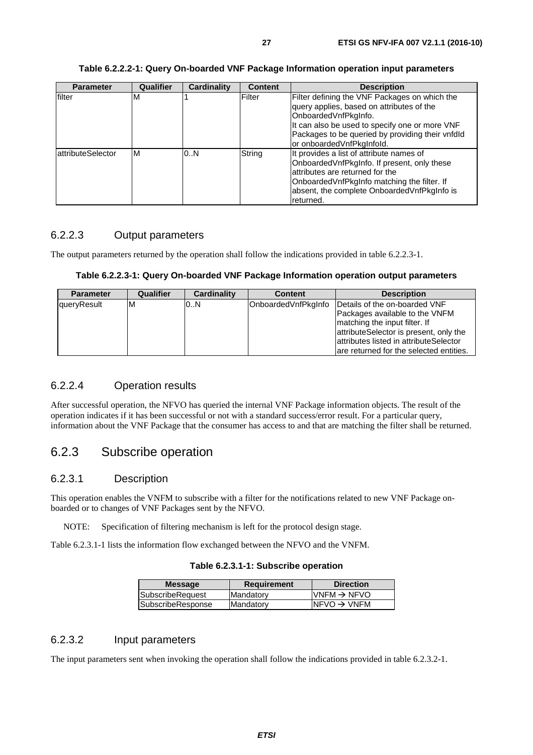**Table 6.2.2.2-1: Query On-boarded VNF Package Information operation input parameters**

| Parameter | Qualifier | Cardinality | Content | Description |
| --- | --- | --- | --- | --- |
| filter | M | 1 | Filter | Filter defining the VNF Packages on which the query applies, based on attributes of the OnboardedVnfPkgInfo. It can also be used to specify one or more VNF Packages to be queried by providing their vnfdId or onboardedVnfPkgInfoId. |
| attributeSelector | M | 0..N | String | It provides a list of attribute names of OnboardedVnfPkgInfo. If present, only these attributes are returned for the OnboardedVnfPkgInfo matching the filter. If absent, the complete OnboardedVnfPkgInfo is returned. |

### 6.2.2.3 Output parameters

The output parameters returned by the operation shall follow the indications provided in table 6.2.2.3-1.

**Table 6.2.2.3-1: Query On-boarded VNF Package Information operation output parameters**

| Parameter | Qualifier | Cardinality | Content | Description |
| --- | --- | --- | --- | --- |
| queryResult | M | 0..N | OnboardedVnfPkgInfo | Details of the on-boarded VNF Packages available to the VNFM matching the input filter. If attributeSelector is present, only the attributes listed in attributeSelector are returned for the selected entities. |

### 6.2.2.4 Operation results

After successful operation, the NFVO has queried the internal VNF Package information objects. The result of the operation indicates if it has been successful or not with a standard success/error result. For a particular query, information about the VNF Package that the consumer has access to and that are matching the filter shall be returned.

## 6.2.3 Subscribe operation

### 6.2.3.1 Description

This operation enables the VNFM to subscribe with a filter for the notifications related to new VNF Package on-boarded or to changes of VNF Packages sent by the NFVO.

NOTE: Specification of filtering mechanism is left for the protocol design stage.

Table 6.2.3.1-1 lists the information flow exchanged between the NFVO and the VNFM.

**Table 6.2.3.1-1: Subscribe operation**

| Message | Requirement | Direction |
| --- | --- | --- |
| SubscribeRequest | Mandatory | VNFM → NFVO |
| SubscribeResponse | Mandatory | NFVO → VNFM |

### 6.2.3.2 Input parameters

The input parameters sent when invoking the operation shall follow the indications provided in table 6.2.3.2-1.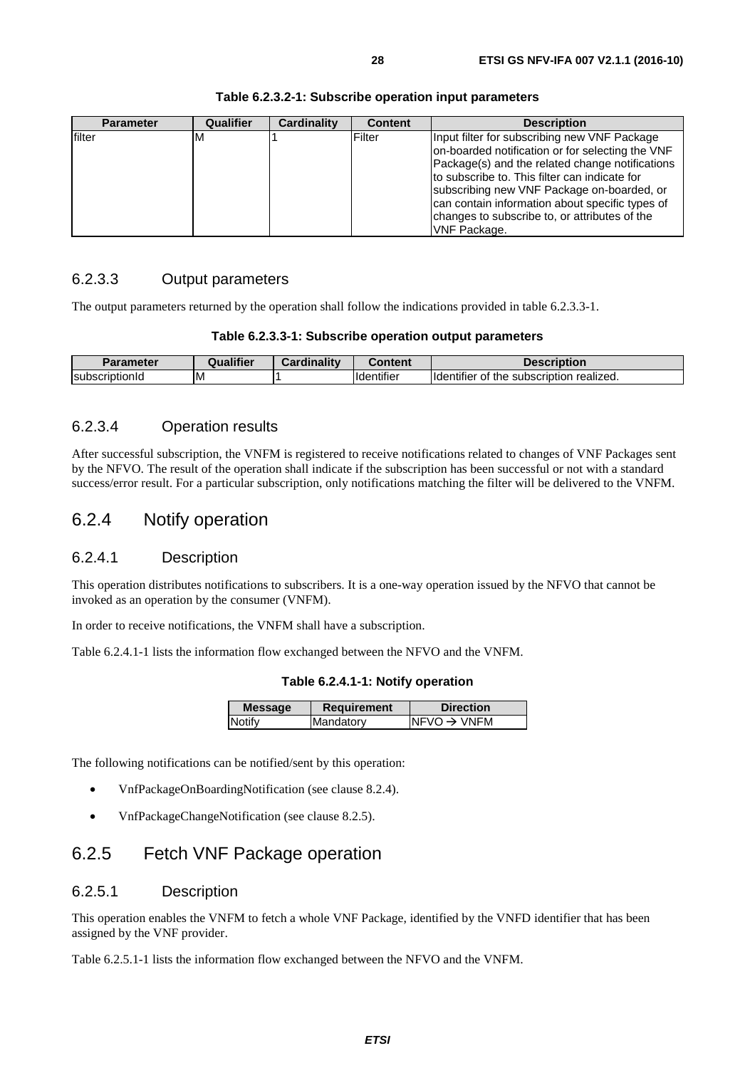**Table 6.2.3.2-1: Subscribe operation input parameters**

| Parameter | Qualifier | Cardinality | Content | Description |
|---|---|---|---|---|
| filter | M | 1 | Filter | Input filter for subscribing new VNF Package on-boarded notification or for selecting the VNF Package(s) and the related change notifications to subscribe to. This filter can indicate for subscribing new VNF Package on-boarded, or can contain information about specific types of changes to subscribe to, or attributes of the VNF Package. |

### 6.2.3.3 Output parameters

The output parameters returned by the operation shall follow the indications provided in table 6.2.3.3-1.

**Table 6.2.3.3-1: Subscribe operation output parameters**

| Parameter | Qualifier | Cardinality | Content | Description |
|---|---|---|---|---|
| subscriptionId | M | 1 | Identifier | Identifier of the subscription realized. |

### 6.2.3.4 Operation results

After successful subscription, the VNFM is registered to receive notifications related to changes of VNF Packages sent by the NFVO. The result of the operation shall indicate if the subscription has been successful or not with a standard success/error result. For a particular subscription, only notifications matching the filter will be delivered to the VNFM.

## 6.2.4 Notify operation

### 6.2.4.1 Description

This operation distributes notifications to subscribers. It is a one-way operation issued by the NFVO that cannot be invoked as an operation by the consumer (VNFM).

In order to receive notifications, the VNFM shall have a subscription.

Table 6.2.4.1-1 lists the information flow exchanged between the NFVO and the VNFM.

**Table 6.2.4.1-1: Notify operation**

| Message | Requirement | Direction |
|---|---|---|
| Notify | Mandatory | NFVO → VNFM |

The following notifications can be notified/sent by this operation:

- VnfPackageOnBoardingNotification (see clause 8.2.4).
- VnfPackageChangeNotification (see clause 8.2.5).

## 6.2.5 Fetch VNF Package operation

### 6.2.5.1 Description

This operation enables the VNFM to fetch a whole VNF Package, identified by the VNFD identifier that has been assigned by the VNF provider.

Table 6.2.5.1-1 lists the information flow exchanged between the NFVO and the VNFM.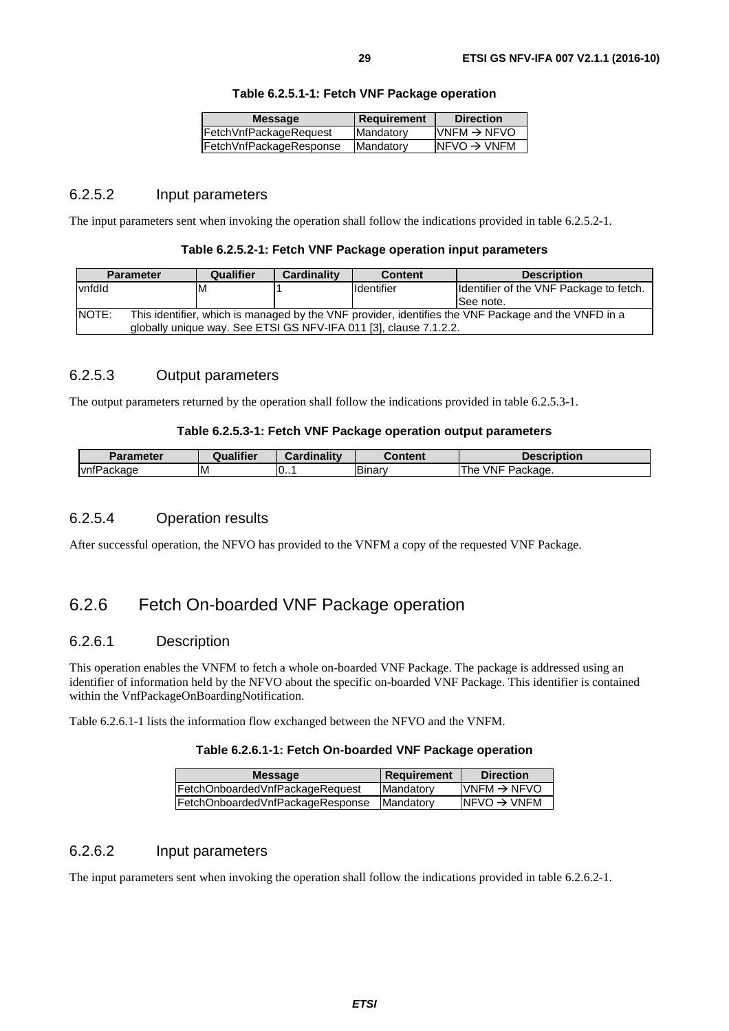**Table 6.2.5.1-1: Fetch VNF Package operation**

| Message | Requirement | Direction |
| --- | --- | --- |
| FetchVnfPackageRequest | Mandatory | VNFM → NFVO |
| FetchVnfPackageResponse | Mandatory | NFVO → VNFM |

### 6.2.5.2 Input parameters

The input parameters sent when invoking the operation shall follow the indications provided in table 6.2.5.2-1.

**Table 6.2.5.2-1: Fetch VNF Package operation input parameters**

| Parameter | Qualifier | Cardinality | Content | Description |
| --- | --- | --- | --- | --- |
| vnfdId | M | 1 | Identifier | Identifier of the VNF Package to fetch. See note. |
| NOTE: This identifier, which is managed by the VNF provider, identifies the VNF Package and the VNFD in a globally unique way. See ETSI GS NFV-IFA 011 [3], clause 7.1.2.2. | | | | |

### 6.2.5.3 Output parameters

The output parameters returned by the operation shall follow the indications provided in table 6.2.5.3-1.

**Table 6.2.5.3-1: Fetch VNF Package operation output parameters**

| Parameter | Qualifier | Cardinality | Content | Description |
| --- | --- | --- | --- | --- |
| vnfPackage | M | 0..1 | Binary | The VNF Package. |

### 6.2.5.4 Operation results

After successful operation, the NFVO has provided to the VNFM a copy of the requested VNF Package.

## 6.2.6 Fetch On-boarded VNF Package operation

### 6.2.6.1 Description

This operation enables the VNFM to fetch a whole on-boarded VNF Package. The package is addressed using an identifier of information held by the NFVO about the specific on-boarded VNF Package. This identifier is contained within the VnfPackageOnBoardingNotification.

Table 6.2.6.1-1 lists the information flow exchanged between the NFVO and the VNFM.

**Table 6.2.6.1-1: Fetch On-boarded VNF Package operation**

| Message | Requirement | Direction |
| --- | --- | --- |
| FetchOnboardedVnfPackageRequest | Mandatory | VNFM → NFVO |
| FetchOnboardedVnfPackageResponse | Mandatory | NFVO → VNFM |

### 6.2.6.2 Input parameters

The input parameters sent when invoking the operation shall follow the indications provided in table 6.2.6.2-1.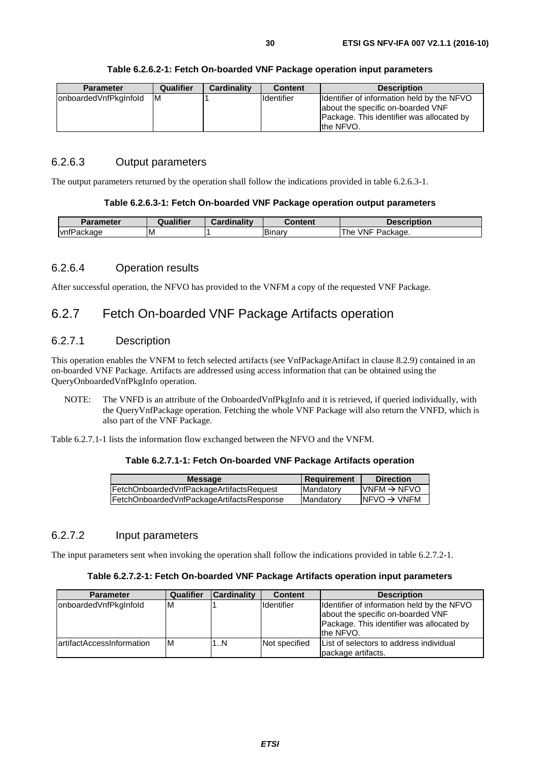**Table 6.2.6.2-1: Fetch On-boarded VNF Package operation input parameters**

| Parameter | Qualifier | Cardinality | Content | Description |
| --- | --- | --- | --- | --- |
| onboardedVnfPkgInfoId | M | 1 | Identifier | Identifier of information held by the NFVO about the specific on-boarded VNF Package. This identifier was allocated by the NFVO. |

### 6.2.6.3 Output parameters

The output parameters returned by the operation shall follow the indications provided in table 6.2.6.3-1.

**Table 6.2.6.3-1: Fetch On-boarded VNF Package operation output parameters**

| Parameter | Qualifier | Cardinality | Content | Description |
| --- | --- | --- | --- | --- |
| vnfPackage | M | 1 | Binary | The VNF Package. |

### 6.2.6.4 Operation results

After successful operation, the NFVO has provided to the VNFM a copy of the requested VNF Package.

## 6.2.7 Fetch On-boarded VNF Package Artifacts operation

### 6.2.7.1 Description

This operation enables the VNFM to fetch selected artifacts (see VnfPackageArtifact in clause 8.2.9) contained in an on-boarded VNF Package. Artifacts are addressed using access information that can be obtained using the QueryOnboardedVnfPkgInfo operation.

NOTE: The VNFD is an attribute of the OnboardedVnfPkgInfo and it is retrieved, if queried individually, with the QueryVnfPackage operation. Fetching the whole VNF Package will also return the VNFD, which is also part of the VNF Package.

Table 6.2.7.1-1 lists the information flow exchanged between the NFVO and the VNFM.

**Table 6.2.7.1-1: Fetch On-boarded VNF Package Artifacts operation**

| Message | Requirement | Direction |
| --- | --- | --- |
| FetchOnboardedVnfPackageArtifactsRequest | Mandatory | VNFM → NFVO |
| FetchOnboardedVnfPackageArtifactsResponse | Mandatory | NFVO → VNFM |

### 6.2.7.2 Input parameters

The input parameters sent when invoking the operation shall follow the indications provided in table 6.2.7.2-1.

**Table 6.2.7.2-1: Fetch On-boarded VNF Package Artifacts operation input parameters**

| Parameter | Qualifier | Cardinality | Content | Description |
| --- | --- | --- | --- | --- |
| onboardedVnfPkgInfoId | M | 1 | Identifier | Identifier of information held by the NFVO about the specific on-boarded VNF Package. This identifier was allocated by the NFVO. |
| artifactAccessInformation | M | 1..N | Not specified | List of selectors to address individual package artifacts. |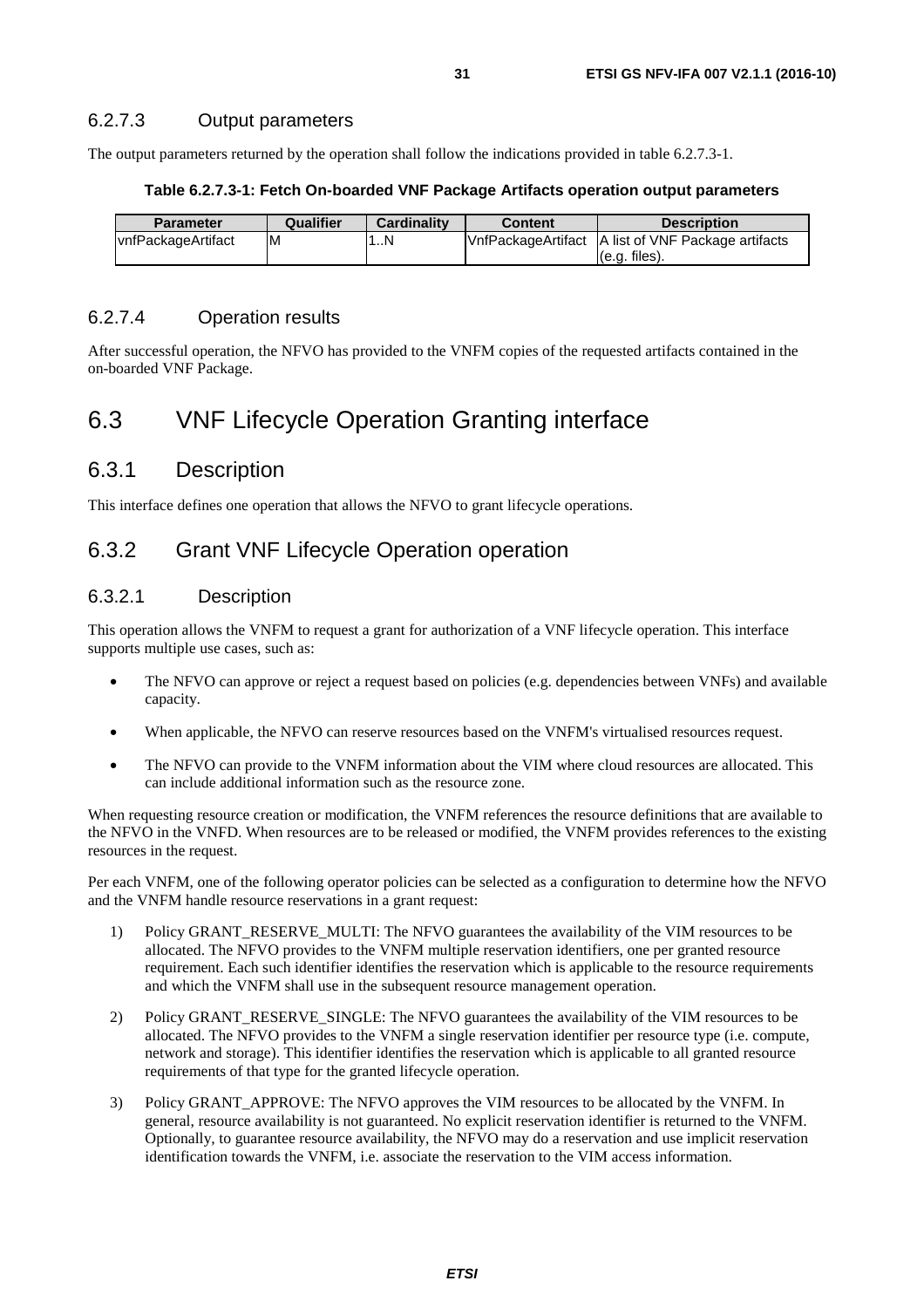#### 6.2.7.3 Output parameters

The output parameters returned by the operation shall follow the indications provided in table 6.2.7.3-1.

**Table 6.2.7.3-1: Fetch On-boarded VNF Package Artifacts operation output parameters**

| Parameter | Qualifier | Cardinality | Content | Description |
|---|---|---|---|---|
| vnfPackageArtifact | M | 1..N | VnfPackageArtifact | A list of VNF Package artifacts (e.g. files). |

#### 6.2.7.4 Operation results

After successful operation, the NFVO has provided to the VNFM copies of the requested artifacts contained in the on-boarded VNF Package.

## 6.3 VNF Lifecycle Operation Granting interface

### 6.3.1 Description

This interface defines one operation that allows the NFVO to grant lifecycle operations.

### 6.3.2 Grant VNF Lifecycle Operation operation

#### 6.3.2.1 Description

This operation allows the VNFM to request a grant for authorization of a VNF lifecycle operation. This interface supports multiple use cases, such as:

- The NFVO can approve or reject a request based on policies (e.g. dependencies between VNFs) and available capacity.
- When applicable, the NFVO can reserve resources based on the VNFM's virtualised resources request.
- The NFVO can provide to the VNFM information about the VIM where cloud resources are allocated. This can include additional information such as the resource zone.

When requesting resource creation or modification, the VNFM references the resource definitions that are available to the NFVO in the VNFD. When resources are to be released or modified, the VNFM provides references to the existing resources in the request.

Per each VNFM, one of the following operator policies can be selected as a configuration to determine how the NFVO and the VNFM handle resource reservations in a grant request:

1) Policy GRANT_RESERVE_MULTI: The NFVO guarantees the availability of the VIM resources to be allocated. The NFVO provides to the VNFM multiple reservation identifiers, one per granted resource requirement. Each such identifier identifies the reservation which is applicable to the resource requirements and which the VNFM shall use in the subsequent resource management operation.

2) Policy GRANT_RESERVE_SINGLE: The NFVO guarantees the availability of the VIM resources to be allocated. The NFVO provides to the VNFM a single reservation identifier per resource type (i.e. compute, network and storage). This identifier identifies the reservation which is applicable to all granted resource requirements of that type for the granted lifecycle operation.

3) Policy GRANT_APPROVE: The NFVO approves the VIM resources to be allocated by the VNFM. In general, resource availability is not guaranteed. No explicit reservation identifier is returned to the VNFM. Optionally, to guarantee resource availability, the NFVO may do a reservation and use implicit reservation identification towards the VNFM, i.e. associate the reservation to the VIM access information.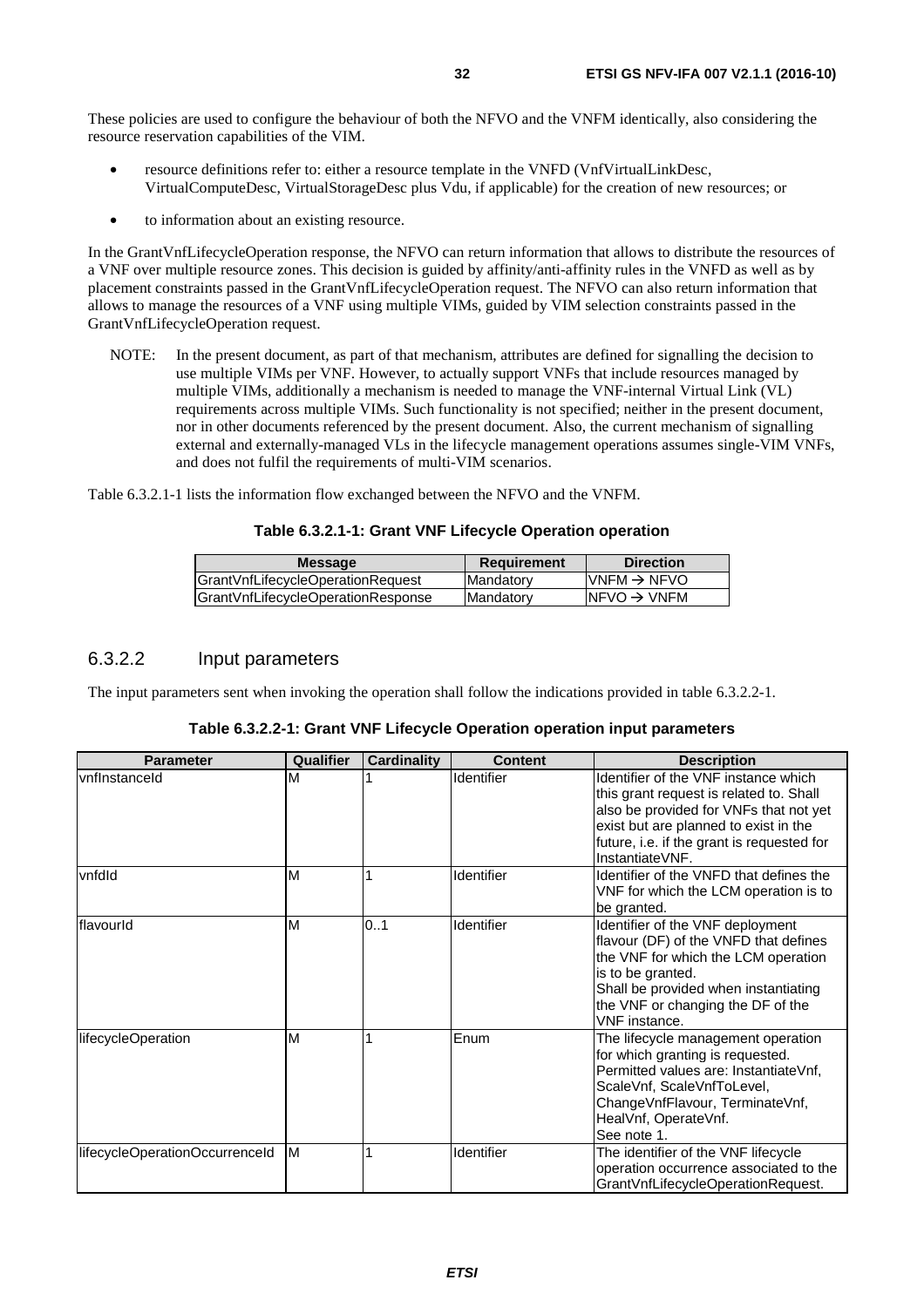These policies are used to configure the behaviour of both the NFVO and the VNFM identically, also considering the resource reservation capabilities of the VIM.

- resource definitions refer to: either a resource template in the VNFD (VnfVirtualLinkDesc, VirtualComputeDesc, VirtualStorageDesc plus Vdu, if applicable) for the creation of new resources; or
- to information about an existing resource.

In the GrantVnfLifecycleOperation response, the NFVO can return information that allows to distribute the resources of a VNF over multiple resource zones. This decision is guided by affinity/anti-affinity rules in the VNFD as well as by placement constraints passed in the GrantVnfLifecycleOperation request. The NFVO can also return information that allows to manage the resources of a VNF using multiple VIMs, guided by VIM selection constraints passed in the GrantVnfLifecycleOperation request.

NOTE: In the present document, as part of that mechanism, attributes are defined for signalling the decision to use multiple VIMs per VNF. However, to actually support VNFs that include resources managed by multiple VIMs, additionally a mechanism is needed to manage the VNF-internal Virtual Link (VL) requirements across multiple VIMs. Such functionality is not specified; neither in the present document, nor in other documents referenced by the present document. Also, the current mechanism of signalling external and externally-managed VLs in the lifecycle management operations assumes single-VIM VNFs, and does not fulfil the requirements of multi-VIM scenarios.

Table 6.3.2.1-1 lists the information flow exchanged between the NFVO and the VNFM.

**Table 6.3.2.1-1: Grant VNF Lifecycle Operation operation**

| Message | Requirement | Direction |
|---|---|---|
| GrantVnfLifecycleOperationRequest | Mandatory | VNFM → NFVO |
| GrantVnfLifecycleOperationResponse | Mandatory | NFVO → VNFM |

### 6.3.2.2 Input parameters

The input parameters sent when invoking the operation shall follow the indications provided in table 6.3.2.2-1.

**Table 6.3.2.2-1: Grant VNF Lifecycle Operation operation input parameters**

| Parameter | Qualifier | Cardinality | Content | Description |
|---|---|---|---|---|
| vnfInstanceId | M | 1 | Identifier | Identifier of the VNF instance which this grant request is related to. Shall also be provided for VNFs that not yet exist but are planned to exist in the future, i.e. if the grant is requested for InstantiateVNF. |
| vnfdId | M | 1 | Identifier | Identifier of the VNFD that defines the VNF for which the LCM operation is to be granted. |
| flavourId | M | 0..1 | Identifier | Identifier of the VNF deployment flavour (DF) of the VNFD that defines the VNF for which the LCM operation is to be granted. Shall be provided when instantiating the VNF or changing the DF of the VNF instance. |
| lifecycleOperation | M | 1 | Enum | The lifecycle management operation for which granting is requested. Permitted values are: InstantiateVnf, ScaleVnf, ScaleVnfToLevel, ChangeVnfFlavour, TerminateVnf, HealVnf, OperateVnf. See note 1. |
| lifecycleOperationOccurrenceId | M | 1 | Identifier | The identifier of the VNF lifecycle operation occurrence associated to the GrantVnfLifecycleOperationRequest. |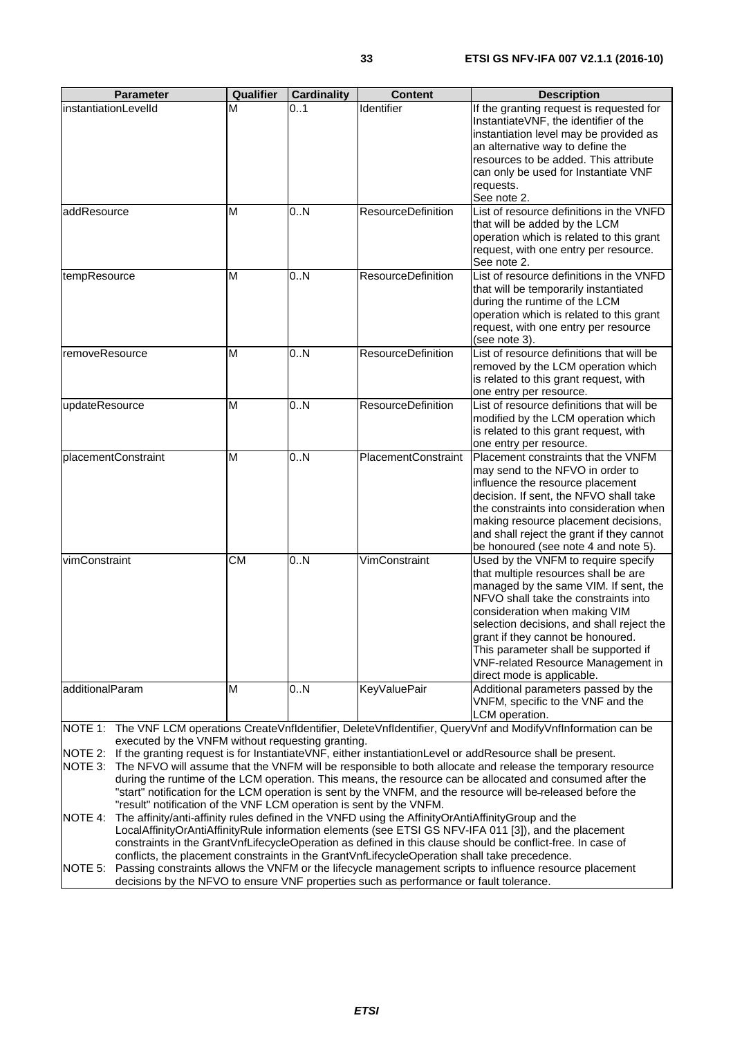| Parameter | Qualifier | Cardinality | Content | Description |
|---|---|---|---|---|
| instantiationLevelId | M | 0..1 | Identifier | If the granting request is requested for InstantiateVNF, the identifier of the instantiation level may be provided as an alternative way to define the resources to be added. This attribute can only be used for Instantiate VNF requests. See note 2. |
| addResource | M | 0..N | ResourceDefinition | List of resource definitions in the VNFD that will be added by the LCM operation which is related to this grant request, with one entry per resource. See note 2. |
| tempResource | M | 0..N | ResourceDefinition | List of resource definitions in the VNFD that will be temporarily instantiated during the runtime of the LCM operation which is related to this grant request, with one entry per resource (see note 3). |
| removeResource | M | 0..N | ResourceDefinition | List of resource definitions that will be removed by the LCM operation which is related to this grant request, with one entry per resource. |
| updateResource | M | 0..N | ResourceDefinition | List of resource definitions that will be modified by the LCM operation which is related to this grant request, with one entry per resource. |
| placementConstraint | M | 0..N | PlacementConstraint | Placement constraints that the VNFM may send to the NFVO in order to influence the resource placement decision. If sent, the NFVO shall take the constraints into consideration when making resource placement decisions, and shall reject the grant if they cannot be honoured (see note 4 and note 5). |
| vimConstraint | CM | 0..N | VimConstraint | Used by the VNFM to require specify that multiple resources shall be are managed by the same VIM. If sent, the NFVO shall take the constraints into consideration when making VIM selection decisions, and shall reject the grant if they cannot be honoured. This parameter shall be supported if VNF-related Resource Management in direct mode is applicable. |
| additionalParam | M | 0..N | KeyValuePair | Additional parameters passed by the VNFM, specific to the VNF and the LCM operation. |

NOTE 1: The VNF LCM operations CreateVnfIdentifier, DeleteVnfIdentifier, QueryVnf and ModifyVnfInformation can be executed by the VNFM without requesting granting.

NOTE 2: If the granting request is for InstantiateVNF, either instantiationLevel or addResource shall be present.

NOTE 3: The NFVO will assume that the VNFM will be responsible to both allocate and release the temporary resource during the runtime of the LCM operation. This means, the resource can be allocated and consumed after the "start" notification for the LCM operation is sent by the VNFM, and the resource will be released before the "result" notification of the VNF LCM operation is sent by the VNFM.

NOTE 4: The affinity/anti-affinity rules defined in the VNFD using the AffinityOrAntiAffinityGroup and the LocalAffinityOrAntiAffinityRule information elements (see ETSI GS NFV-IFA 011 [3]), and the placement constraints in the GrantVnfLifecycleOperation as defined in this clause should be conflict-free. In case of conflicts, the placement constraints in the GrantVnfLifecycleOperation shall take precedence.

NOTE 5: Passing constraints allows the VNFM or the lifecycle management scripts to influence resource placement decisions by the NFVO to ensure VNF properties such as performance or fault tolerance.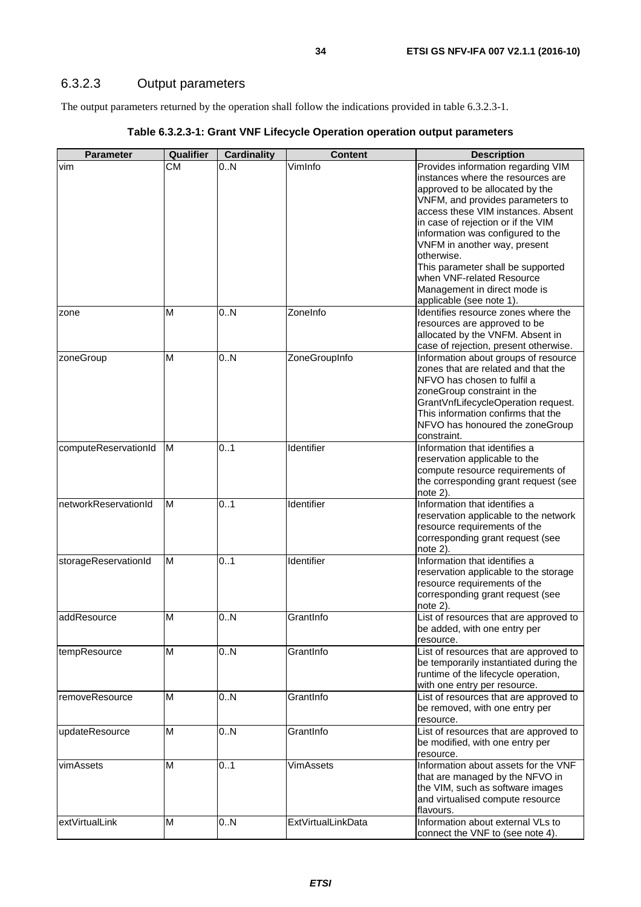### 6.3.2.3 Output parameters

The output parameters returned by the operation shall follow the indications provided in table 6.3.2.3-1.

**Table 6.3.2.3-1: Grant VNF Lifecycle Operation operation output parameters**

| Parameter | Qualifier | Cardinality | Content | Description |
|---|---|---|---|---|
| vim | CM | 0..N | VimInfo | Provides information regarding VIM instances where the resources are approved to be allocated by the VNFM, and provides parameters to access these VIM instances. Absent in case of rejection or if the VIM information was configured to the VNFM in another way, present otherwise. This parameter shall be supported when VNF-related Resource Management in direct mode is applicable (see note 1). |
| zone | M | 0..N | ZoneInfo | Identifies resource zones where the resources are approved to be allocated by the VNFM. Absent in case of rejection, present otherwise. |
| zoneGroup | M | 0..N | ZoneGroupInfo | Information about groups of resource zones that are related and that the NFVO has chosen to fulfil a zoneGroup constraint in the GrantVnfLifecycleOperation request. This information confirms that the NFVO has honoured the zoneGroup constraint. |
| computeReservationId | M | 0..1 | Identifier | Information that identifies a reservation applicable to the compute resource requirements of the corresponding grant request (see note 2). |
| networkReservationId | M | 0..1 | Identifier | Information that identifies a reservation applicable to the network resource requirements of the corresponding grant request (see note 2). |
| storageReservationId | M | 0..1 | Identifier | Information that identifies a reservation applicable to the storage resource requirements of the corresponding grant request (see note 2). |
| addResource | M | 0..N | GrantInfo | List of resources that are approved to be added, with one entry per resource. |
| tempResource | M | 0..N | GrantInfo | List of resources that are approved to be temporarily instantiated during the runtime of the lifecycle operation, with one entry per resource. |
| removeResource | M | 0..N | GrantInfo | List of resources that are approved to be removed, with one entry per resource. |
| updateResource | M | 0..N | GrantInfo | List of resources that are approved to be modified, with one entry per resource. |
| vimAssets | M | 0..1 | VimAssets | Information about assets for the VNF that are managed by the NFVO in the VIM, such as software images and virtualised compute resource flavours. |
| extVirtualLink | M | 0..N | ExtVirtualLinkData | Information about external VLs to connect the VNF to (see note 4). |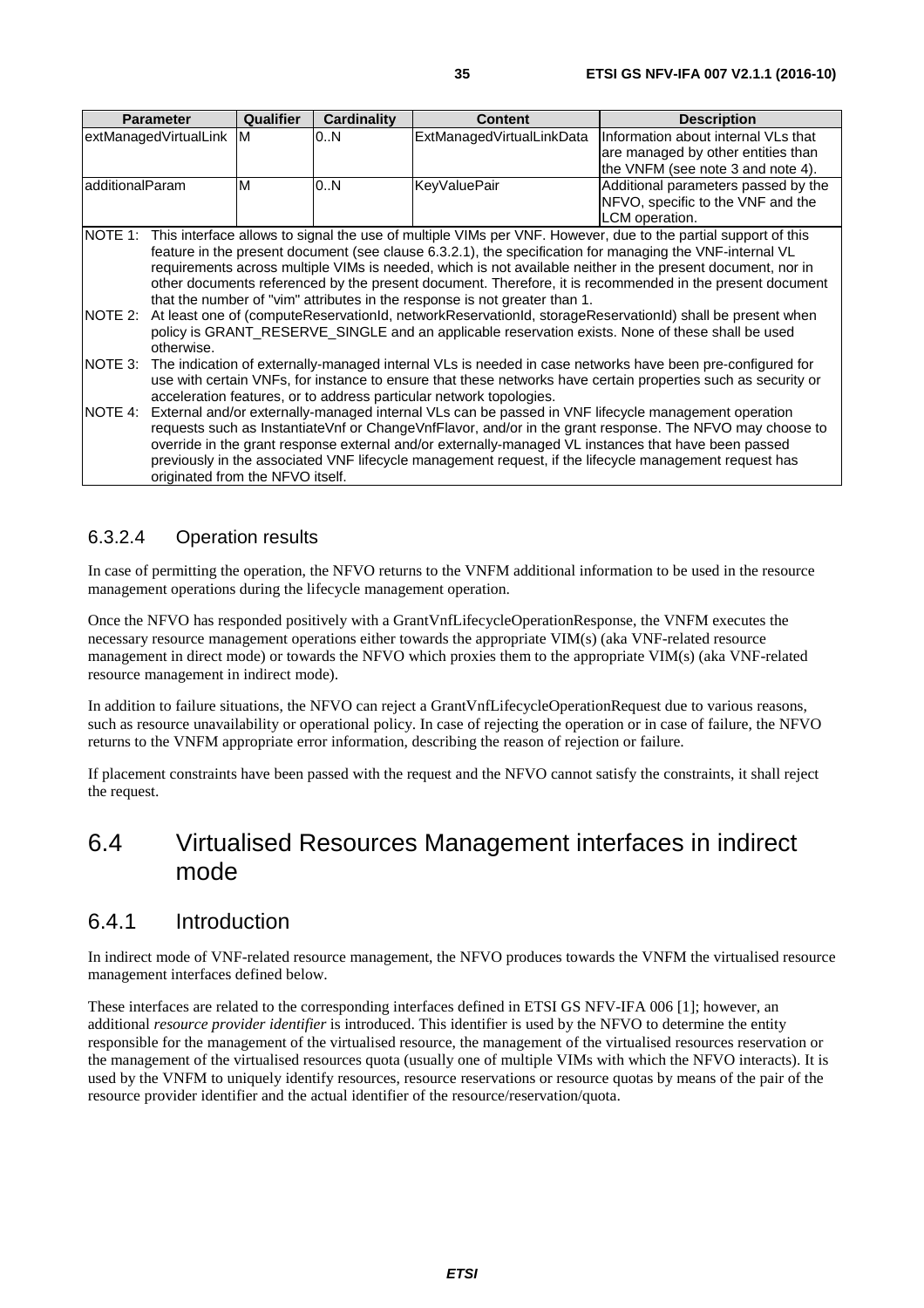| Parameter | Qualifier | Cardinality | Content | Description |
| --- | --- | --- | --- | --- |
| extManagedVirtualLink | M | 0..N | ExtManagedVirtualLinkData | Information about internal VLs that are managed by other entities than the VNFM (see note 3 and note 4). |
| additionalParam | M | 0..N | KeyValuePair | Additional parameters passed by the NFVO, specific to the VNF and the LCM operation. |
| NOTE 1: This interface allows to signal the use of multiple VIMs per VNF. However, due to the partial support of this feature in the present document (see clause 6.3.2.1), the specification for managing the VNF-internal VL requirements across multiple VIMs is needed, which is not available neither in the present document, nor in other documents referenced by the present document. Therefore, it is recommended in the present document that the number of "vim" attributes in the response is not greater than 1. | | | | |
| NOTE 2: At least one of (computeReservationId, networkReservationId, storageReservationId) shall be present when policy is GRANT_RESERVE_SINGLE and an applicable reservation exists. None of these shall be used otherwise. | | | | |
| NOTE 3: The indication of externally-managed internal VLs is needed in case networks have been pre-configured for use with certain VNFs, for instance to ensure that these networks have certain properties such as security or acceleration features, or to address particular network topologies. | | | | |
| NOTE 4: External and/or externally-managed internal VLs can be passed in VNF lifecycle management operation requests such as InstantiateVnf or ChangeVnfFlavor, and/or in the grant response. The NFVO may choose to override in the grant response external and/or externally-managed VL instances that have been passed previously in the associated VNF lifecycle management request, if the lifecycle management request has originated from the NFVO itself. | | | | |

### 6.3.2.4 Operation results

In case of permitting the operation, the NFVO returns to the VNFM additional information to be used in the resource management operations during the lifecycle management operation.

Once the NFVO has responded positively with a GrantVnfLifecycleOperationResponse, the VNFM executes the necessary resource management operations either towards the appropriate VIM(s) (aka VNF-related resource management in direct mode) or towards the NFVO which proxies them to the appropriate VIM(s) (aka VNF-related resource management in indirect mode).

In addition to failure situations, the NFVO can reject a GrantVnfLifecycleOperationRequest due to various reasons, such as resource unavailability or operational policy. In case of rejecting the operation or in case of failure, the NFVO returns to the VNFM appropriate error information, describing the reason of rejection or failure.

If placement constraints have been passed with the request and the NFVO cannot satisfy the constraints, it shall reject the request.

# 6.4 Virtualised Resources Management interfaces in indirect mode

## 6.4.1 Introduction

In indirect mode of VNF-related resource management, the NFVO produces towards the VNFM the virtualised resource management interfaces defined below.

These interfaces are related to the corresponding interfaces defined in ETSI GS NFV-IFA 006 [1]; however, an additional *resource provider identifier* is introduced. This identifier is used by the NFVO to determine the entity responsible for the management of the virtualised resource, the management of the virtualised resources reservation or the management of the virtualised resources quota (usually one of multiple VIMs with which the NFVO interacts). It is used by the VNFM to uniquely identify resources, resource reservations or resource quotas by means of the pair of the resource provider identifier and the actual identifier of the resource/reservation/quota.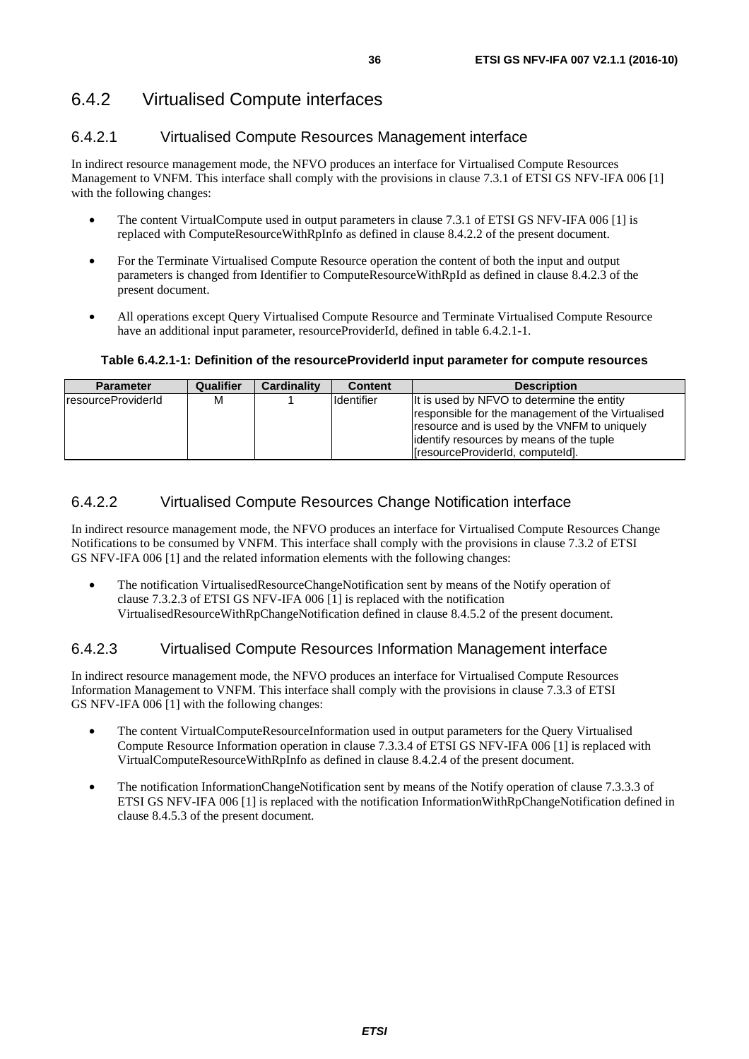### 6.4.2 Virtualised Compute interfaces

#### 6.4.2.1 Virtualised Compute Resources Management interface

In indirect resource management mode, the NFVO produces an interface for Virtualised Compute Resources Management to VNFM. This interface shall comply with the provisions in clause 7.3.1 of ETSI GS NFV-IFA 006 [1] with the following changes:

- The content VirtualCompute used in output parameters in clause 7.3.1 of ETSI GS NFV-IFA 006 [1] is replaced with ComputeResourceWithRpInfo as defined in clause 8.4.2.2 of the present document.
- For the Terminate Virtualised Compute Resource operation the content of both the input and output parameters is changed from Identifier to ComputeResourceWithRpId as defined in clause 8.4.2.3 of the present document.
- All operations except Query Virtualised Compute Resource and Terminate Virtualised Compute Resource have an additional input parameter, resourceProviderId, defined in table 6.4.2.1-1.

**Table 6.4.2.1-1: Definition of the resourceProviderId input parameter for compute resources**

| Parameter | Qualifier | Cardinality | Content | Description |
|---|---|---|---|---|
| resourceProviderId | M | 1 | Identifier | It is used by NFVO to determine the entity responsible for the management of the Virtualised resource and is used by the VNFM to uniquely identify resources by means of the tuple [resourceProviderId, computeId]. |

#### 6.4.2.2 Virtualised Compute Resources Change Notification interface

In indirect resource management mode, the NFVO produces an interface for Virtualised Compute Resources Change Notifications to be consumed by VNFM. This interface shall comply with the provisions in clause 7.3.2 of ETSI GS NFV-IFA 006 [1] and the related information elements with the following changes:

- The notification VirtualisedResourceChangeNotification sent by means of the Notify operation of clause 7.3.2.3 of ETSI GS NFV-IFA 006 [1] is replaced with the notification VirtualisedResourceWithRpChangeNotification defined in clause 8.4.5.2 of the present document.

#### 6.4.2.3 Virtualised Compute Resources Information Management interface

In indirect resource management mode, the NFVO produces an interface for Virtualised Compute Resources Information Management to VNFM. This interface shall comply with the provisions in clause 7.3.3 of ETSI GS NFV-IFA 006 [1] with the following changes:

- The content VirtualComputeResourceInformation used in output parameters for the Query Virtualised Compute Resource Information operation in clause 7.3.3.4 of ETSI GS NFV-IFA 006 [1] is replaced with VirtualComputeResourceWithRpInfo as defined in clause 8.4.2.4 of the present document.
- The notification InformationChangeNotification sent by means of the Notify operation of clause 7.3.3.3 of ETSI GS NFV-IFA 006 [1] is replaced with the notification InformationWithRpChangeNotification defined in clause 8.4.5.3 of the present document.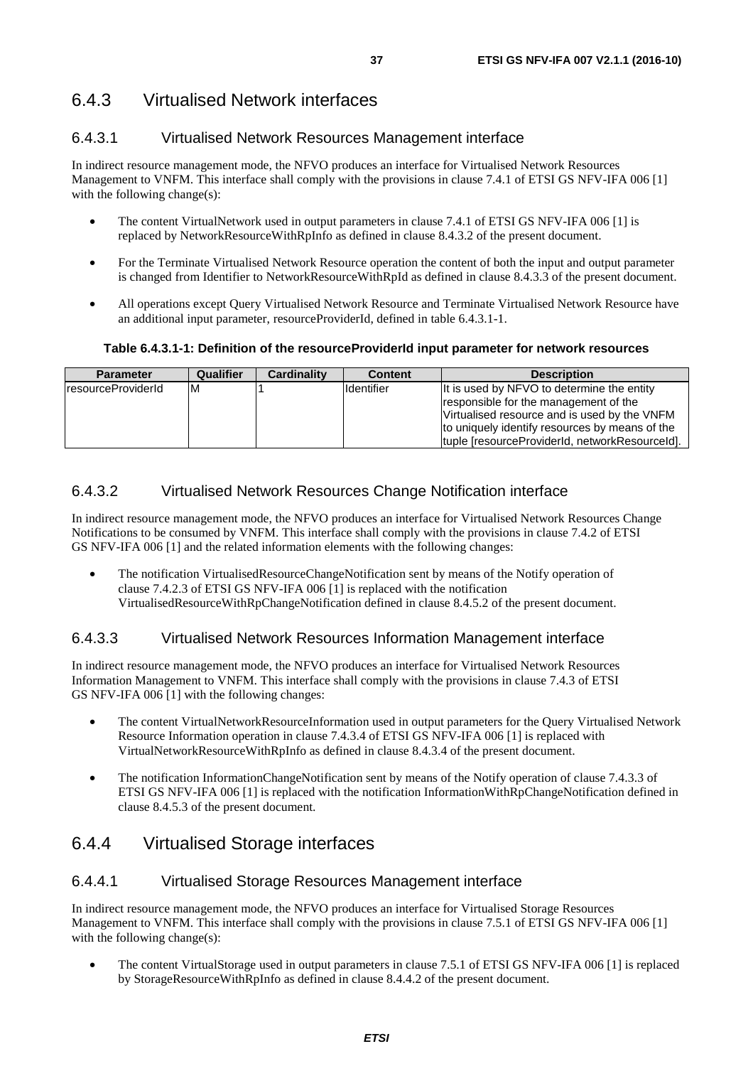### 6.4.3 Virtualised Network interfaces

#### 6.4.3.1 Virtualised Network Resources Management interface

In indirect resource management mode, the NFVO produces an interface for Virtualised Network Resources Management to VNFM. This interface shall comply with the provisions in clause 7.4.1 of ETSI GS NFV-IFA 006 [1] with the following change(s):

- The content VirtualNetwork used in output parameters in clause 7.4.1 of ETSI GS NFV-IFA 006 [1] is replaced by NetworkResourceWithRpInfo as defined in clause 8.4.3.2 of the present document.
- For the Terminate Virtualised Network Resource operation the content of both the input and output parameter is changed from Identifier to NetworkResourceWithRpId as defined in clause 8.4.3.3 of the present document.
- All operations except Query Virtualised Network Resource and Terminate Virtualised Network Resource have an additional input parameter, resourceProviderId, defined in table 6.4.3.1-1.

**Table 6.4.3.1-1: Definition of the resourceProviderId input parameter for network resources**

| Parameter | Qualifier | Cardinality | Content | Description |
|---|---|---|---|---|
| resourceProviderId | M | 1 | Identifier | It is used by NFVO to determine the entity responsible for the management of the Virtualised resource and is used by the VNFM to uniquely identify resources by means of the tuple [resourceProviderId, networkResourceId]. |

#### 6.4.3.2 Virtualised Network Resources Change Notification interface

In indirect resource management mode, the NFVO produces an interface for Virtualised Network Resources Change Notifications to be consumed by VNFM. This interface shall comply with the provisions in clause 7.4.2 of ETSI GS NFV-IFA 006 [1] and the related information elements with the following changes:

- The notification VirtualisedResourceChangeNotification sent by means of the Notify operation of clause 7.4.2.3 of ETSI GS NFV-IFA 006 [1] is replaced with the notification VirtualisedResourceWithRpChangeNotification defined in clause 8.4.5.2 of the present document.

#### 6.4.3.3 Virtualised Network Resources Information Management interface

In indirect resource management mode, the NFVO produces an interface for Virtualised Network Resources Information Management to VNFM. This interface shall comply with the provisions in clause 7.4.3 of ETSI GS NFV-IFA 006 [1] with the following changes:

- The content VirtualNetworkResourceInformation used in output parameters for the Query Virtualised Network Resource Information operation in clause 7.4.3.4 of ETSI GS NFV-IFA 006 [1] is replaced with VirtualNetworkResourceWithRpInfo as defined in clause 8.4.3.4 of the present document.
- The notification InformationChangeNotification sent by means of the Notify operation of clause 7.4.3.3 of ETSI GS NFV-IFA 006 [1] is replaced with the notification InformationWithRpChangeNotification defined in clause 8.4.5.3 of the present document.

### 6.4.4 Virtualised Storage interfaces

#### 6.4.4.1 Virtualised Storage Resources Management interface

In indirect resource management mode, the NFVO produces an interface for Virtualised Storage Resources Management to VNFM. This interface shall comply with the provisions in clause 7.5.1 of ETSI GS NFV-IFA 006 [1] with the following change(s):

- The content VirtualStorage used in output parameters in clause 7.5.1 of ETSI GS NFV-IFA 006 [1] is replaced by StorageResourceWithRpInfo as defined in clause 8.4.4.2 of the present document.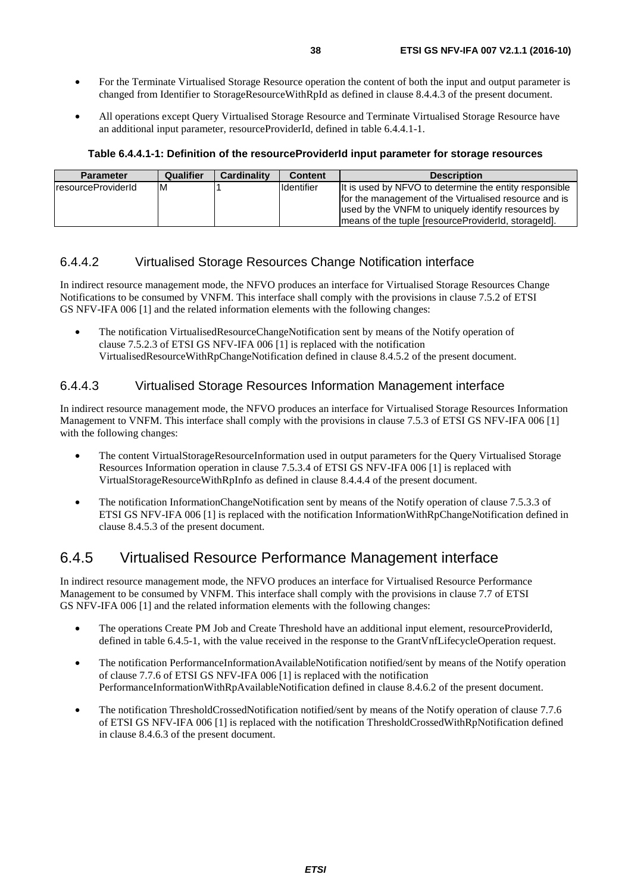- For the Terminate Virtualised Storage Resource operation the content of both the input and output parameter is changed from Identifier to StorageResourceWithRpId as defined in clause 8.4.4.3 of the present document.
- All operations except Query Virtualised Storage Resource and Terminate Virtualised Storage Resource have an additional input parameter, resourceProviderId, defined in table 6.4.4.1-1.

**Table 6.4.4.1-1: Definition of the resourceProviderId input parameter for storage resources**

| Parameter | Qualifier | Cardinality | Content | Description |
|---|---|---|---|---|
| resourceProviderId | M | 1 | Identifier | It is used by NFVO to determine the entity responsible for the management of the Virtualised resource and is used by the VNFM to uniquely identify resources by means of the tuple [resourceProviderId, storageId]. |

### 6.4.4.2 Virtualised Storage Resources Change Notification interface

In indirect resource management mode, the NFVO produces an interface for Virtualised Storage Resources Change Notifications to be consumed by VNFM. This interface shall comply with the provisions in clause 7.5.2 of ETSI GS NFV-IFA 006 [1] and the related information elements with the following changes:

- The notification VirtualisedResourceChangeNotification sent by means of the Notify operation of clause 7.5.2.3 of ETSI GS NFV-IFA 006 [1] is replaced with the notification VirtualisedResourceWithRpChangeNotification defined in clause 8.4.5.2 of the present document.

### 6.4.4.3 Virtualised Storage Resources Information Management interface

In indirect resource management mode, the NFVO produces an interface for Virtualised Storage Resources Information Management to VNFM. This interface shall comply with the provisions in clause 7.5.3 of ETSI GS NFV-IFA 006 [1] with the following changes:

- The content VirtualStorageResourceInformation used in output parameters for the Query Virtualised Storage Resources Information operation in clause 7.5.3.4 of ETSI GS NFV-IFA 006 [1] is replaced with VirtualStorageResourceWithRpInfo as defined in clause 8.4.4.4 of the present document.
- The notification InformationChangeNotification sent by means of the Notify operation of clause 7.5.3.3 of ETSI GS NFV-IFA 006 [1] is replaced with the notification InformationWithRpChangeNotification defined in clause 8.4.5.3 of the present document.

## 6.4.5 Virtualised Resource Performance Management interface

In indirect resource management mode, the NFVO produces an interface for Virtualised Resource Performance Management to be consumed by VNFM. This interface shall comply with the provisions in clause 7.7 of ETSI GS NFV-IFA 006 [1] and the related information elements with the following changes:

- The operations Create PM Job and Create Threshold have an additional input element, resourceProviderId, defined in table 6.4.5-1, with the value received in the response to the GrantVnfLifecycleOperation request.
- The notification PerformanceInformationAvailableNotification notified/sent by means of the Notify operation of clause 7.7.6 of ETSI GS NFV-IFA 006 [1] is replaced with the notification PerformanceInformationWithRpAvailableNotification defined in clause 8.4.6.2 of the present document.
- The notification ThresholdCrossedNotification notified/sent by means of the Notify operation of clause 7.7.6 of ETSI GS NFV-IFA 006 [1] is replaced with the notification ThresholdCrossedWithRpNotification defined in clause 8.4.6.3 of the present document.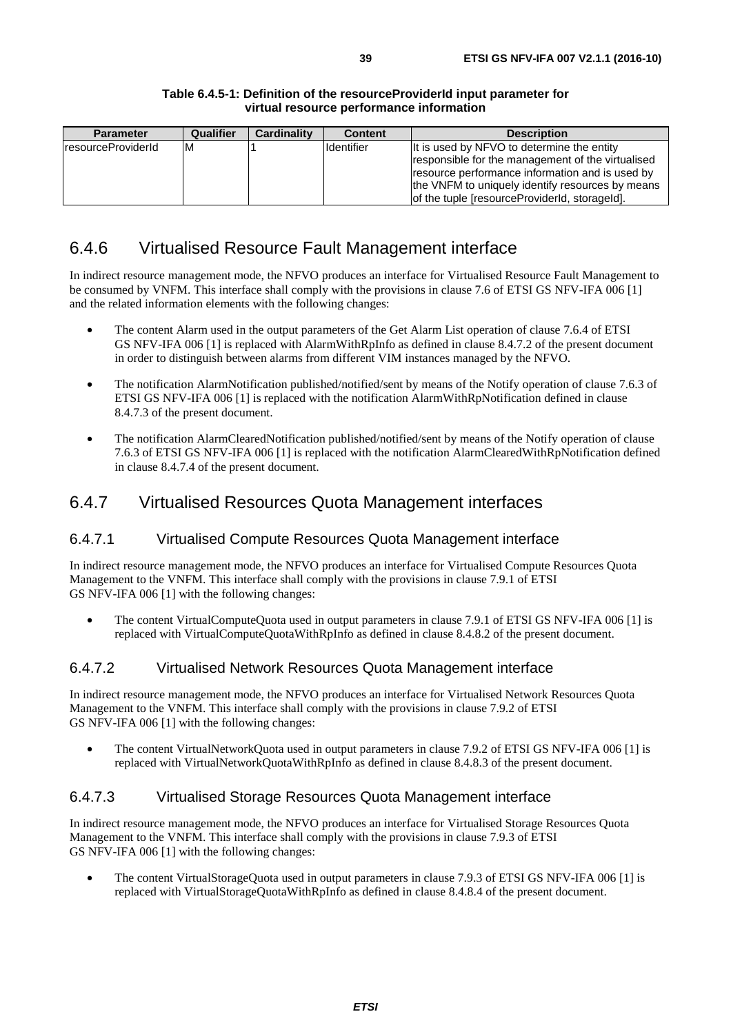**Table 6.4.5-1: Definition of the resourceProviderId input parameter for virtual resource performance information**

| Parameter | Qualifier | Cardinality | Content | Description |
| --- | --- | --- | --- | --- |
| resourceProviderId | M | 1 | Identifier | It is used by NFVO to determine the entity responsible for the management of the virtualised resource performance information and is used by the VNFM to uniquely identify resources by means of the tuple [resourceProviderId, storageId]. |

## 6.4.6 Virtualised Resource Fault Management interface

In indirect resource management mode, the NFVO produces an interface for Virtualised Resource Fault Management to be consumed by VNFM. This interface shall comply with the provisions in clause 7.6 of ETSI GS NFV-IFA 006 [1] and the related information elements with the following changes:

- The content Alarm used in the output parameters of the Get Alarm List operation of clause 7.6.4 of ETSI GS NFV-IFA 006 [1] is replaced with AlarmWithRpInfo as defined in clause 8.4.7.2 of the present document in order to distinguish between alarms from different VIM instances managed by the NFVO.
- The notification AlarmNotification published/notified/sent by means of the Notify operation of clause 7.6.3 of ETSI GS NFV-IFA 006 [1] is replaced with the notification AlarmWithRpNotification defined in clause 8.4.7.3 of the present document.
- The notification AlarmClearedNotification published/notified/sent by means of the Notify operation of clause 7.6.3 of ETSI GS NFV-IFA 006 [1] is replaced with the notification AlarmClearedWithRpNotification defined in clause 8.4.7.4 of the present document.

## 6.4.7 Virtualised Resources Quota Management interfaces

### 6.4.7.1 Virtualised Compute Resources Quota Management interface

In indirect resource management mode, the NFVO produces an interface for Virtualised Compute Resources Quota Management to the VNFM. This interface shall comply with the provisions in clause 7.9.1 of ETSI GS NFV-IFA 006 [1] with the following changes:

- The content VirtualComputeQuota used in output parameters in clause 7.9.1 of ETSI GS NFV-IFA 006 [1] is replaced with VirtualComputeQuotaWithRpInfo as defined in clause 8.4.8.2 of the present document.

### 6.4.7.2 Virtualised Network Resources Quota Management interface

In indirect resource management mode, the NFVO produces an interface for Virtualised Network Resources Quota Management to the VNFM. This interface shall comply with the provisions in clause 7.9.2 of ETSI GS NFV-IFA 006 [1] with the following changes:

- The content VirtualNetworkQuota used in output parameters in clause 7.9.2 of ETSI GS NFV-IFA 006 [1] is replaced with VirtualNetworkQuotaWithRpInfo as defined in clause 8.4.8.3 of the present document.

### 6.4.7.3 Virtualised Storage Resources Quota Management interface

In indirect resource management mode, the NFVO produces an interface for Virtualised Storage Resources Quota Management to the VNFM. This interface shall comply with the provisions in clause 7.9.3 of ETSI GS NFV-IFA 006 [1] with the following changes:

- The content VirtualStorageQuota used in output parameters in clause 7.9.3 of ETSI GS NFV-IFA 006 [1] is replaced with VirtualStorageQuotaWithRpInfo as defined in clause 8.4.8.4 of the present document.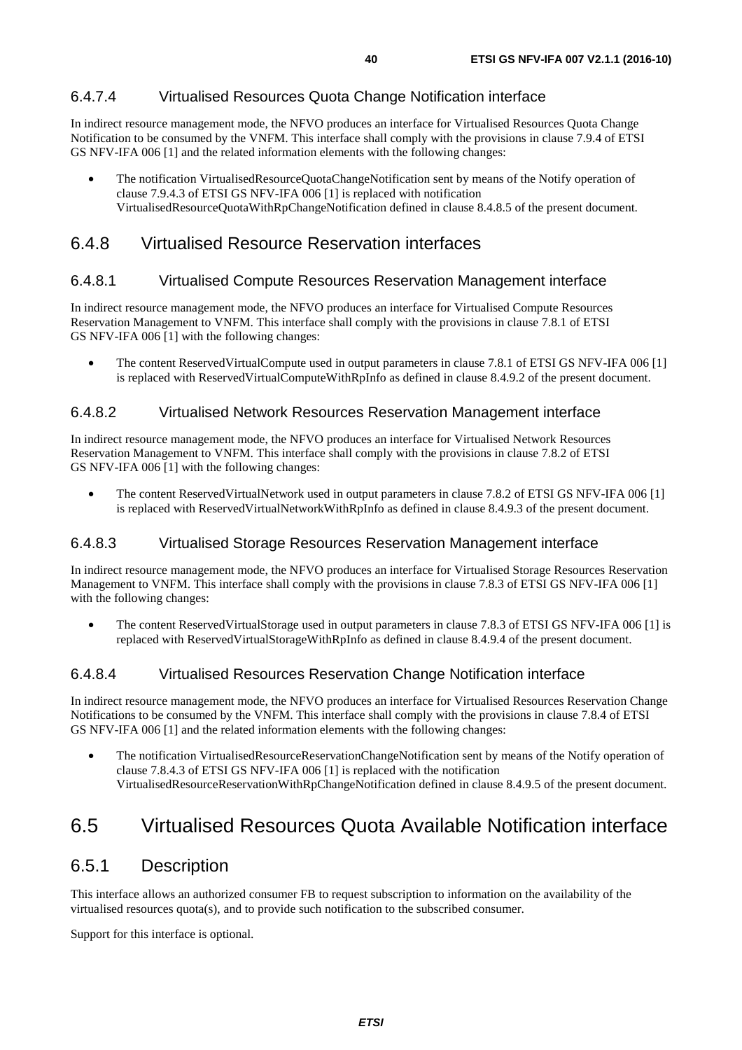#### 6.4.7.4 Virtualised Resources Quota Change Notification interface

In indirect resource management mode, the NFVO produces an interface for Virtualised Resources Quota Change Notification to be consumed by the VNFM. This interface shall comply with the provisions in clause 7.9.4 of ETSI GS NFV-IFA 006 [1] and the related information elements with the following changes:

- The notification VirtualisedResourceQuotaChangeNotification sent by means of the Notify operation of clause 7.9.4.3 of ETSI GS NFV-IFA 006 [1] is replaced with notification VirtualisedResourceQuotaWithRpChangeNotification defined in clause 8.4.8.5 of the present document.

### 6.4.8 Virtualised Resource Reservation interfaces

#### 6.4.8.1 Virtualised Compute Resources Reservation Management interface

In indirect resource management mode, the NFVO produces an interface for Virtualised Compute Resources Reservation Management to VNFM. This interface shall comply with the provisions in clause 7.8.1 of ETSI GS NFV-IFA 006 [1] with the following changes:

- The content ReservedVirtualCompute used in output parameters in clause 7.8.1 of ETSI GS NFV-IFA 006 [1] is replaced with ReservedVirtualComputeWithRpInfo as defined in clause 8.4.9.2 of the present document.

#### 6.4.8.2 Virtualised Network Resources Reservation Management interface

In indirect resource management mode, the NFVO produces an interface for Virtualised Network Resources Reservation Management to VNFM. This interface shall comply with the provisions in clause 7.8.2 of ETSI GS NFV-IFA 006 [1] with the following changes:

- The content ReservedVirtualNetwork used in output parameters in clause 7.8.2 of ETSI GS NFV-IFA 006 [1] is replaced with ReservedVirtualNetworkWithRpInfo as defined in clause 8.4.9.3 of the present document.

#### 6.4.8.3 Virtualised Storage Resources Reservation Management interface

In indirect resource management mode, the NFVO produces an interface for Virtualised Storage Resources Reservation Management to VNFM. This interface shall comply with the provisions in clause 7.8.3 of ETSI GS NFV-IFA 006 [1] with the following changes:

- The content ReservedVirtualStorage used in output parameters in clause 7.8.3 of ETSI GS NFV-IFA 006 [1] is replaced with ReservedVirtualStorageWithRpInfo as defined in clause 8.4.9.4 of the present document.

#### 6.4.8.4 Virtualised Resources Reservation Change Notification interface

In indirect resource management mode, the NFVO produces an interface for Virtualised Resources Reservation Change Notifications to be consumed by the VNFM. This interface shall comply with the provisions in clause 7.8.4 of ETSI GS NFV-IFA 006 [1] and the related information elements with the following changes:

- The notification VirtualisedResourceReservationChangeNotification sent by means of the Notify operation of clause 7.8.4.3 of ETSI GS NFV-IFA 006 [1] is replaced with the notification VirtualisedResourceReservationWithRpChangeNotification defined in clause 8.4.9.5 of the present document.

## 6.5 Virtualised Resources Quota Available Notification interface

### 6.5.1 Description

This interface allows an authorized consumer FB to request subscription to information on the availability of the virtualised resources quota(s), and to provide such notification to the subscribed consumer.

Support for this interface is optional.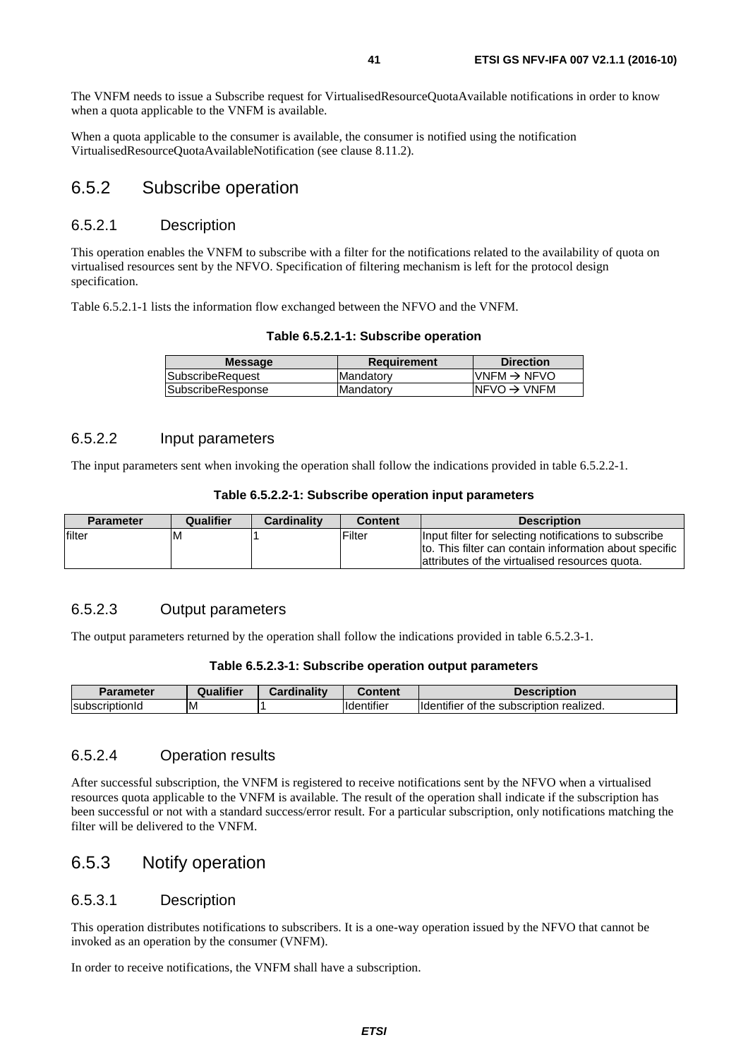The VNFM needs to issue a Subscribe request for VirtualisedResourceQuotaAvailable notifications in order to know when a quota applicable to the VNFM is available.

When a quota applicable to the consumer is available, the consumer is notified using the notification VirtualisedResourceQuotaAvailableNotification (see clause 8.11.2).

## 6.5.2 Subscribe operation

### 6.5.2.1 Description

This operation enables the VNFM to subscribe with a filter for the notifications related to the availability of quota on virtualised resources sent by the NFVO. Specification of filtering mechanism is left for the protocol design specification.

Table 6.5.2.1-1 lists the information flow exchanged between the NFVO and the VNFM.

**Table 6.5.2.1-1: Subscribe operation**

| Message | Requirement | Direction |
|---|---|---|
| SubscribeRequest | Mandatory | VNFM → NFVO |
| SubscribeResponse | Mandatory | NFVO → VNFM |

### 6.5.2.2 Input parameters

The input parameters sent when invoking the operation shall follow the indications provided in table 6.5.2.2-1.

**Table 6.5.2.2-1: Subscribe operation input parameters**

| Parameter | Qualifier | Cardinality | Content | Description |
|---|---|---|---|---|
| filter | M | 1 | Filter | Input filter for selecting notifications to subscribe to. This filter can contain information about specific attributes of the virtualised resources quota. |

### 6.5.2.3 Output parameters

The output parameters returned by the operation shall follow the indications provided in table 6.5.2.3-1.

**Table 6.5.2.3-1: Subscribe operation output parameters**

| Parameter | Qualifier | Cardinality | Content | Description |
|---|---|---|---|---|
| subscriptionId | M | 1 | Identifier | Identifier of the subscription realized. |

### 6.5.2.4 Operation results

After successful subscription, the VNFM is registered to receive notifications sent by the NFVO when a virtualised resources quota applicable to the VNFM is available. The result of the operation shall indicate if the subscription has been successful or not with a standard success/error result. For a particular subscription, only notifications matching the filter will be delivered to the VNFM.

## 6.5.3 Notify operation

### 6.5.3.1 Description

This operation distributes notifications to subscribers. It is a one-way operation issued by the NFVO that cannot be invoked as an operation by the consumer (VNFM).

In order to receive notifications, the VNFM shall have a subscription.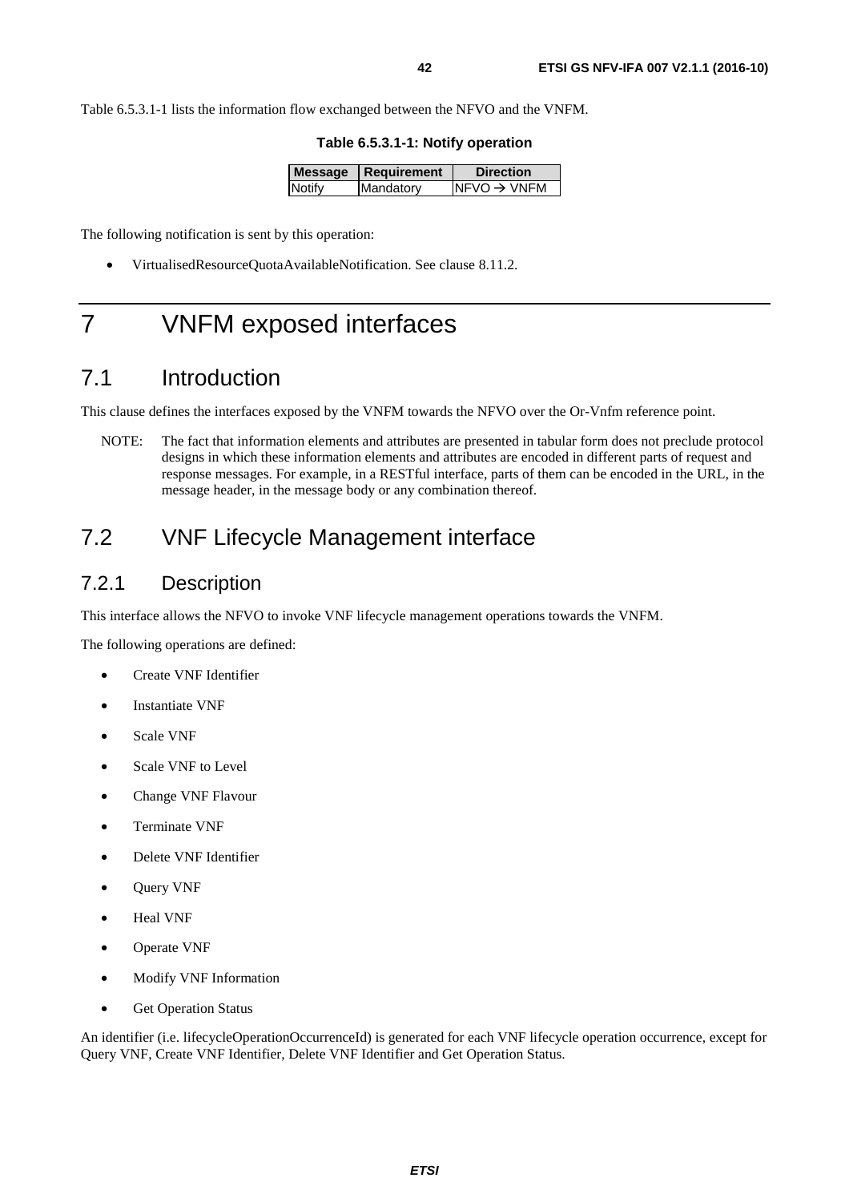Table 6.5.3.1-1 lists the information flow exchanged between the NFVO and the VNFM.

**Table 6.5.3.1-1: Notify operation**

| Message | Requirement | Direction |
| --- | --- | --- |
| Notify | Mandatory | NFVO → VNFM |

The following notification is sent by this operation:

- VirtualisedResourceQuotaAvailableNotification. See clause 8.11.2.

# 7 VNFM exposed interfaces

## 7.1 Introduction

This clause defines the interfaces exposed by the VNFM towards the NFVO over the Or-Vnfm reference point.

NOTE: The fact that information elements and attributes are presented in tabular form does not preclude protocol designs in which these information elements and attributes are encoded in different parts of request and response messages. For example, in a RESTful interface, parts of them can be encoded in the URL, in the message header, in the message body or any combination thereof.

## 7.2 VNF Lifecycle Management interface

### 7.2.1 Description

This interface allows the NFVO to invoke VNF lifecycle management operations towards the VNFM.

The following operations are defined:

- Create VNF Identifier
- Instantiate VNF
- Scale VNF
- Scale VNF to Level
- Change VNF Flavour
- Terminate VNF
- Delete VNF Identifier
- Query VNF
- Heal VNF
- Operate VNF
- Modify VNF Information
- Get Operation Status

An identifier (i.e. lifecycleOperationOccurrenceId) is generated for each VNF lifecycle operation occurrence, except for Query VNF, Create VNF Identifier, Delete VNF Identifier and Get Operation Status.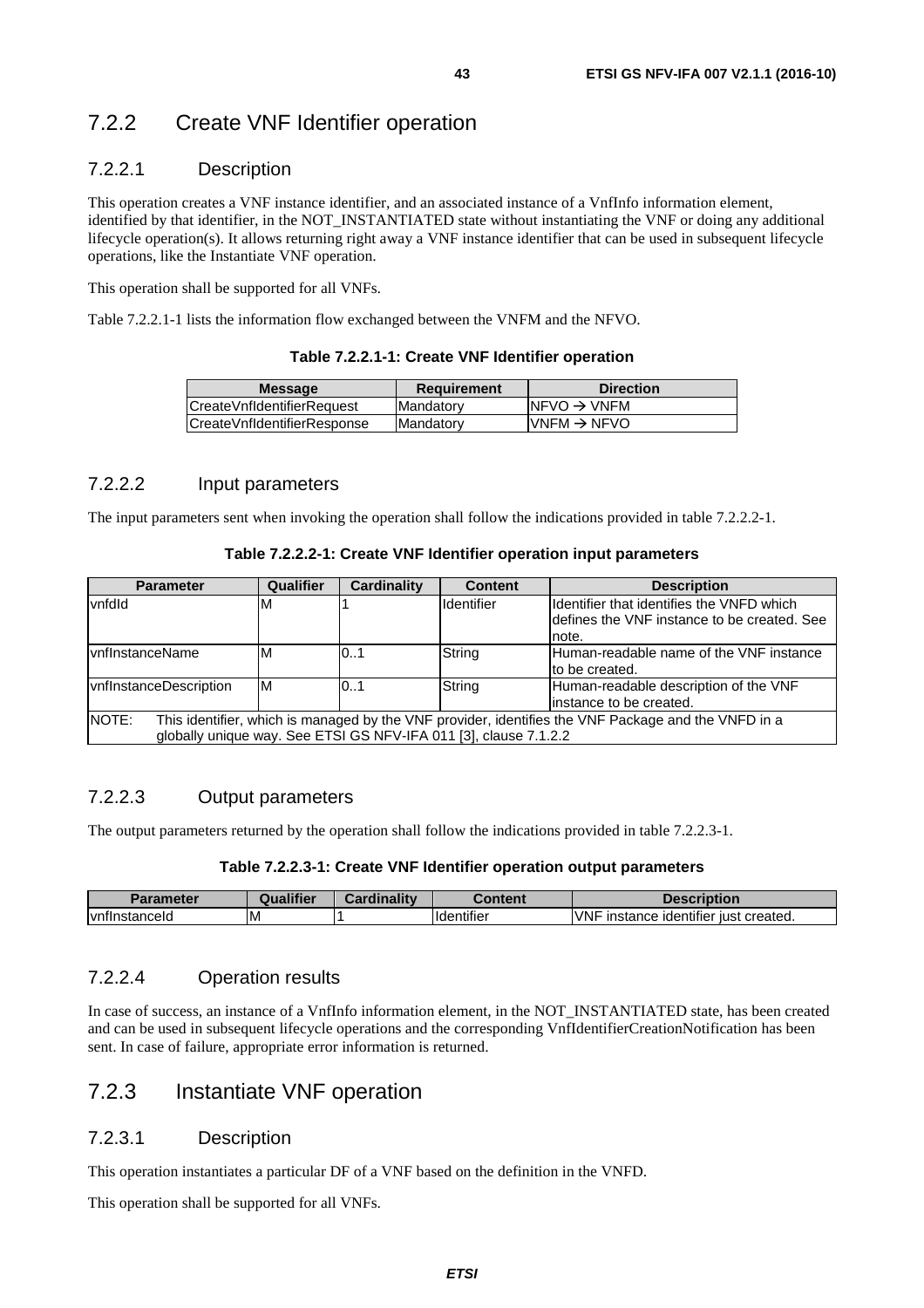## 7.2.2 Create VNF Identifier operation

### 7.2.2.1 Description

This operation creates a VNF instance identifier, and an associated instance of a VnfInfo information element, identified by that identifier, in the NOT_INSTANTIATED state without instantiating the VNF or doing any additional lifecycle operation(s). It allows returning right away a VNF instance identifier that can be used in subsequent lifecycle operations, like the Instantiate VNF operation.

This operation shall be supported for all VNFs.

Table 7.2.2.1-1 lists the information flow exchanged between the VNFM and the NFVO.

**Table 7.2.2.1-1: Create VNF Identifier operation**

| Message | Requirement | Direction |
|---|---|---|
| CreateVnfIdentifierRequest | Mandatory | NFVO → VNFM |
| CreateVnfIdentifierResponse | Mandatory | VNFM → NFVO |

### 7.2.2.2 Input parameters

The input parameters sent when invoking the operation shall follow the indications provided in table 7.2.2.2-1.

**Table 7.2.2.2-1: Create VNF Identifier operation input parameters**

| Parameter | Qualifier | Cardinality | Content | Description |
|---|---|---|---|---|
| vnfdId | M | 1 | Identifier | Identifier that identifies the VNFD which defines the VNF instance to be created. See note. |
| vnfInstanceName | M | 0..1 | String | Human-readable name of the VNF instance to be created. |
| vnfInstanceDescription | M | 0..1 | String | Human-readable description of the VNF instance to be created. |
| NOTE: This identifier, which is managed by the VNF provider, identifies the VNF Package and the VNFD in a globally unique way. See ETSI GS NFV-IFA 011 [3], clause 7.1.2.2 | | | | |

### 7.2.2.3 Output parameters

The output parameters returned by the operation shall follow the indications provided in table 7.2.2.3-1.

**Table 7.2.2.3-1: Create VNF Identifier operation output parameters**

| Parameter | Qualifier | Cardinality | Content | Description |
|---|---|---|---|---|
| vnfInstanceId | M | 1 | Identifier | VNF instance identifier just created. |

### 7.2.2.4 Operation results

In case of success, an instance of a VnfInfo information element, in the NOT_INSTANTIATED state, has been created and can be used in subsequent lifecycle operations and the corresponding VnfIdentifierCreationNotification has been sent. In case of failure, appropriate error information is returned.

## 7.2.3 Instantiate VNF operation

### 7.2.3.1 Description

This operation instantiates a particular DF of a VNF based on the definition in the VNFD.

This operation shall be supported for all VNFs.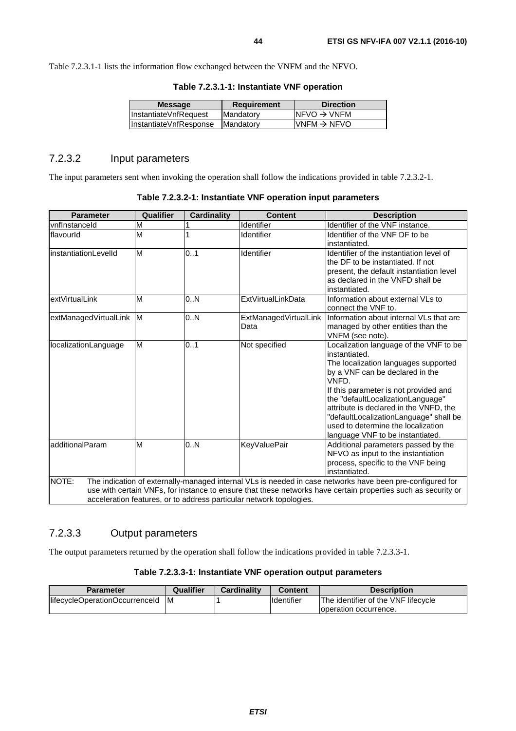Table 7.2.3.1-1 lists the information flow exchanged between the VNFM and the NFVO.

**Table 7.2.3.1-1: Instantiate VNF operation**

| Message | Requirement | Direction |
| --- | --- | --- |
| InstantiateVnfRequest | Mandatory | NFVO → VNFM |
| InstantiateVnfResponse | Mandatory | VNFM → NFVO |

### 7.2.3.2 Input parameters

The input parameters sent when invoking the operation shall follow the indications provided in table 7.2.3.2-1.

**Table 7.2.3.2-1: Instantiate VNF operation input parameters**

| Parameter | Qualifier | Cardinality | Content | Description |
| --- | --- | --- | --- | --- |
| vnfInstanceId | M | 1 | Identifier | Identifier of the VNF instance. |
| flavourId | M | 1 | Identifier | Identifier of the VNF DF to be instantiated. |
| instantiationLevelId | M | 0..1 | Identifier | Identifier of the instantiation level of the DF to be instantiated. If not present, the default instantiation level as declared in the VNFD shall be instantiated. |
| extVirtualLink | M | 0..N | ExtVirtualLinkData | Information about external VLs to connect the VNF to. |
| extManagedVirtualLink | M | 0..N | ExtManagedVirtualLinkData | Information about internal VLs that are managed by other entities than the VNFM (see note). |
| localizationLanguage | M | 0..1 | Not specified | Localization language of the VNF to be instantiated. The localization languages supported by a VNF can be declared in the VNFD. If this parameter is not provided and the "defaultLocalizationLanguage" attribute is declared in the VNFD, the "defaultLocalizationLanguage" shall be used to determine the localization language VNF to be instantiated. |
| additionalParam | M | 0..N | KeyValuePair | Additional parameters passed by the NFVO as input to the instantiation process, specific to the VNF being instantiated. |
| NOTE: The indication of externally-managed internal VLs is needed in case networks have been pre-configured for use with certain VNFs, for instance to ensure that these networks have certain properties such as security or acceleration features, or to address particular network topologies. | | | | |

### 7.2.3.3 Output parameters

The output parameters returned by the operation shall follow the indications provided in table 7.2.3.3-1.

**Table 7.2.3.3-1: Instantiate VNF operation output parameters**

| Parameter | Qualifier | Cardinality | Content | Description |
| --- | --- | --- | --- | --- |
| lifecycleOperationOccurrenceId | M | 1 | Identifier | The identifier of the VNF lifecycle operation occurrence. |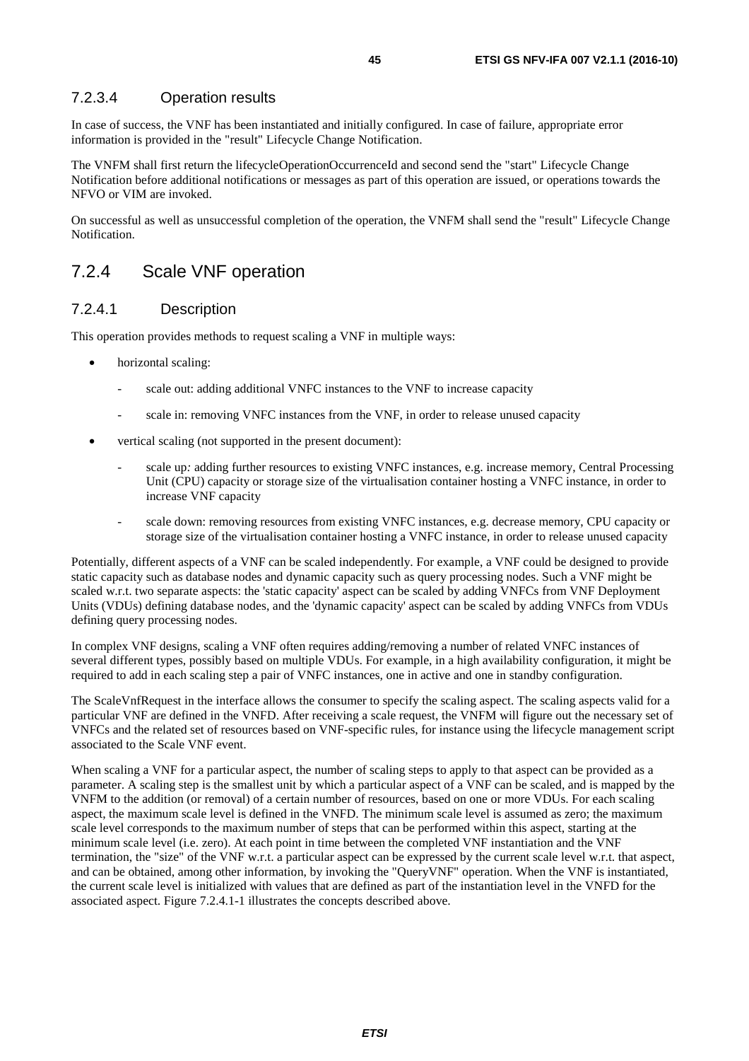#### 7.2.3.4 Operation results

In case of success, the VNF has been instantiated and initially configured. In case of failure, appropriate error information is provided in the "result" Lifecycle Change Notification.

The VNFM shall first return the lifecycleOperationOccurrenceId and second send the "start" Lifecycle Change Notification before additional notifications or messages as part of this operation are issued, or operations towards the NFVO or VIM are invoked.

On successful as well as unsuccessful completion of the operation, the VNFM shall send the "result" Lifecycle Change Notification.

### 7.2.4 Scale VNF operation

#### 7.2.4.1 Description

This operation provides methods to request scaling a VNF in multiple ways:

- horizontal scaling:
    - scale out: adding additional VNFC instances to the VNF to increase capacity
    - scale in: removing VNFC instances from the VNF, in order to release unused capacity
- vertical scaling (not supported in the present document):
    - scale up*:* adding further resources to existing VNFC instances, e.g. increase memory, Central Processing Unit (CPU) capacity or storage size of the virtualisation container hosting a VNFC instance, in order to increase VNF capacity
    - scale down: removing resources from existing VNFC instances, e.g. decrease memory, CPU capacity or storage size of the virtualisation container hosting a VNFC instance, in order to release unused capacity

Potentially, different aspects of a VNF can be scaled independently. For example, a VNF could be designed to provide static capacity such as database nodes and dynamic capacity such as query processing nodes. Such a VNF might be scaled w.r.t. two separate aspects: the 'static capacity' aspect can be scaled by adding VNFCs from VNF Deployment Units (VDUs) defining database nodes, and the 'dynamic capacity' aspect can be scaled by adding VNFCs from VDUs defining query processing nodes.

In complex VNF designs, scaling a VNF often requires adding/removing a number of related VNFC instances of several different types, possibly based on multiple VDUs. For example, in a high availability configuration, it might be required to add in each scaling step a pair of VNFC instances, one in active and one in standby configuration.

The ScaleVnfRequest in the interface allows the consumer to specify the scaling aspect. The scaling aspects valid for a particular VNF are defined in the VNFD. After receiving a scale request, the VNFM will figure out the necessary set of VNFCs and the related set of resources based on VNF-specific rules, for instance using the lifecycle management script associated to the Scale VNF event.

When scaling a VNF for a particular aspect, the number of scaling steps to apply to that aspect can be provided as a parameter. A scaling step is the smallest unit by which a particular aspect of a VNF can be scaled, and is mapped by the VNFM to the addition (or removal) of a certain number of resources, based on one or more VDUs. For each scaling aspect, the maximum scale level is defined in the VNFD. The minimum scale level is assumed as zero; the maximum scale level corresponds to the maximum number of steps that can be performed within this aspect, starting at the minimum scale level (i.e. zero). At each point in time between the completed VNF instantiation and the VNF termination, the "size" of the VNF w.r.t. a particular aspect can be expressed by the current scale level w.r.t. that aspect, and can be obtained, among other information, by invoking the "QueryVNF" operation. When the VNF is instantiated, the current scale level is initialized with values that are defined as part of the instantiation level in the VNFD for the associated aspect. Figure 7.2.4.1-1 illustrates the concepts described above.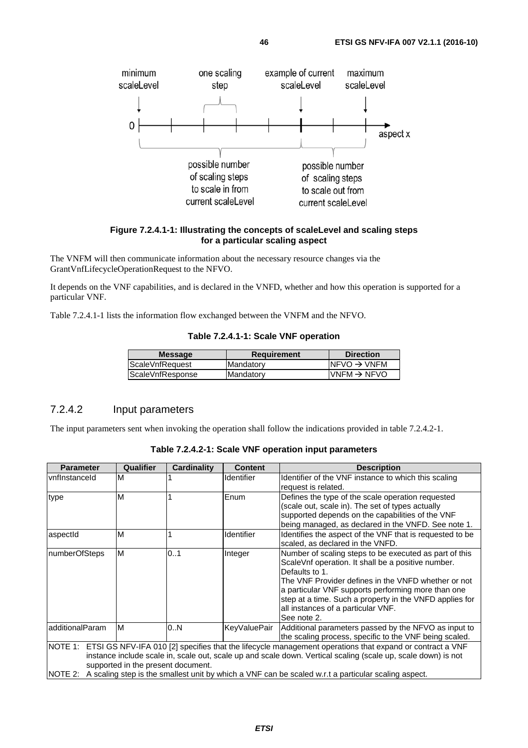Figure 7.2.4.1-1: Illustrating the concepts of scaleLevel and scaling steps for a particular scaling aspect

The VNFM will then communicate information about the necessary resource changes via the GrantVnfLifecycleOperationRequest to the NFVO.

It depends on the VNF capabilities, and is declared in the VNFD, whether and how this operation is supported for a particular VNF.

Table 7.2.4.1-1 lists the information flow exchanged between the VNFM and the NFVO.

**Table 7.2.4.1-1: Scale VNF operation**

| Message | Requirement | Direction |
|---|---|---|
| ScaleVnfRequest | Mandatory | NFVO → VNFM |
| ScaleVnfResponse | Mandatory | VNFM → NFVO |

### 7.2.4.2 Input parameters

The input parameters sent when invoking the operation shall follow the indications provided in table 7.2.4.2-1.

**Table 7.2.4.2-1: Scale VNF operation input parameters**

| Parameter | Qualifier | Cardinality | Content | Description |
|---|---|---|---|---|
| vnfInstanceId | M | 1 | Identifier | Identifier of the VNF instance to which this scaling request is related. |
| type | M | 1 | Enum | Defines the type of the scale operation requested (scale out, scale in). The set of types actually supported depends on the capabilities of the VNF being managed, as declared in the VNFD. See note 1. |
| aspectId | M | 1 | Identifier | Identifies the aspect of the VNF that is requested to be scaled, as declared in the VNFD. |
| numberOfSteps | M | 0..1 | Integer | Number of scaling steps to be executed as part of this ScaleVnf operation. It shall be a positive number. Defaults to 1. The VNF Provider defines in the VNFD whether or not a particular VNF supports performing more than one step at a time. Such a property in the VNFD applies for all instances of a particular VNF. See note 2. |
| additionalParam | M | 0..N | KeyValuePair | Additional parameters passed by the NFVO as input to the scaling process, specific to the VNF being scaled. |
| NOTE 1: ETSI GS NFV-IFA 010 [2] specifies that the lifecycle management operations that expand or contract a VNF instance include scale in, scale out, scale up and scale down. Vertical scaling (scale up, scale down) is not supported in the present document. NOTE 2: A scaling step is the smallest unit by which a VNF can be scaled w.r.t a particular scaling aspect. | | | | |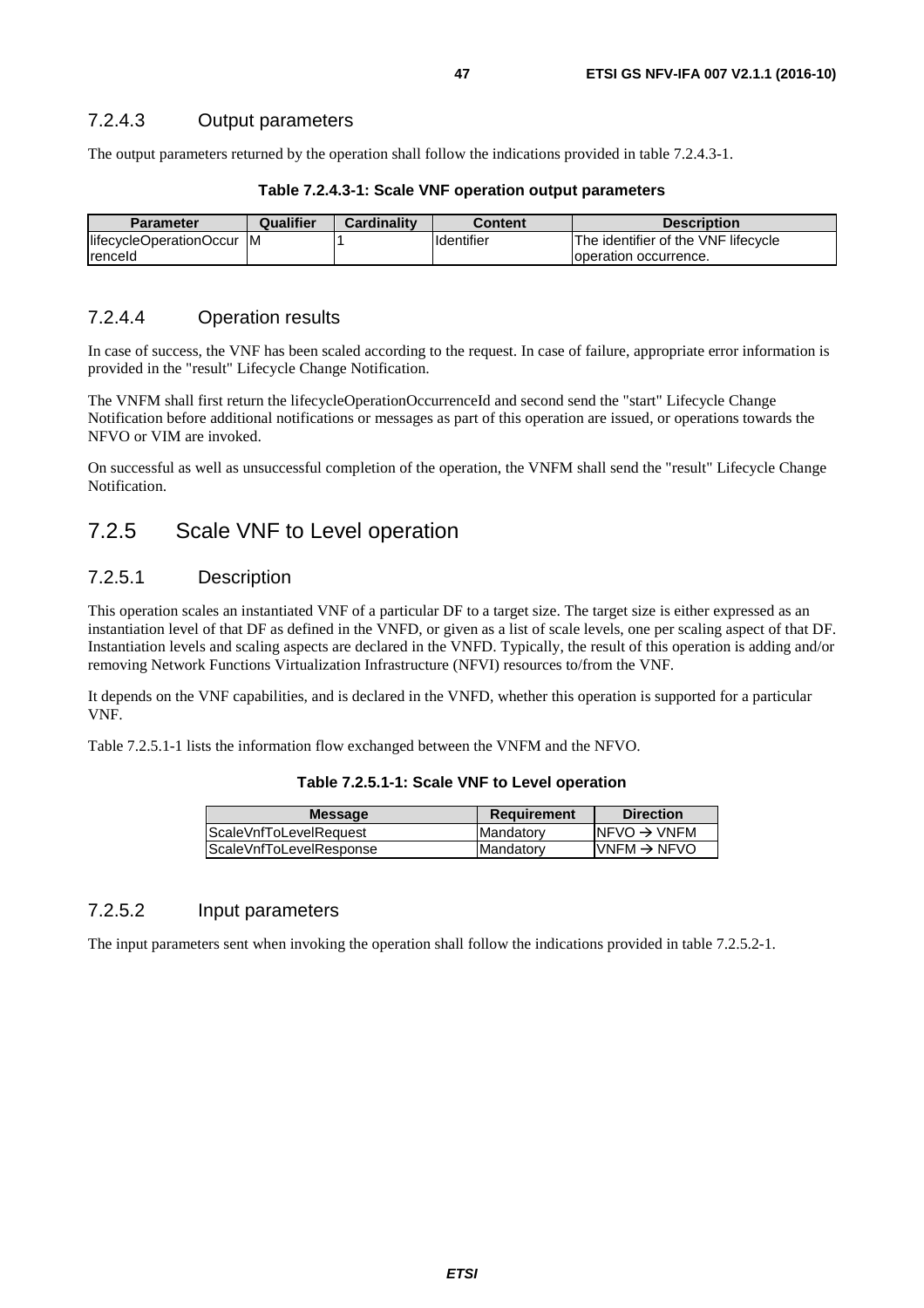#### 7.2.4.3 Output parameters

The output parameters returned by the operation shall follow the indications provided in table 7.2.4.3-1.

**Table 7.2.4.3-1: Scale VNF operation output parameters**

| Parameter | Qualifier | Cardinality | Content | Description |
|---|---|---|---|---|
| lifecycleOperationOccurrenceId | M | 1 | Identifier | The identifier of the VNF lifecycle operation occurrence. |

#### 7.2.4.4 Operation results

In case of success, the VNF has been scaled according to the request. In case of failure, appropriate error information is provided in the "result" Lifecycle Change Notification.

The VNFM shall first return the lifecycleOperationOccurrenceId and second send the "start" Lifecycle Change Notification before additional notifications or messages as part of this operation are issued, or operations towards the NFVO or VIM are invoked.

On successful as well as unsuccessful completion of the operation, the VNFM shall send the "result" Lifecycle Change Notification.

### 7.2.5 Scale VNF to Level operation

#### 7.2.5.1 Description

This operation scales an instantiated VNF of a particular DF to a target size. The target size is either expressed as an instantiation level of that DF as defined in the VNFD, or given as a list of scale levels, one per scaling aspect of that DF. Instantiation levels and scaling aspects are declared in the VNFD. Typically, the result of this operation is adding and/or removing Network Functions Virtualization Infrastructure (NFVI) resources to/from the VNF.

It depends on the VNF capabilities, and is declared in the VNFD, whether this operation is supported for a particular VNF.

Table 7.2.5.1-1 lists the information flow exchanged between the VNFM and the NFVO.

**Table 7.2.5.1-1: Scale VNF to Level operation**

| Message | Requirement | Direction |
|---|---|---|
| ScaleVnfToLevelRequest | Mandatory | NFVO → VNFM |
| ScaleVnfToLevelResponse | Mandatory | VNFM → NFVO |

#### 7.2.5.2 Input parameters

The input parameters sent when invoking the operation shall follow the indications provided in table 7.2.5.2-1.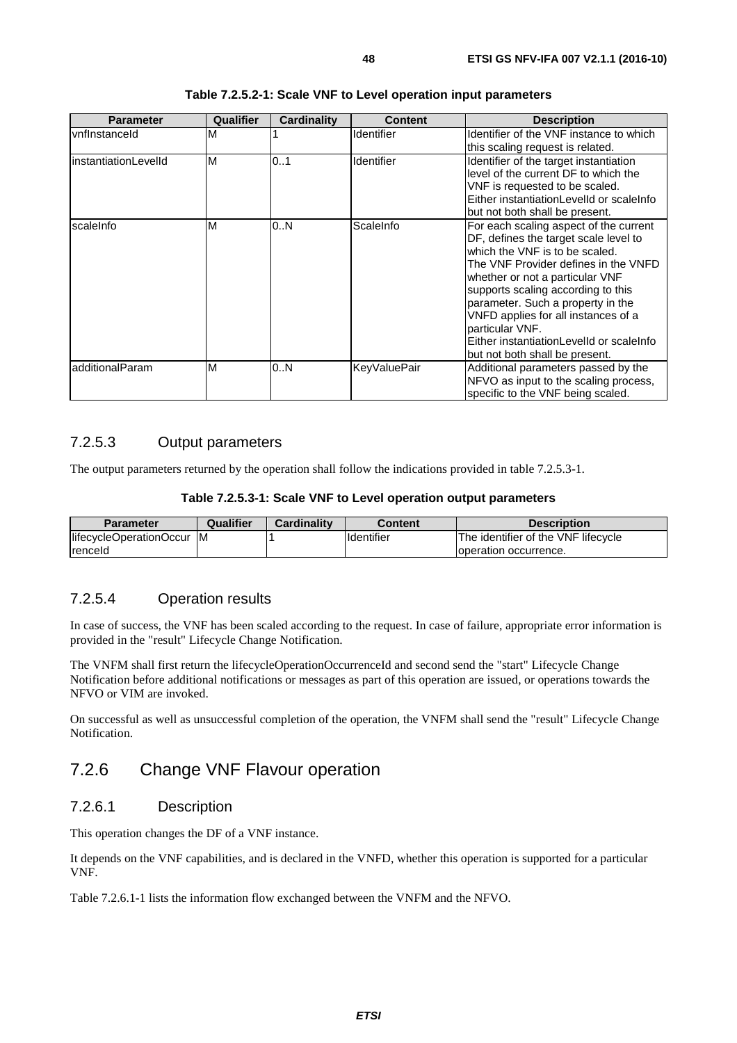**Table 7.2.5.2-1: Scale VNF to Level operation input parameters**

| Parameter | Qualifier | Cardinality | Content | Description |
|---|---|---|---|---|
| vnfInstanceId | M | 1 | Identifier | Identifier of the VNF instance to which this scaling request is related. |
| instantiationLevelId | M | 0..1 | Identifier | Identifier of the target instantiation level of the current DF to which the VNF is requested to be scaled. Either instantiationLevelId or scaleInfo but not both shall be present. |
| scaleInfo | M | 0..N | ScaleInfo | For each scaling aspect of the current DF, defines the target scale level to which the VNF is to be scaled. The VNF Provider defines in the VNFD whether or not a particular VNF supports scaling according to this parameter. Such a property in the VNFD applies for all instances of a particular VNF. Either instantiationLevelId or scaleInfo but not both shall be present. |
| additionalParam | M | 0..N | KeyValuePair | Additional parameters passed by the NFVO as input to the scaling process, specific to the VNF being scaled. |

### 7.2.5.3 Output parameters

The output parameters returned by the operation shall follow the indications provided in table 7.2.5.3-1.

**Table 7.2.5.3-1: Scale VNF to Level operation output parameters**

| Parameter | Qualifier | Cardinality | Content | Description |
|---|---|---|---|---|
| lifecycleOperationOccurrenceId | M | 1 | Identifier | The identifier of the VNF lifecycle operation occurrence. |

### 7.2.5.4 Operation results

In case of success, the VNF has been scaled according to the request. In case of failure, appropriate error information is provided in the "result" Lifecycle Change Notification.

The VNFM shall first return the lifecycleOperationOccurrenceId and second send the "start" Lifecycle Change Notification before additional notifications or messages as part of this operation are issued, or operations towards the NFVO or VIM are invoked.

On successful as well as unsuccessful completion of the operation, the VNFM shall send the "result" Lifecycle Change Notification.

## 7.2.6 Change VNF Flavour operation

### 7.2.6.1 Description

This operation changes the DF of a VNF instance.

It depends on the VNF capabilities, and is declared in the VNFD, whether this operation is supported for a particular VNF.

Table 7.2.6.1-1 lists the information flow exchanged between the VNFM and the NFVO.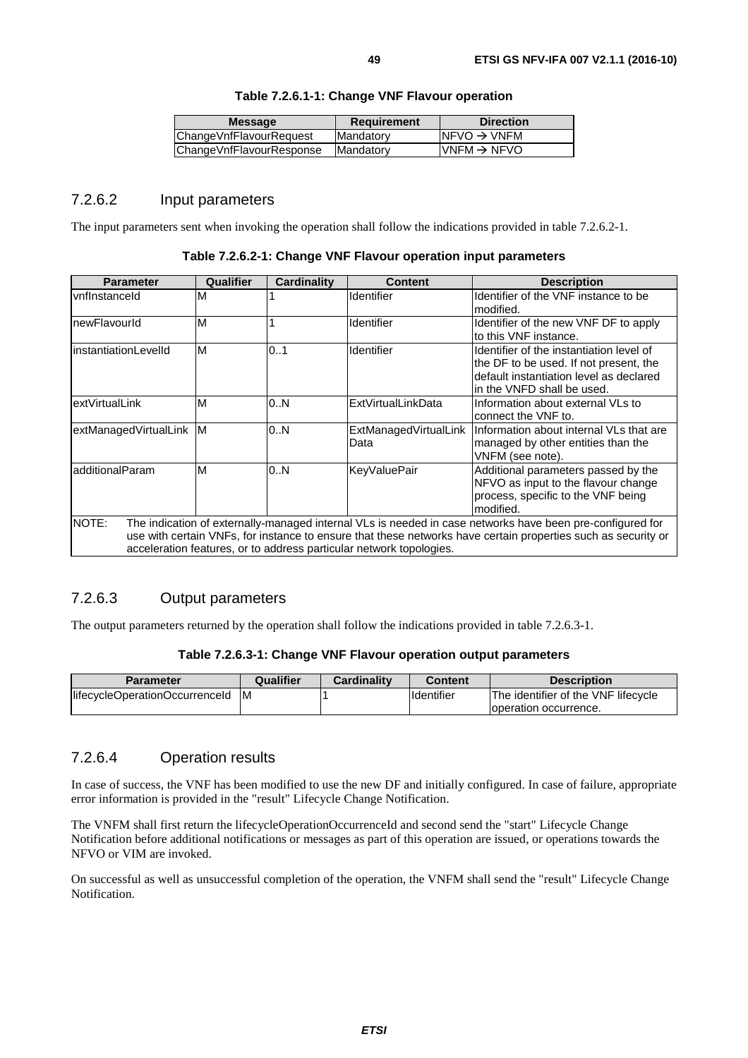**Table 7.2.6.1-1: Change VNF Flavour operation**

| Message | Requirement | Direction |
| --- | --- | --- |
| ChangeVnfFlavourRequest | Mandatory | NFVO → VNFM |
| ChangeVnfFlavourResponse | Mandatory | VNFM → NFVO |

### 7.2.6.2 Input parameters

The input parameters sent when invoking the operation shall follow the indications provided in table 7.2.6.2-1.

**Table 7.2.6.2-1: Change VNF Flavour operation input parameters**

| Parameter | Qualifier | Cardinality | Content | Description |
| --- | --- | --- | --- | --- |
| vnfInstanceId | M | 1 | Identifier | Identifier of the VNF instance to be modified. |
| newFlavourId | M | 1 | Identifier | Identifier of the new VNF DF to apply to this VNF instance. |
| instantiationLevelId | M | 0..1 | Identifier | Identifier of the instantiation level of the DF to be used. If not present, the default instantiation level as declared in the VNFD shall be used. |
| extVirtualLink | M | 0..N | ExtVirtualLinkData | Information about external VLs to connect the VNF to. |
| extManagedVirtualLink | M | 0..N | ExtManagedVirtualLinkData | Information about internal VLs that are managed by other entities than the VNFM (see note). |
| additionalParam | M | 0..N | KeyValuePair | Additional parameters passed by the NFVO as input to the flavour change process, specific to the VNF being modified. |
| NOTE: The indication of externally-managed internal VLs is needed in case networks have been pre-configured for use with certain VNFs, for instance to ensure that these networks have certain properties such as security or acceleration features, or to address particular network topologies. | | | | |

### 7.2.6.3 Output parameters

The output parameters returned by the operation shall follow the indications provided in table 7.2.6.3-1.

**Table 7.2.6.3-1: Change VNF Flavour operation output parameters**

| Parameter | Qualifier | Cardinality | Content | Description |
| --- | --- | --- | --- | --- |
| lifecycleOperationOccurrenceId | M | 1 | Identifier | The identifier of the VNF lifecycle operation occurrence. |

### 7.2.6.4 Operation results

In case of success, the VNF has been modified to use the new DF and initially configured. In case of failure, appropriate error information is provided in the "result" Lifecycle Change Notification.

The VNFM shall first return the lifecycleOperationOccurrenceId and second send the "start" Lifecycle Change Notification before additional notifications or messages as part of this operation are issued, or operations towards the NFVO or VIM are invoked.

On successful as well as unsuccessful completion of the operation, the VNFM shall send the "result" Lifecycle Change Notification.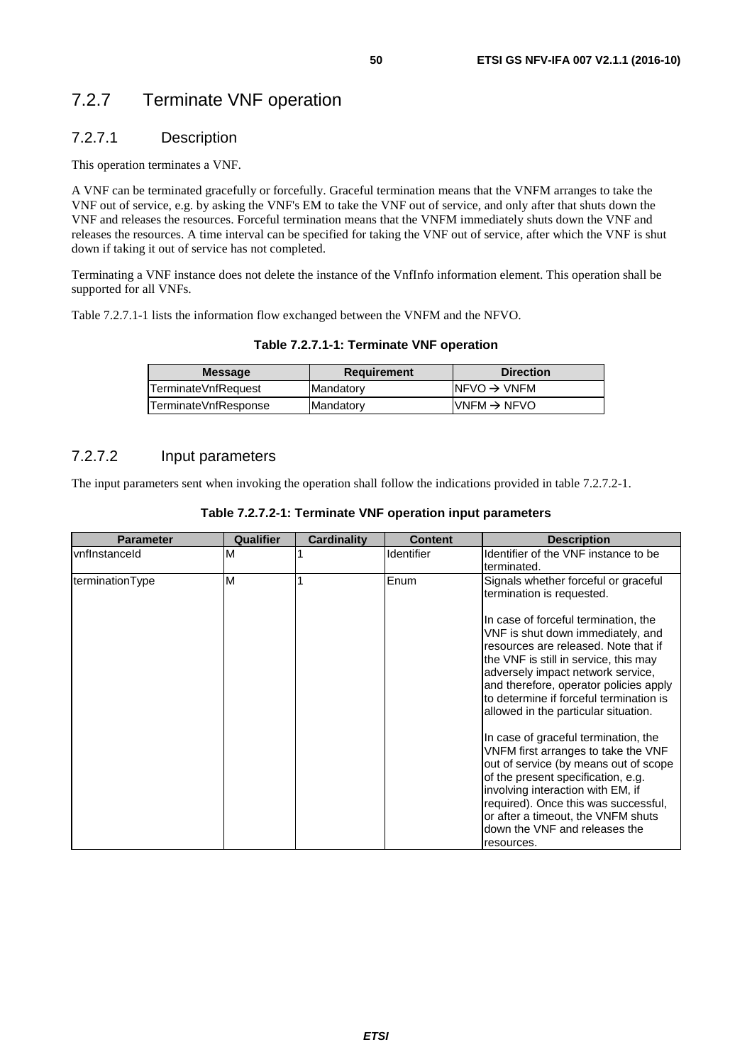## 7.2.7 Terminate VNF operation

### 7.2.7.1 Description

This operation terminates a VNF.

A VNF can be terminated gracefully or forcefully. Graceful termination means that the VNFM arranges to take the VNF out of service, e.g. by asking the VNF's EM to take the VNF out of service, and only after that shuts down the VNF and releases the resources. Forceful termination means that the VNFM immediately shuts down the VNF and releases the resources. A time interval can be specified for taking the VNF out of service, after which the VNF is shut down if taking it out of service has not completed.

Terminating a VNF instance does not delete the instance of the VnfInfo information element. This operation shall be supported for all VNFs.

Table 7.2.7.1-1 lists the information flow exchanged between the VNFM and the NFVO.

**Table 7.2.7.1-1: Terminate VNF operation**

| Message | Requirement | Direction |
|---|---|---|
| TerminateVnfRequest | Mandatory | NFVO → VNFM |
| TerminateVnfResponse | Mandatory | VNFM → NFVO |

### 7.2.7.2 Input parameters

The input parameters sent when invoking the operation shall follow the indications provided in table 7.2.7.2-1.

**Table 7.2.7.2-1: Terminate VNF operation input parameters**

| Parameter | Qualifier | Cardinality | Content | Description |
|---|---|---|---|---|
| vnfInstanceId | M | 1 | Identifier | Identifier of the VNF instance to be terminated. |
| terminationType | M | 1 | Enum | Signals whether forceful or graceful termination is requested.<br><br>In case of forceful termination, the VNF is shut down immediately, and resources are released. Note that if the VNF is still in service, this may adversely impact network service, and therefore, operator policies apply to determine if forceful termination is allowed in the particular situation.<br><br>In case of graceful termination, the VNFM first arranges to take the VNF out of service (by means out of scope of the present specification, e.g. involving interaction with EM, if required). Once this was successful, or after a timeout, the VNFM shuts down the VNF and releases the resources. |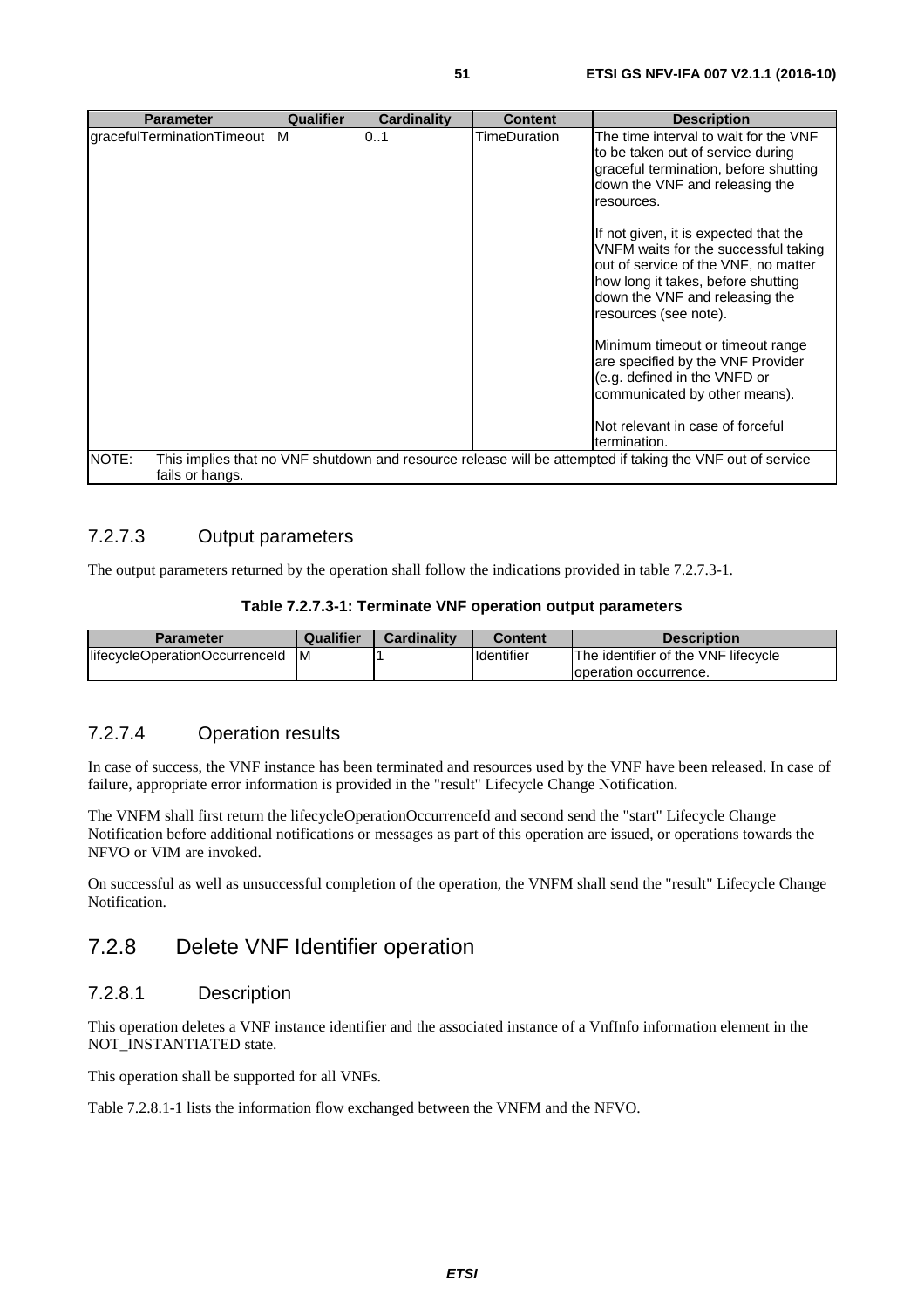| Parameter | Qualifier | Cardinality | Content | Description |
| --- | --- | --- | --- | --- |
| gracefulTerminationTimeout | M | 0..1 | TimeDuration | The time interval to wait for the VNF to be taken out of service during graceful termination, before shutting down the VNF and releasing the resources.<br><br>If not given, it is expected that the VNFM waits for the successful taking out of service of the VNF, no matter how long it takes, before shutting down the VNF and releasing the resources (see note).<br><br>Minimum timeout or timeout range are specified by the VNF Provider (e.g. defined in the VNFD or communicated by other means).<br><br>Not relevant in case of forceful termination. |
| NOTE: This implies that no VNF shutdown and resource release will be attempted if taking the VNF out of service fails or hangs. | | | | |

### 7.2.7.3 Output parameters

The output parameters returned by the operation shall follow the indications provided in table 7.2.7.3-1.

**Table 7.2.7.3-1: Terminate VNF operation output parameters**

| Parameter | Qualifier | Cardinality | Content | Description |
| --- | --- | --- | --- | --- |
| lifecycleOperationOccurrenceId | M | 1 | Identifier | The identifier of the VNF lifecycle operation occurrence. |

### 7.2.7.4 Operation results

In case of success, the VNF instance has been terminated and resources used by the VNF have been released. In case of failure, appropriate error information is provided in the "result" Lifecycle Change Notification.

The VNFM shall first return the lifecycleOperationOccurrenceId and second send the "start" Lifecycle Change Notification before additional notifications or messages as part of this operation are issued, or operations towards the NFVO or VIM are invoked.

On successful as well as unsuccessful completion of the operation, the VNFM shall send the "result" Lifecycle Change Notification.

## 7.2.8 Delete VNF Identifier operation

### 7.2.8.1 Description

This operation deletes a VNF instance identifier and the associated instance of a VnfInfo information element in the NOT_INSTANTIATED state.

This operation shall be supported for all VNFs.

Table 7.2.8.1-1 lists the information flow exchanged between the VNFM and the NFVO.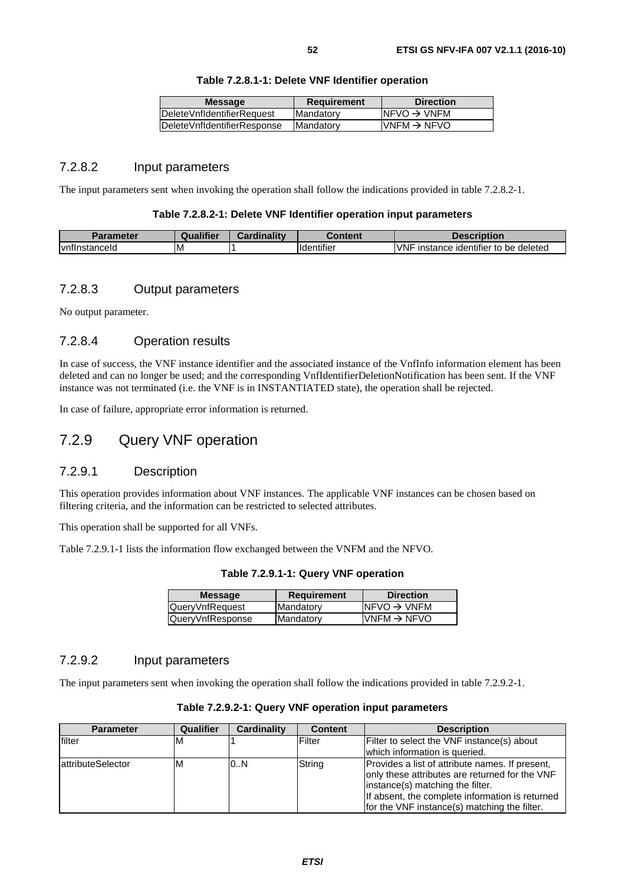**Table 7.2.8.1-1: Delete VNF Identifier operation**

| Message | Requirement | Direction |
| --- | --- | --- |
| DeleteVnfIdentifierRequest | Mandatory | NFVO → VNFM |
| DeleteVnfIdentifierResponse | Mandatory | VNFM → NFVO |

### 7.2.8.2 Input parameters

The input parameters sent when invoking the operation shall follow the indications provided in table 7.2.8.2-1.

**Table 7.2.8.2-1: Delete VNF Identifier operation input parameters**

| Parameter | Qualifier | Cardinality | Content | Description |
| --- | --- | --- | --- | --- |
| vnfInstanceId | M | 1 | Identifier | VNF instance identifier to be deleted |

### 7.2.8.3 Output parameters

No output parameter.

### 7.2.8.4 Operation results

In case of success, the VNF instance identifier and the associated instance of the VnfInfo information element has been deleted and can no longer be used; and the corresponding VnfIdentifierDeletionNotification has been sent. If the VNF instance was not terminated (i.e. the VNF is in INSTANTIATED state), the operation shall be rejected.

In case of failure, appropriate error information is returned.

## 7.2.9 Query VNF operation

### 7.2.9.1 Description

This operation provides information about VNF instances. The applicable VNF instances can be chosen based on filtering criteria, and the information can be restricted to selected attributes.

This operation shall be supported for all VNFs.

Table 7.2.9.1-1 lists the information flow exchanged between the VNFM and the NFVO.

**Table 7.2.9.1-1: Query VNF operation**

| Message | Requirement | Direction |
| --- | --- | --- |
| QueryVnfRequest | Mandatory | NFVO → VNFM |
| QueryVnfResponse | Mandatory | VNFM → NFVO |

### 7.2.9.2 Input parameters

The input parameters sent when invoking the operation shall follow the indications provided in table 7.2.9.2-1.

**Table 7.2.9.2-1: Query VNF operation input parameters**

| Parameter | Qualifier | Cardinality | Content | Description |
| --- | --- | --- | --- | --- |
| filter | M | 1 | Filter | Filter to select the VNF instance(s) about which information is queried. |
| attributeSelector | M | 0..N | String | Provides a list of attribute names. If present, only these attributes are returned for the VNF instance(s) matching the filter.<br>If absent, the complete information is returned for the VNF instance(s) matching the filter. |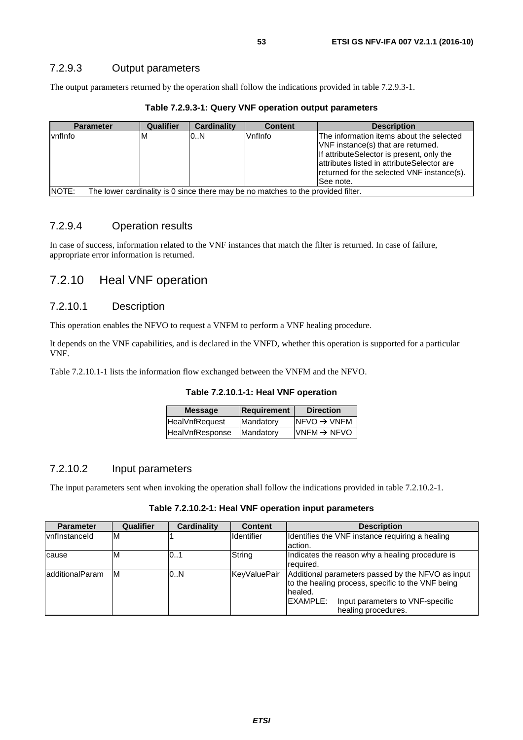### 7.2.9.3 Output parameters

The output parameters returned by the operation shall follow the indications provided in table 7.2.9.3-1.

**Table 7.2.9.3-1: Query VNF operation output parameters**

| Parameter | Qualifier | Cardinality | Content | Description |
|---|---|---|---|---|
| vnfInfo | M | 0..N | VnfInfo | The information items about the selected VNF instance(s) that are returned. If attributeSelector is present, only the attributes listed in attributeSelector are returned for the selected VNF instance(s). See note. |
| NOTE: The lower cardinality is 0 since there may be no matches to the provided filter. | | | | |

### 7.2.9.4 Operation results

In case of success, information related to the VNF instances that match the filter is returned. In case of failure, appropriate error information is returned.

## 7.2.10 Heal VNF operation

### 7.2.10.1 Description

This operation enables the NFVO to request a VNFM to perform a VNF healing procedure.

It depends on the VNF capabilities, and is declared in the VNFD, whether this operation is supported for a particular VNF.

Table 7.2.10.1-1 lists the information flow exchanged between the VNFM and the NFVO.

**Table 7.2.10.1-1: Heal VNF operation**

| Message | Requirement | Direction |
|---|---|---|
| HealVnfRequest | Mandatory | NFVO → VNFM |
| HealVnfResponse | Mandatory | VNFM → NFVO |

### 7.2.10.2 Input parameters

The input parameters sent when invoking the operation shall follow the indications provided in table 7.2.10.2-1.

**Table 7.2.10.2-1: Heal VNF operation input parameters**

| Parameter | Qualifier | Cardinality | Content | Description |
|---|---|---|---|---|
| vnfInstanceId | M | 1 | Identifier | Identifies the VNF instance requiring a healing action. |
| cause | M | 0..1 | String | Indicates the reason why a healing procedure is required. |
| additionalParam | M | 0..N | KeyValuePair | Additional parameters passed by the NFVO as input to the healing process, specific to the VNF being healed. EXAMPLE: Input parameters to VNF-specific healing procedures. |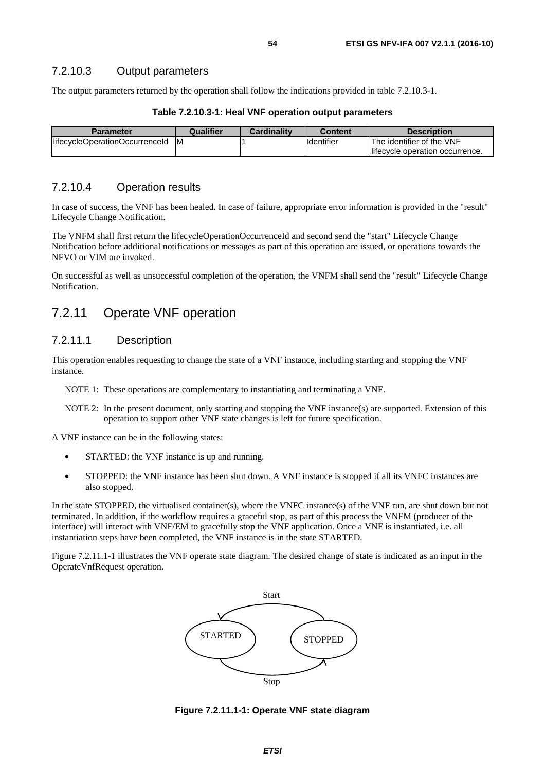### 7.2.10.3 Output parameters

The output parameters returned by the operation shall follow the indications provided in table 7.2.10.3-1.

**Table 7.2.10.3-1: Heal VNF operation output parameters**

| Parameter | Qualifier | Cardinality | Content | Description |
|---|---|---|---|---|
| lifecycleOperationOccurrenceId | M | 1 | Identifier | The identifier of the VNF lifecycle operation occurrence. |

### 7.2.10.4 Operation results

In case of success, the VNF has been healed. In case of failure, appropriate error information is provided in the "result" Lifecycle Change Notification.

The VNFM shall first return the lifecycleOperationOccurrenceId and second send the "start" Lifecycle Change Notification before additional notifications or messages as part of this operation are issued, or operations towards the NFVO or VIM are invoked.

On successful as well as unsuccessful completion of the operation, the VNFM shall send the "result" Lifecycle Change Notification.

## 7.2.11 Operate VNF operation

### 7.2.11.1 Description

This operation enables requesting to change the state of a VNF instance, including starting and stopping the VNF instance.

NOTE 1: These operations are complementary to instantiating and terminating a VNF.

NOTE 2: In the present document, only starting and stopping the VNF instance(s) are supported. Extension of this operation to support other VNF state changes is left for future specification.

A VNF instance can be in the following states:

- STARTED: the VNF instance is up and running.
- STOPPED: the VNF instance has been shut down. A VNF instance is stopped if all its VNFC instances are also stopped.

In the state STOPPED, the virtualised container(s), where the VNFC instance(s) of the VNF run, are shut down but not terminated. In addition, if the workflow requires a graceful stop, as part of this process the VNFM (producer of the interface) will interact with VNF/EM to gracefully stop the VNF application. Once a VNF is instantiated, i.e. all instantiation steps have been completed, the VNF instance is in the state STARTED.

Figure 7.2.11.1-1 illustrates the VNF operate state diagram. The desired change of state is indicated as an input in the OperateVnfRequest operation.

Start

STARTED STOPPED

Stop

**Figure 7.2.11.1-1: Operate VNF state diagram**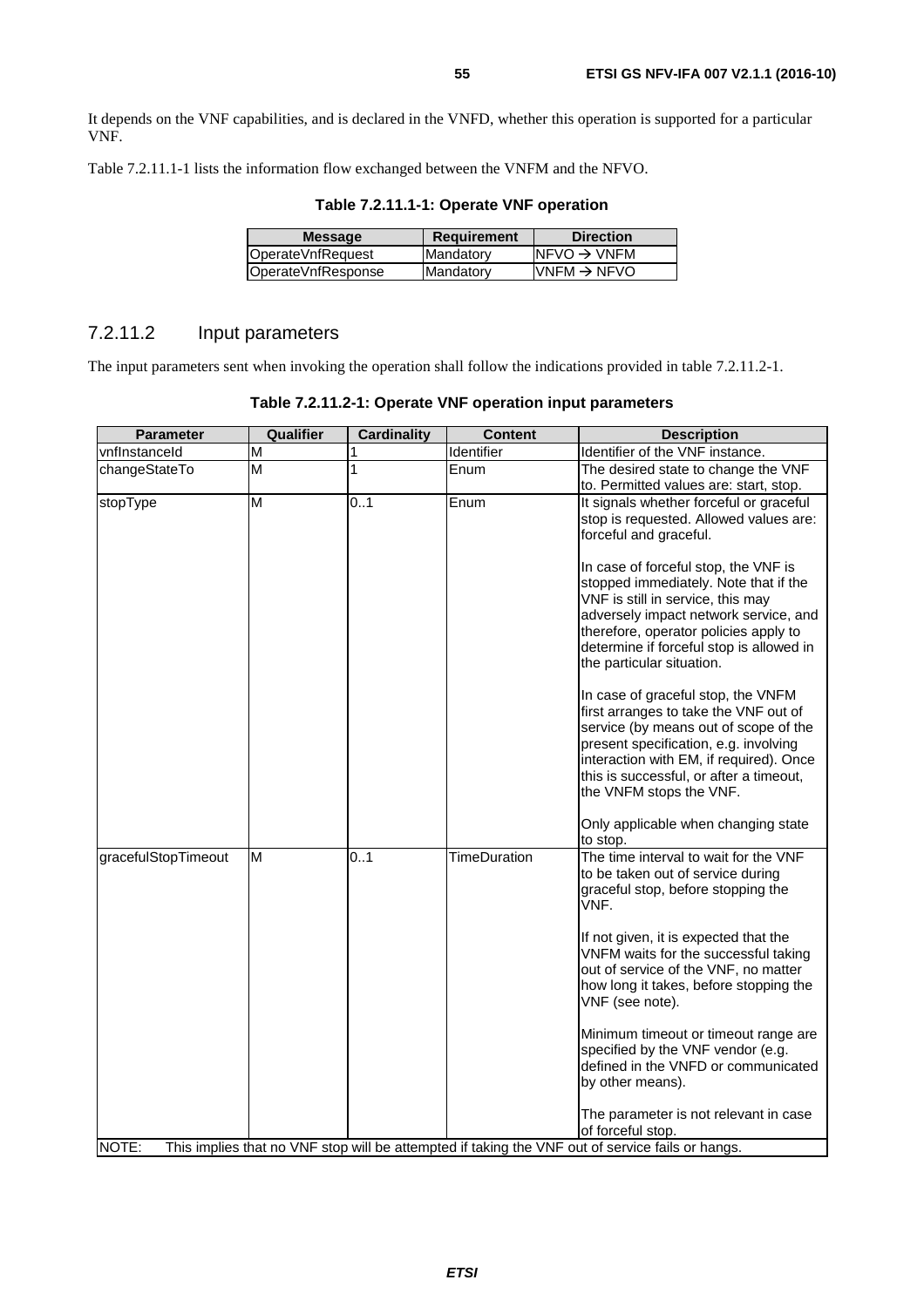It depends on the VNF capabilities, and is declared in the VNFD, whether this operation is supported for a particular VNF.

Table 7.2.11.1-1 lists the information flow exchanged between the VNFM and the NFVO.

**Table 7.2.11.1-1: Operate VNF operation**

| Message | Requirement | Direction |
| --- | --- | --- |
| OperateVnfRequest | Mandatory | NFVO → VNFM |
| OperateVnfResponse | Mandatory | VNFM → NFVO |

### 7.2.11.2 Input parameters

The input parameters sent when invoking the operation shall follow the indications provided in table 7.2.11.2-1.

**Table 7.2.11.2-1: Operate VNF operation input parameters**

| Parameter | Qualifier | Cardinality | Content | Description |
| --- | --- | --- | --- | --- |
| vnfInstanceId | M | 1 | Identifier | Identifier of the VNF instance. |
| changeStateTo | M | 1 | Enum | The desired state to change the VNF to. Permitted values are: start, stop. |
| stopType | M | 0..1 | Enum | It signals whether forceful or graceful stop is requested. Allowed values are: forceful and graceful.<br><br>In case of forceful stop, the VNF is stopped immediately. Note that if the VNF is still in service, this may adversely impact network service, and therefore, operator policies apply to determine if forceful stop is allowed in the particular situation.<br><br>In case of graceful stop, the VNFM first arranges to take the VNF out of service (by means out of scope of the present specification, e.g. involving interaction with EM, if required). Once this is successful, or after a timeout, the VNFM stops the VNF.<br><br>Only applicable when changing state to stop. |
| gracefulStopTimeout | M | 0..1 | TimeDuration | The time interval to wait for the VNF to be taken out of service during graceful stop, before stopping the VNF.<br><br>If not given, it is expected that the VNFM waits for the successful taking out of service of the VNF, no matter how long it takes, before stopping the VNF (see note).<br><br>Minimum timeout or timeout range are specified by the VNF vendor (e.g. defined in the VNFD or communicated by other means).<br><br>The parameter is not relevant in case of forceful stop. |
| NOTE: This implies that no VNF stop will be attempted if taking the VNF out of service fails or hangs. | | | | |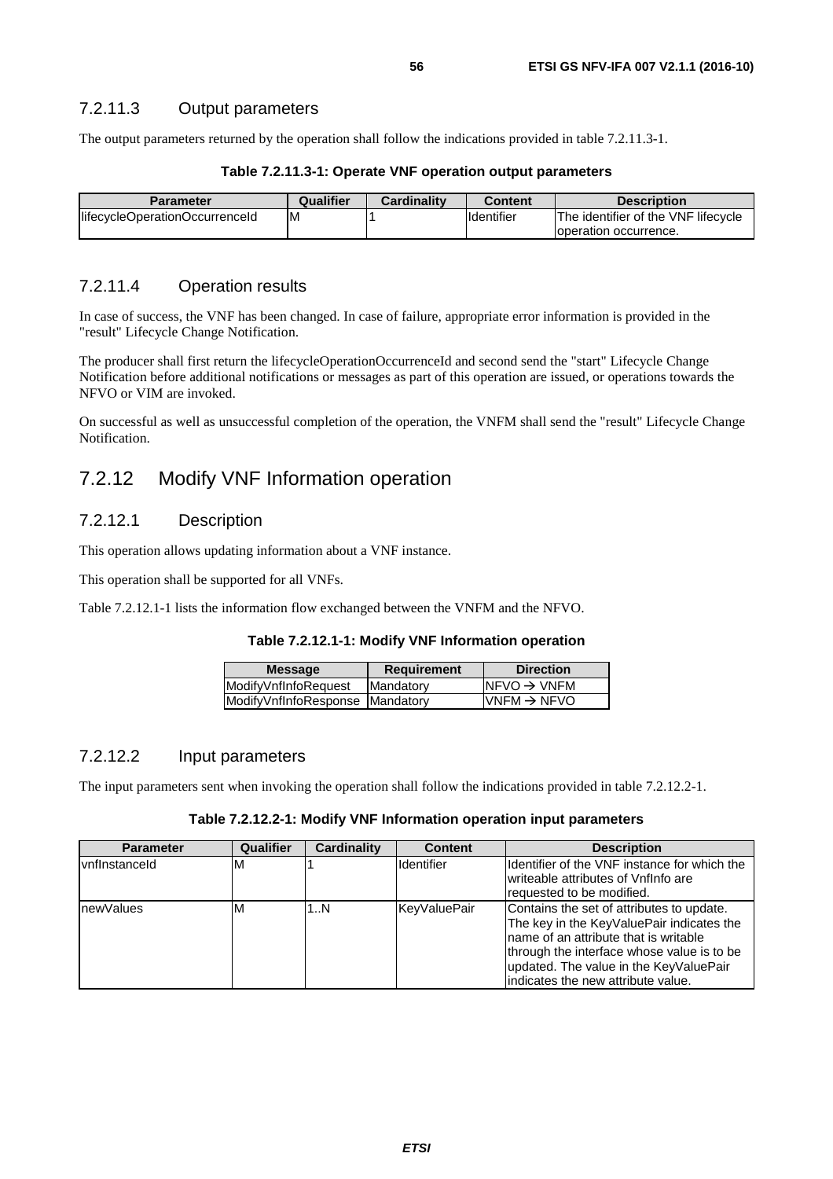#### 7.2.11.3 Output parameters

The output parameters returned by the operation shall follow the indications provided in table 7.2.11.3-1.

**Table 7.2.11.3-1: Operate VNF operation output parameters**

| Parameter | Qualifier | Cardinality | Content | Description |
|---|---|---|---|---|
| lifecycleOperationOccurrenceId | M | 1 | Identifier | The identifier of the VNF lifecycle operation occurrence. |

#### 7.2.11.4 Operation results

In case of success, the VNF has been changed. In case of failure, appropriate error information is provided in the "result" Lifecycle Change Notification.

The producer shall first return the lifecycleOperationOccurrenceId and second send the "start" Lifecycle Change Notification before additional notifications or messages as part of this operation are issued, or operations towards the NFVO or VIM are invoked.

On successful as well as unsuccessful completion of the operation, the VNFM shall send the "result" Lifecycle Change Notification.

### 7.2.12 Modify VNF Information operation

#### 7.2.12.1 Description

This operation allows updating information about a VNF instance.

This operation shall be supported for all VNFs.

Table 7.2.12.1-1 lists the information flow exchanged between the VNFM and the NFVO.

**Table 7.2.12.1-1: Modify VNF Information operation**

| Message | Requirement | Direction |
|---|---|---|
| ModifyVnfInfoRequest | Mandatory | NFVO → VNFM |
| ModifyVnfInfoResponse | Mandatory | VNFM → NFVO |

#### 7.2.12.2 Input parameters

The input parameters sent when invoking the operation shall follow the indications provided in table 7.2.12.2-1.

**Table 7.2.12.2-1: Modify VNF Information operation input parameters**

| Parameter | Qualifier | Cardinality | Content | Description |
|---|---|---|---|---|
| vnfInstanceId | M | 1 | Identifier | Identifier of the VNF instance for which the writeable attributes of VnfInfo are requested to be modified. |
| newValues | M | 1..N | KeyValuePair | Contains the set of attributes to update. The key in the KeyValuePair indicates the name of an attribute that is writable through the interface whose value is to be updated. The value in the KeyValuePair indicates the new attribute value. |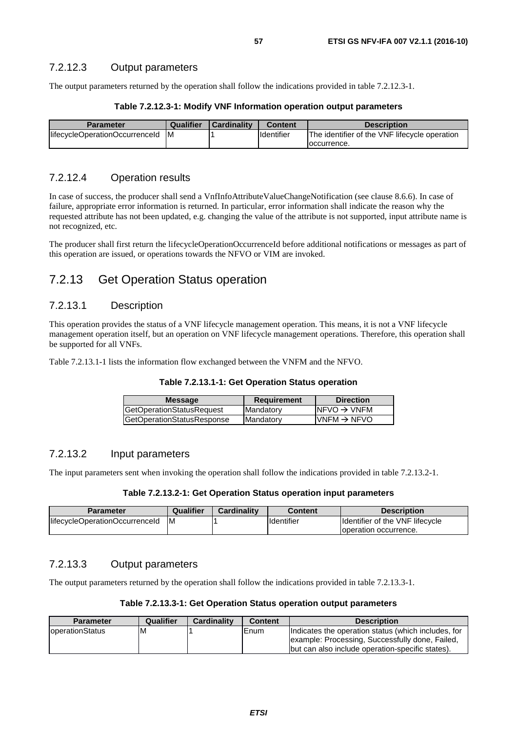### 7.2.12.3 Output parameters

The output parameters returned by the operation shall follow the indications provided in table 7.2.12.3-1.

**Table 7.2.12.3-1: Modify VNF Information operation output parameters**

| Parameter | Qualifier | Cardinality | Content | Description |
| --- | --- | --- | --- | --- |
| lifecycleOperationOccurrenceId | M | 1 | Identifier | The identifier of the VNF lifecycle operation occurrence. |

### 7.2.12.4 Operation results

In case of success, the producer shall send a VnfInfoAttributeValueChangeNotification (see clause 8.6.6). In case of failure, appropriate error information is returned. In particular, error information shall indicate the reason why the requested attribute has not been updated, e.g. changing the value of the attribute is not supported, input attribute name is not recognized, etc.

The producer shall first return the lifecycleOperationOccurrenceId before additional notifications or messages as part of this operation are issued, or operations towards the NFVO or VIM are invoked.

## 7.2.13 Get Operation Status operation

### 7.2.13.1 Description

This operation provides the status of a VNF lifecycle management operation. This means, it is not a VNF lifecycle management operation itself, but an operation on VNF lifecycle management operations. Therefore, this operation shall be supported for all VNFs.

Table 7.2.13.1-1 lists the information flow exchanged between the VNFM and the NFVO.

**Table 7.2.13.1-1: Get Operation Status operation**

| Message | Requirement | Direction |
| --- | --- | --- |
| GetOperationStatusRequest | Mandatory | NFVO → VNFM |
| GetOperationStatusResponse | Mandatory | VNFM → NFVO |

### 7.2.13.2 Input parameters

The input parameters sent when invoking the operation shall follow the indications provided in table 7.2.13.2-1.

**Table 7.2.13.2-1: Get Operation Status operation input parameters**

| Parameter | Qualifier | Cardinality | Content | Description |
| --- | --- | --- | --- | --- |
| lifecycleOperationOccurrenceId | M | 1 | Identifier | Identifier of the VNF lifecycle operation occurrence. |

### 7.2.13.3 Output parameters

The output parameters returned by the operation shall follow the indications provided in table 7.2.13.3-1.

**Table 7.2.13.3-1: Get Operation Status operation output parameters**

| Parameter | Qualifier | Cardinality | Content | Description |
| --- | --- | --- | --- | --- |
| operationStatus | M | 1 | Enum | Indicates the operation status (which includes, for example: Processing, Successfully done, Failed, but can also include operation-specific states). |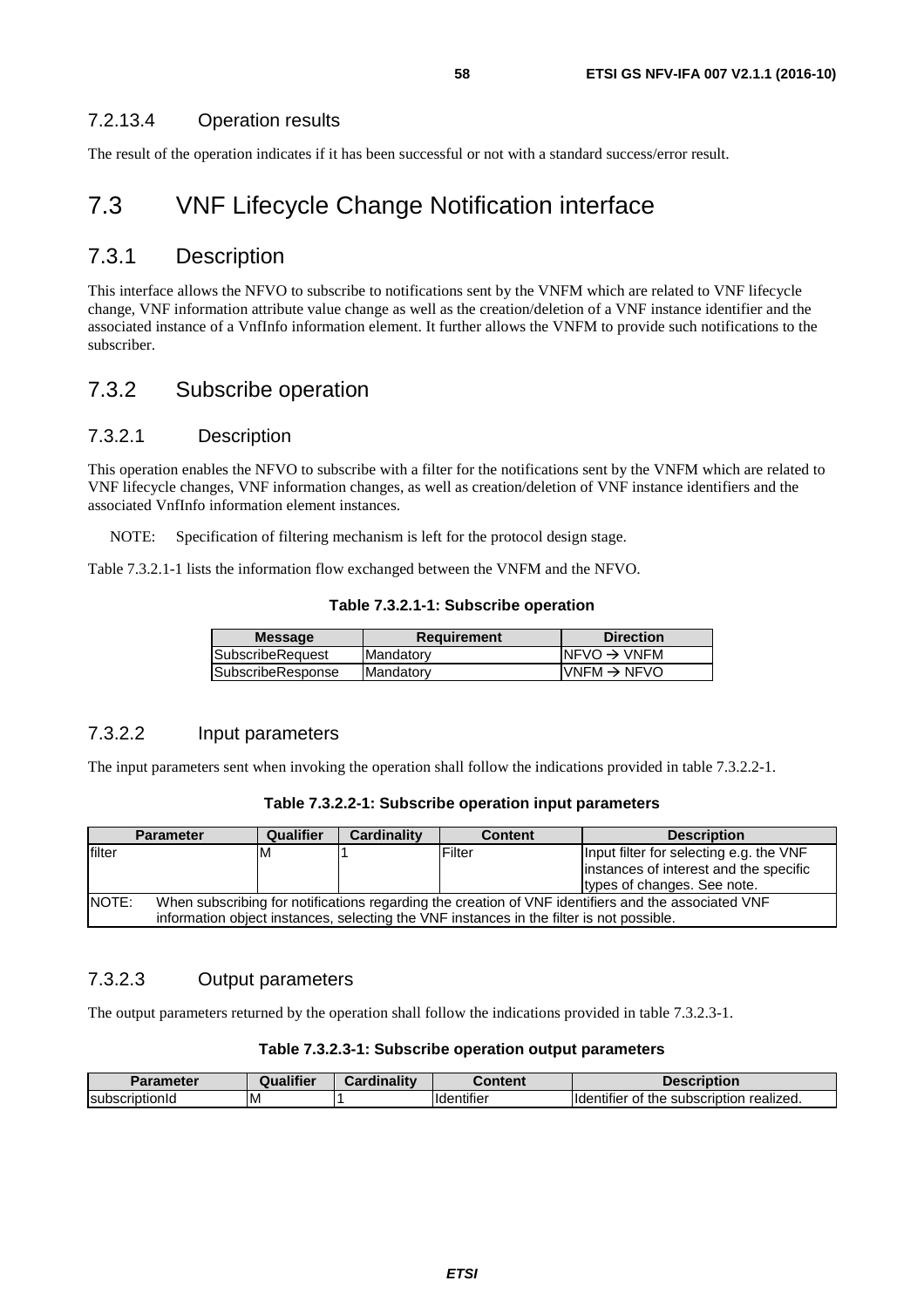#### 7.2.13.4 Operation results

The result of the operation indicates if it has been successful or not with a standard success/error result.

## 7.3 VNF Lifecycle Change Notification interface

### 7.3.1 Description

This interface allows the NFVO to subscribe to notifications sent by the VNFM which are related to VNF lifecycle change, VNF information attribute value change as well as the creation/deletion of a VNF instance identifier and the associated instance of a VnfInfo information element. It further allows the VNFM to provide such notifications to the subscriber.

### 7.3.2 Subscribe operation

#### 7.3.2.1 Description

This operation enables the NFVO to subscribe with a filter for the notifications sent by the VNFM which are related to VNF lifecycle changes, VNF information changes, as well as creation/deletion of VNF instance identifiers and the associated VnfInfo information element instances.

NOTE: Specification of filtering mechanism is left for the protocol design stage.

Table 7.3.2.1-1 lists the information flow exchanged between the VNFM and the NFVO.

**Table 7.3.2.1-1: Subscribe operation**

| Message | Requirement | Direction |
|---|---|---|
| SubscribeRequest | Mandatory | NFVO → VNFM |
| SubscribeResponse | Mandatory | VNFM → NFVO |

#### 7.3.2.2 Input parameters

The input parameters sent when invoking the operation shall follow the indications provided in table 7.3.2.2-1.

**Table 7.3.2.2-1: Subscribe operation input parameters**

| Parameter | Qualifier | Cardinality | Content | Description |
|---|---|---|---|---|
| filter | M | 1 | Filter | Input filter for selecting e.g. the VNF instances of interest and the specific types of changes. See note. |
| NOTE: When subscribing for notifications regarding the creation of VNF identifiers and the associated VNF information object instances, selecting the VNF instances in the filter is not possible. | | | | |

#### 7.3.2.3 Output parameters

The output parameters returned by the operation shall follow the indications provided in table 7.3.2.3-1.

**Table 7.3.2.3-1: Subscribe operation output parameters**

| Parameter | Qualifier | Cardinality | Content | Description |
|---|---|---|---|---|
| subscriptionId | M | 1 | Identifier | Identifier of the subscription realized. |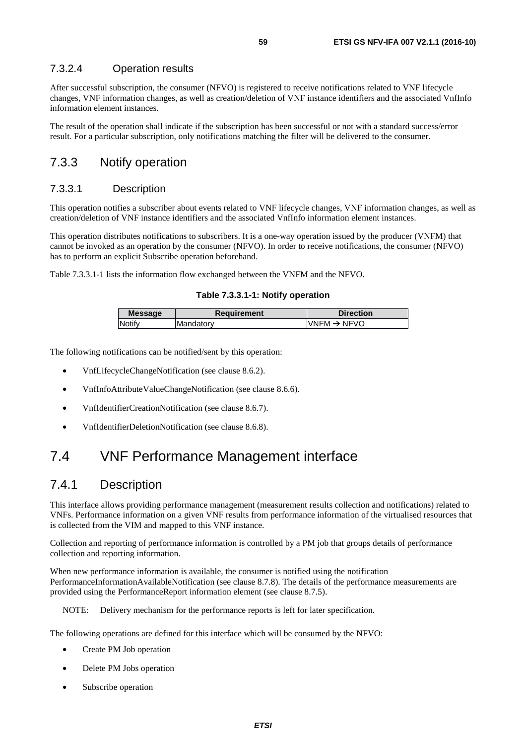#### 7.3.2.4 Operation results

After successful subscription, the consumer (NFVO) is registered to receive notifications related to VNF lifecycle changes, VNF information changes, as well as creation/deletion of VNF instance identifiers and the associated VnfInfo information element instances.

The result of the operation shall indicate if the subscription has been successful or not with a standard success/error result. For a particular subscription, only notifications matching the filter will be delivered to the consumer.

### 7.3.3 Notify operation

#### 7.3.3.1 Description

This operation notifies a subscriber about events related to VNF lifecycle changes, VNF information changes, as well as creation/deletion of VNF instance identifiers and the associated VnfInfo information element instances.

This operation distributes notifications to subscribers. It is a one-way operation issued by the producer (VNFM) that cannot be invoked as an operation by the consumer (NFVO). In order to receive notifications, the consumer (NFVO) has to perform an explicit Subscribe operation beforehand.

Table 7.3.3.1-1 lists the information flow exchanged between the VNFM and the NFVO.

**Table 7.3.3.1-1: Notify operation**

| Message | Requirement | Direction |
|---|---|---|
| Notify | Mandatory | VNFM → NFVO |

The following notifications can be notified/sent by this operation:

- VnfLifecycleChangeNotification (see clause 8.6.2).
- VnfInfoAttributeValueChangeNotification (see clause 8.6.6).
- VnfIdentifierCreationNotification (see clause 8.6.7).
- VnfIdentifierDeletionNotification (see clause 8.6.8).

## 7.4 VNF Performance Management interface

### 7.4.1 Description

This interface allows providing performance management (measurement results collection and notifications) related to VNFs. Performance information on a given VNF results from performance information of the virtualised resources that is collected from the VIM and mapped to this VNF instance.

Collection and reporting of performance information is controlled by a PM job that groups details of performance collection and reporting information.

When new performance information is available, the consumer is notified using the notification PerformanceInformationAvailableNotification (see clause 8.7.8). The details of the performance measurements are provided using the PerformanceReport information element (see clause 8.7.5).

NOTE: Delivery mechanism for the performance reports is left for later specification.

The following operations are defined for this interface which will be consumed by the NFVO:

- Create PM Job operation
- Delete PM Jobs operation
- Subscribe operation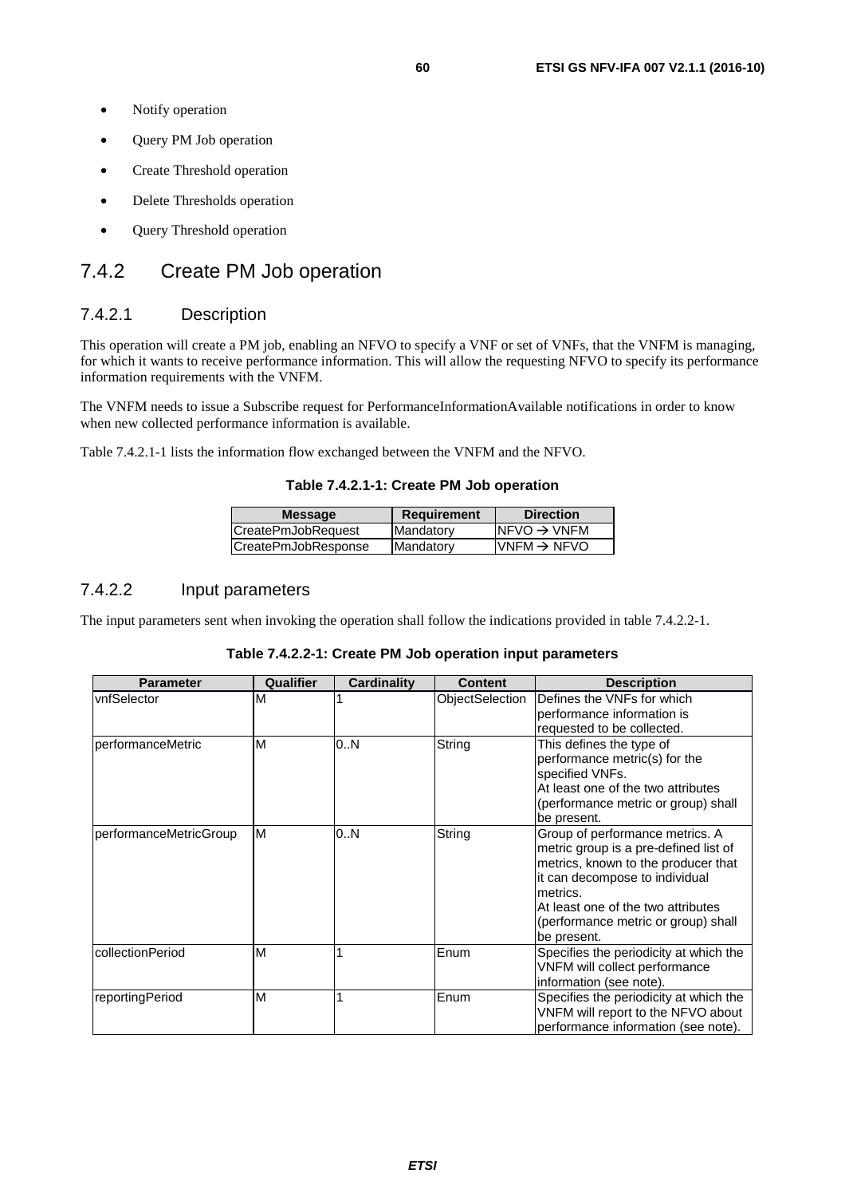- Notify operation
- Query PM Job operation
- Create Threshold operation
- Delete Thresholds operation
- Query Threshold operation

## 7.4.2 Create PM Job operation

### 7.4.2.1 Description

This operation will create a PM job, enabling an NFVO to specify a VNF or set of VNFs, that the VNFM is managing, for which it wants to receive performance information. This will allow the requesting NFVO to specify its performance information requirements with the VNFM.

The VNFM needs to issue a Subscribe request for PerformanceInformationAvailable notifications in order to know when new collected performance information is available.

Table 7.4.2.1-1 lists the information flow exchanged between the VNFM and the NFVO.

**Table 7.4.2.1-1: Create PM Job operation**

| Message | Requirement | Direction |
|---|---|---|
| CreatePmJobRequest | Mandatory | NFVO → VNFM |
| CreatePmJobResponse | Mandatory | VNFM → NFVO |

### 7.4.2.2 Input parameters

The input parameters sent when invoking the operation shall follow the indications provided in table 7.4.2.2-1.

**Table 7.4.2.2-1: Create PM Job operation input parameters**

| Parameter | Qualifier | Cardinality | Content | Description |
|---|---|---|---|---|
| vnfSelector | M | 1 | ObjectSelection | Defines the VNFs for which performance information is requested to be collected. |
| performanceMetric | M | 0..N | String | This defines the type of performance metric(s) for the specified VNFs. At least one of the two attributes (performance metric or group) shall be present. |
| performanceMetricGroup | M | 0..N | String | Group of performance metrics. A metric group is a pre-defined list of metrics, known to the producer that it can decompose to individual metrics. At least one of the two attributes (performance metric or group) shall be present. |
| collectionPeriod | M | 1 | Enum | Specifies the periodicity at which the VNFM will collect performance information (see note). |
| reportingPeriod | M | 1 | Enum | Specifies the periodicity at which the VNFM will report to the NFVO about performance information (see note). |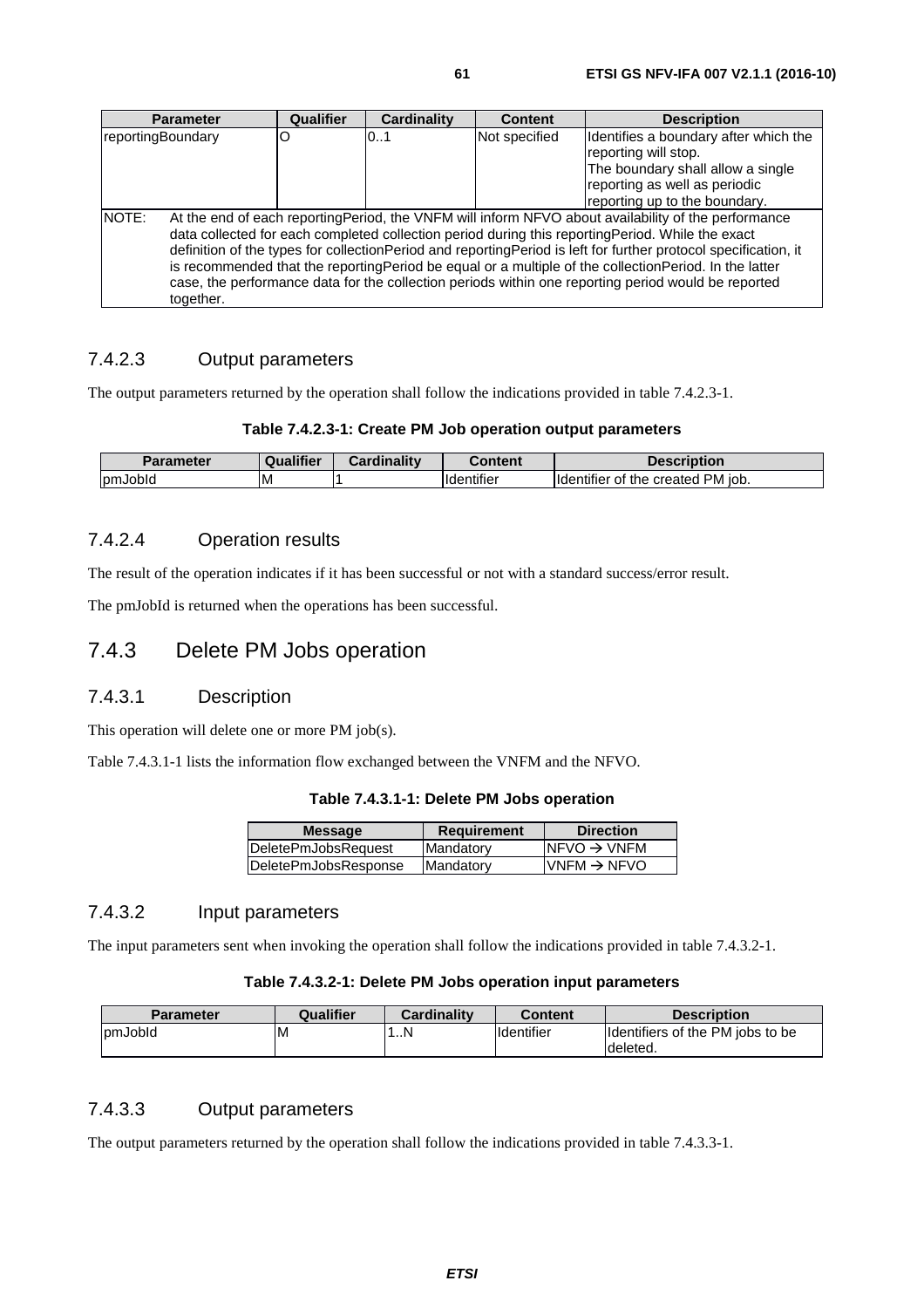| Parameter | Qualifier | Cardinality | Content | Description |
|---|---|---|---|---|
| reportingBoundary | O | 0..1 | Not specified | Identifies a boundary after which the reporting will stop. The boundary shall allow a single reporting as well as periodic reporting up to the boundary. |
| NOTE: At the end of each reportingPeriod, the VNFM will inform NFVO about availability of the performance data collected for each completed collection period during this reportingPeriod. While the exact definition of the types for collectionPeriod and reportingPeriod is left for further protocol specification, it is recommended that the reportingPeriod be equal or a multiple of the collectionPeriod. In the latter case, the performance data for the collection periods within one reporting period would be reported together. | | | | |

### 7.4.2.3 Output parameters

The output parameters returned by the operation shall follow the indications provided in table 7.4.2.3-1.

**Table 7.4.2.3-1: Create PM Job operation output parameters**

| Parameter | Qualifier | Cardinality | Content | Description |
|---|---|---|---|---|
| pmJobId | M | 1 | Identifier | Identifier of the created PM job. |

### 7.4.2.4 Operation results

The result of the operation indicates if it has been successful or not with a standard success/error result.

The pmJobId is returned when the operations has been successful.

## 7.4.3 Delete PM Jobs operation

### 7.4.3.1 Description

This operation will delete one or more PM job(s).

Table 7.4.3.1-1 lists the information flow exchanged between the VNFM and the NFVO.

**Table 7.4.3.1-1: Delete PM Jobs operation**

| Message | Requirement | Direction |
|---|---|---|
| DeletePmJobsRequest | Mandatory | NFVO → VNFM |
| DeletePmJobsResponse | Mandatory | VNFM → NFVO |

### 7.4.3.2 Input parameters

The input parameters sent when invoking the operation shall follow the indications provided in table 7.4.3.2-1.

**Table 7.4.3.2-1: Delete PM Jobs operation input parameters**

| Parameter | Qualifier | Cardinality | Content | Description |
|---|---|---|---|---|
| pmJobId | M | 1..N | Identifier | Identifiers of the PM jobs to be deleted. |

### 7.4.3.3 Output parameters

The output parameters returned by the operation shall follow the indications provided in table 7.4.3.3-1.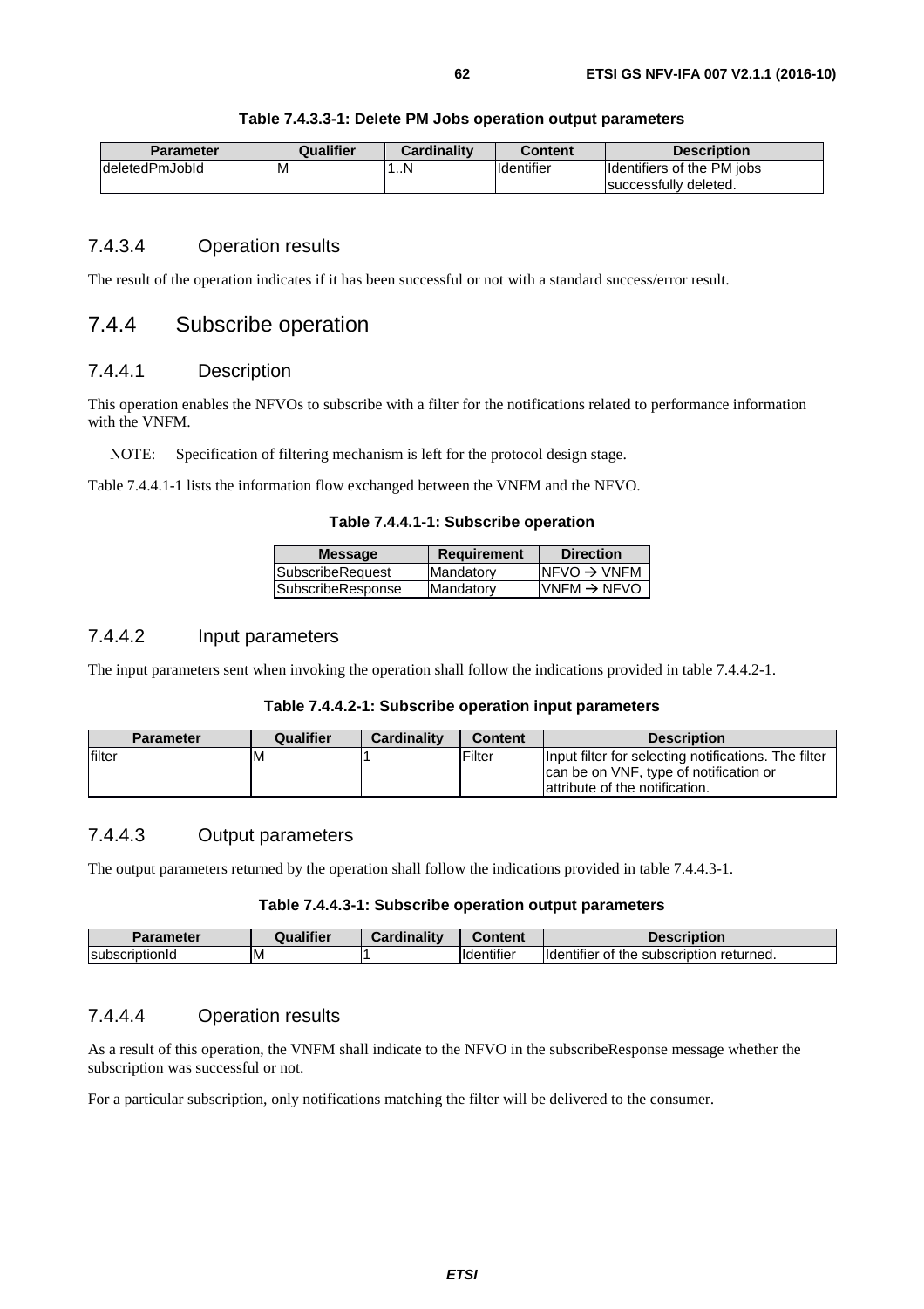**Table 7.4.3.3-1: Delete PM Jobs operation output parameters**

| Parameter | Qualifier | Cardinality | Content | Description |
|---|---|---|---|---|
| deletedPmJobId | M | 1..N | Identifier | Identifiers of the PM jobs successfully deleted. |

### 7.4.3.4 Operation results

The result of the operation indicates if it has been successful or not with a standard success/error result.

## 7.4.4 Subscribe operation

### 7.4.4.1 Description

This operation enables the NFVOs to subscribe with a filter for the notifications related to performance information with the VNFM.

NOTE: Specification of filtering mechanism is left for the protocol design stage.

Table 7.4.4.1-1 lists the information flow exchanged between the VNFM and the NFVO.

**Table 7.4.4.1-1: Subscribe operation**

| Message | Requirement | Direction |
|---|---|---|
| SubscribeRequest | Mandatory | NFVO → VNFM |
| SubscribeResponse | Mandatory | VNFM → NFVO |

### 7.4.4.2 Input parameters

The input parameters sent when invoking the operation shall follow the indications provided in table 7.4.4.2-1.

**Table 7.4.4.2-1: Subscribe operation input parameters**

| Parameter | Qualifier | Cardinality | Content | Description |
|---|---|---|---|---|
| filter | M | 1 | Filter | Input filter for selecting notifications. The filter can be on VNF, type of notification or attribute of the notification. |

### 7.4.4.3 Output parameters

The output parameters returned by the operation shall follow the indications provided in table 7.4.4.3-1.

**Table 7.4.4.3-1: Subscribe operation output parameters**

| Parameter | Qualifier | Cardinality | Content | Description |
|---|---|---|---|---|
| subscriptionId | M | 1 | Identifier | Identifier of the subscription returned. |

### 7.4.4.4 Operation results

As a result of this operation, the VNFM shall indicate to the NFVO in the subscribeResponse message whether the subscription was successful or not.

For a particular subscription, only notifications matching the filter will be delivered to the consumer.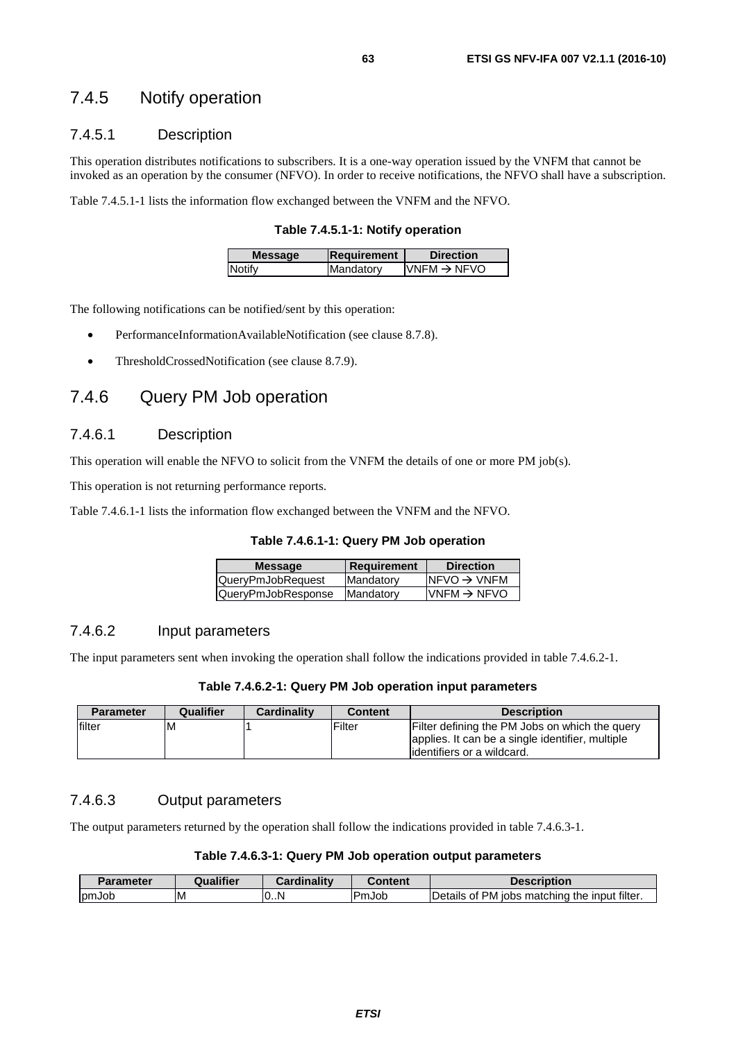### 7.4.5 Notify operation

#### 7.4.5.1 Description

This operation distributes notifications to subscribers. It is a one-way operation issued by the VNFM that cannot be invoked as an operation by the consumer (NFVO). In order to receive notifications, the NFVO shall have a subscription.

Table 7.4.5.1-1 lists the information flow exchanged between the VNFM and the NFVO.

**Table 7.4.5.1-1: Notify operation**

| Message | Requirement | Direction |
|---|---|---|
| Notify | Mandatory | VNFM → NFVO |

The following notifications can be notified/sent by this operation:

- PerformanceInformationAvailableNotification (see clause 8.7.8).
- ThresholdCrossedNotification (see clause 8.7.9).

### 7.4.6 Query PM Job operation

#### 7.4.6.1 Description

This operation will enable the NFVO to solicit from the VNFM the details of one or more PM job(s).

This operation is not returning performance reports.

Table 7.4.6.1-1 lists the information flow exchanged between the VNFM and the NFVO.

**Table 7.4.6.1-1: Query PM Job operation**

| Message | Requirement | Direction |
|---|---|---|
| QueryPmJobRequest | Mandatory | NFVO → VNFM |
| QueryPmJobResponse | Mandatory | VNFM → NFVO |

#### 7.4.6.2 Input parameters

The input parameters sent when invoking the operation shall follow the indications provided in table 7.4.6.2-1.

**Table 7.4.6.2-1: Query PM Job operation input parameters**

| Parameter | Qualifier | Cardinality | Content | Description |
|---|---|---|---|---|
| filter | M | 1 | Filter | Filter defining the PM Jobs on which the query applies. It can be a single identifier, multiple identifiers or a wildcard. |

#### 7.4.6.3 Output parameters

The output parameters returned by the operation shall follow the indications provided in table 7.4.6.3-1.

**Table 7.4.6.3-1: Query PM Job operation output parameters**

| Parameter | Qualifier | Cardinality | Content | Description |
|---|---|---|---|---|
| pmJob | M | 0..N | PmJob | Details of PM jobs matching the input filter. |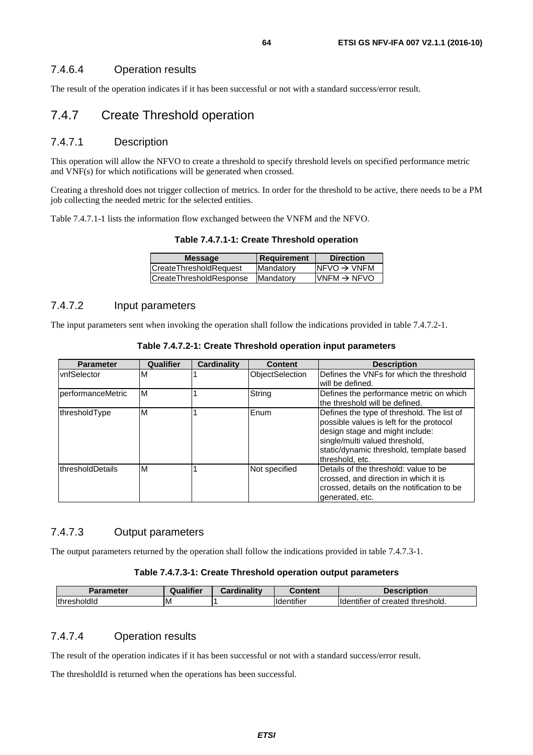### 7.4.6.4 Operation results

The result of the operation indicates if it has been successful or not with a standard success/error result.

## 7.4.7 Create Threshold operation

### 7.4.7.1 Description

This operation will allow the NFVO to create a threshold to specify threshold levels on specified performance metric and VNF(s) for which notifications will be generated when crossed.

Creating a threshold does not trigger collection of metrics. In order for the threshold to be active, there needs to be a PM job collecting the needed metric for the selected entities.

Table 7.4.7.1-1 lists the information flow exchanged between the VNFM and the NFVO.

**Table 7.4.7.1-1: Create Threshold operation**

| Message | Requirement | Direction |
|---|---|---|
| CreateThresholdRequest | Mandatory | NFVO → VNFM |
| CreateThresholdResponse | Mandatory | VNFM → NFVO |

### 7.4.7.2 Input parameters

The input parameters sent when invoking the operation shall follow the indications provided in table 7.4.7.2-1.

**Table 7.4.7.2-1: Create Threshold operation input parameters**

| Parameter | Qualifier | Cardinality | Content | Description |
|---|---|---|---|---|
| vnfSelector | M | 1 | ObjectSelection | Defines the VNFs for which the threshold will be defined. |
| performanceMetric | M | 1 | String | Defines the performance metric on which the threshold will be defined. |
| thresholdType | M | 1 | Enum | Defines the type of threshold. The list of possible values is left for the protocol design stage and might include: single/multi valued threshold, static/dynamic threshold, template based threshold, etc. |
| thresholdDetails | M | 1 | Not specified | Details of the threshold: value to be crossed, and direction in which it is crossed, details on the notification to be generated, etc. |

### 7.4.7.3 Output parameters

The output parameters returned by the operation shall follow the indications provided in table 7.4.7.3-1.

**Table 7.4.7.3-1: Create Threshold operation output parameters**

| Parameter | Qualifier | Cardinality | Content | Description |
|---|---|---|---|---|
| thresholdId | M | 1 | Identifier | Identifier of created threshold. |

### 7.4.7.4 Operation results

The result of the operation indicates if it has been successful or not with a standard success/error result.

The thresholdId is returned when the operations has been successful.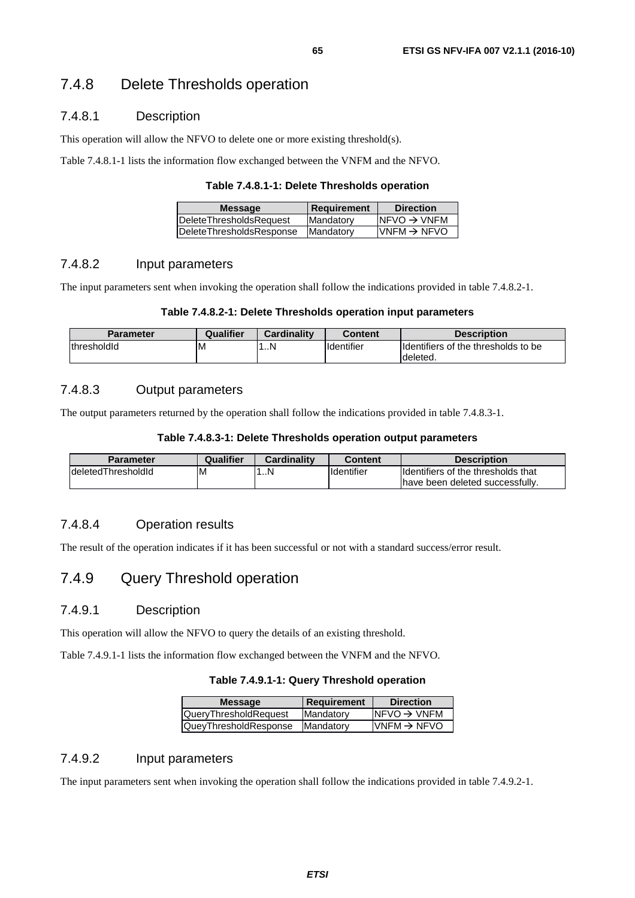### 7.4.8 Delete Thresholds operation

#### 7.4.8.1 Description

This operation will allow the NFVO to delete one or more existing threshold(s).

Table 7.4.8.1-1 lists the information flow exchanged between the VNFM and the NFVO.

**Table 7.4.8.1-1: Delete Thresholds operation**

| Message | Requirement | Direction |
| --- | --- | --- |
| DeleteThresholdsRequest | Mandatory | NFVO → VNFM |
| DeleteThresholdsResponse | Mandatory | VNFM → NFVO |

#### 7.4.8.2 Input parameters

The input parameters sent when invoking the operation shall follow the indications provided in table 7.4.8.2-1.

**Table 7.4.8.2-1: Delete Thresholds operation input parameters**

| Parameter | Qualifier | Cardinality | Content | Description |
| --- | --- | --- | --- | --- |
| thresholdId | M | 1..N | Identifier | Identifiers of the thresholds to be deleted. |

#### 7.4.8.3 Output parameters

The output parameters returned by the operation shall follow the indications provided in table 7.4.8.3-1.

**Table 7.4.8.3-1: Delete Thresholds operation output parameters**

| Parameter | Qualifier | Cardinality | Content | Description |
| --- | --- | --- | --- | --- |
| deletedThresholdId | M | 1..N | Identifier | Identifiers of the thresholds that have been deleted successfully. |

#### 7.4.8.4 Operation results

The result of the operation indicates if it has been successful or not with a standard success/error result.

### 7.4.9 Query Threshold operation

#### 7.4.9.1 Description

This operation will allow the NFVO to query the details of an existing threshold.

Table 7.4.9.1-1 lists the information flow exchanged between the VNFM and the NFVO.

**Table 7.4.9.1-1: Query Threshold operation**

| Message | Requirement | Direction |
| --- | --- | --- |
| QueryThresholdRequest | Mandatory | NFVO → VNFM |
| QueyThresholdResponse | Mandatory | VNFM → NFVO |

#### 7.4.9.2 Input parameters

The input parameters sent when invoking the operation shall follow the indications provided in table 7.4.9.2-1.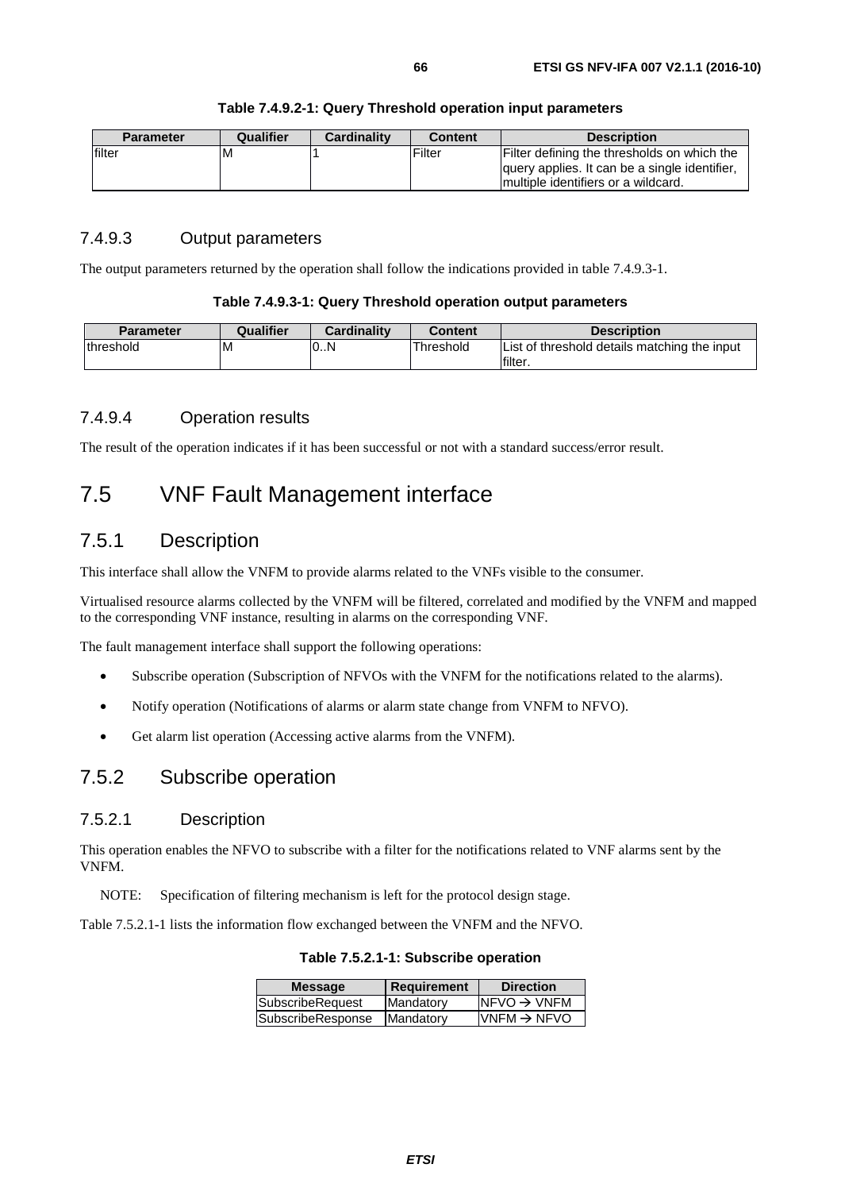**Table 7.4.9.2-1: Query Threshold operation input parameters**

| Parameter | Qualifier | Cardinality | Content | Description |
|---|---|---|---|---|
| filter | M | 1 | Filter | Filter defining the thresholds on which the query applies. It can be a single identifier, multiple identifiers or a wildcard. |

### 7.4.9.3 Output parameters

The output parameters returned by the operation shall follow the indications provided in table 7.4.9.3-1.

**Table 7.4.9.3-1: Query Threshold operation output parameters**

| Parameter | Qualifier | Cardinality | Content | Description |
|---|---|---|---|---|
| threshold | M | 0..N | Threshold | List of threshold details matching the input filter. |

### 7.4.9.4 Operation results

The result of the operation indicates if it has been successful or not with a standard success/error result.

# 7.5 VNF Fault Management interface

## 7.5.1 Description

This interface shall allow the VNFM to provide alarms related to the VNFs visible to the consumer.

Virtualised resource alarms collected by the VNFM will be filtered, correlated and modified by the VNFM and mapped to the corresponding VNF instance, resulting in alarms on the corresponding VNF.

The fault management interface shall support the following operations:

- Subscribe operation (Subscription of NFVOs with the VNFM for the notifications related to the alarms).
- Notify operation (Notifications of alarms or alarm state change from VNFM to NFVO).
- Get alarm list operation (Accessing active alarms from the VNFM).

## 7.5.2 Subscribe operation

### 7.5.2.1 Description

This operation enables the NFVO to subscribe with a filter for the notifications related to VNF alarms sent by the VNFM.

NOTE: Specification of filtering mechanism is left for the protocol design stage.

Table 7.5.2.1-1 lists the information flow exchanged between the VNFM and the NFVO.

**Table 7.5.2.1-1: Subscribe operation**

| Message | Requirement | Direction |
|---|---|---|
| SubscribeRequest | Mandatory | NFVO → VNFM |
| SubscribeResponse | Mandatory | VNFM → NFVO |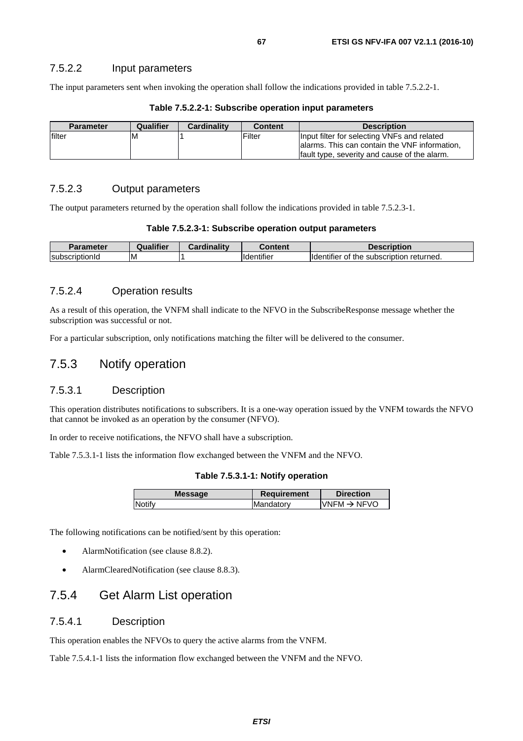### 7.5.2.2 Input parameters

The input parameters sent when invoking the operation shall follow the indications provided in table 7.5.2.2-1.

**Table 7.5.2.2-1: Subscribe operation input parameters**

| Parameter | Qualifier | Cardinality | Content | Description |
|---|---|---|---|---|
| filter | M | 1 | Filter | Input filter for selecting VNFs and related alarms. This can contain the VNF information, fault type, severity and cause of the alarm. |

### 7.5.2.3 Output parameters

The output parameters returned by the operation shall follow the indications provided in table 7.5.2.3-1.

**Table 7.5.2.3-1: Subscribe operation output parameters**

| Parameter | Qualifier | Cardinality | Content | Description |
|---|---|---|---|---|
| subscriptionId | M | 1 | Identifier | Identifier of the subscription returned. |

### 7.5.2.4 Operation results

As a result of this operation, the VNFM shall indicate to the NFVO in the SubscribeResponse message whether the subscription was successful or not.

For a particular subscription, only notifications matching the filter will be delivered to the consumer.

## 7.5.3 Notify operation

### 7.5.3.1 Description

This operation distributes notifications to subscribers. It is a one-way operation issued by the VNFM towards the NFVO that cannot be invoked as an operation by the consumer (NFVO).

In order to receive notifications, the NFVO shall have a subscription.

Table 7.5.3.1-1 lists the information flow exchanged between the VNFM and the NFVO.

**Table 7.5.3.1-1: Notify operation**

| Message | Requirement | Direction |
|---|---|---|
| Notify | Mandatory | VNFM → NFVO |

The following notifications can be notified/sent by this operation:

- AlarmNotification (see clause 8.8.2).
- AlarmClearedNotification (see clause 8.8.3).

## 7.5.4 Get Alarm List operation

### 7.5.4.1 Description

This operation enables the NFVOs to query the active alarms from the VNFM.

Table 7.5.4.1-1 lists the information flow exchanged between the VNFM and the NFVO.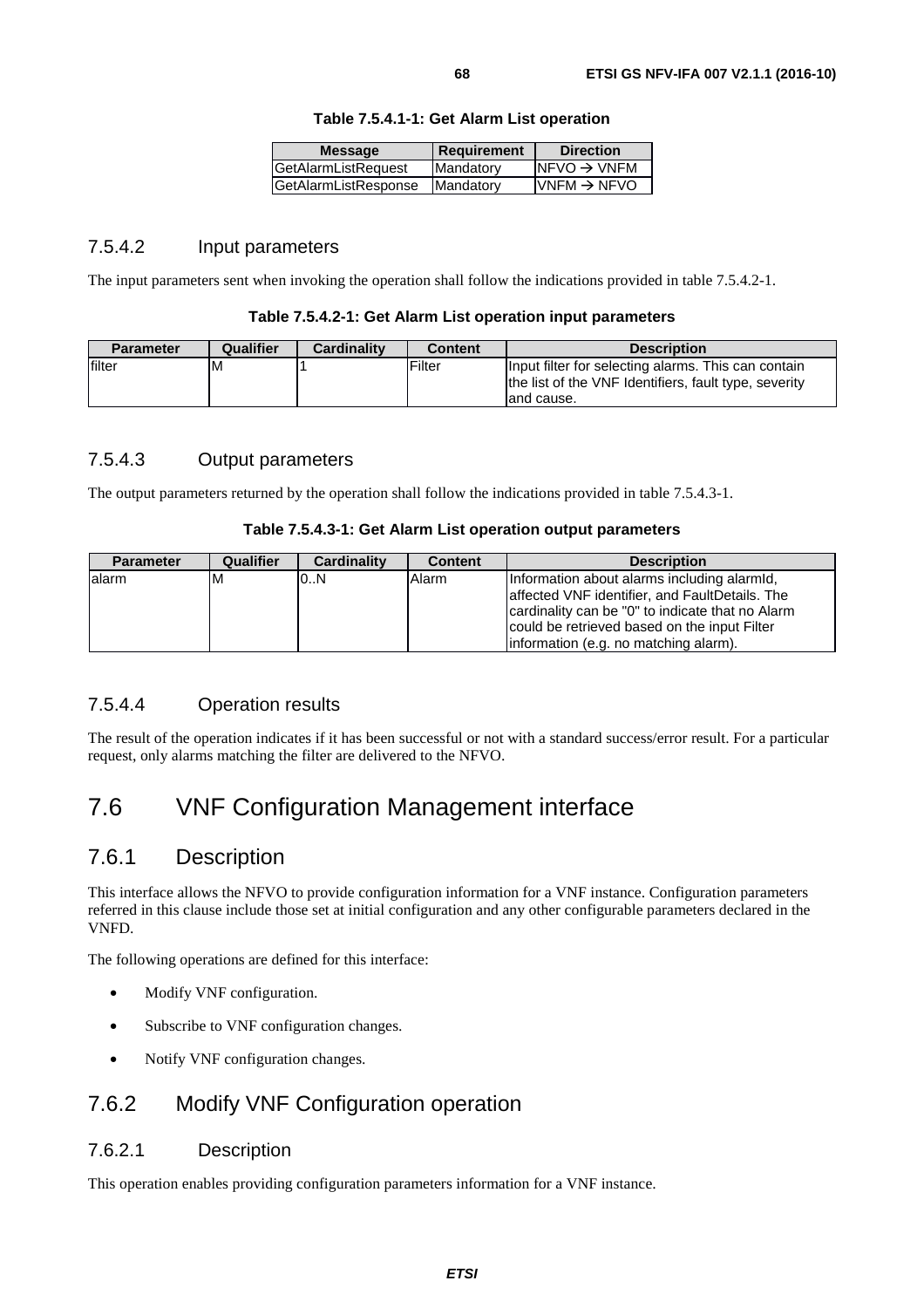**Table 7.5.4.1-1: Get Alarm List operation**

| Message | Requirement | Direction |
|---|---|---|
| GetAlarmListRequest | Mandatory | NFVO → VNFM |
| GetAlarmListResponse | Mandatory | VNFM → NFVO |

### 7.5.4.2 Input parameters

The input parameters sent when invoking the operation shall follow the indications provided in table 7.5.4.2-1.

**Table 7.5.4.2-1: Get Alarm List operation input parameters**

| Parameter | Qualifier | Cardinality | Content | Description |
|---|---|---|---|---|
| filter | M | 1 | Filter | Input filter for selecting alarms. This can contain the list of the VNF Identifiers, fault type, severity and cause. |

### 7.5.4.3 Output parameters

The output parameters returned by the operation shall follow the indications provided in table 7.5.4.3-1.

**Table 7.5.4.3-1: Get Alarm List operation output parameters**

| Parameter | Qualifier | Cardinality | Content | Description |
|---|---|---|---|---|
| alarm | M | 0..N | Alarm | Information about alarms including alarmId, affected VNF identifier, and FaultDetails. The cardinality can be "0" to indicate that no Alarm could be retrieved based on the input Filter information (e.g. no matching alarm). |

### 7.5.4.4 Operation results

The result of the operation indicates if it has been successful or not with a standard success/error result. For a particular request, only alarms matching the filter are delivered to the NFVO.

# 7.6 VNF Configuration Management interface

## 7.6.1 Description

This interface allows the NFVO to provide configuration information for a VNF instance. Configuration parameters referred in this clause include those set at initial configuration and any other configurable parameters declared in the VNFD.

The following operations are defined for this interface:

- Modify VNF configuration.
- Subscribe to VNF configuration changes.
- Notify VNF configuration changes.

## 7.6.2 Modify VNF Configuration operation

### 7.6.2.1 Description

This operation enables providing configuration parameters information for a VNF instance.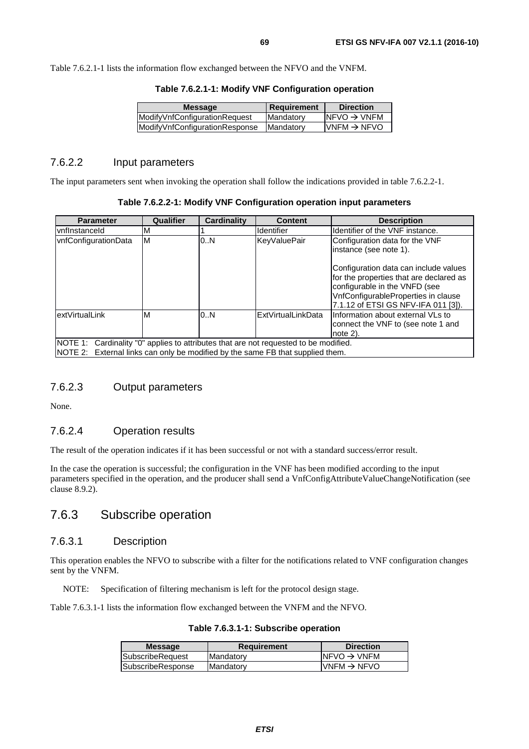Table 7.6.2.1-1 lists the information flow exchanged between the NFVO and the VNFM.

**Table 7.6.2.1-1: Modify VNF Configuration operation**

| Message | Requirement | Direction |
|---|---|---|
| ModifyVnfConfigurationRequest | Mandatory | NFVO → VNFM |
| ModifyVnfConfigurationResponse | Mandatory | VNFM → NFVO |

### 7.6.2.2 Input parameters

The input parameters sent when invoking the operation shall follow the indications provided in table 7.6.2.2-1.

**Table 7.6.2.2-1: Modify VNF Configuration operation input parameters**

| Parameter | Qualifier | Cardinality | Content | Description |
|---|---|---|---|---|
| vnfInstanceId | M | 1 | Identifier | Identifier of the VNF instance. |
| vnfConfigurationData | M | 0..N | KeyValuePair | Configuration data for the VNF instance (see note 1).<br><br>Configuration data can include values for the properties that are declared as configurable in the VNFD (see VnfConfigurableProperties in clause 7.1.12 of ETSI GS NFV-IFA 011 [3]). |
| extVirtualLink | M | 0..N | ExtVirtualLinkData | Information about external VLs to connect the VNF to (see note 1 and note 2). |
| NOTE 1: Cardinality "0" applies to attributes that are not requested to be modified.<br>NOTE 2: External links can only be modified by the same FB that supplied them. | | | | |

### 7.6.2.3 Output parameters

None.

### 7.6.2.4 Operation results

The result of the operation indicates if it has been successful or not with a standard success/error result.

In the case the operation is successful; the configuration in the VNF has been modified according to the input parameters specified in the operation, and the producer shall send a VnfConfigAttributeValueChangeNotification (see clause 8.9.2).

## 7.6.3 Subscribe operation

### 7.6.3.1 Description

This operation enables the NFVO to subscribe with a filter for the notifications related to VNF configuration changes sent by the VNFM.

NOTE: Specification of filtering mechanism is left for the protocol design stage.

Table 7.6.3.1-1 lists the information flow exchanged between the VNFM and the NFVO.

**Table 7.6.3.1-1: Subscribe operation**

| Message | Requirement | Direction |
|---|---|---|
| SubscribeRequest | Mandatory | NFVO → VNFM |
| SubscribeResponse | Mandatory | VNFM → NFVO |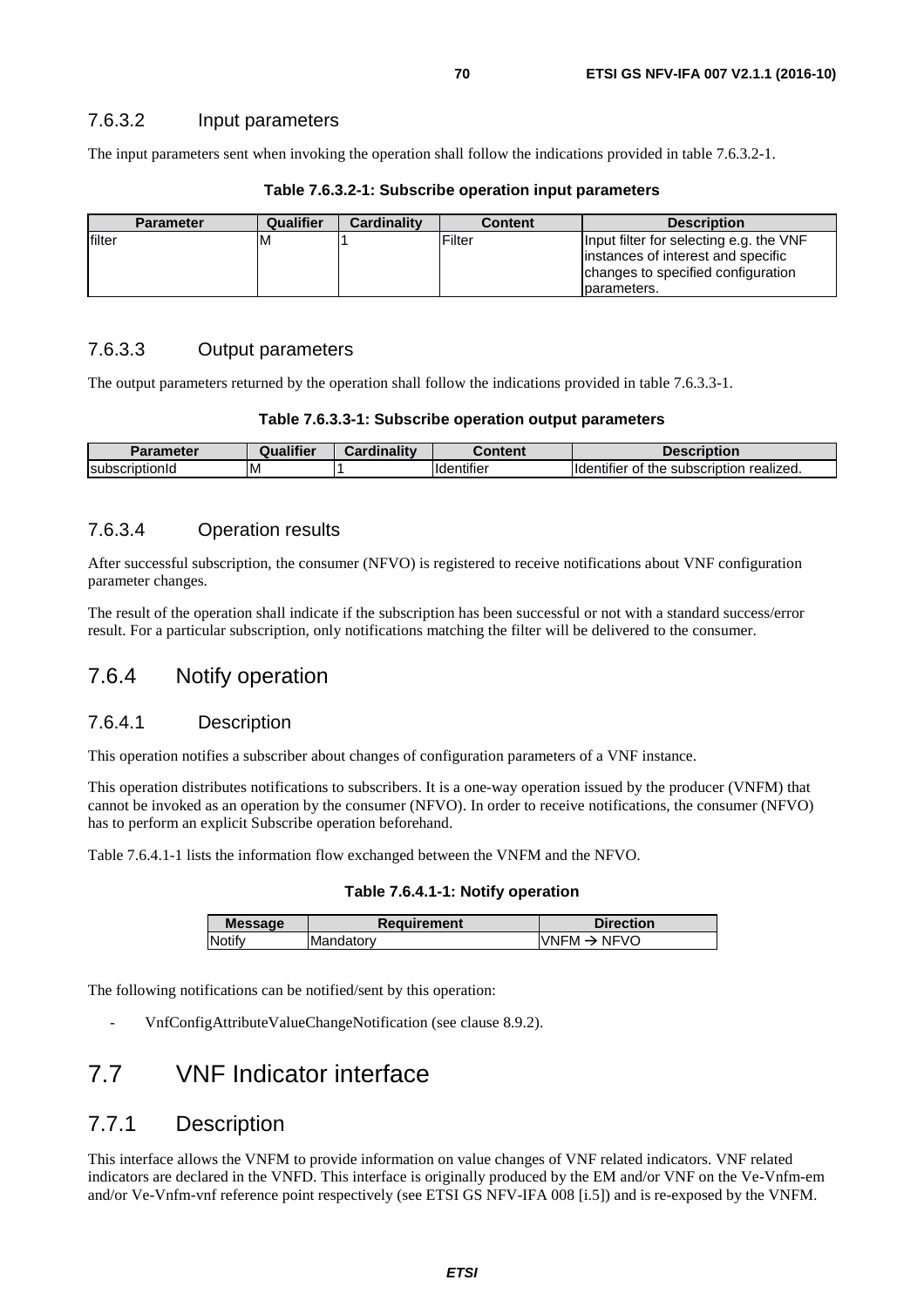#### 7.6.3.2 Input parameters

The input parameters sent when invoking the operation shall follow the indications provided in table 7.6.3.2-1.

**Table 7.6.3.2-1: Subscribe operation input parameters**

| Parameter | Qualifier | Cardinality | Content | Description |
|---|---|---|---|---|
| filter | M | 1 | Filter | Input filter for selecting e.g. the VNF instances of interest and specific changes to specified configuration parameters. |

#### 7.6.3.3 Output parameters

The output parameters returned by the operation shall follow the indications provided in table 7.6.3.3-1.

**Table 7.6.3.3-1: Subscribe operation output parameters**

| Parameter | Qualifier | Cardinality | Content | Description |
|---|---|---|---|---|
| subscriptionId | M | 1 | Identifier | Identifier of the subscription realized. |

#### 7.6.3.4 Operation results

After successful subscription, the consumer (NFVO) is registered to receive notifications about VNF configuration parameter changes.

The result of the operation shall indicate if the subscription has been successful or not with a standard success/error result. For a particular subscription, only notifications matching the filter will be delivered to the consumer.

### 7.6.4 Notify operation

#### 7.6.4.1 Description

This operation notifies a subscriber about changes of configuration parameters of a VNF instance.

This operation distributes notifications to subscribers. It is a one-way operation issued by the producer (VNFM) that cannot be invoked as an operation by the consumer (NFVO). In order to receive notifications, the consumer (NFVO) has to perform an explicit Subscribe operation beforehand.

Table 7.6.4.1-1 lists the information flow exchanged between the VNFM and the NFVO.

**Table 7.6.4.1-1: Notify operation**

| Message | Requirement | Direction |
|---|---|---|
| Notify | Mandatory | VNFM → NFVO |

The following notifications can be notified/sent by this operation:

- VnfConfigAttributeValueChangeNotification (see clause 8.9.2).

## 7.7 VNF Indicator interface

### 7.7.1 Description

This interface allows the VNFM to provide information on value changes of VNF related indicators. VNF related indicators are declared in the VNFD. This interface is originally produced by the EM and/or VNF on the Ve-Vnfm-em and/or Ve-Vnfm-vnf reference point respectively (see ETSI GS NFV-IFA 008 [i.5]) and is re-exposed by the VNFM.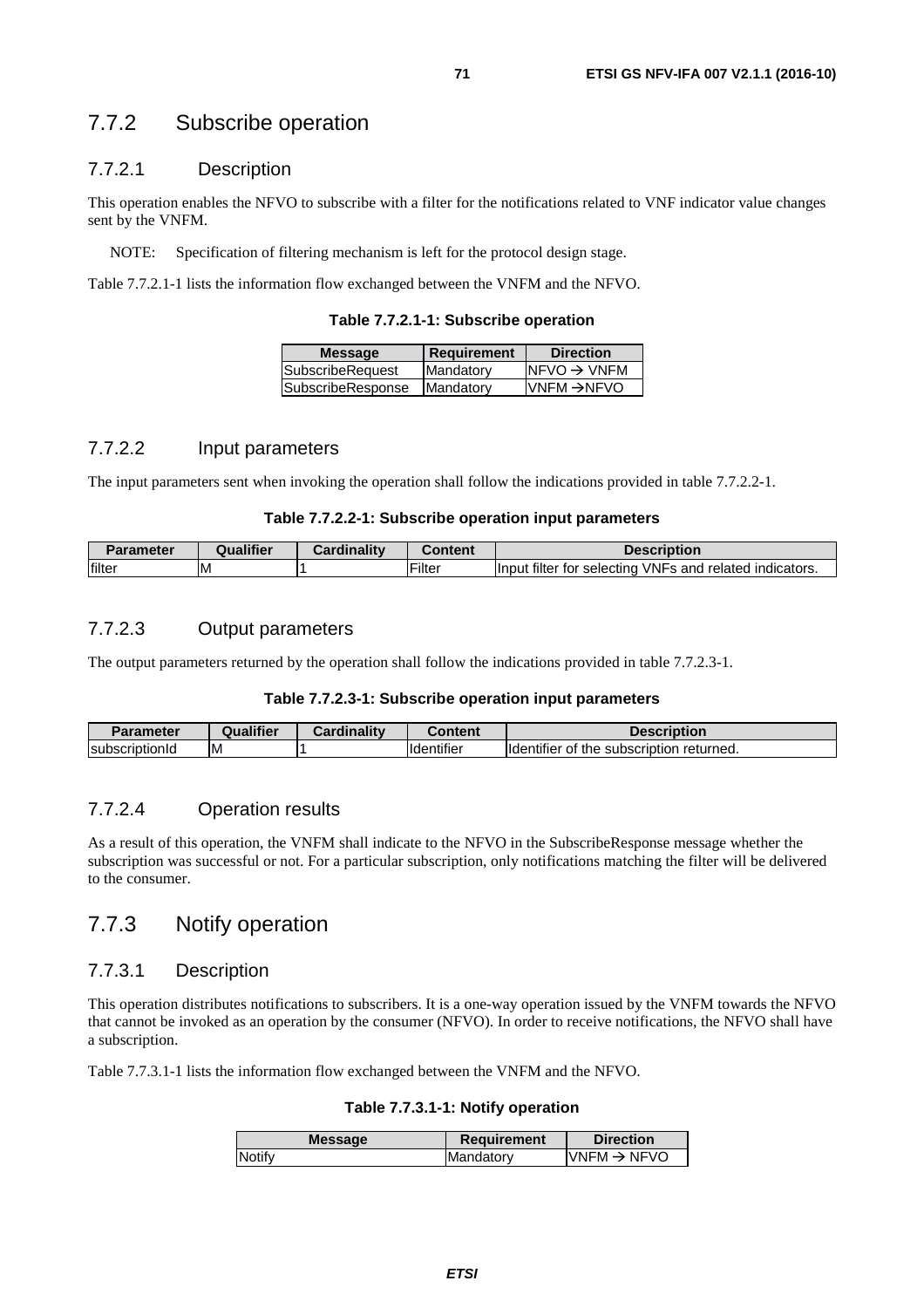### 7.7.2 Subscribe operation

#### 7.7.2.1 Description

This operation enables the NFVO to subscribe with a filter for the notifications related to VNF indicator value changes sent by the VNFM.

NOTE: Specification of filtering mechanism is left for the protocol design stage.

Table 7.7.2.1-1 lists the information flow exchanged between the VNFM and the NFVO.

**Table 7.7.2.1-1: Subscribe operation**

| Message | Requirement | Direction |
|---|---|---|
| SubscribeRequest | Mandatory | NFVO → VNFM |
| SubscribeResponse | Mandatory | VNFM →NFVO |

#### 7.7.2.2 Input parameters

The input parameters sent when invoking the operation shall follow the indications provided in table 7.7.2.2-1.

**Table 7.7.2.2-1: Subscribe operation input parameters**

| Parameter | Qualifier | Cardinality | Content | Description |
|---|---|---|---|---|
| filter | M | 1 | Filter | Input filter for selecting VNFs and related indicators. |

#### 7.7.2.3 Output parameters

The output parameters returned by the operation shall follow the indications provided in table 7.7.2.3-1.

**Table 7.7.2.3-1: Subscribe operation input parameters**

| Parameter | Qualifier | Cardinality | Content | Description |
|---|---|---|---|---|
| subscriptionId | M | 1 | Identifier | Identifier of the subscription returned. |

#### 7.7.2.4 Operation results

As a result of this operation, the VNFM shall indicate to the NFVO in the SubscribeResponse message whether the subscription was successful or not. For a particular subscription, only notifications matching the filter will be delivered to the consumer.

### 7.7.3 Notify operation

#### 7.7.3.1 Description

This operation distributes notifications to subscribers. It is a one-way operation issued by the VNFM towards the NFVO that cannot be invoked as an operation by the consumer (NFVO). In order to receive notifications, the NFVO shall have a subscription.

Table 7.7.3.1-1 lists the information flow exchanged between the VNFM and the NFVO.

**Table 7.7.3.1-1: Notify operation**

| Message | Requirement | Direction |
|---|---|---|
| Notify | Mandatory | VNFM → NFVO |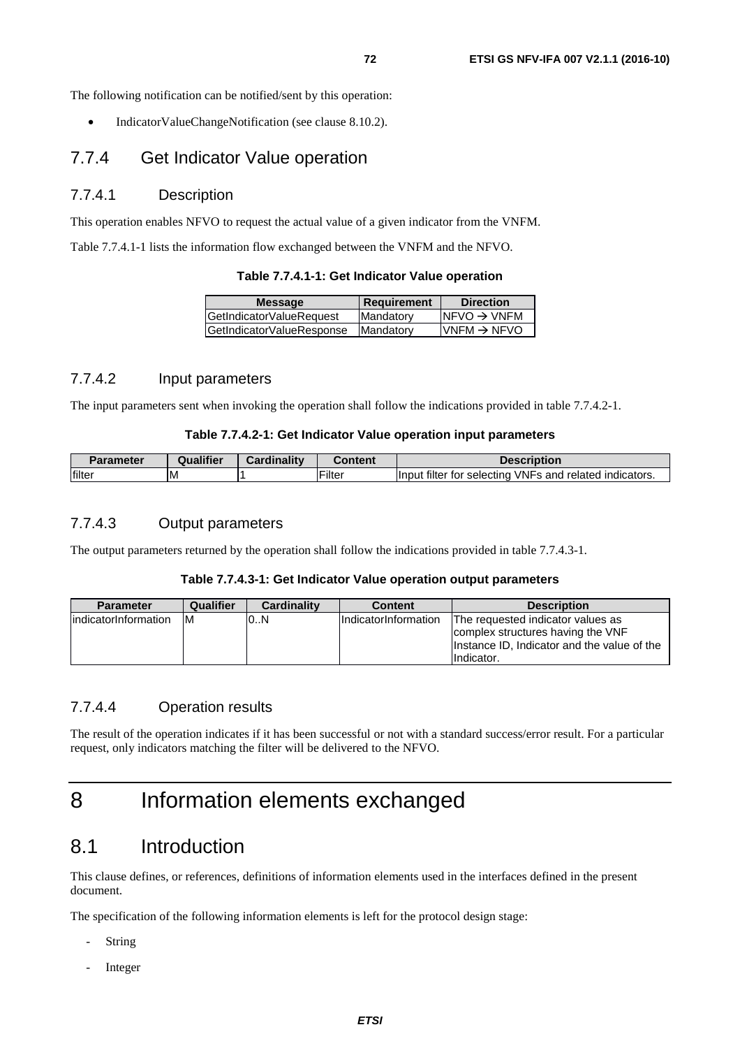The following notification can be notified/sent by this operation:

- IndicatorValueChangeNotification (see clause 8.10.2).

## 7.7.4 Get Indicator Value operation

### 7.7.4.1 Description

This operation enables NFVO to request the actual value of a given indicator from the VNFM.

Table 7.7.4.1-1 lists the information flow exchanged between the VNFM and the NFVO.

**Table 7.7.4.1-1: Get Indicator Value operation**

| Message | Requirement | Direction |
|---|---|---|
| GetIndicatorValueRequest | Mandatory | NFVO → VNFM |
| GetIndicatorValueResponse | Mandatory | VNFM → NFVO |

### 7.7.4.2 Input parameters

The input parameters sent when invoking the operation shall follow the indications provided in table 7.7.4.2-1.

**Table 7.7.4.2-1: Get Indicator Value operation input parameters**

| Parameter | Qualifier | Cardinality | Content | Description |
|---|---|---|---|---|
| filter | M | 1 | Filter | Input filter for selecting VNFs and related indicators. |

### 7.7.4.3 Output parameters

The output parameters returned by the operation shall follow the indications provided in table 7.7.4.3-1.

**Table 7.7.4.3-1: Get Indicator Value operation output parameters**

| Parameter | Qualifier | Cardinality | Content | Description |
|---|---|---|---|---|
| indicatorInformation | M | 0..N | IndicatorInformation | The requested indicator values as complex structures having the VNF Instance ID, Indicator and the value of the Indicator. |

### 7.7.4.4 Operation results

The result of the operation indicates if it has been successful or not with a standard success/error result. For a particular request, only indicators matching the filter will be delivered to the NFVO.

# 8 Information elements exchanged

## 8.1 Introduction

This clause defines, or references, definitions of information elements used in the interfaces defined in the present document.

The specification of the following information elements is left for the protocol design stage:

- String
- Integer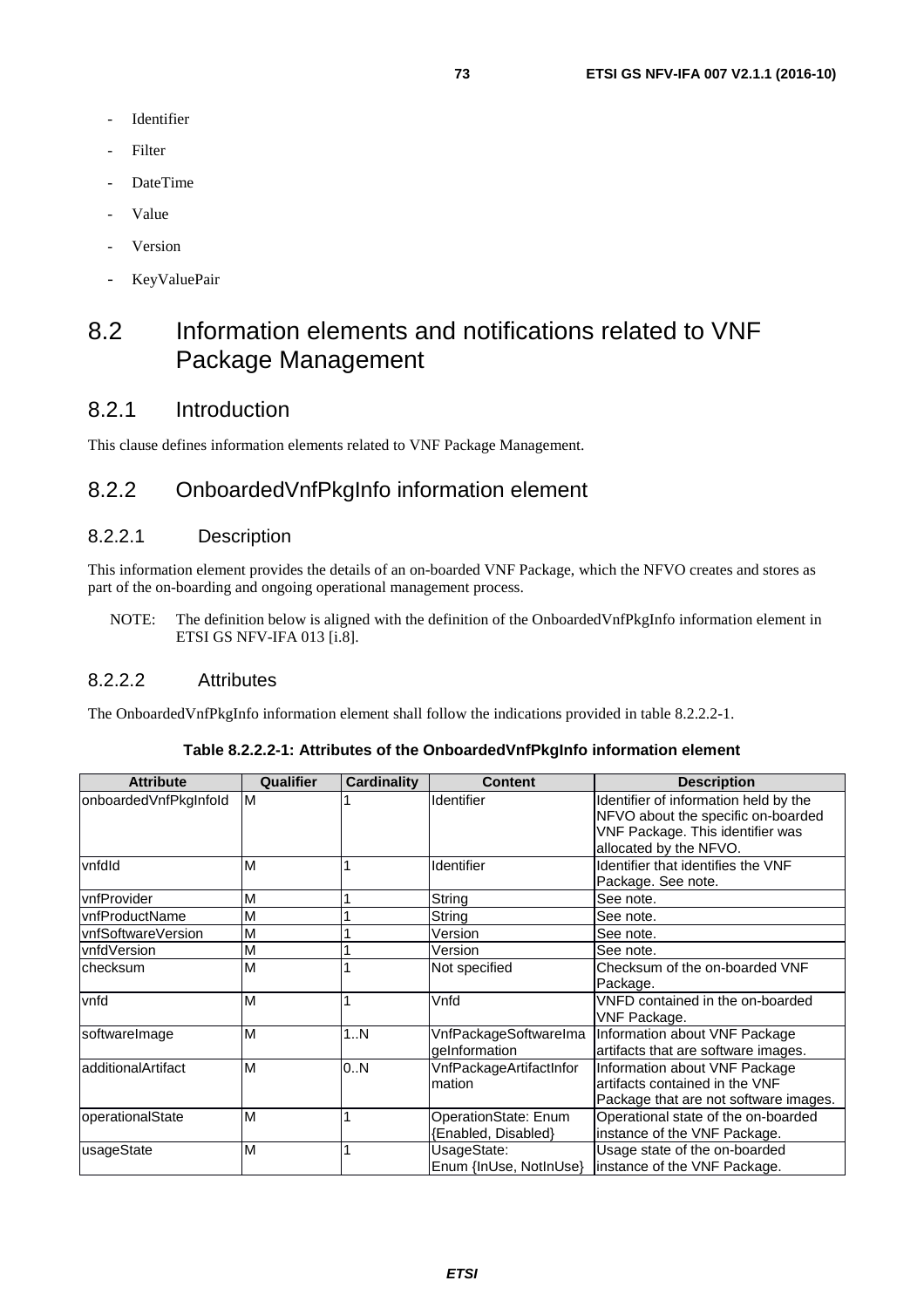- Identifier
- Filter
- DateTime
- Value
- Version
- KeyValuePair

# 8.2 Information elements and notifications related to VNF Package Management

## 8.2.1 Introduction

This clause defines information elements related to VNF Package Management.

## 8.2.2 OnboardedVnfPkgInfo information element

### 8.2.2.1 Description

This information element provides the details of an on-boarded VNF Package, which the NFVO creates and stores as part of the on-boarding and ongoing operational management process.

NOTE: The definition below is aligned with the definition of the OnboardedVnfPkgInfo information element in ETSI GS NFV-IFA 013 [i.8].

### 8.2.2.2 Attributes

The OnboardedVnfPkgInfo information element shall follow the indications provided in table 8.2.2.2-1.

**Table 8.2.2.2-1: Attributes of the OnboardedVnfPkgInfo information element**

| Attribute | Qualifier | Cardinality | Content | Description |
|---|---|---|---|---|
| onboardedVnfPkgInfoId | M | 1 | Identifier | Identifier of information held by the NFVO about the specific on-boarded VNF Package. This identifier was allocated by the NFVO. |
| vnfdId | M | 1 | Identifier | Identifier that identifies the VNF Package. See note. |
| vnfProvider | M | 1 | String | See note. |
| vnfProductName | M | 1 | String | See note. |
| vnfSoftwareVersion | M | 1 | Version | See note. |
| vnfdVersion | M | 1 | Version | See note. |
| checksum | M | 1 | Not specified | Checksum of the on-boarded VNF Package. |
| vnfd | M | 1 | Vnfd | VNFD contained in the on-boarded VNF Package. |
| softwareImage | M | 1..N | VnfPackageSoftwareImageInformation | Information about VNF Package artifacts that are software images. |
| additionalArtifact | M | 0..N | VnfPackageArtifactInformation | Information about VNF Package artifacts contained in the VNF Package that are not software images. |
| operationalState | M | 1 | OperationState: Enum {Enabled, Disabled} | Operational state of the on-boarded instance of the VNF Package. |
| usageState | M | 1 | UsageState: Enum {InUse, NotInUse} | Usage state of the on-boarded instance of the VNF Package. |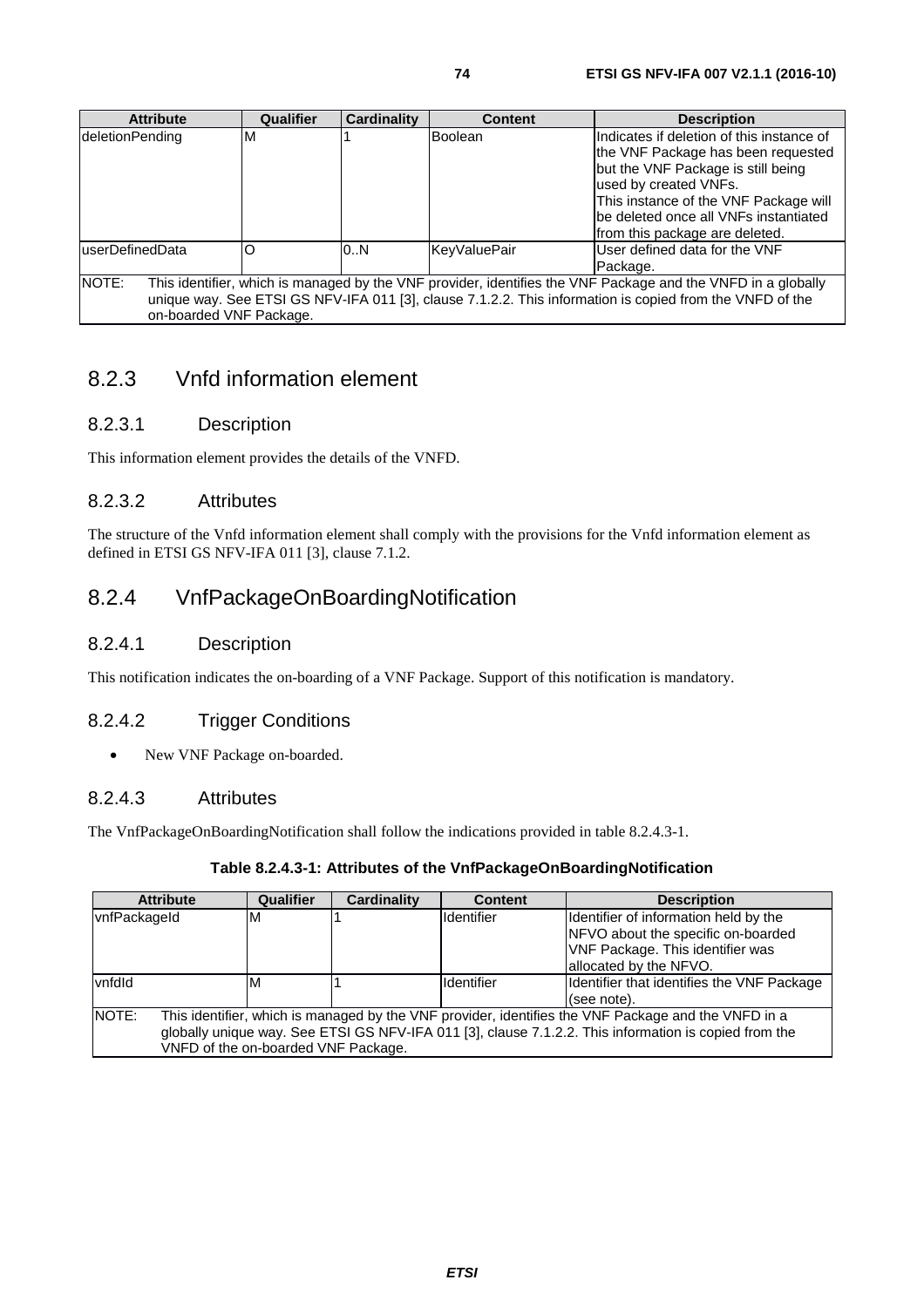| Attribute | Qualifier | Cardinality | Content | Description |
| --- | --- | --- | --- | --- |
| deletionPending | M | 1 | Boolean | Indicates if deletion of this instance of the VNF Package has been requested but the VNF Package is still being used by created VNFs. This instance of the VNF Package will be deleted once all VNFs instantiated from this package are deleted. |
| userDefinedData | O | 0..N | KeyValuePair | User defined data for the VNF Package. |
| NOTE: This identifier, which is managed by the VNF provider, identifies the VNF Package and the VNFD in a globally unique way. See ETSI GS NFV-IFA 011 [3], clause 7.1.2.2. This information is copied from the VNFD of the on-boarded VNF Package. | | | | |

## 8.2.3 Vnfd information element

### 8.2.3.1 Description

This information element provides the details of the VNFD.

### 8.2.3.2 Attributes

The structure of the Vnfd information element shall comply with the provisions for the Vnfd information element as defined in ETSI GS NFV-IFA 011 [3], clause 7.1.2.

## 8.2.4 VnfPackageOnBoardingNotification

### 8.2.4.1 Description

This notification indicates the on-boarding of a VNF Package. Support of this notification is mandatory.

### 8.2.4.2 Trigger Conditions

- New VNF Package on-boarded.

### 8.2.4.3 Attributes

The VnfPackageOnBoardingNotification shall follow the indications provided in table 8.2.4.3-1.

**Table 8.2.4.3-1: Attributes of the VnfPackageOnBoardingNotification**

| Attribute | Qualifier | Cardinality | Content | Description |
| --- | --- | --- | --- | --- |
| vnfPackageId | M | 1 | Identifier | Identifier of information held by the NFVO about the specific on-boarded VNF Package. This identifier was allocated by the NFVO. |
| vnfdId | M | 1 | Identifier | Identifier that identifies the VNF Package (see note). |
| NOTE: This identifier, which is managed by the VNF provider, identifies the VNF Package and the VNFD in a globally unique way. See ETSI GS NFV-IFA 011 [3], clause 7.1.2.2. This information is copied from the VNFD of the on-boarded VNF Package. | | | | |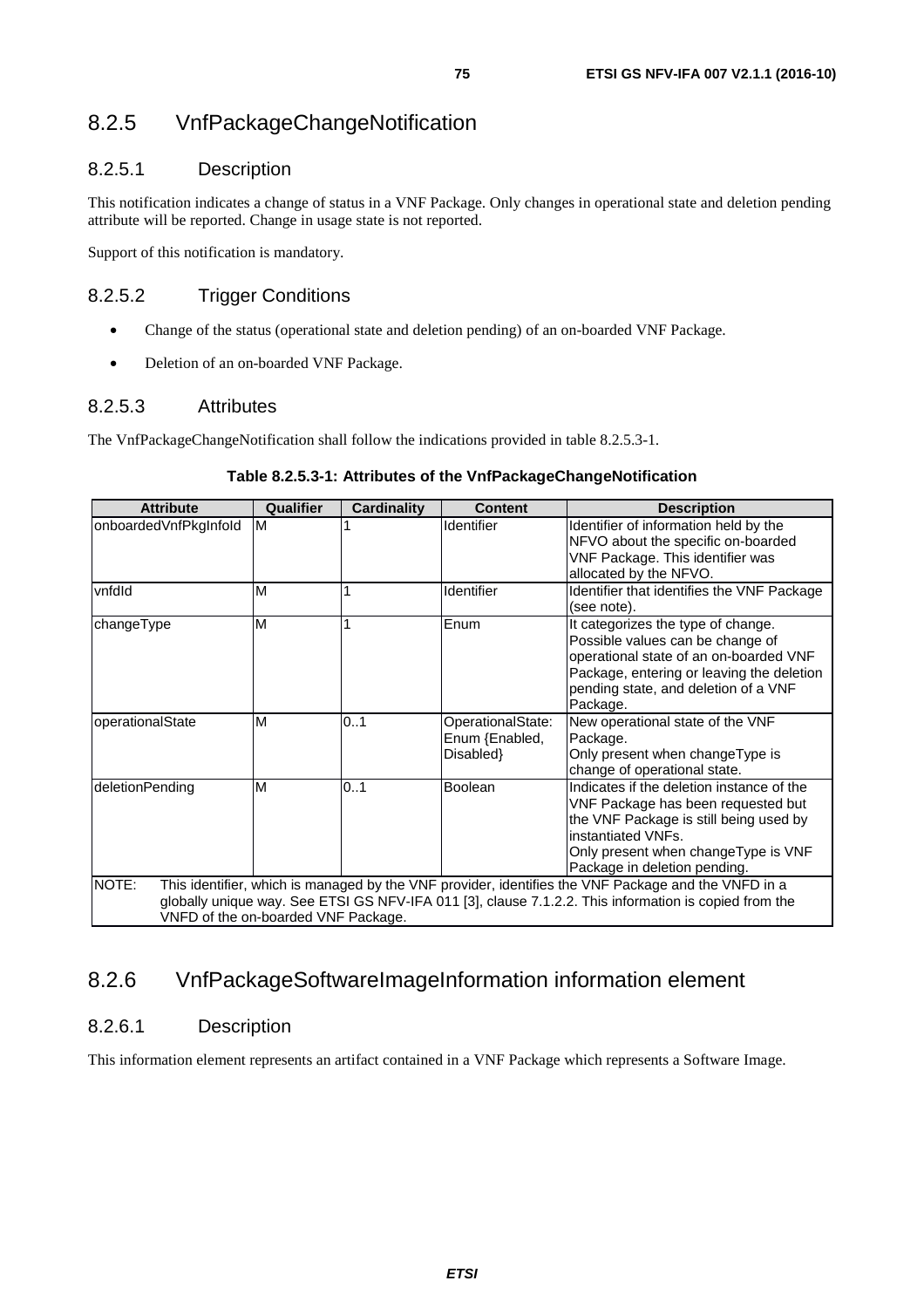## 8.2.5 VnfPackageChangeNotification

### 8.2.5.1 Description

This notification indicates a change of status in a VNF Package. Only changes in operational state and deletion pending attribute will be reported. Change in usage state is not reported.

Support of this notification is mandatory.

### 8.2.5.2 Trigger Conditions

- Change of the status (operational state and deletion pending) of an on-boarded VNF Package.
- Deletion of an on-boarded VNF Package.

### 8.2.5.3 Attributes

The VnfPackageChangeNotification shall follow the indications provided in table 8.2.5.3-1.

**Table 8.2.5.3-1: Attributes of the VnfPackageChangeNotification**

| Attribute | Qualifier | Cardinality | Content | Description |
|---|---|---|---|---|
| onboardedVnfPkgInfoId | M | 1 | Identifier | Identifier of information held by the NFVO about the specific on-boarded VNF Package. This identifier was allocated by the NFVO. |
| vnfdId | M | 1 | Identifier | Identifier that identifies the VNF Package (see note). |
| changeType | M | 1 | Enum | It categorizes the type of change. Possible values can be change of operational state of an on-boarded VNF Package, entering or leaving the deletion pending state, and deletion of a VNF Package. |
| operationalState | M | 0..1 | OperationalState: Enum {Enabled, Disabled} | New operational state of the VNF Package. Only present when changeType is change of operational state. |
| deletionPending | M | 0..1 | Boolean | Indicates if the deletion instance of the VNF Package has been requested but the VNF Package is still being used by instantiated VNFs. Only present when changeType is VNF Package in deletion pending. |
| NOTE: This identifier, which is managed by the VNF provider, identifies the VNF Package and the VNFD in a globally unique way. See ETSI GS NFV-IFA 011 [3], clause 7.1.2.2. This information is copied from the VNFD of the on-boarded VNF Package. | | | | |

## 8.2.6 VnfPackageSoftwareImageInformation information element

### 8.2.6.1 Description

This information element represents an artifact contained in a VNF Package which represents a Software Image.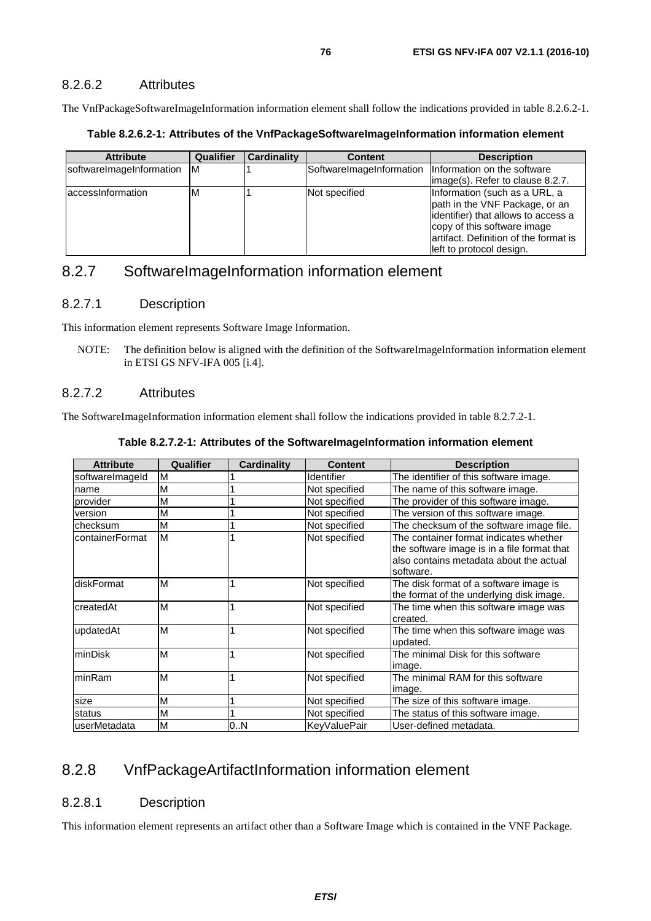### 8.2.6.2 Attributes

The VnfPackageSoftwareImageInformation information element shall follow the indications provided in table 8.2.6.2-1.

**Table 8.2.6.2-1: Attributes of the VnfPackageSoftwareImageInformation information element**

| Attribute | Qualifier | Cardinality | Content | Description |
|---|---|---|---|---|
| softwareImageInformation | M | 1 | SoftwareImageInformation | Information on the software image(s). Refer to clause 8.2.7. |
| accessInformation | M | 1 | Not specified | Information (such as a URL, a path in the VNF Package, or an identifier) that allows to access a copy of this software image artifact. Definition of the format is left to protocol design. |

## 8.2.7 SoftwareImageInformation information element

### 8.2.7.1 Description

This information element represents Software Image Information.

NOTE: The definition below is aligned with the definition of the SoftwareImageInformation information element in ETSI GS NFV-IFA 005 [i.4].

### 8.2.7.2 Attributes

The SoftwareImageInformation information element shall follow the indications provided in table 8.2.7.2-1.

**Table 8.2.7.2-1: Attributes of the SoftwareImageInformation information element**

| Attribute | Qualifier | Cardinality | Content | Description |
|---|---|---|---|---|
| softwareImageId | M | 1 | Identifier | The identifier of this software image. |
| name | M | 1 | Not specified | The name of this software image. |
| provider | M | 1 | Not specified | The provider of this software image. |
| version | M | 1 | Not specified | The version of this software image. |
| checksum | M | 1 | Not specified | The checksum of the software image file. |
| containerFormat | M | 1 | Not specified | The container format indicates whether the software image is in a file format that also contains metadata about the actual software. |
| diskFormat | M | 1 | Not specified | The disk format of a software image is the format of the underlying disk image. |
| createdAt | M | 1 | Not specified | The time when this software image was created. |
| updatedAt | M | 1 | Not specified | The time when this software image was updated. |
| minDisk | M | 1 | Not specified | The minimal Disk for this software image. |
| minRam | M | 1 | Not specified | The minimal RAM for this software image. |
| size | M | 1 | Not specified | The size of this software image. |
| status | M | 1 | Not specified | The status of this software image. |
| userMetadata | M | 0..N | KeyValuePair | User-defined metadata. |

## 8.2.8 VnfPackageArtifactInformation information element

### 8.2.8.1 Description

This information element represents an artifact other than a Software Image which is contained in the VNF Package.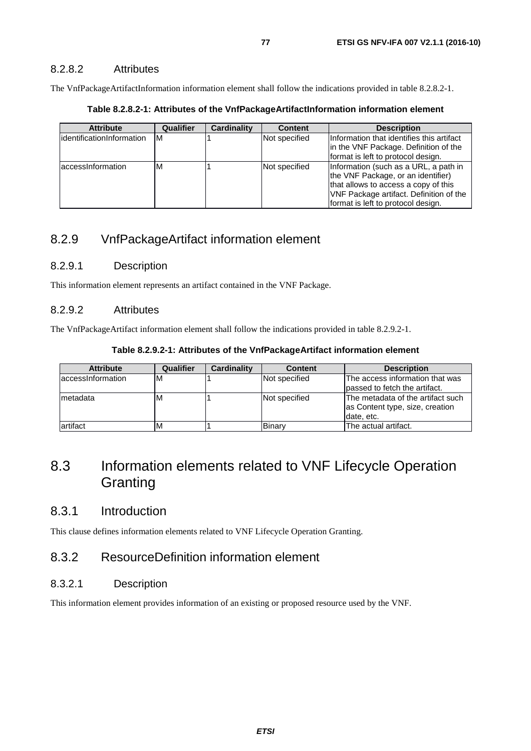#### 8.2.8.2 Attributes

The VnfPackageArtifactInformation information element shall follow the indications provided in table 8.2.8.2-1.

**Table 8.2.8.2-1: Attributes of the VnfPackageArtifactInformation information element**

| Attribute | Qualifier | Cardinality | Content | Description |
| --- | --- | --- | --- | --- |
| identificationInformation | M | 1 | Not specified | Information that identifies this artifact in the VNF Package. Definition of the format is left to protocol design. |
| accessInformation | M | 1 | Not specified | Information (such as a URL, a path in the VNF Package, or an identifier) that allows to access a copy of this VNF Package artifact. Definition of the format is left to protocol design. |

### 8.2.9 VnfPackageArtifact information element

#### 8.2.9.1 Description

This information element represents an artifact contained in the VNF Package.

#### 8.2.9.2 Attributes

The VnfPackageArtifact information element shall follow the indications provided in table 8.2.9.2-1.

**Table 8.2.9.2-1: Attributes of the VnfPackageArtifact information element**

| Attribute | Qualifier | Cardinality | Content | Description |
| --- | --- | --- | --- | --- |
| accessInformation | M | 1 | Not specified | The access information that was passed to fetch the artifact. |
| metadata | M | 1 | Not specified | The metadata of the artifact such as Content type, size, creation date, etc. |
| artifact | M | 1 | Binary | The actual artifact. |

## 8.3 Information elements related to VNF Lifecycle Operation Granting

### 8.3.1 Introduction

This clause defines information elements related to VNF Lifecycle Operation Granting.

### 8.3.2 ResourceDefinition information element

#### 8.3.2.1 Description

This information element provides information of an existing or proposed resource used by the VNF.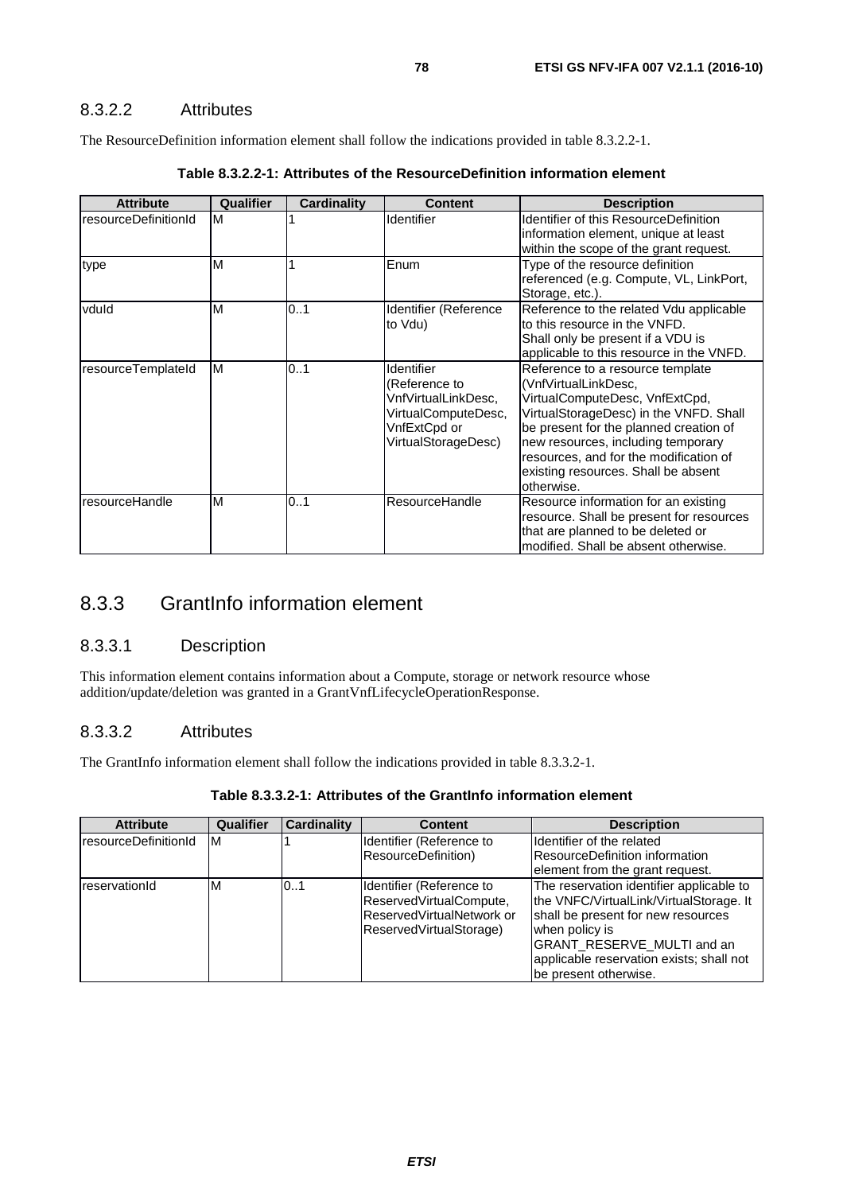#### 8.3.2.2 Attributes

The ResourceDefinition information element shall follow the indications provided in table 8.3.2.2-1.

**Table 8.3.2.2-1: Attributes of the ResourceDefinition information element**

| Attribute | Qualifier | Cardinality | Content | Description |
| --- | --- | --- | --- | --- |
| resourceDefinitionId | M | 1 | Identifier | Identifier of this ResourceDefinition information element, unique at least within the scope of the grant request. |
| type | M | 1 | Enum | Type of the resource definition referenced (e.g. Compute, VL, LinkPort, Storage, etc.). |
| vduId | M | 0..1 | Identifier (Reference to Vdu) | Reference to the related Vdu applicable to this resource in the VNFD. Shall only be present if a VDU is applicable to this resource in the VNFD. |
| resourceTemplateId | M | 0..1 | Identifier (Reference to VnfVirtualLinkDesc, VirtualComputeDesc, VnfExtCpd or VirtualStorageDesc) | Reference to a resource template (VnfVirtualLinkDesc, VirtualComputeDesc, VnfExtCpd, VirtualStorageDesc) in the VNFD. Shall be present for the planned creation of new resources, including temporary resources, and for the modification of existing resources. Shall be absent otherwise. |
| resourceHandle | M | 0..1 | ResourceHandle | Resource information for an existing resource. Shall be present for resources that are planned to be deleted or modified. Shall be absent otherwise. |

### 8.3.3 GrantInfo information element

#### 8.3.3.1 Description

This information element contains information about a Compute, storage or network resource whose addition/update/deletion was granted in a GrantVnfLifecycleOperationResponse.

#### 8.3.3.2 Attributes

The GrantInfo information element shall follow the indications provided in table 8.3.3.2-1.

**Table 8.3.3.2-1: Attributes of the GrantInfo information element**

| Attribute | Qualifier | Cardinality | Content | Description |
| --- | --- | --- | --- | --- |
| resourceDefinitionId | M | 1 | Identifier (Reference to ResourceDefinition) | Identifier of the related ResourceDefinition information element from the grant request. |
| reservationId | M | 0..1 | Identifier (Reference to ReservedVirtualCompute, ReservedVirtualNetwork or ReservedVirtualStorage) | The reservation identifier applicable to the VNFC/VirtualLink/VirtualStorage. It shall be present for new resources when policy is GRANT_RESERVE_MULTI and an applicable reservation exists; shall not be present otherwise. |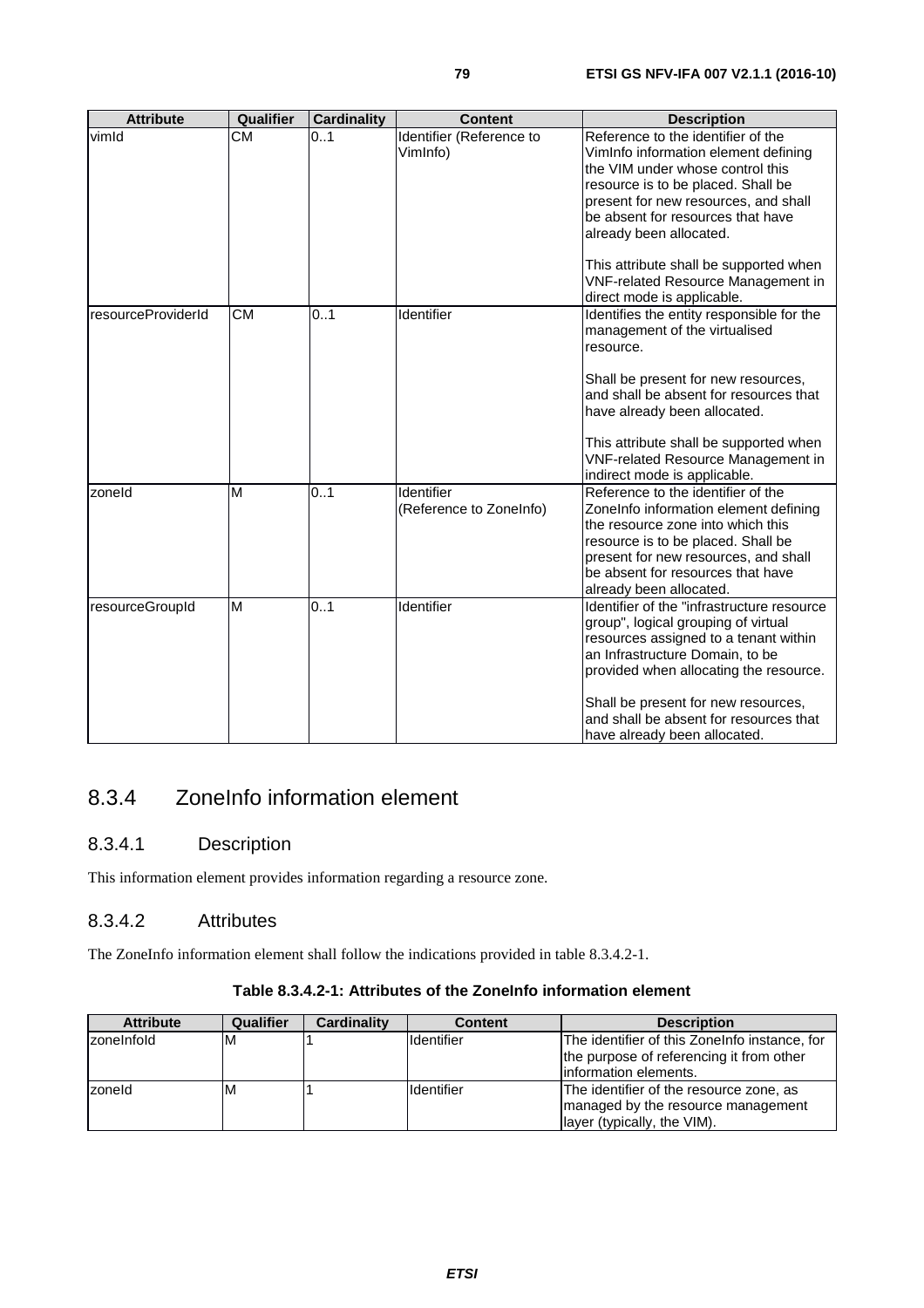| Attribute | Qualifier | Cardinality | Content | Description |
| --- | --- | --- | --- | --- |
| vimId | CM | 0..1 | Identifier (Reference to VimInfo) | Reference to the identifier of the VimInfo information element defining the VIM under whose control this resource is to be placed. Shall be present for new resources, and shall be absent for resources that have already been allocated.<br><br>This attribute shall be supported when VNF-related Resource Management in direct mode is applicable. |
| resourceProviderId | CM | 0..1 | Identifier | Identifies the entity responsible for the management of the virtualised resource.<br><br>Shall be present for new resources, and shall be absent for resources that have already been allocated.<br><br>This attribute shall be supported when VNF-related Resource Management in indirect mode is applicable. |
| zoneId | M | 0..1 | Identifier (Reference to ZoneInfo) | Reference to the identifier of the ZoneInfo information element defining the resource zone into which this resource is to be placed. Shall be present for new resources, and shall be absent for resources that have already been allocated. |
| resourceGroupId | M | 0..1 | Identifier | Identifier of the "infrastructure resource group", logical grouping of virtual resources assigned to a tenant within an Infrastructure Domain, to be provided when allocating the resource.<br><br>Shall be present for new resources, and shall be absent for resources that have already been allocated. |

## 8.3.4 ZoneInfo information element

### 8.3.4.1 Description

This information element provides information regarding a resource zone.

### 8.3.4.2 Attributes

The ZoneInfo information element shall follow the indications provided in table 8.3.4.2-1.

**Table 8.3.4.2-1: Attributes of the ZoneInfo information element**

| Attribute | Qualifier | Cardinality | Content | Description |
| --- | --- | --- | --- | --- |
| zoneInfoId | M | 1 | Identifier | The identifier of this ZoneInfo instance, for the purpose of referencing it from other information elements. |
| zoneId | M | 1 | Identifier | The identifier of the resource zone, as managed by the resource management layer (typically, the VIM). |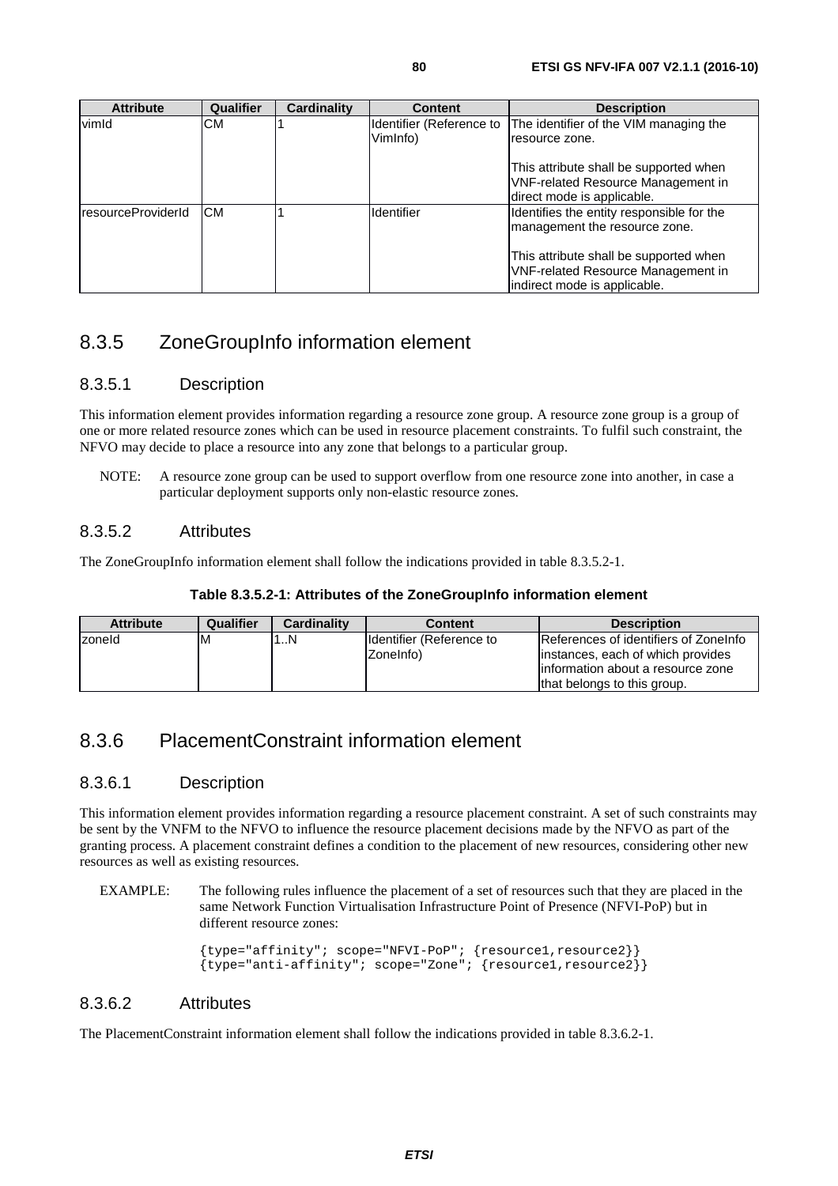| Attribute | Qualifier | Cardinality | Content | Description |
| --- | --- | --- | --- | --- |
| vimId | CM | 1 | Identifier (Reference to VimInfo) | The identifier of the VIM managing the resource zone.<br><br>This attribute shall be supported when VNF-related Resource Management in direct mode is applicable. |
| resourceProviderId | CM | 1 | Identifier | Identifies the entity responsible for the management the resource zone.<br><br>This attribute shall be supported when VNF-related Resource Management in indirect mode is applicable. |

## 8.3.5 ZoneGroupInfo information element

### 8.3.5.1 Description

This information element provides information regarding a resource zone group. A resource zone group is a group of one or more related resource zones which can be used in resource placement constraints. To fulfil such constraint, the NFVO may decide to place a resource into any zone that belongs to a particular group.

NOTE: A resource zone group can be used to support overflow from one resource zone into another, in case a particular deployment supports only non-elastic resource zones.

### 8.3.5.2 Attributes

The ZoneGroupInfo information element shall follow the indications provided in table 8.3.5.2-1.

**Table 8.3.5.2-1: Attributes of the ZoneGroupInfo information element**

| Attribute | Qualifier | Cardinality | Content | Description |
| --- | --- | --- | --- | --- |
| zoneId | M | 1..N | Identifier (Reference to ZoneInfo) | References of identifiers of ZoneInfo instances, each of which provides information about a resource zone that belongs to this group. |

## 8.3.6 PlacementConstraint information element

### 8.3.6.1 Description

This information element provides information regarding a resource placement constraint. A set of such constraints may be sent by the VNFM to the NFVO to influence the resource placement decisions made by the NFVO as part of the granting process. A placement constraint defines a condition to the placement of new resources, considering other new resources as well as existing resources.

EXAMPLE: The following rules influence the placement of a set of resources such that they are placed in the same Network Function Virtualisation Infrastructure Point of Presence (NFVI-PoP) but in different resource zones:

```
{type="affinity"; scope="NFVI-PoP"; {resource1,resource2}}
{type="anti-affinity"; scope="Zone"; {resource1,resource2}}
```

### 8.3.6.2 Attributes

The PlacementConstraint information element shall follow the indications provided in table 8.3.6.2-1.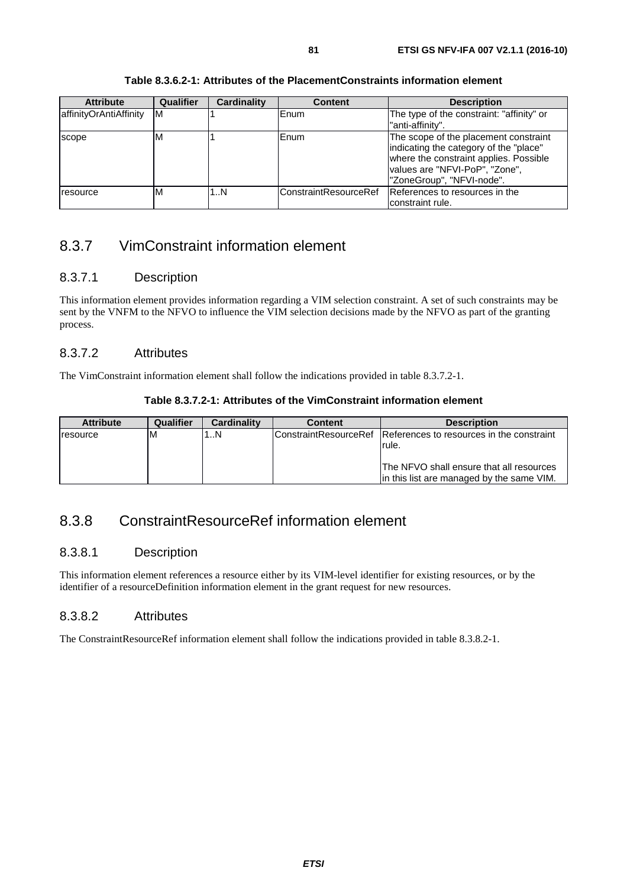**Table 8.3.6.2-1: Attributes of the PlacementConstraints information element**

| Attribute | Qualifier | Cardinality | Content | Description |
|---|---|---|---|---|
| affinityOrAntiAffinity | M | 1 | Enum | The type of the constraint: "affinity" or "anti-affinity". |
| scope | M | 1 | Enum | The scope of the placement constraint indicating the category of the "place" where the constraint applies. Possible values are "NFVI-PoP", "Zone", "ZoneGroup", "NFVI-node". |
| resource | M | 1..N | ConstraintResourceRef | References to resources in the constraint rule. |

## 8.3.7 VimConstraint information element

### 8.3.7.1 Description

This information element provides information regarding a VIM selection constraint. A set of such constraints may be sent by the VNFM to the NFVO to influence the VIM selection decisions made by the NFVO as part of the granting process.

### 8.3.7.2 Attributes

The VimConstraint information element shall follow the indications provided in table 8.3.7.2-1.

**Table 8.3.7.2-1: Attributes of the VimConstraint information element**

| Attribute | Qualifier | Cardinality | Content | Description |
|---|---|---|---|---|
| resource | M | 1..N | ConstraintResourceRef | References to resources in the constraint rule.<br><br>The NFVO shall ensure that all resources in this list are managed by the same VIM. |

## 8.3.8 ConstraintResourceRef information element

### 8.3.8.1 Description

This information element references a resource either by its VIM-level identifier for existing resources, or by the identifier of a resourceDefinition information element in the grant request for new resources.

### 8.3.8.2 Attributes

The ConstraintResourceRef information element shall follow the indications provided in table 8.3.8.2-1.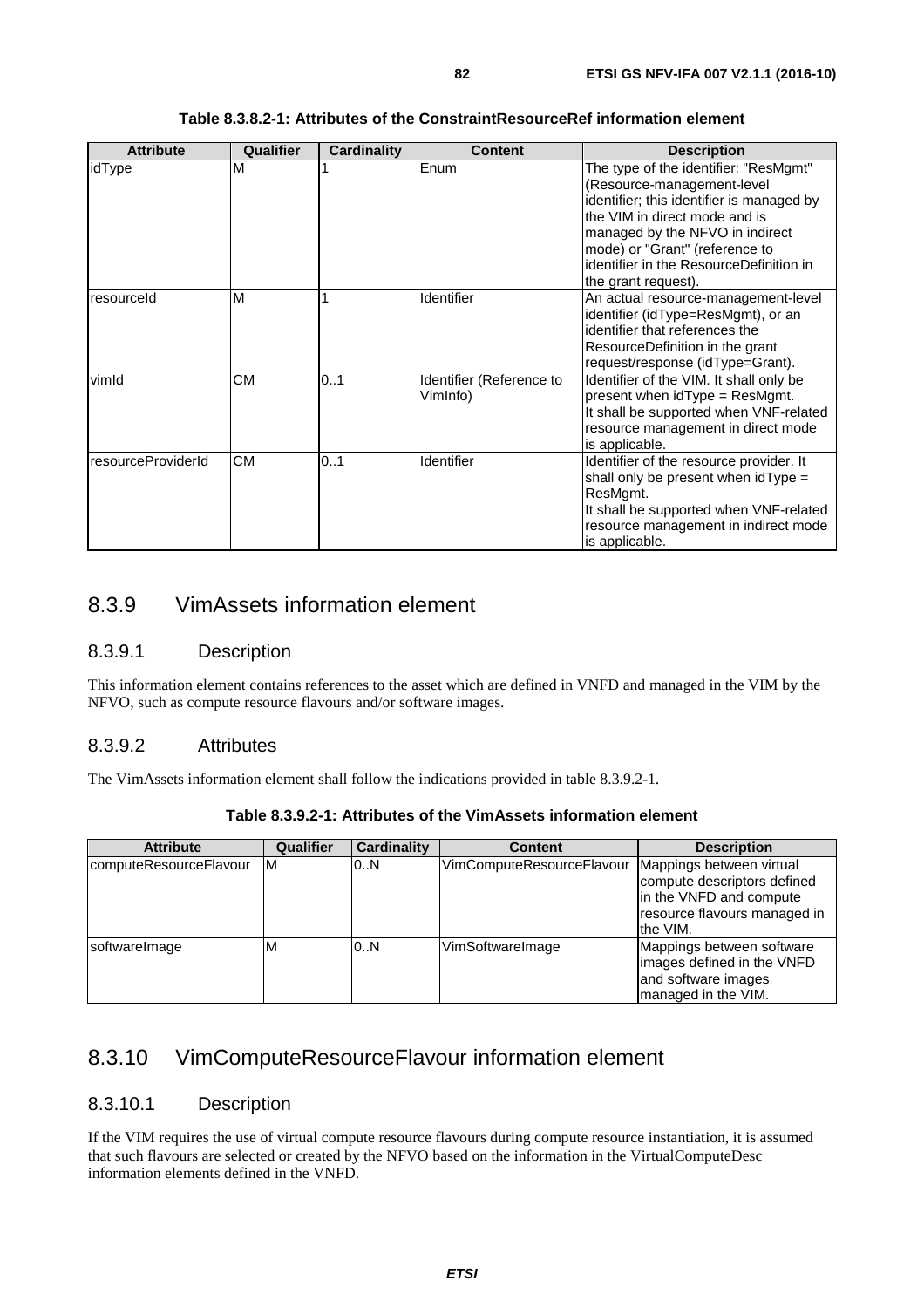**Table 8.3.8.2-1: Attributes of the ConstraintResourceRef information element**

| Attribute | Qualifier | Cardinality | Content | Description |
| --- | --- | --- | --- | --- |
| idType | M | 1 | Enum | The type of the identifier: "ResMgmt" (Resource-management-level identifier; this identifier is managed by the VIM in direct mode and is managed by the NFVO in indirect mode) or "Grant" (reference to identifier in the ResourceDefinition in the grant request). |
| resourceId | M | 1 | Identifier | An actual resource-management-level identifier (idType=ResMgmt), or an identifier that references the ResourceDefinition in the grant request/response (idType=Grant). |
| vimId | CM | 0..1 | Identifier (Reference to VimInfo) | Identifier of the VIM. It shall only be present when idType = ResMgmt. It shall be supported when VNF-related resource management in direct mode is applicable. |
| resourceProviderId | CM | 0..1 | Identifier | Identifier of the resource provider. It shall only be present when idType = ResMgmt. It shall be supported when VNF-related resource management in indirect mode is applicable. |

## 8.3.9 VimAssets information element

### 8.3.9.1 Description

This information element contains references to the asset which are defined in VNFD and managed in the VIM by the NFVO, such as compute resource flavours and/or software images.

### 8.3.9.2 Attributes

The VimAssets information element shall follow the indications provided in table 8.3.9.2-1.

**Table 8.3.9.2-1: Attributes of the VimAssets information element**

| Attribute | Qualifier | Cardinality | Content | Description |
| --- | --- | --- | --- | --- |
| computeResourceFlavour | M | 0..N | VimComputeResourceFlavour | Mappings between virtual compute descriptors defined in the VNFD and compute resource flavours managed in the VIM. |
| softwareImage | M | 0..N | VimSoftwareImage | Mappings between software images defined in the VNFD and software images managed in the VIM. |

## 8.3.10 VimComputeResourceFlavour information element

### 8.3.10.1 Description

If the VIM requires the use of virtual compute resource flavours during compute resource instantiation, it is assumed that such flavours are selected or created by the NFVO based on the information in the VirtualComputeDesc information elements defined in the VNFD.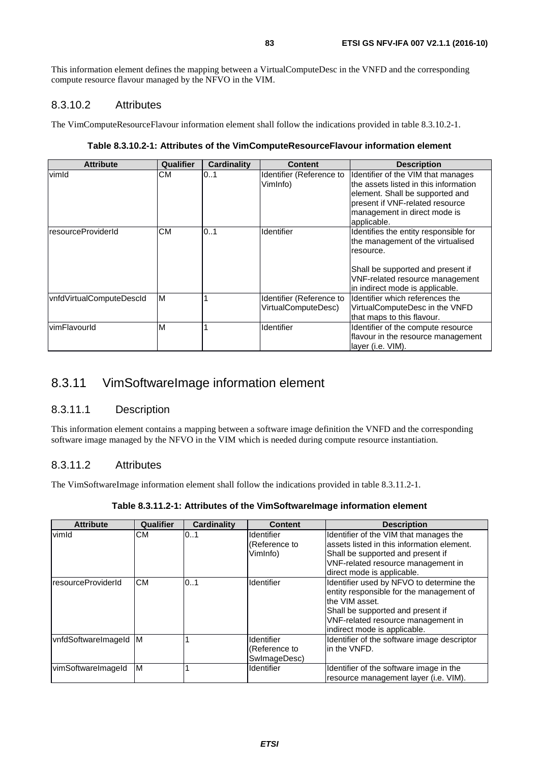This information element defines the mapping between a VirtualComputeDesc in the VNFD and the corresponding compute resource flavour managed by the NFVO in the VIM.

### 8.3.10.2 Attributes

The VimComputeResourceFlavour information element shall follow the indications provided in table 8.3.10.2-1.

**Table 8.3.10.2-1: Attributes of the VimComputeResourceFlavour information element**

| Attribute | Qualifier | Cardinality | Content | Description |
|---|---|---|---|---|
| vimId | CM | 0..1 | Identifier (Reference to VimInfo) | Identifier of the VIM that manages the assets listed in this information element. Shall be supported and present if VNF-related resource management in direct mode is applicable. |
| resourceProviderId | CM | 0..1 | Identifier | Identifies the entity responsible for the management of the virtualised resource.<br><br>Shall be supported and present if VNF-related resource management in indirect mode is applicable. |
| vnfdVirtualComputeDescId | M | 1 | Identifier (Reference to VirtualComputeDesc) | Identifier which references the VirtualComputeDesc in the VNFD that maps to this flavour. |
| vimFlavourId | M | 1 | Identifier | Identifier of the compute resource flavour in the resource management layer (i.e. VIM). |

## 8.3.11 VimSoftwareImage information element

### 8.3.11.1 Description

This information element contains a mapping between a software image definition the VNFD and the corresponding software image managed by the NFVO in the VIM which is needed during compute resource instantiation.

### 8.3.11.2 Attributes

The VimSoftwareImage information element shall follow the indications provided in table 8.3.11.2-1.

**Table 8.3.11.2-1: Attributes of the VimSoftwareImage information element**

| Attribute | Qualifier | Cardinality | Content | Description |
|---|---|---|---|---|
| vimId | CM | 0..1 | Identifier (Reference to VimInfo) | Identifier of the VIM that manages the assets listed in this information element. Shall be supported and present if VNF-related resource management in direct mode is applicable. |
| resourceProviderId | CM | 0..1 | Identifier | Identifier used by NFVO to determine the entity responsible for the management of the VIM asset.<br>Shall be supported and present if VNF-related resource management in indirect mode is applicable. |
| vnfdSoftwareImageId | M | 1 | Identifier (Reference to SwImageDesc) | Identifier of the software image descriptor in the VNFD. |
| vimSoftwareImageId | M | 1 | Identifier | Identifier of the software image in the resource management layer (i.e. VIM). |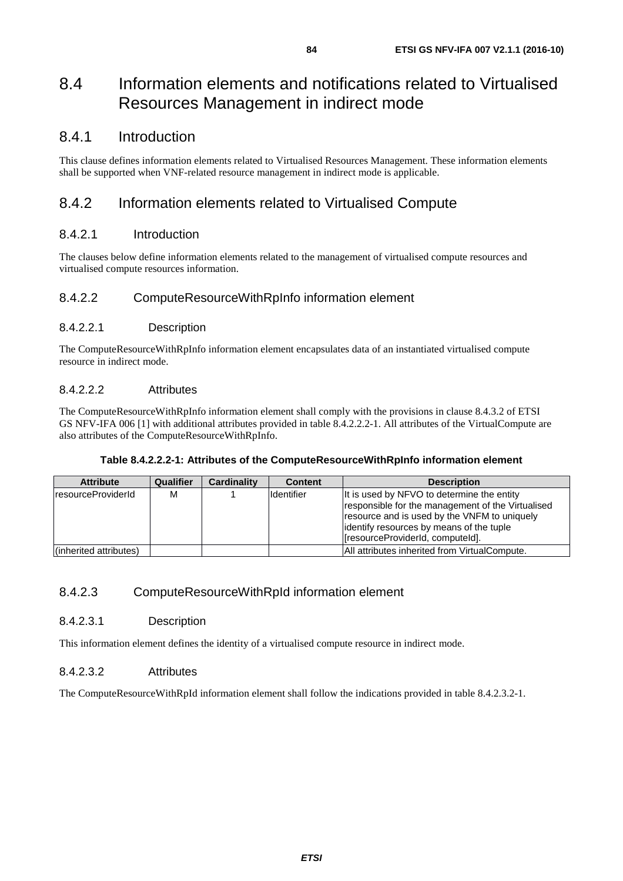# 8.4 Information elements and notifications related to Virtualised Resources Management in indirect mode

## 8.4.1 Introduction

This clause defines information elements related to Virtualised Resources Management. These information elements shall be supported when VNF-related resource management in indirect mode is applicable.

## 8.4.2 Information elements related to Virtualised Compute

### 8.4.2.1 Introduction

The clauses below define information elements related to the management of virtualised compute resources and virtualised compute resources information.

### 8.4.2.2 ComputeResourceWithRpInfo information element

#### 8.4.2.2.1 Description

The ComputeResourceWithRpInfo information element encapsulates data of an instantiated virtualised compute resource in indirect mode.

#### 8.4.2.2.2 Attributes

The ComputeResourceWithRpInfo information element shall comply with the provisions in clause 8.4.3.2 of ETSI GS NFV-IFA 006 [1] with additional attributes provided in table 8.4.2.2.2-1. All attributes of the VirtualCompute are also attributes of the ComputeResourceWithRpInfo.

**Table 8.4.2.2.2-1: Attributes of the ComputeResourceWithRpInfo information element**

| Attribute | Qualifier | Cardinality | Content | Description |
|---|---|---|---|---|
| resourceProviderId | M | 1 | Identifier | It is used by NFVO to determine the entity responsible for the management of the Virtualised resource and is used by the VNFM to uniquely identify resources by means of the tuple [resourceProviderId, computeId]. |
| (inherited attributes) | | | | All attributes inherited from VirtualCompute. |

### 8.4.2.3 ComputeResourceWithRpId information element

#### 8.4.2.3.1 Description

This information element defines the identity of a virtualised compute resource in indirect mode.

#### 8.4.2.3.2 Attributes

The ComputeResourceWithRpId information element shall follow the indications provided in table 8.4.2.3.2-1.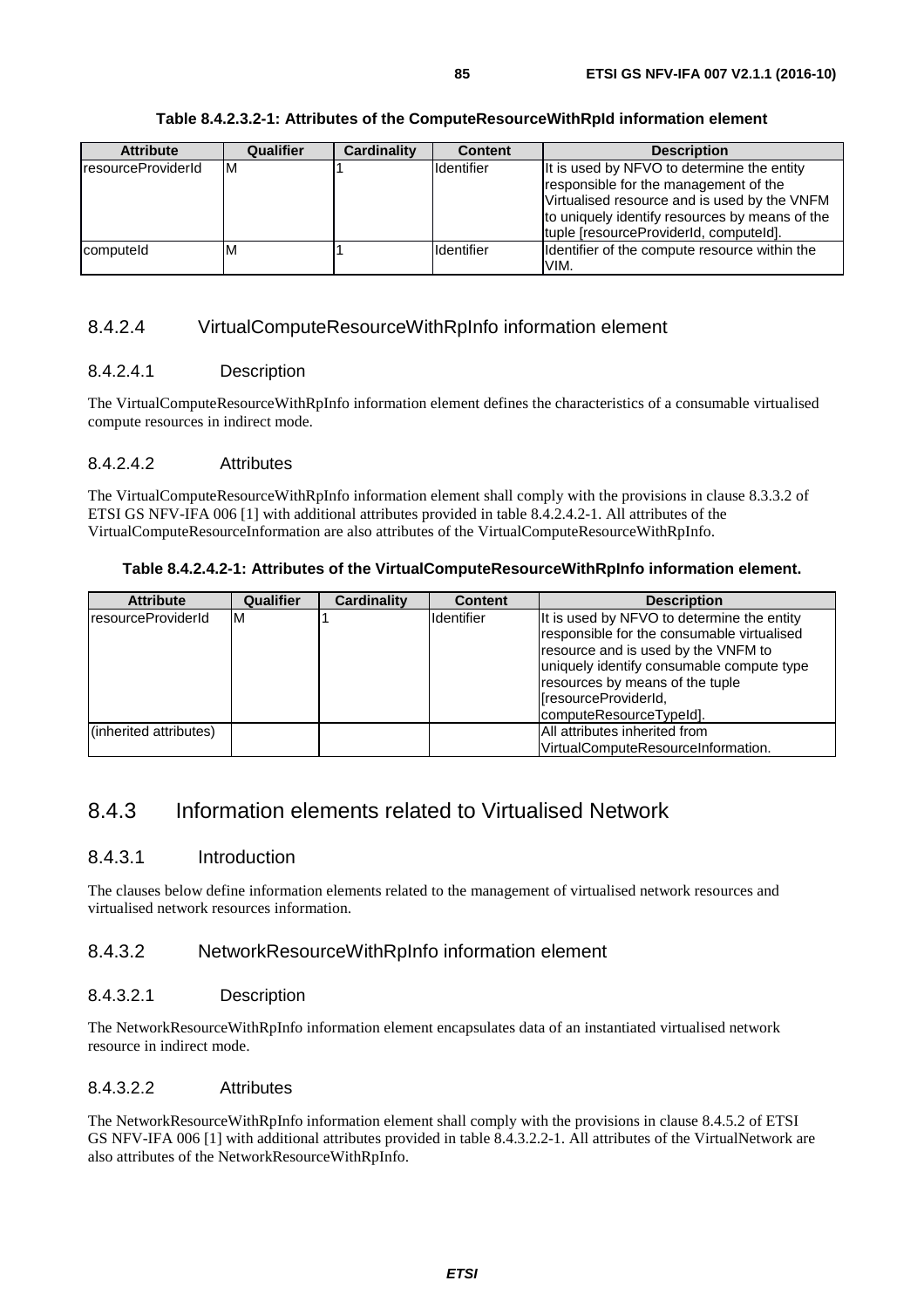**Table 8.4.2.3.2-1: Attributes of the ComputeResourceWithRpId information element**

| Attribute | Qualifier | Cardinality | Content | Description |
|---|---|---|---|---|
| resourceProviderId | M | 1 | Identifier | It is used by NFVO to determine the entity responsible for the management of the Virtualised resource and is used by the VNFM to uniquely identify resources by means of the tuple [resourceProviderId, computeId]. |
| computeId | M | 1 | Identifier | Identifier of the compute resource within the VIM. |

### 8.4.2.4 VirtualComputeResourceWithRpInfo information element

#### 8.4.2.4.1 Description

The VirtualComputeResourceWithRpInfo information element defines the characteristics of a consumable virtualised compute resources in indirect mode.

#### 8.4.2.4.2 Attributes

The VirtualComputeResourceWithRpInfo information element shall comply with the provisions in clause 8.3.3.2 of ETSI GS NFV-IFA 006 [1] with additional attributes provided in table 8.4.2.4.2-1. All attributes of the VirtualComputeResourceInformation are also attributes of the VirtualComputeResourceWithRpInfo.

**Table 8.4.2.4.2-1: Attributes of the VirtualComputeResourceWithRpInfo information element.**

| Attribute | Qualifier | Cardinality | Content | Description |
|---|---|---|---|---|
| resourceProviderId | M | 1 | Identifier | It is used by NFVO to determine the entity responsible for the consumable virtualised resource and is used by the VNFM to uniquely identify consumable compute type resources by means of the tuple [resourceProviderId, computeResourceTypeId]. |
| (inherited attributes) | | | | All attributes inherited from VirtualComputeResourceInformation. |

## 8.4.3 Information elements related to Virtualised Network

### 8.4.3.1 Introduction

The clauses below define information elements related to the management of virtualised network resources and virtualised network resources information.

### 8.4.3.2 NetworkResourceWithRpInfo information element

#### 8.4.3.2.1 Description

The NetworkResourceWithRpInfo information element encapsulates data of an instantiated virtualised network resource in indirect mode.

#### 8.4.3.2.2 Attributes

The NetworkResourceWithRpInfo information element shall comply with the provisions in clause 8.4.5.2 of ETSI GS NFV-IFA 006 [1] with additional attributes provided in table 8.4.3.2.2-1. All attributes of the VirtualNetwork are also attributes of the NetworkResourceWithRpInfo.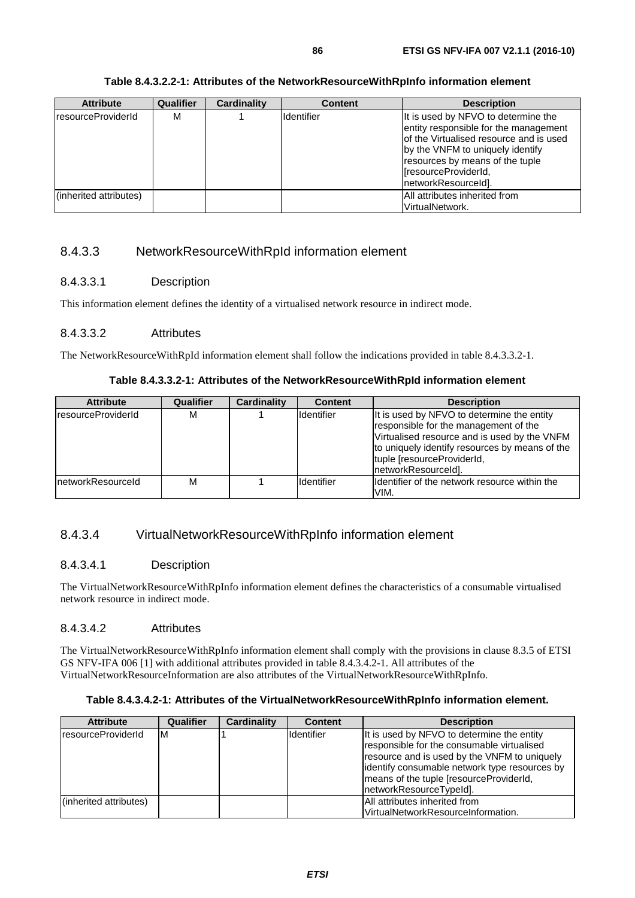**Table 8.4.3.2.2-1: Attributes of the NetworkResourceWithRpInfo information element**

| Attribute | Qualifier | Cardinality | Content | Description |
|---|---|---|---|---|
| resourceProviderId | M | 1 | Identifier | It is used by NFVO to determine the entity responsible for the management of the Virtualised resource and is used by the VNFM to uniquely identify resources by means of the tuple [resourceProviderId, networkResourceId]. |
| (inherited attributes) | | | | All attributes inherited from VirtualNetwork. |

### 8.4.3.3 NetworkResourceWithRpId information element

#### 8.4.3.3.1 Description

This information element defines the identity of a virtualised network resource in indirect mode.

#### 8.4.3.3.2 Attributes

The NetworkResourceWithRpId information element shall follow the indications provided in table 8.4.3.3.2-1.

**Table 8.4.3.3.2-1: Attributes of the NetworkResourceWithRpId information element**

| Attribute | Qualifier | Cardinality | Content | Description |
|---|---|---|---|---|
| resourceProviderId | M | 1 | Identifier | It is used by NFVO to determine the entity responsible for the management of the Virtualised resource and is used by the VNFM to uniquely identify resources by means of the tuple [resourceProviderId, networkResourceId]. |
| networkResourceId | M | 1 | Identifier | Identifier of the network resource within the VIM. |

### 8.4.3.4 VirtualNetworkResourceWithRpInfo information element

#### 8.4.3.4.1 Description

The VirtualNetworkResourceWithRpInfo information element defines the characteristics of a consumable virtualised network resource in indirect mode.

#### 8.4.3.4.2 Attributes

The VirtualNetworkResourceWithRpInfo information element shall comply with the provisions in clause 8.3.5 of ETSI GS NFV-IFA 006 [1] with additional attributes provided in table 8.4.3.4.2-1. All attributes of the VirtualNetworkResourceInformation are also attributes of the VirtualNetworkResourceWithRpInfo.

**Table 8.4.3.4.2-1: Attributes of the VirtualNetworkResourceWithRpInfo information element.**

| Attribute | Qualifier | Cardinality | Content | Description |
|---|---|---|---|---|
| resourceProviderId | M | 1 | Identifier | It is used by NFVO to determine the entity responsible for the consumable virtualised resource and is used by the VNFM to uniquely identify consumable network type resources by means of the tuple [resourceProviderId, networkResourceTypeId]. |
| (inherited attributes) | | | | All attributes inherited from VirtualNetworkResourceInformation. |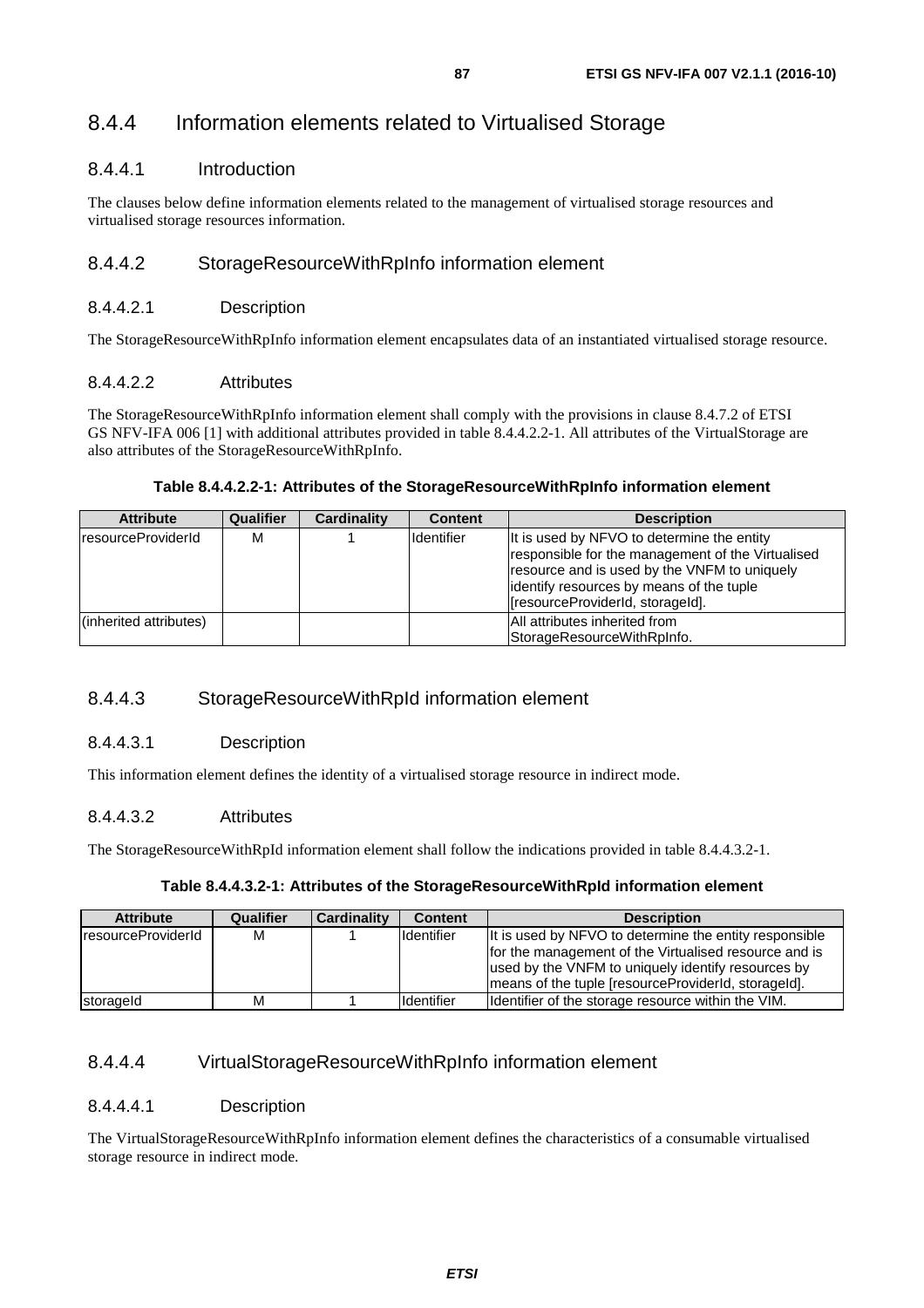## 8.4.4 Information elements related to Virtualised Storage

### 8.4.4.1 Introduction

The clauses below define information elements related to the management of virtualised storage resources and virtualised storage resources information.

### 8.4.4.2 StorageResourceWithRpInfo information element

#### 8.4.4.2.1 Description

The StorageResourceWithRpInfo information element encapsulates data of an instantiated virtualised storage resource.

#### 8.4.4.2.2 Attributes

The StorageResourceWithRpInfo information element shall comply with the provisions in clause 8.4.7.2 of ETSI GS NFV-IFA 006 [1] with additional attributes provided in table 8.4.4.2.2-1. All attributes of the VirtualStorage are also attributes of the StorageResourceWithRpInfo.

**Table 8.4.4.2.2-1: Attributes of the StorageResourceWithRpInfo information element**

| Attribute | Qualifier | Cardinality | Content | Description |
|---|---|---|---|---|
| resourceProviderId | M | 1 | Identifier | It is used by NFVO to determine the entity responsible for the management of the Virtualised resource and is used by the VNFM to uniquely identify resources by means of the tuple [resourceProviderId, storageId]. |
| (inherited attributes) | | | | All attributes inherited from StorageResourceWithRpInfo. |

### 8.4.4.3 StorageResourceWithRpId information element

#### 8.4.4.3.1 Description

This information element defines the identity of a virtualised storage resource in indirect mode.

#### 8.4.4.3.2 Attributes

The StorageResourceWithRpId information element shall follow the indications provided in table 8.4.4.3.2-1.

**Table 8.4.4.3.2-1: Attributes of the StorageResourceWithRpId information element**

| Attribute | Qualifier | Cardinality | Content | Description |
|---|---|---|---|---|
| resourceProviderId | M | 1 | Identifier | It is used by NFVO to determine the entity responsible for the management of the Virtualised resource and is used by the VNFM to uniquely identify resources by means of the tuple [resourceProviderId, storageId]. |
| storageId | M | 1 | Identifier | Identifier of the storage resource within the VIM. |

### 8.4.4.4 VirtualStorageResourceWithRpInfo information element

#### 8.4.4.4.1 Description

The VirtualStorageResourceWithRpInfo information element defines the characteristics of a consumable virtualised storage resource in indirect mode.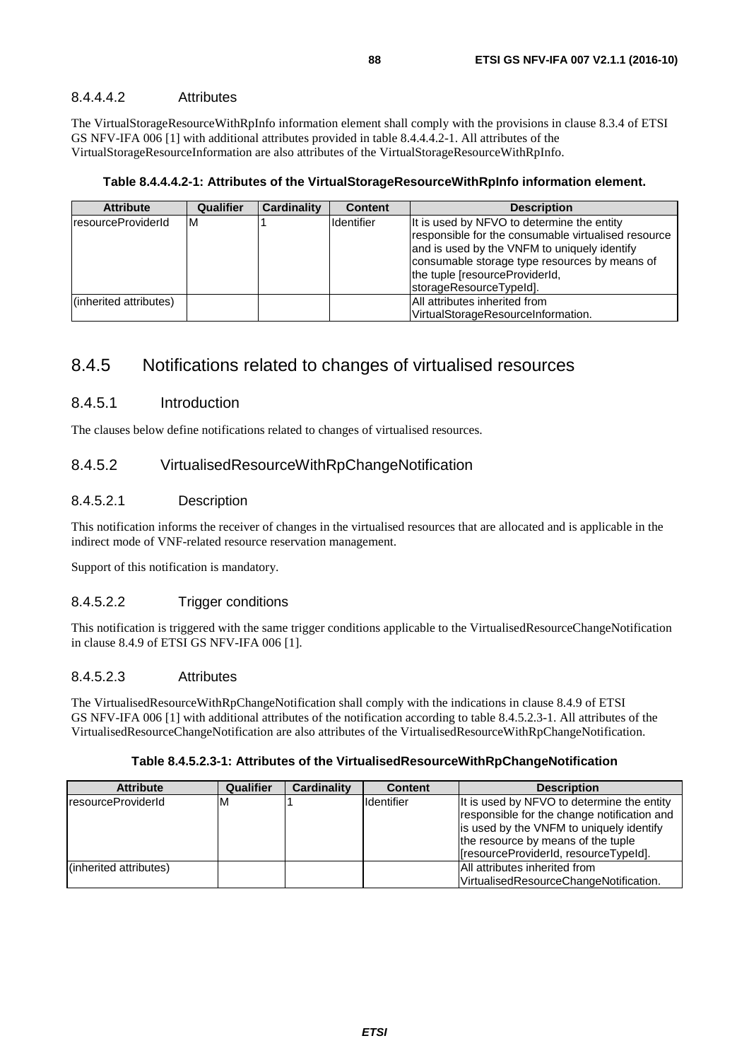#### 8.4.4.4.2 Attributes

The VirtualStorageResourceWithRpInfo information element shall comply with the provisions in clause 8.3.4 of ETSI GS NFV-IFA 006 [1] with additional attributes provided in table 8.4.4.4.2-1. All attributes of the VirtualStorageResourceInformation are also attributes of the VirtualStorageResourceWithRpInfo.

**Table 8.4.4.4.2-1: Attributes of the VirtualStorageResourceWithRpInfo information element.**

| Attribute | Qualifier | Cardinality | Content | Description |
|---|---|---|---|---|
| resourceProviderId | M | 1 | Identifier | It is used by NFVO to determine the entity responsible for the consumable virtualised resource and is used by the VNFM to uniquely identify consumable storage type resources by means of the tuple [resourceProviderId, storageResourceTypeId]. |
| (inherited attributes) | | | | All attributes inherited from VirtualStorageResourceInformation. |

## 8.4.5 Notifications related to changes of virtualised resources

### 8.4.5.1 Introduction

The clauses below define notifications related to changes of virtualised resources.

### 8.4.5.2 VirtualisedResourceWithRpChangeNotification

#### 8.4.5.2.1 Description

This notification informs the receiver of changes in the virtualised resources that are allocated and is applicable in the indirect mode of VNF-related resource reservation management.

Support of this notification is mandatory.

#### 8.4.5.2.2 Trigger conditions

This notification is triggered with the same trigger conditions applicable to the VirtualisedResourceChangeNotification in clause 8.4.9 of ETSI GS NFV-IFA 006 [1].

#### 8.4.5.2.3 Attributes

The VirtualisedResourceWithRpChangeNotification shall comply with the indications in clause 8.4.9 of ETSI GS NFV-IFA 006 [1] with additional attributes of the notification according to table 8.4.5.2.3-1. All attributes of the VirtualisedResourceChangeNotification are also attributes of the VirtualisedResourceWithRpChangeNotification.

**Table 8.4.5.2.3-1: Attributes of the VirtualisedResourceWithRpChangeNotification**

| Attribute | Qualifier | Cardinality | Content | Description |
|---|---|---|---|---|
| resourceProviderId | M | 1 | Identifier | It is used by NFVO to determine the entity responsible for the change notification and is used by the VNFM to uniquely identify the resource by means of the tuple [resourceProviderId, resourceTypeId]. |
| (inherited attributes) | | | | All attributes inherited from VirtualisedResourceChangeNotification. |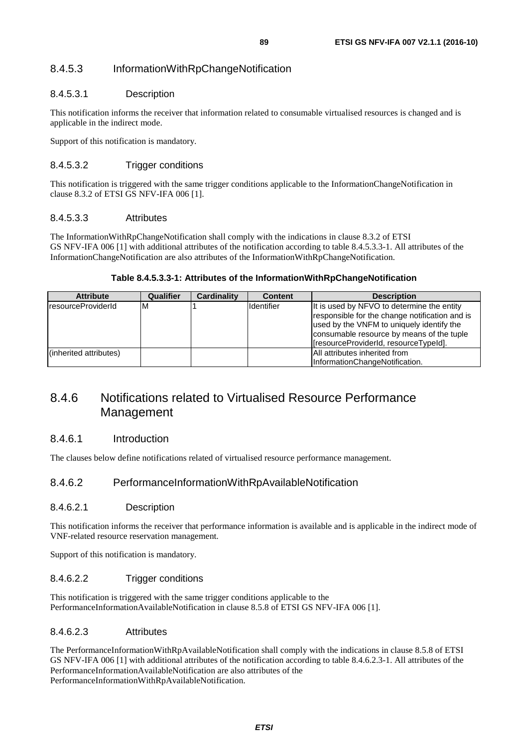### 8.4.5.3 InformationWithRpChangeNotification

#### 8.4.5.3.1 Description

This notification informs the receiver that information related to consumable virtualised resources is changed and is applicable in the indirect mode.

Support of this notification is mandatory.

#### 8.4.5.3.2 Trigger conditions

This notification is triggered with the same trigger conditions applicable to the InformationChangeNotification in clause 8.3.2 of ETSI GS NFV-IFA 006 [1].

#### 8.4.5.3.3 Attributes

The InformationWithRpChangeNotification shall comply with the indications in clause 8.3.2 of ETSI GS NFV-IFA 006 [1] with additional attributes of the notification according to table 8.4.5.3.3-1. All attributes of the InformationChangeNotification are also attributes of the InformationWithRpChangeNotification.

**Table 8.4.5.3.3-1: Attributes of the InformationWithRpChangeNotification**

| Attribute | Qualifier | Cardinality | Content | Description |
|---|---|---|---|---|
| resourceProviderId | M | 1 | Identifier | It is used by NFVO to determine the entity responsible for the change notification and is used by the VNFM to uniquely identify the consumable resource by means of the tuple [resourceProviderId, resourceTypeId]. |
| (inherited attributes) | | | | All attributes inherited from InformationChangeNotification. |

## 8.4.6 Notifications related to Virtualised Resource Performance Management

### 8.4.6.1 Introduction

The clauses below define notifications related of virtualised resource performance management.

### 8.4.6.2 PerformanceInformationWithRpAvailableNotification

#### 8.4.6.2.1 Description

This notification informs the receiver that performance information is available and is applicable in the indirect mode of VNF-related resource reservation management.

Support of this notification is mandatory.

#### 8.4.6.2.2 Trigger conditions

This notification is triggered with the same trigger conditions applicable to the PerformanceInformationAvailableNotification in clause 8.5.8 of ETSI GS NFV-IFA 006 [1].

#### 8.4.6.2.3 Attributes

The PerformanceInformationWithRpAvailableNotification shall comply with the indications in clause 8.5.8 of ETSI GS NFV-IFA 006 [1] with additional attributes of the notification according to table 8.4.6.2.3-1. All attributes of the PerformanceInformationAvailableNotification are also attributes of the PerformanceInformationWithRpAvailableNotification.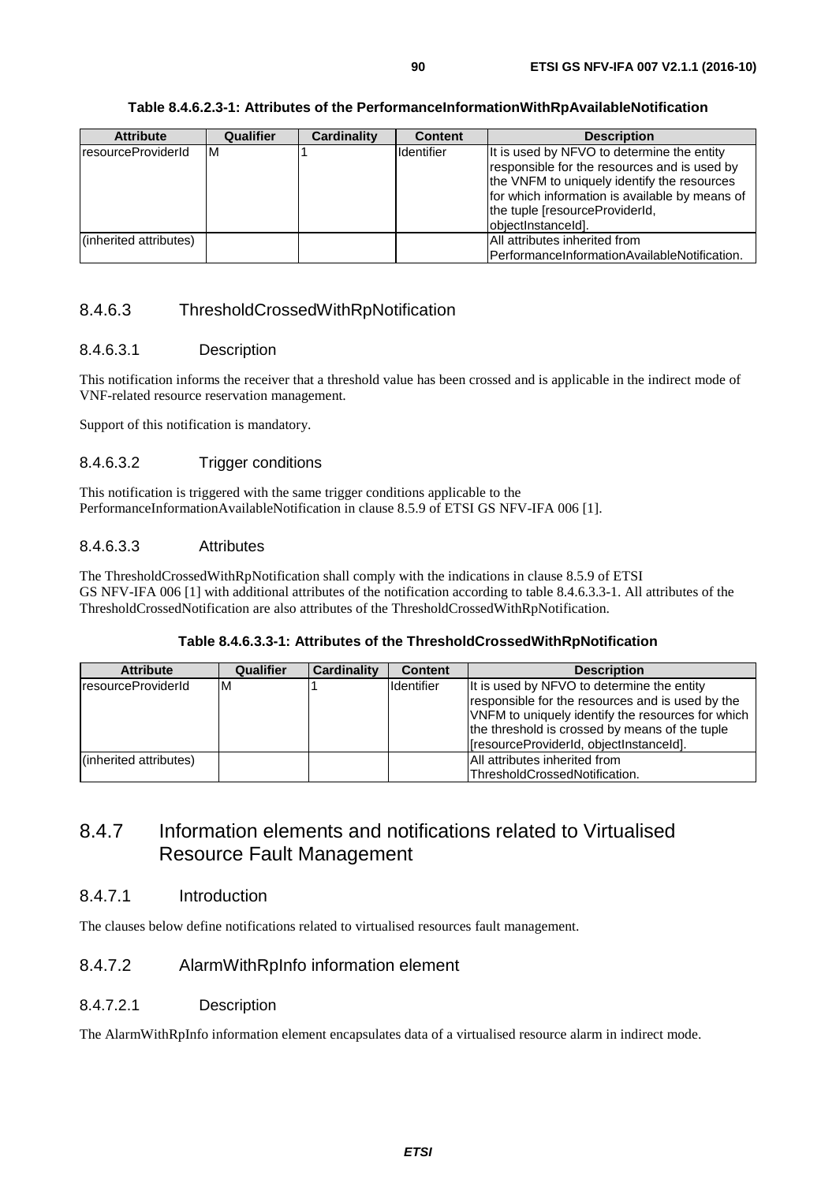**Table 8.4.6.2.3-1: Attributes of the PerformanceInformationWithRpAvailableNotification**

| Attribute | Qualifier | Cardinality | Content | Description |
| --- | --- | --- | --- | --- |
| resourceProviderId | M | 1 | Identifier | It is used by NFVO to determine the entity responsible for the resources and is used by the VNFM to uniquely identify the resources for which information is available by means of the tuple [resourceProviderId, objectInstanceId]. |
| (inherited attributes) | | | | All attributes inherited from PerformanceInformationAvailableNotification. |

### 8.4.6.3 ThresholdCrossedWithRpNotification

#### 8.4.6.3.1 Description

This notification informs the receiver that a threshold value has been crossed and is applicable in the indirect mode of VNF-related resource reservation management.

Support of this notification is mandatory.

#### 8.4.6.3.2 Trigger conditions

This notification is triggered with the same trigger conditions applicable to the PerformanceInformationAvailableNotification in clause 8.5.9 of ETSI GS NFV-IFA 006 [1].

#### 8.4.6.3.3 Attributes

The ThresholdCrossedWithRpNotification shall comply with the indications in clause 8.5.9 of ETSI GS NFV-IFA 006 [1] with additional attributes of the notification according to table 8.4.6.3.3-1. All attributes of the ThresholdCrossedNotification are also attributes of the ThresholdCrossedWithRpNotification.

**Table 8.4.6.3.3-1: Attributes of the ThresholdCrossedWithRpNotification**

| Attribute | Qualifier | Cardinality | Content | Description |
| --- | --- | --- | --- | --- |
| resourceProviderId | M | 1 | Identifier | It is used by NFVO to determine the entity responsible for the resources and is used by the VNFM to uniquely identify the resources for which the threshold is crossed by means of the tuple [resourceProviderId, objectInstanceId]. |
| (inherited attributes) | | | | All attributes inherited from ThresholdCrossedNotification. |

## 8.4.7 Information elements and notifications related to Virtualised Resource Fault Management

### 8.4.7.1 Introduction

The clauses below define notifications related to virtualised resources fault management.

### 8.4.7.2 AlarmWithRpInfo information element

#### 8.4.7.2.1 Description

The AlarmWithRpInfo information element encapsulates data of a virtualised resource alarm in indirect mode.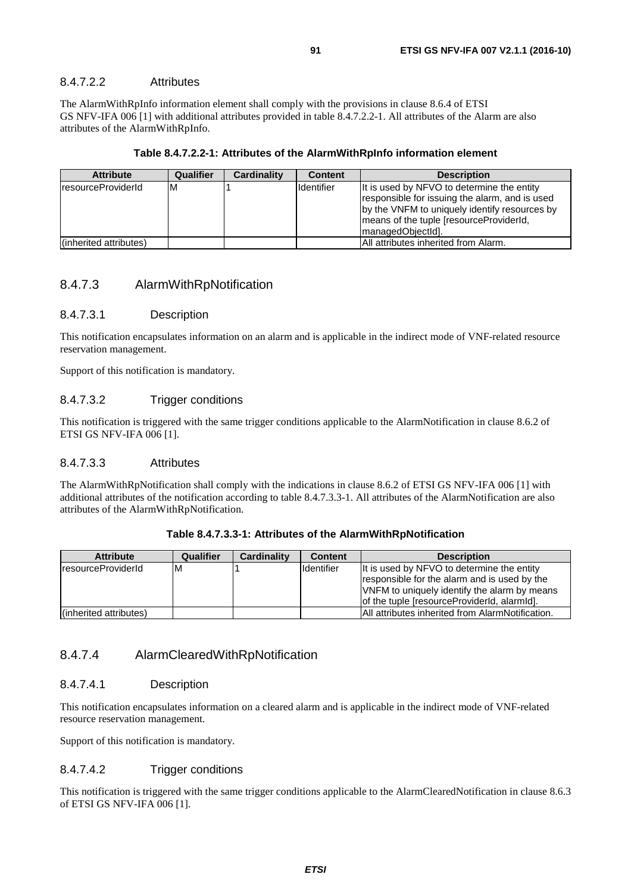#### 8.4.7.2.2 Attributes

The AlarmWithRpInfo information element shall comply with the provisions in clause 8.6.4 of ETSI GS NFV-IFA 006 [1] with additional attributes provided in table 8.4.7.2.2-1. All attributes of the Alarm are also attributes of the AlarmWithRpInfo.

**Table 8.4.7.2.2-1: Attributes of the AlarmWithRpInfo information element**

| Attribute | Qualifier | Cardinality | Content | Description |
|---|---|---|---|---|
| resourceProviderId | M | 1 | Identifier | It is used by NFVO to determine the entity responsible for issuing the alarm, and is used by the VNFM to uniquely identify resources by means of the tuple [resourceProviderId, managedObjectId]. |
| (inherited attributes) | | | | All attributes inherited from Alarm. |

### 8.4.7.3 AlarmWithRpNotification

#### 8.4.7.3.1 Description

This notification encapsulates information on an alarm and is applicable in the indirect mode of VNF-related resource reservation management.

Support of this notification is mandatory.

#### 8.4.7.3.2 Trigger conditions

This notification is triggered with the same trigger conditions applicable to the AlarmNotification in clause 8.6.2 of ETSI GS NFV-IFA 006 [1].

#### 8.4.7.3.3 Attributes

The AlarmWithRpNotification shall comply with the indications in clause 8.6.2 of ETSI GS NFV-IFA 006 [1] with additional attributes of the notification according to table 8.4.7.3.3-1. All attributes of the AlarmNotification are also attributes of the AlarmWithRpNotification.

**Table 8.4.7.3.3-1: Attributes of the AlarmWithRpNotification**

| Attribute | Qualifier | Cardinality | Content | Description |
|---|---|---|---|---|
| resourceProviderId | M | 1 | Identifier | It is used by NFVO to determine the entity responsible for the alarm and is used by the VNFM to uniquely identify the alarm by means of the tuple [resourceProviderId, alarmId]. |
| (inherited attributes) | | | | All attributes inherited from AlarmNotification. |

### 8.4.7.4 AlarmClearedWithRpNotification

#### 8.4.7.4.1 Description

This notification encapsulates information on a cleared alarm and is applicable in the indirect mode of VNF-related resource reservation management.

Support of this notification is mandatory.

#### 8.4.7.4.2 Trigger conditions

This notification is triggered with the same trigger conditions applicable to the AlarmClearedNotification in clause 8.6.3 of ETSI GS NFV-IFA 006 [1].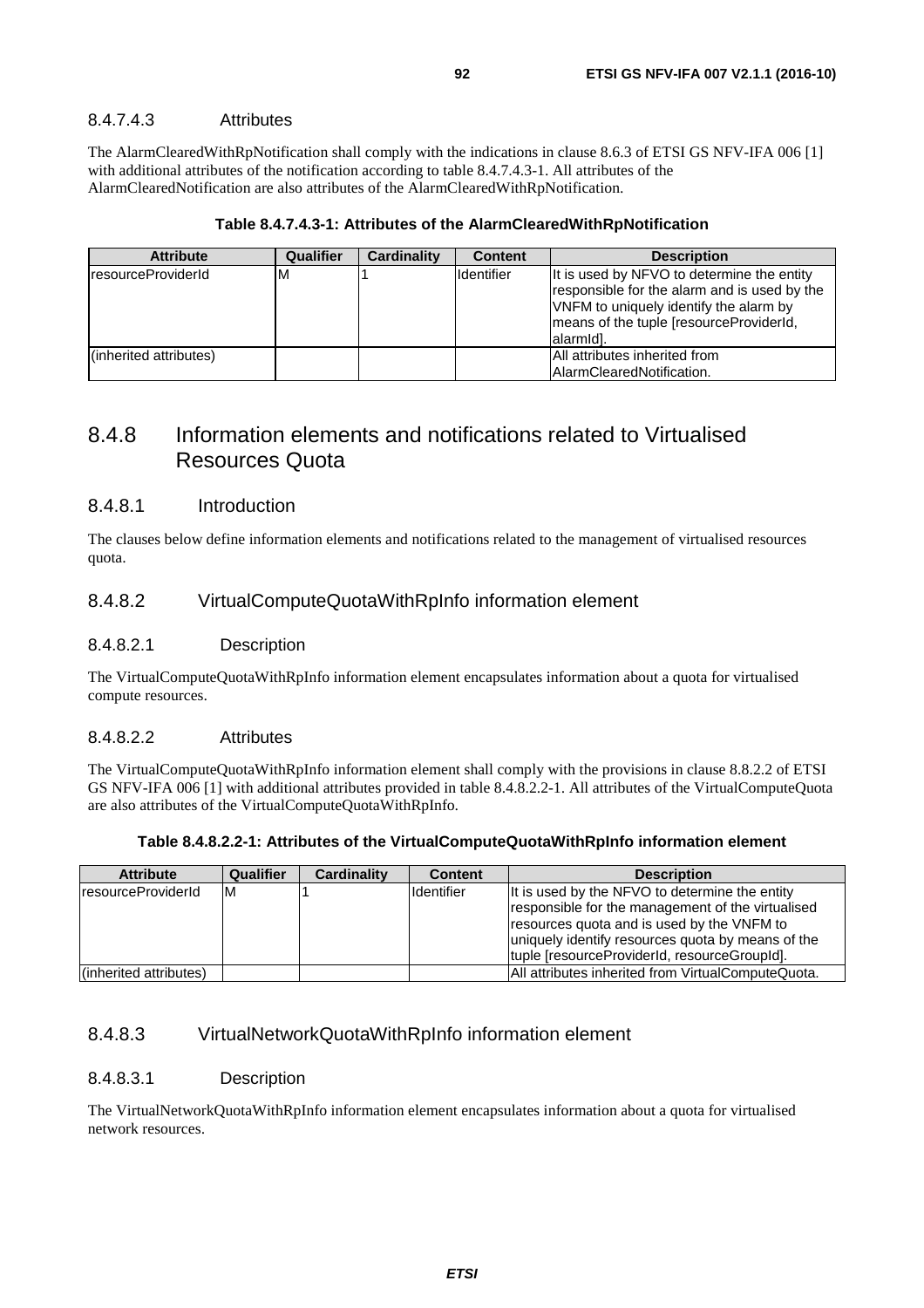#### 8.4.7.4.3 Attributes

The AlarmClearedWithRpNotification shall comply with the indications in clause 8.6.3 of ETSI GS NFV-IFA 006 [1] with additional attributes of the notification according to table 8.4.7.4.3-1. All attributes of the AlarmClearedNotification are also attributes of the AlarmClearedWithRpNotification.

**Table 8.4.7.4.3-1: Attributes of the AlarmClearedWithRpNotification**

| Attribute | Qualifier | Cardinality | Content | Description |
| --- | --- | --- | --- | --- |
| resourceProviderId | M | 1 | Identifier | It is used by NFVO to determine the entity responsible for the alarm and is used by the VNFM to uniquely identify the alarm by means of the tuple [resourceProviderId, alarmId]. |
| (inherited attributes) | | | | All attributes inherited from AlarmClearedNotification. |

## 8.4.8 Information elements and notifications related to Virtualised Resources Quota

### 8.4.8.1 Introduction

The clauses below define information elements and notifications related to the management of virtualised resources quota.

### 8.4.8.2 VirtualComputeQuotaWithRpInfo information element

#### 8.4.8.2.1 Description

The VirtualComputeQuotaWithRpInfo information element encapsulates information about a quota for virtualised compute resources.

#### 8.4.8.2.2 Attributes

The VirtualComputeQuotaWithRpInfo information element shall comply with the provisions in clause 8.8.2.2 of ETSI GS NFV-IFA 006 [1] with additional attributes provided in table 8.4.8.2.2-1. All attributes of the VirtualComputeQuota are also attributes of the VirtualComputeQuotaWithRpInfo.

**Table 8.4.8.2.2-1: Attributes of the VirtualComputeQuotaWithRpInfo information element**

| Attribute | Qualifier | Cardinality | Content | Description |
| --- | --- | --- | --- | --- |
| resourceProviderId | M | 1 | Identifier | It is used by the NFVO to determine the entity responsible for the management of the virtualised resources quota and is used by the VNFM to uniquely identify resources quota by means of the tuple [resourceProviderId, resourceGroupId]. |
| (inherited attributes) | | | | All attributes inherited from VirtualComputeQuota. |

### 8.4.8.3 VirtualNetworkQuotaWithRpInfo information element

#### 8.4.8.3.1 Description

The VirtualNetworkQuotaWithRpInfo information element encapsulates information about a quota for virtualised network resources.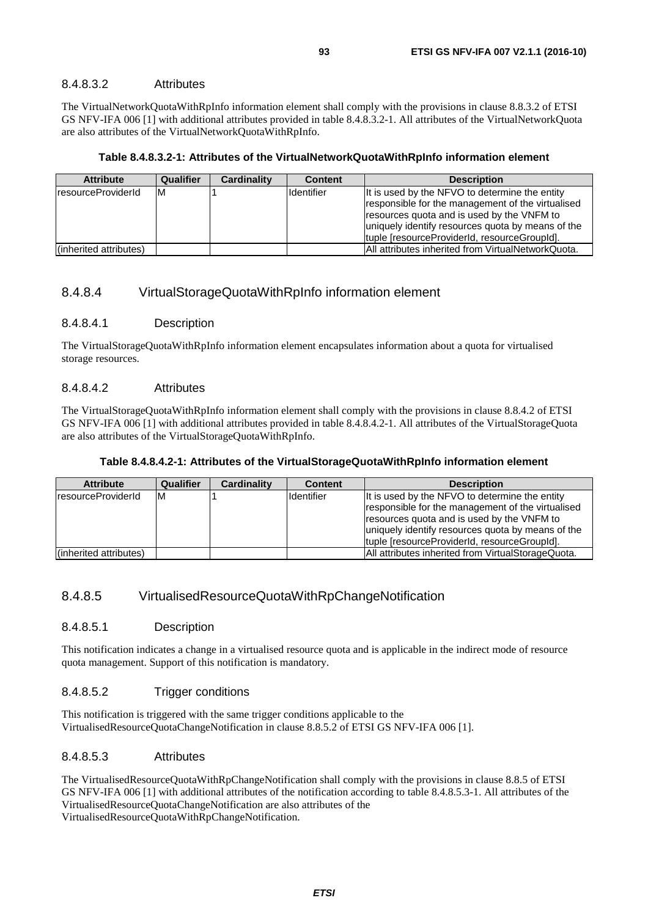#### 8.4.8.3.2 Attributes

The VirtualNetworkQuotaWithRpInfo information element shall comply with the provisions in clause 8.8.3.2 of ETSI GS NFV-IFA 006 [1] with additional attributes provided in table 8.4.8.3.2-1. All attributes of the VirtualNetworkQuota are also attributes of the VirtualNetworkQuotaWithRpInfo.

**Table 8.4.8.3.2-1: Attributes of the VirtualNetworkQuotaWithRpInfo information element**

| Attribute | Qualifier | Cardinality | Content | Description |
|---|---|---|---|---|
| resourceProviderId | M | 1 | Identifier | It is used by the NFVO to determine the entity responsible for the management of the virtualised resources quota and is used by the VNFM to uniquely identify resources quota by means of the tuple [resourceProviderId, resourceGroupId]. |
| (inherited attributes) | | | | All attributes inherited from VirtualNetworkQuota. |

### 8.4.8.4 VirtualStorageQuotaWithRpInfo information element

#### 8.4.8.4.1 Description

The VirtualStorageQuotaWithRpInfo information element encapsulates information about a quota for virtualised storage resources.

#### 8.4.8.4.2 Attributes

The VirtualStorageQuotaWithRpInfo information element shall comply with the provisions in clause 8.8.4.2 of ETSI GS NFV-IFA 006 [1] with additional attributes provided in table 8.4.8.4.2-1. All attributes of the VirtualStorageQuota are also attributes of the VirtualStorageQuotaWithRpInfo.

**Table 8.4.8.4.2-1: Attributes of the VirtualStorageQuotaWithRpInfo information element**

| Attribute | Qualifier | Cardinality | Content | Description |
|---|---|---|---|---|
| resourceProviderId | M | 1 | Identifier | It is used by the NFVO to determine the entity responsible for the management of the virtualised resources quota and is used by the VNFM to uniquely identify resources quota by means of the tuple [resourceProviderId, resourceGroupId]. |
| (inherited attributes) | | | | All attributes inherited from VirtualStorageQuota. |

### 8.4.8.5 VirtualisedResourceQuotaWithRpChangeNotification

#### 8.4.8.5.1 Description

This notification indicates a change in a virtualised resource quota and is applicable in the indirect mode of resource quota management. Support of this notification is mandatory.

#### 8.4.8.5.2 Trigger conditions

This notification is triggered with the same trigger conditions applicable to the VirtualisedResourceQuotaChangeNotification in clause 8.8.5.2 of ETSI GS NFV-IFA 006 [1].

#### 8.4.8.5.3 Attributes

The VirtualisedResourceQuotaWithRpChangeNotification shall comply with the provisions in clause 8.8.5 of ETSI GS NFV-IFA 006 [1] with additional attributes of the notification according to table 8.4.8.5.3-1. All attributes of the VirtualisedResourceQuotaChangeNotification are also attributes of the VirtualisedResourceQuotaWithRpChangeNotification.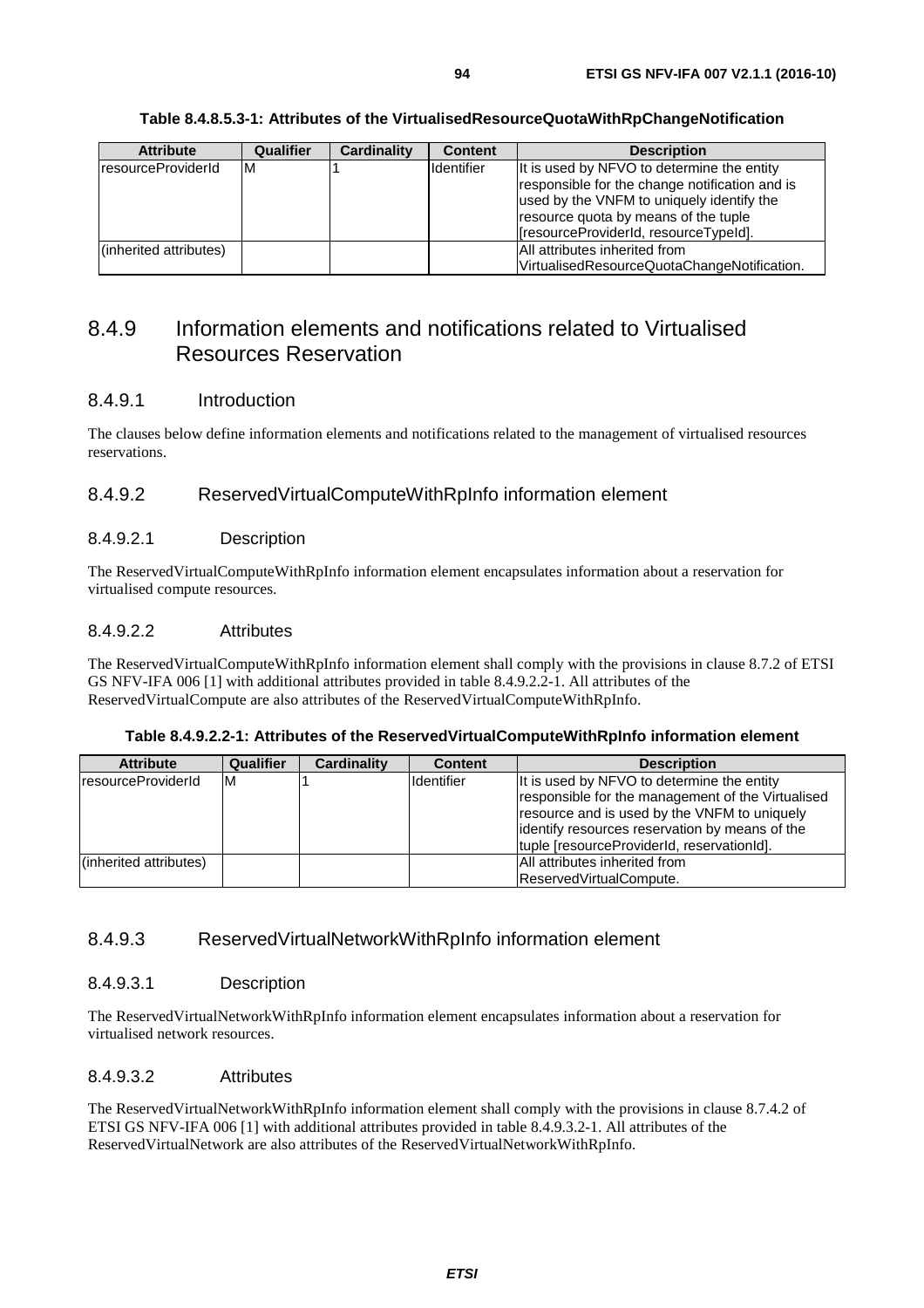**Table 8.4.8.5.3-1: Attributes of the VirtualisedResourceQuotaWithRpChangeNotification**

| Attribute | Qualifier | Cardinality | Content | Description |
| --- | --- | --- | --- | --- |
| resourceProviderId | M | 1 | Identifier | It is used by NFVO to determine the entity responsible for the change notification and is used by the VNFM to uniquely identify the resource quota by means of the tuple [resourceProviderId, resourceTypeId]. |
| (inherited attributes) | | | | All attributes inherited from VirtualisedResourceQuotaChangeNotification. |

## 8.4.9 Information elements and notifications related to Virtualised Resources Reservation

### 8.4.9.1 Introduction

The clauses below define information elements and notifications related to the management of virtualised resources reservations.

### 8.4.9.2 ReservedVirtualComputeWithRpInfo information element

#### 8.4.9.2.1 Description

The ReservedVirtualComputeWithRpInfo information element encapsulates information about a reservation for virtualised compute resources.

#### 8.4.9.2.2 Attributes

The ReservedVirtualComputeWithRpInfo information element shall comply with the provisions in clause 8.7.2 of ETSI GS NFV-IFA 006 [1] with additional attributes provided in table 8.4.9.2.2-1. All attributes of the ReservedVirtualCompute are also attributes of the ReservedVirtualComputeWithRpInfo.

**Table 8.4.9.2.2-1: Attributes of the ReservedVirtualComputeWithRpInfo information element**

| Attribute | Qualifier | Cardinality | Content | Description |
| --- | --- | --- | --- | --- |
| resourceProviderId | M | 1 | Identifier | It is used by NFVO to determine the entity responsible for the management of the Virtualised resource and is used by the VNFM to uniquely identify resources reservation by means of the tuple [resourceProviderId, reservationId]. |
| (inherited attributes) | | | | All attributes inherited from ReservedVirtualCompute. |

### 8.4.9.3 ReservedVirtualNetworkWithRpInfo information element

#### 8.4.9.3.1 Description

The ReservedVirtualNetworkWithRpInfo information element encapsulates information about a reservation for virtualised network resources.

#### 8.4.9.3.2 Attributes

The ReservedVirtualNetworkWithRpInfo information element shall comply with the provisions in clause 8.7.4.2 of ETSI GS NFV-IFA 006 [1] with additional attributes provided in table 8.4.9.3.2-1. All attributes of the ReservedVirtualNetwork are also attributes of the ReservedVirtualNetworkWithRpInfo.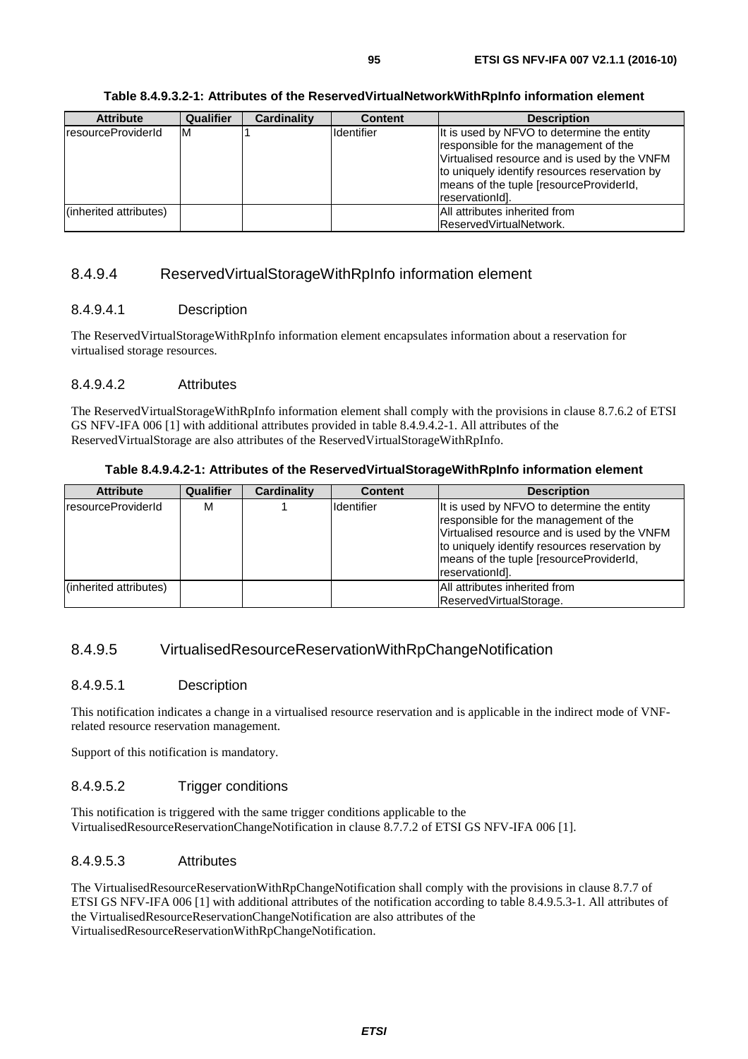**Table 8.4.9.3.2-1: Attributes of the ReservedVirtualNetworkWithRpInfo information element**

| Attribute | Qualifier | Cardinality | Content | Description |
|---|---|---|---|---|
| resourceProviderId | M | 1 | Identifier | It is used by NFVO to determine the entity responsible for the management of the Virtualised resource and is used by the VNFM to uniquely identify resources reservation by means of the tuple [resourceProviderId, reservationId]. |
| (inherited attributes) | | | | All attributes inherited from ReservedVirtualNetwork. |

### 8.4.9.4 ReservedVirtualStorageWithRpInfo information element

#### 8.4.9.4.1 Description

The ReservedVirtualStorageWithRpInfo information element encapsulates information about a reservation for virtualised storage resources.

#### 8.4.9.4.2 Attributes

The ReservedVirtualStorageWithRpInfo information element shall comply with the provisions in clause 8.7.6.2 of ETSI GS NFV-IFA 006 [1] with additional attributes provided in table 8.4.9.4.2-1. All attributes of the ReservedVirtualStorage are also attributes of the ReservedVirtualStorageWithRpInfo.

**Table 8.4.9.4.2-1: Attributes of the ReservedVirtualStorageWithRpInfo information element**

| Attribute | Qualifier | Cardinality | Content | Description |
|---|---|---|---|---|
| resourceProviderId | M | 1 | Identifier | It is used by NFVO to determine the entity responsible for the management of the Virtualised resource and is used by the VNFM to uniquely identify resources reservation by means of the tuple [resourceProviderId, reservationId]. |
| (inherited attributes) | | | | All attributes inherited from ReservedVirtualStorage. |

### 8.4.9.5 VirtualisedResourceReservationWithRpChangeNotification

#### 8.4.9.5.1 Description

This notification indicates a change in a virtualised resource reservation and is applicable in the indirect mode of VNF-related resource reservation management.

Support of this notification is mandatory.

#### 8.4.9.5.2 Trigger conditions

This notification is triggered with the same trigger conditions applicable to the VirtualisedResourceReservationChangeNotification in clause 8.7.7.2 of ETSI GS NFV-IFA 006 [1].

#### 8.4.9.5.3 Attributes

The VirtualisedResourceReservationWithRpChangeNotification shall comply with the provisions in clause 8.7.7 of ETSI GS NFV-IFA 006 [1] with additional attributes of the notification according to table 8.4.9.5.3-1. All attributes of the VirtualisedResourceReservationChangeNotification are also attributes of the VirtualisedResourceReservationWithRpChangeNotification.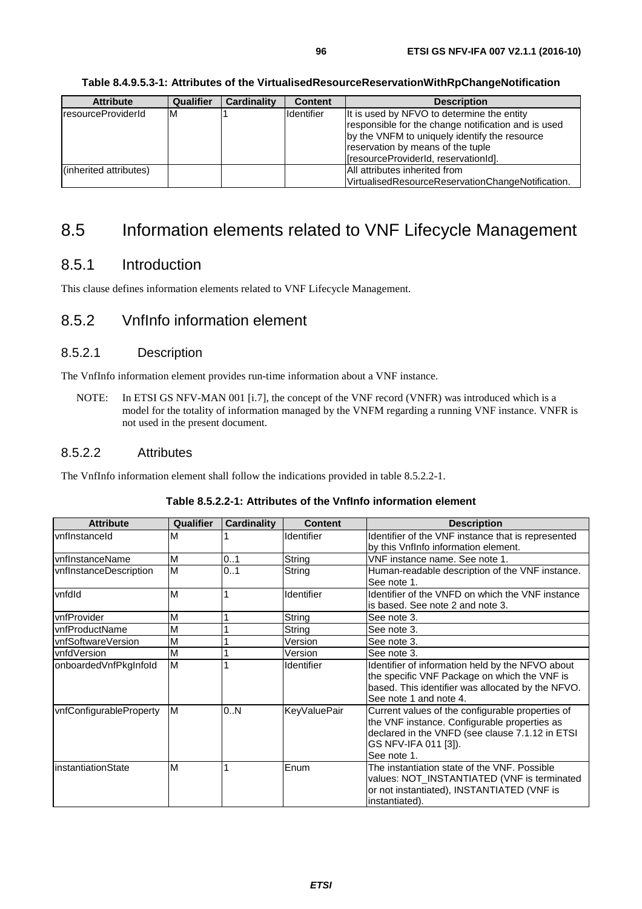**Table 8.4.9.5.3-1: Attributes of the VirtualisedResourceReservationWithRpChangeNotification**

| Attribute | Qualifier | Cardinality | Content | Description |
|---|---|---|---|---|
| resourceProviderId | M | 1 | Identifier | It is used by NFVO to determine the entity responsible for the change notification and is used by the VNFM to uniquely identify the resource reservation by means of the tuple [resourceProviderId, reservationId]. |
| (inherited attributes) | | | | All attributes inherited from VirtualisedResourceReservationChangeNotification. |

# 8.5 Information elements related to VNF Lifecycle Management

## 8.5.1 Introduction

This clause defines information elements related to VNF Lifecycle Management.

## 8.5.2 VnfInfo information element

### 8.5.2.1 Description

The VnfInfo information element provides run-time information about a VNF instance.

NOTE: In ETSI GS NFV-MAN 001 [i.7], the concept of the VNF record (VNFR) was introduced which is a model for the totality of information managed by the VNFM regarding a running VNF instance. VNFR is not used in the present document.

### 8.5.2.2 Attributes

The VnfInfo information element shall follow the indications provided in table 8.5.2.2-1.

**Table 8.5.2.2-1: Attributes of the VnfInfo information element**

| Attribute | Qualifier | Cardinality | Content | Description |
|---|---|---|---|---|
| vnfInstanceId | M | 1 | Identifier | Identifier of the VNF instance that is represented by this VnfInfo information element. |
| vnfInstanceName | M | 0..1 | String | VNF instance name. See note 1. |
| vnfInstanceDescription | M | 0..1 | String | Human-readable description of the VNF instance. See note 1. |
| vnfdId | M | 1 | Identifier | Identifier of the VNFD on which the VNF instance is based. See note 2 and note 3. |
| vnfProvider | M | 1 | String | See note 3. |
| vnfProductName | M | 1 | String | See note 3. |
| vnfSoftwareVersion | M | 1 | Version | See note 3. |
| vnfdVersion | M | 1 | Version | See note 3. |
| onboardedVnfPkgInfoId | M | 1 | Identifier | Identifier of information held by the NFVO about the specific VNF Package on which the VNF is based. This identifier was allocated by the NFVO. See note 1 and note 4. |
| vnfConfigurableProperty | M | 0..N | KeyValuePair | Current values of the configurable properties of the VNF instance. Configurable properties as declared in the VNFD (see clause 7.1.12 in ETSI GS NFV-IFA 011 [3]). See note 1. |
| instantiationState | M | 1 | Enum | The instantiation state of the VNF. Possible values: NOT_INSTANTIATED (VNF is terminated or not instantiated), INSTANTIATED (VNF is instantiated). |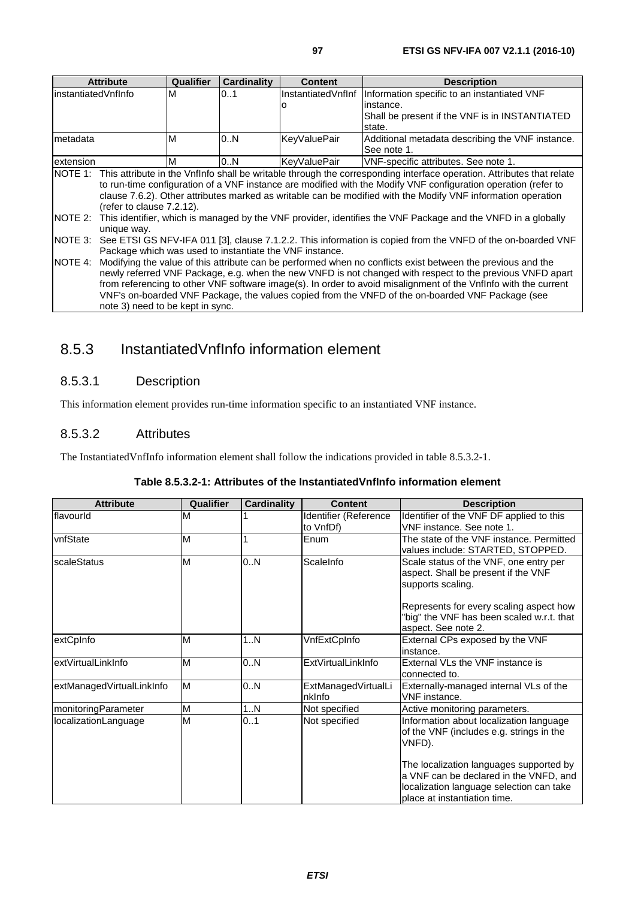| Attribute | Qualifier | Cardinality | Content | Description |
|---|---|---|---|---|
| instantiatedVnfInfo | M | 0..1 | InstantiatedVnfInfo | Information specific to an instantiated VNF instance. Shall be present if the VNF is in INSTANTIATED state. |
| metadata | M | 0..N | KeyValuePair | Additional metadata describing the VNF instance. See note 1. |
| extension | M | 0..N | KeyValuePair | VNF-specific attributes. See note 1. |
| NOTE 1: This attribute in the VnfInfo shall be writable through the corresponding interface operation. Attributes that relate to run-time configuration of a VNF instance are modified with the Modify VNF configuration operation (refer to clause 7.6.2). Other attributes marked as writable can be modified with the Modify VNF information operation (refer to clause 7.2.12). | | | | |
| NOTE 2: This identifier, which is managed by the VNF provider, identifies the VNF Package and the VNFD in a globally unique way. | | | | |
| NOTE 3: See ETSI GS NFV-IFA 011 [3], clause 7.1.2.2. This information is copied from the VNFD of the on-boarded VNF Package which was used to instantiate the VNF instance. | | | | |
| NOTE 4: Modifying the value of this attribute can be performed when no conflicts exist between the previous and the newly referred VNF Package, e.g. when the new VNFD is not changed with respect to the previous VNFD apart from referencing to other VNF software image(s). In order to avoid misalignment of the VnfInfo with the current VNF's on-boarded VNF Package, the values copied from the VNFD of the on-boarded VNF Package (see note 3) need to be kept in sync. | | | | |

## 8.5.3 InstantiatedVnfInfo information element

### 8.5.3.1 Description

This information element provides run-time information specific to an instantiated VNF instance.

### 8.5.3.2 Attributes

The InstantiatedVnfInfo information element shall follow the indications provided in table 8.5.3.2-1.

**Table 8.5.3.2-1: Attributes of the InstantiatedVnfInfo information element**

| Attribute | Qualifier | Cardinality | Content | Description |
|---|---|---|---|---|
| flavourId | M | 1 | Identifier (Reference to VnfDf) | Identifier of the VNF DF applied to this VNF instance. See note 1. |
| vnfState | M | 1 | Enum | The state of the VNF instance. Permitted values include: STARTED, STOPPED. |
| scaleStatus | M | 0..N | ScaleInfo | Scale status of the VNF, one entry per aspect. Shall be present if the VNF supports scaling.<br><br>Represents for every scaling aspect how "big" the VNF has been scaled w.r.t. that aspect. See note 2. |
| extCpInfo | M | 1..N | VnfExtCpInfo | External CPs exposed by the VNF instance. |
| extVirtualLinkInfo | M | 0..N | ExtVirtualLinkInfo | External VLs the VNF instance is connected to. |
| extManagedVirtualLinkInfo | M | 0..N | ExtManagedVirtualLinkInfo | Externally-managed internal VLs of the VNF instance. |
| monitoringParameter | M | 1..N | Not specified | Active monitoring parameters. |
| localizationLanguage | M | 0..1 | Not specified | Information about localization language of the VNF (includes e.g. strings in the VNFD).<br><br>The localization languages supported by a VNF can be declared in the VNFD, and localization language selection can take place at instantiation time. |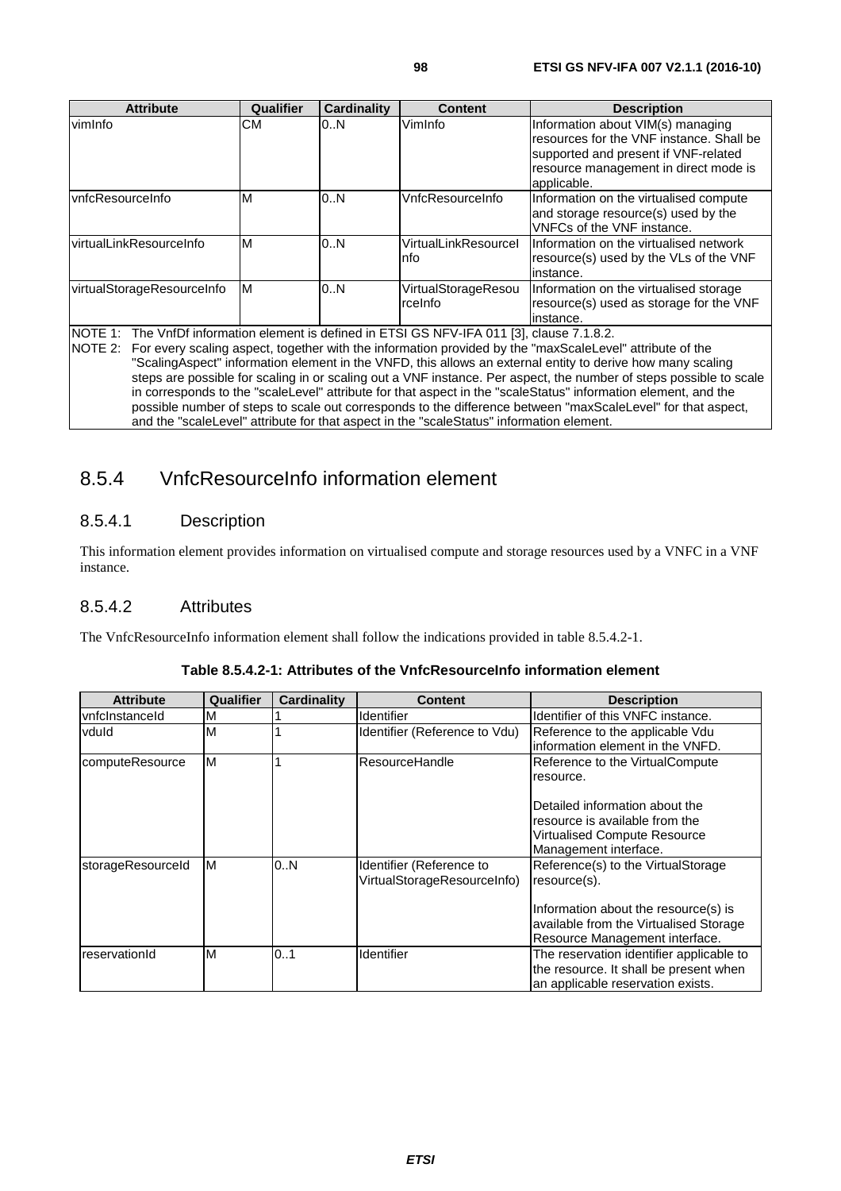| Attribute | Qualifier | Cardinality | Content | Description |
|---|---|---|---|---|
| vimInfo | CM | 0..N | VimInfo | Information about VIM(s) managing resources for the VNF instance. Shall be supported and present if VNF-related resource management in direct mode is applicable. |
| vnfcResourceInfo | M | 0..N | VnfcResourceInfo | Information on the virtualised compute and storage resource(s) used by the VNFCs of the VNF instance. |
| virtualLinkResourceInfo | M | 0..N | VirtualLinkResourceInfo | Information on the virtualised network resource(s) used by the VLs of the VNF instance. |
| virtualStorageResourceInfo | M | 0..N | VirtualStorageResourceInfo | Information on the virtualised storage resource(s) used as storage for the VNF instance. |

NOTE 1: The VnfDf information element is defined in ETSI GS NFV-IFA 011 [3], clause 7.1.8.2.

NOTE 2: For every scaling aspect, together with the information provided by the "maxScaleLevel" attribute of the "ScalingAspect" information element in the VNFD, this allows an external entity to derive how many scaling steps are possible for scaling in or scaling out a VNF instance. Per aspect, the number of steps possible to scale in corresponds to the "scaleLevel" attribute for that aspect in the "scaleStatus" information element, and the possible number of steps to scale out corresponds to the difference between "maxScaleLevel" for that aspect, and the "scaleLevel" attribute for that aspect in the "scaleStatus" information element.

## 8.5.4 VnfcResourceInfo information element

### 8.5.4.1 Description

This information element provides information on virtualised compute and storage resources used by a VNFC in a VNF instance.

### 8.5.4.2 Attributes

The VnfcResourceInfo information element shall follow the indications provided in table 8.5.4.2-1.

**Table 8.5.4.2-1: Attributes of the VnfcResourceInfo information element**

| Attribute | Qualifier | Cardinality | Content | Description |
|---|---|---|---|---|
| vnfcInstanceId | M | 1 | Identifier | Identifier of this VNFC instance. |
| vduId | M | 1 | Identifier (Reference to Vdu) | Reference to the applicable Vdu information element in the VNFD. |
| computeResource | M | 1 | ResourceHandle | Reference to the VirtualCompute resource.<br><br>Detailed information about the resource is available from the Virtualised Compute Resource Management interface. |
| storageResourceId | M | 0..N | Identifier (Reference to VirtualStorageResourceInfo) | Reference(s) to the VirtualStorage resource(s).<br><br>Information about the resource(s) is available from the Virtualised Storage Resource Management interface. |
| reservationId | M | 0..1 | Identifier | The reservation identifier applicable to the resource. It shall be present when an applicable reservation exists. |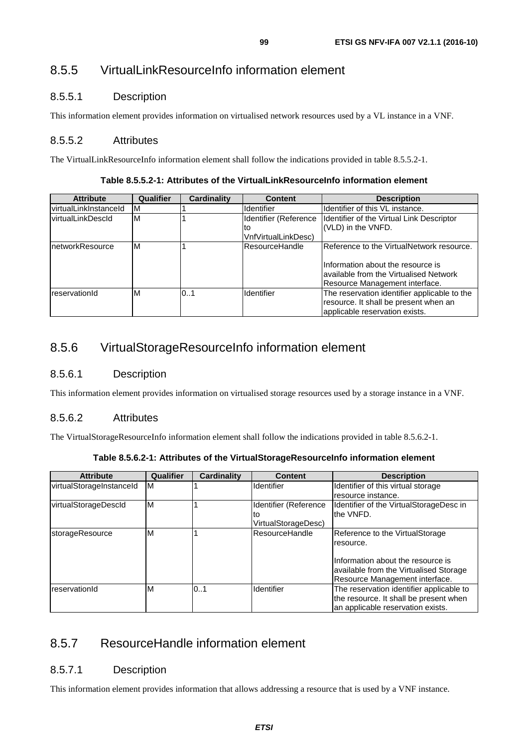### 8.5.5 VirtualLinkResourceInfo information element

#### 8.5.5.1 Description

This information element provides information on virtualised network resources used by a VL instance in a VNF.

#### 8.5.5.2 Attributes

The VirtualLinkResourceInfo information element shall follow the indications provided in table 8.5.5.2-1.

**Table 8.5.5.2-1: Attributes of the VirtualLinkResourceInfo information element**

| Attribute | Qualifier | Cardinality | Content | Description |
|---|---|---|---|---|
| virtualLinkInstanceId | M | 1 | Identifier | Identifier of this VL instance. |
| virtualLinkDescId | M | 1 | Identifier (Reference to VnfVirtualLinkDesc) | Identifier of the Virtual Link Descriptor (VLD) in the VNFD. |
| networkResource | M | 1 | ResourceHandle | Reference to the VirtualNetwork resource.<br><br>Information about the resource is available from the Virtualised Network Resource Management interface. |
| reservationId | M | 0..1 | Identifier | The reservation identifier applicable to the resource. It shall be present when an applicable reservation exists. |

### 8.5.6 VirtualStorageResourceInfo information element

#### 8.5.6.1 Description

This information element provides information on virtualised storage resources used by a storage instance in a VNF.

#### 8.5.6.2 Attributes

The VirtualStorageResourceInfo information element shall follow the indications provided in table 8.5.6.2-1.

**Table 8.5.6.2-1: Attributes of the VirtualStorageResourceInfo information element**

| Attribute | Qualifier | Cardinality | Content | Description |
|---|---|---|---|---|
| virtualStorageInstanceId | M | 1 | Identifier | Identifier of this virtual storage resource instance. |
| virtualStorageDescId | M | 1 | Identifier (Reference to VirtualStorageDesc) | Identifier of the VirtualStorageDesc in the VNFD. |
| storageResource | M | 1 | ResourceHandle | Reference to the VirtualStorage resource.<br><br>Information about the resource is available from the Virtualised Storage Resource Management interface. |
| reservationId | M | 0..1 | Identifier | The reservation identifier applicable to the resource. It shall be present when an applicable reservation exists. |

### 8.5.7 ResourceHandle information element

#### 8.5.7.1 Description

This information element provides information that allows addressing a resource that is used by a VNF instance.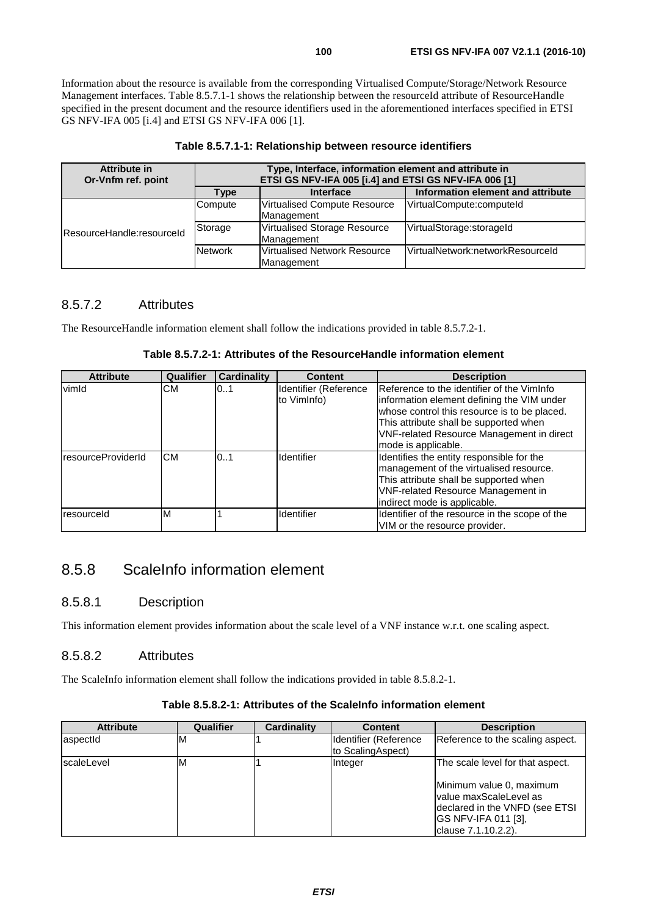Information about the resource is available from the corresponding Virtualised Compute/Storage/Network Resource Management interfaces. Table 8.5.7.1-1 shows the relationship between the resourceId attribute of ResourceHandle specified in the present document and the resource identifiers used in the aforementioned interfaces specified in ETSI GS NFV-IFA 005 [i.4] and ETSI GS NFV-IFA 006 [1].

**Table 8.5.7.1-1: Relationship between resource identifiers**

| Attribute in Or-Vnfm ref. point | Type, Interface, information element and attribute in ETSI GS NFV-IFA 005 [i.4] and ETSI GS NFV-IFA 006 [1] | | |
|---|---|---|---|
| | Type | Interface | Information element and attribute |
| ResourceHandle:resourceId | Compute | Virtualised Compute Resource Management | VirtualCompute:computeId |
| | Storage | Virtualised Storage Resource Management | VirtualStorage:storageId |
| | Network | Virtualised Network Resource Management | VirtualNetwork:networkResourceId |

### 8.5.7.2 Attributes

The ResourceHandle information element shall follow the indications provided in table 8.5.7.2-1.

**Table 8.5.7.2-1: Attributes of the ResourceHandle information element**

| Attribute | Qualifier | Cardinality | Content | Description |
|---|---|---|---|---|
| vimId | CM | 0..1 | Identifier (Reference to VimInfo) | Reference to the identifier of the VimInfo information element defining the VIM under whose control this resource is to be placed. This attribute shall be supported when VNF-related Resource Management in direct mode is applicable. |
| resourceProviderId | CM | 0..1 | Identifier | Identifies the entity responsible for the management of the virtualised resource. This attribute shall be supported when VNF-related Resource Management in indirect mode is applicable. |
| resourceId | M | 1 | Identifier | Identifier of the resource in the scope of the VIM or the resource provider. |

## 8.5.8 ScaleInfo information element

### 8.5.8.1 Description

This information element provides information about the scale level of a VNF instance w.r.t. one scaling aspect.

### 8.5.8.2 Attributes

The ScaleInfo information element shall follow the indications provided in table 8.5.8.2-1.

**Table 8.5.8.2-1: Attributes of the ScaleInfo information element**

| Attribute | Qualifier | Cardinality | Content | Description |
|---|---|---|---|---|
| aspectId | M | 1 | Identifier (Reference to ScalingAspect) | Reference to the scaling aspect. |
| scaleLevel | M | 1 | Integer | The scale level for that aspect.<br><br>Minimum value 0, maximum value maxScaleLevel as declared in the VNFD (see ETSI GS NFV-IFA 011 [3], clause 7.1.10.2.2). |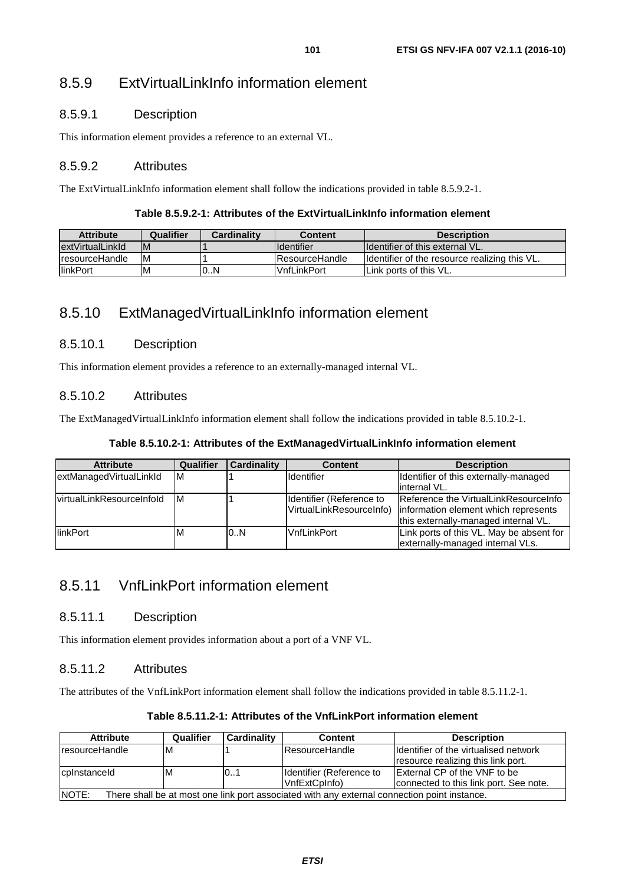### 8.5.9 ExtVirtualLinkInfo information element

#### 8.5.9.1 Description

This information element provides a reference to an external VL.

#### 8.5.9.2 Attributes

The ExtVirtualLinkInfo information element shall follow the indications provided in table 8.5.9.2-1.

**Table 8.5.9.2-1: Attributes of the ExtVirtualLinkInfo information element**

| Attribute | Qualifier | Cardinality | Content | Description |
|---|---|---|---|---|
| extVirtualLinkId | M | 1 | Identifier | Identifier of this external VL. |
| resourceHandle | M | 1 | ResourceHandle | Identifier of the resource realizing this VL. |
| linkPort | M | 0..N | VnfLinkPort | Link ports of this VL. |

### 8.5.10 ExtManagedVirtualLinkInfo information element

#### 8.5.10.1 Description

This information element provides a reference to an externally-managed internal VL.

#### 8.5.10.2 Attributes

The ExtManagedVirtualLinkInfo information element shall follow the indications provided in table 8.5.10.2-1.

**Table 8.5.10.2-1: Attributes of the ExtManagedVirtualLinkInfo information element**

| Attribute | Qualifier | Cardinality | Content | Description |
|---|---|---|---|---|
| extManagedVirtualLinkId | M | 1 | Identifier | Identifier of this externally-managed internal VL. |
| virtualLinkResourceInfoId | M | 1 | Identifier (Reference to VirtualLinkResourceInfo) | Reference the VirtualLinkResourceInfo information element which represents this externally-managed internal VL. |
| linkPort | M | 0..N | VnfLinkPort | Link ports of this VL. May be absent for externally-managed internal VLs. |

### 8.5.11 VnfLinkPort information element

#### 8.5.11.1 Description

This information element provides information about a port of a VNF VL.

#### 8.5.11.2 Attributes

The attributes of the VnfLinkPort information element shall follow the indications provided in table 8.5.11.2-1.

**Table 8.5.11.2-1: Attributes of the VnfLinkPort information element**

| Attribute | Qualifier | Cardinality | Content | Description |
|---|---|---|---|---|
| resourceHandle | M | 1 | ResourceHandle | Identifier of the virtualised network resource realizing this link port. |
| cpInstanceId | M | 0..1 | Identifier (Reference to VnfExtCpInfo) | External CP of the VNF to be connected to this link port. See note. |
| NOTE: There shall be at most one link port associated with any external connection point instance. | | | | |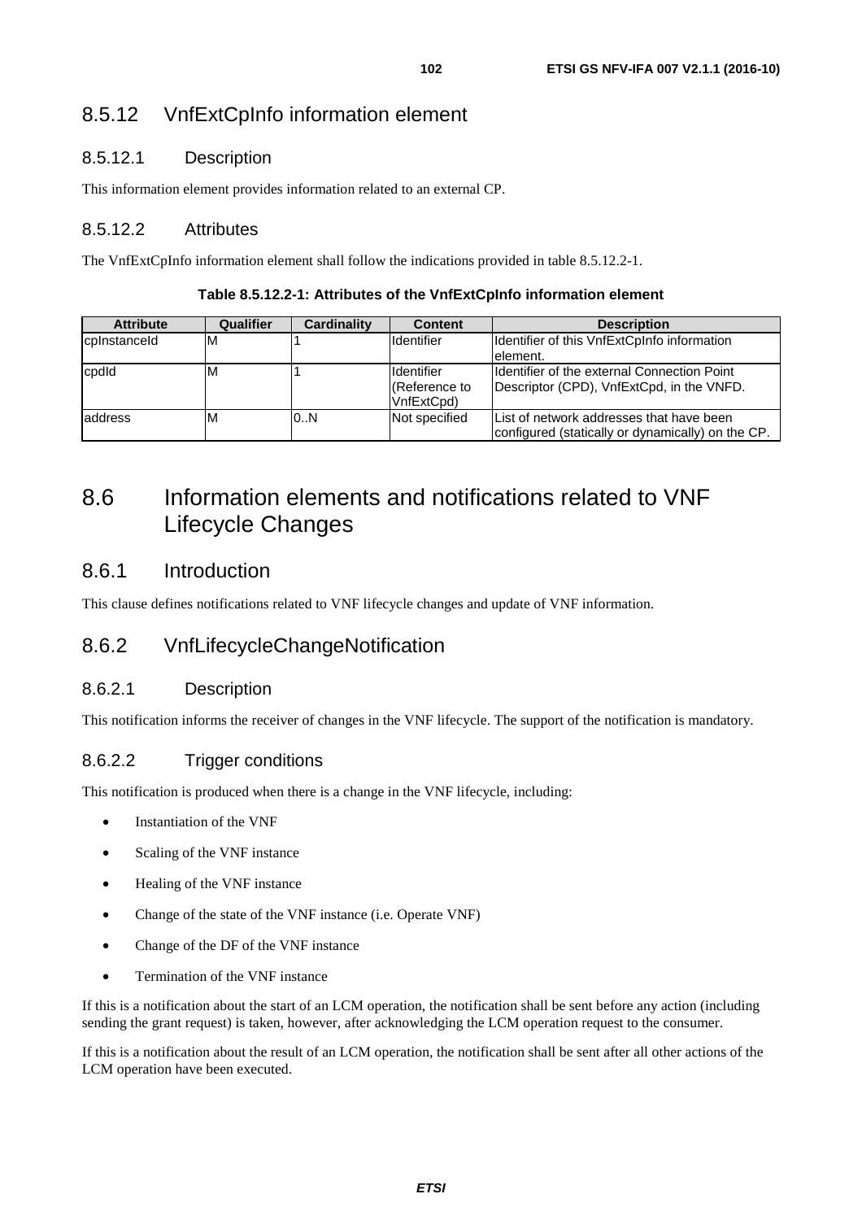### 8.5.12 VnfExtCpInfo information element

#### 8.5.12.1 Description

This information element provides information related to an external CP.

#### 8.5.12.2 Attributes

The VnfExtCpInfo information element shall follow the indications provided in table 8.5.12.2-1.

**Table 8.5.12.2-1: Attributes of the VnfExtCpInfo information element**

| Attribute | Qualifier | Cardinality | Content | Description |
|---|---|---|---|---|
| cpInstanceId | M | 1 | Identifier | Identifier of this VnfExtCpInfo information element. |
| cpdId | M | 1 | Identifier (Reference to VnfExtCpd) | Identifier of the external Connection Point Descriptor (CPD), VnfExtCpd, in the VNFD. |
| address | M | 0..N | Not specified | List of network addresses that have been configured (statically or dynamically) on the CP. |

## 8.6 Information elements and notifications related to VNF Lifecycle Changes

### 8.6.1 Introduction

This clause defines notifications related to VNF lifecycle changes and update of VNF information.

### 8.6.2 VnfLifecycleChangeNotification

#### 8.6.2.1 Description

This notification informs the receiver of changes in the VNF lifecycle. The support of the notification is mandatory.

#### 8.6.2.2 Trigger conditions

This notification is produced when there is a change in the VNF lifecycle, including:

- Instantiation of the VNF
- Scaling of the VNF instance
- Healing of the VNF instance
- Change of the state of the VNF instance (i.e. Operate VNF)
- Change of the DF of the VNF instance
- Termination of the VNF instance

If this is a notification about the start of an LCM operation, the notification shall be sent before any action (including sending the grant request) is taken, however, after acknowledging the LCM operation request to the consumer.

If this is a notification about the result of an LCM operation, the notification shall be sent after all other actions of the LCM operation have been executed.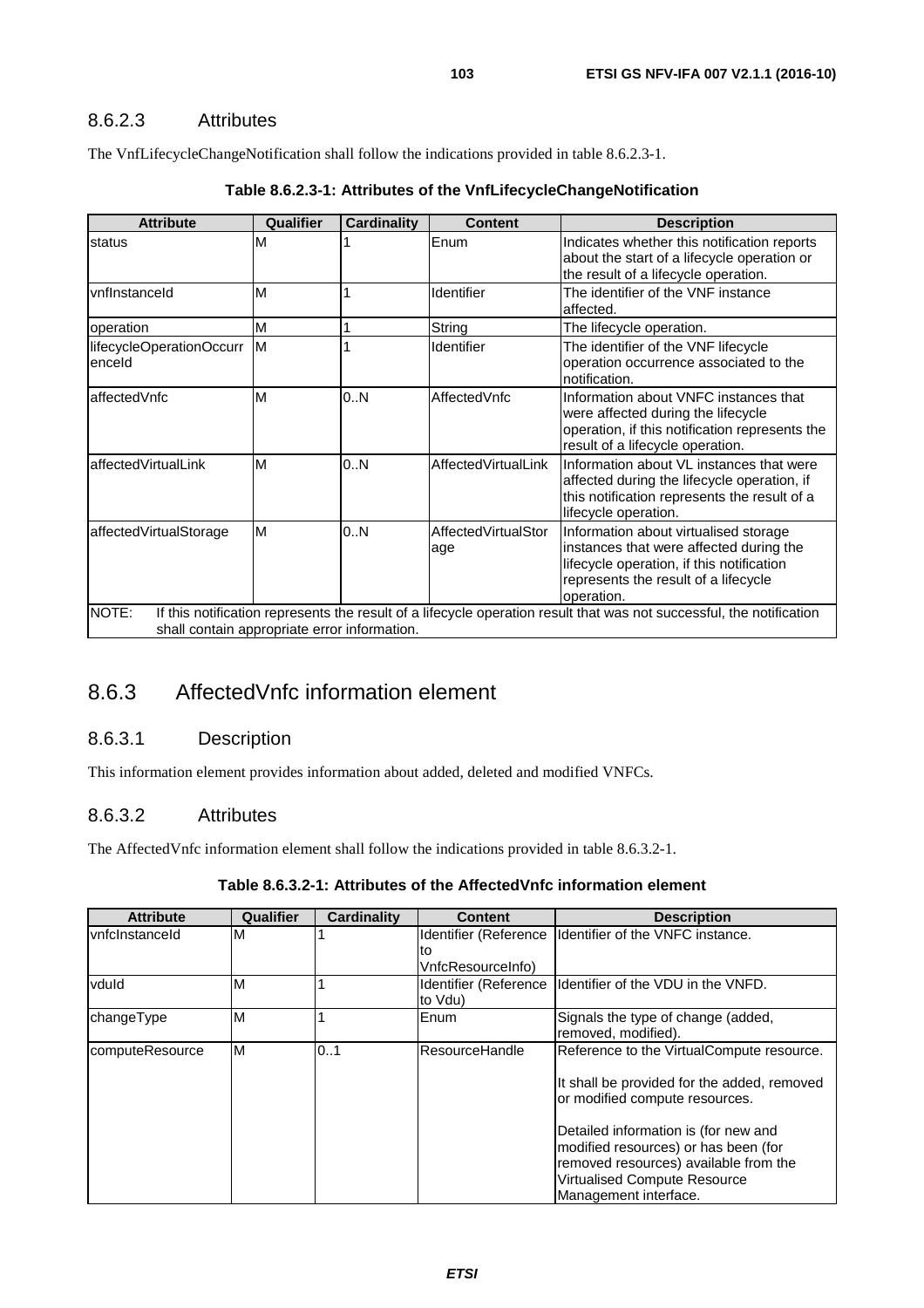### 8.6.2.3 Attributes

The VnfLifecycleChangeNotification shall follow the indications provided in table 8.6.2.3-1.

**Table 8.6.2.3-1: Attributes of the VnfLifecycleChangeNotification**

| Attribute | Qualifier | Cardinality | Content | Description |
|---|---|---|---|---|
| status | M | 1 | Enum | Indicates whether this notification reports about the start of a lifecycle operation or the result of a lifecycle operation. |
| vnfInstanceId | M | 1 | Identifier | The identifier of the VNF instance affected. |
| operation | M | 1 | String | The lifecycle operation. |
| lifecycleOperationOccurrenceId | M | 1 | Identifier | The identifier of the VNF lifecycle operation occurrence associated to the notification. |
| affectedVnfc | M | 0..N | AffectedVnfc | Information about VNFC instances that were affected during the lifecycle operation, if this notification represents the result of a lifecycle operation. |
| affectedVirtualLink | M | 0..N | AffectedVirtualLink | Information about VL instances that were affected during the lifecycle operation, if this notification represents the result of a lifecycle operation. |
| affectedVirtualStorage | M | 0..N | AffectedVirtualStorage | Information about virtualised storage instances that were affected during the lifecycle operation, if this notification represents the result of a lifecycle operation. |
| NOTE: If this notification represents the result of a lifecycle operation result that was not successful, the notification shall contain appropriate error information. | | | | |

## 8.6.3 AffectedVnfc information element

### 8.6.3.1 Description

This information element provides information about added, deleted and modified VNFCs.

### 8.6.3.2 Attributes

The AffectedVnfc information element shall follow the indications provided in table 8.6.3.2-1.

**Table 8.6.3.2-1: Attributes of the AffectedVnfc information element**

| Attribute | Qualifier | Cardinality | Content | Description |
|---|---|---|---|---|
| vnfcInstanceId | M | 1 | Identifier (Reference to VnfcResourceInfo) | Identifier of the VNFC instance. |
| vduId | M | 1 | Identifier (Reference to Vdu) | Identifier of the VDU in the VNFD. |
| changeType | M | 1 | Enum | Signals the type of change (added, removed, modified). |
| computeResource | M | 0..1 | ResourceHandle | Reference to the VirtualCompute resource.<br><br>It shall be provided for the added, removed or modified compute resources.<br><br>Detailed information is (for new and modified resources) or has been (for removed resources) available from the Virtualised Compute Resource Management interface. |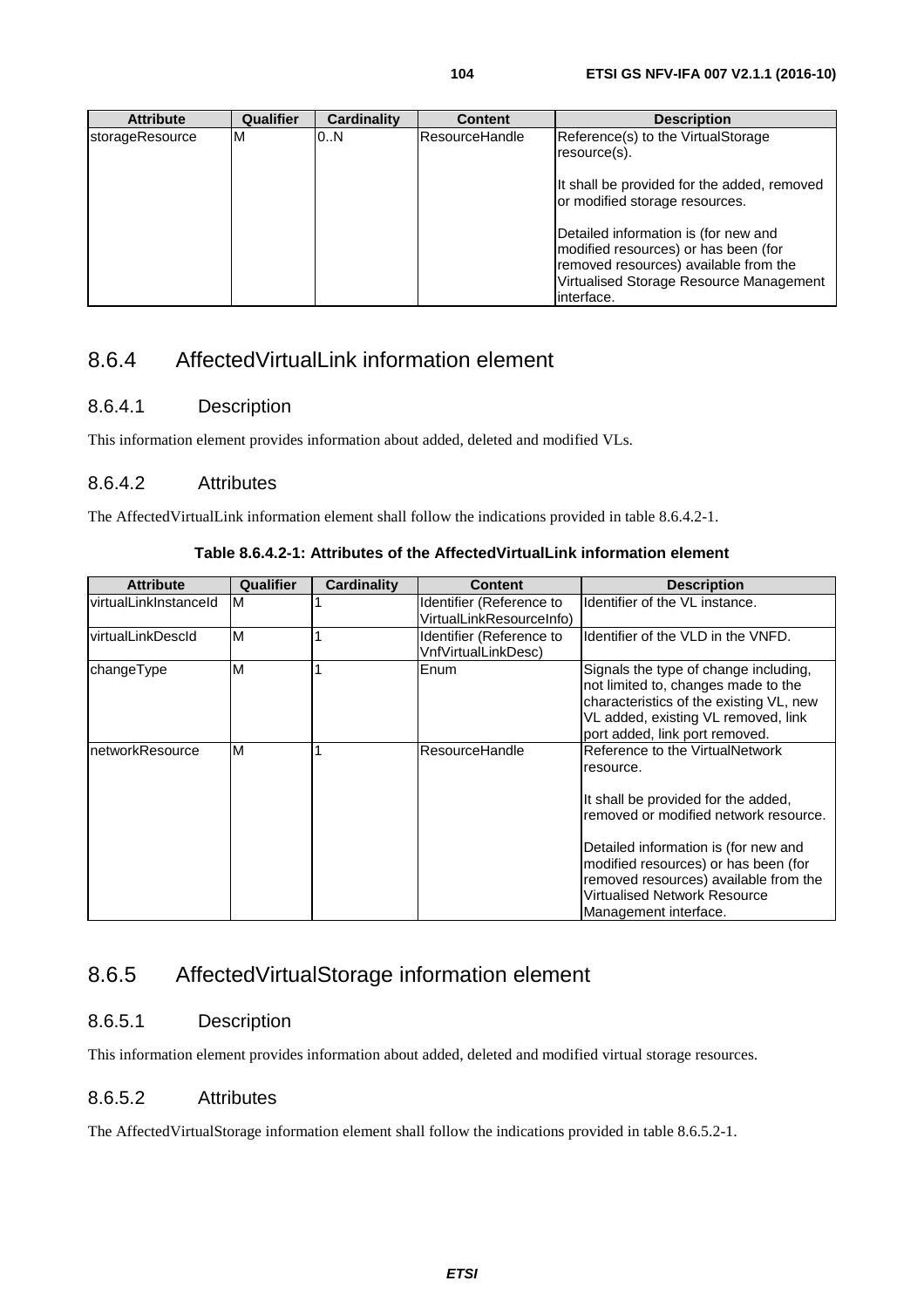| Attribute | Qualifier | Cardinality | Content | Description |
| --- | --- | --- | --- | --- |
| storageResource | M | 0..N | ResourceHandle | Reference(s) to the VirtualStorage resource(s).<br><br>It shall be provided for the added, removed or modified storage resources.<br><br>Detailed information is (for new and modified resources) or has been (for removed resources) available from the Virtualised Storage Resource Management interface. |

## 8.6.4 AffectedVirtualLink information element

### 8.6.4.1 Description

This information element provides information about added, deleted and modified VLs.

### 8.6.4.2 Attributes

The AffectedVirtualLink information element shall follow the indications provided in table 8.6.4.2-1.

**Table 8.6.4.2-1: Attributes of the AffectedVirtualLink information element**

| Attribute | Qualifier | Cardinality | Content | Description |
| --- | --- | --- | --- | --- |
| virtualLinkInstanceId | M | 1 | Identifier (Reference to VirtualLinkResourceInfo) | Identifier of the VL instance. |
| virtualLinkDescId | M | 1 | Identifier (Reference to VnfVirtualLinkDesc) | Identifier of the VLD in the VNFD. |
| changeType | M | 1 | Enum | Signals the type of change including, not limited to, changes made to the characteristics of the existing VL, new VL added, existing VL removed, link port added, link port removed. |
| networkResource | M | 1 | ResourceHandle | Reference to the VirtualNetwork resource.<br><br>It shall be provided for the added, removed or modified network resource.<br><br>Detailed information is (for new and modified resources) or has been (for removed resources) available from the Virtualised Network Resource Management interface. |

## 8.6.5 AffectedVirtualStorage information element

### 8.6.5.1 Description

This information element provides information about added, deleted and modified virtual storage resources.

### 8.6.5.2 Attributes

The AffectedVirtualStorage information element shall follow the indications provided in table 8.6.5.2-1.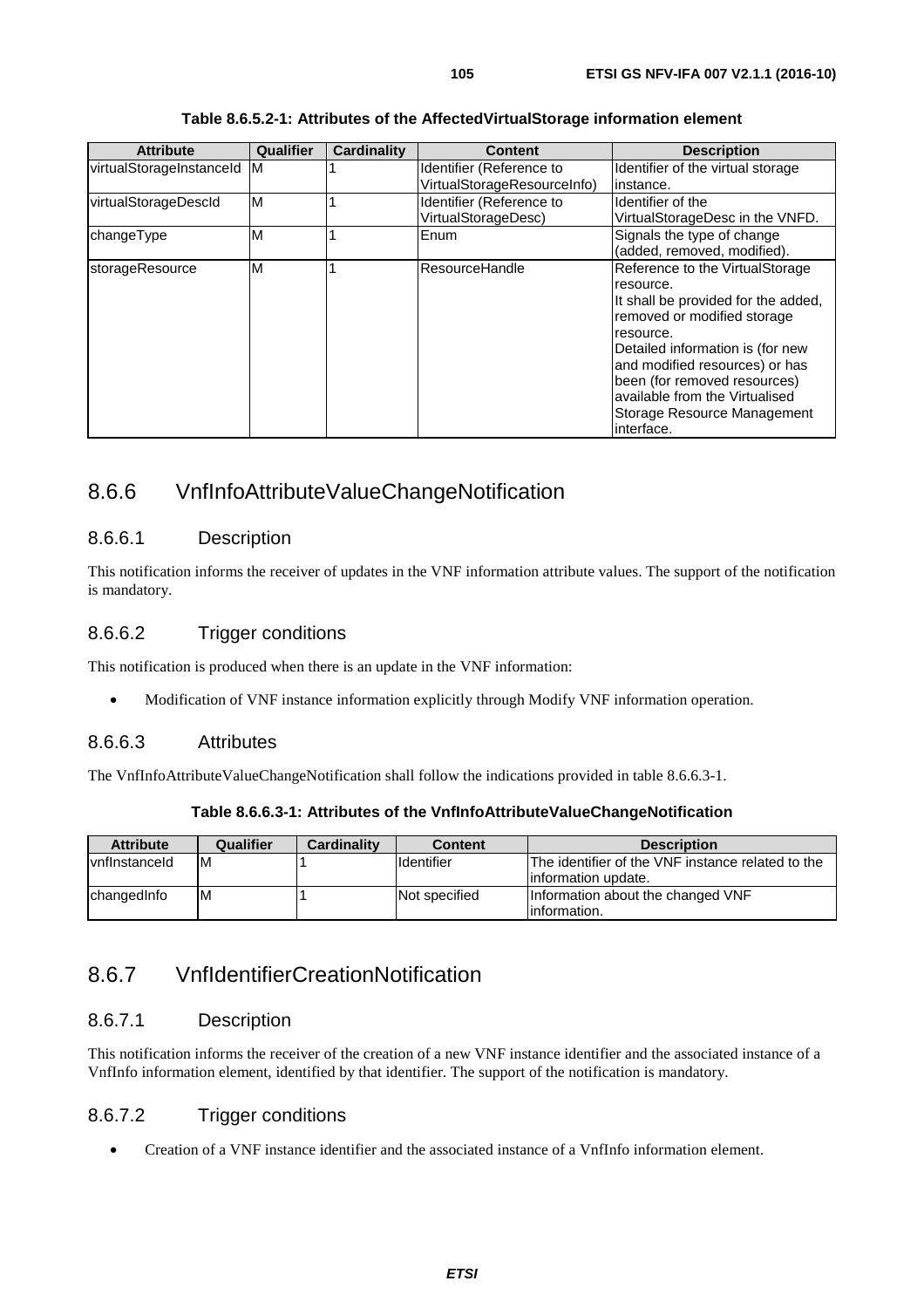**Table 8.6.5.2-1: Attributes of the AffectedVirtualStorage information element**

| Attribute | Qualifier | Cardinality | Content | Description |
|---|---|---|---|---|
| virtualStorageInstanceId | M | 1 | Identifier (Reference to VirtualStorageResourceInfo) | Identifier of the virtual storage instance. |
| virtualStorageDescId | M | 1 | Identifier (Reference to VirtualStorageDesc) | Identifier of the VirtualStorageDesc in the VNFD. |
| changeType | M | 1 | Enum | Signals the type of change (added, removed, modified). |
| storageResource | M | 1 | ResourceHandle | Reference to the VirtualStorage resource.<br>It shall be provided for the added, removed or modified storage resource.<br>Detailed information is (for new and modified resources) or has been (for removed resources) available from the Virtualised Storage Resource Management interface. |

## 8.6.6 VnfInfoAttributeValueChangeNotification

### 8.6.6.1 Description

This notification informs the receiver of updates in the VNF information attribute values. The support of the notification is mandatory.

### 8.6.6.2 Trigger conditions

This notification is produced when there is an update in the VNF information:

- Modification of VNF instance information explicitly through Modify VNF information operation.

### 8.6.6.3 Attributes

The VnfInfoAttributeValueChangeNotification shall follow the indications provided in table 8.6.6.3-1.

**Table 8.6.6.3-1: Attributes of the VnfInfoAttributeValueChangeNotification**

| Attribute | Qualifier | Cardinality | Content | Description |
|---|---|---|---|---|
| vnfInstanceId | M | 1 | Identifier | The identifier of the VNF instance related to the information update. |
| changedInfo | M | 1 | Not specified | Information about the changed VNF information. |

## 8.6.7 VnfIdentifierCreationNotification

### 8.6.7.1 Description

This notification informs the receiver of the creation of a new VNF instance identifier and the associated instance of a VnfInfo information element, identified by that identifier. The support of the notification is mandatory.

### 8.6.7.2 Trigger conditions

- Creation of a VNF instance identifier and the associated instance of a VnfInfo information element.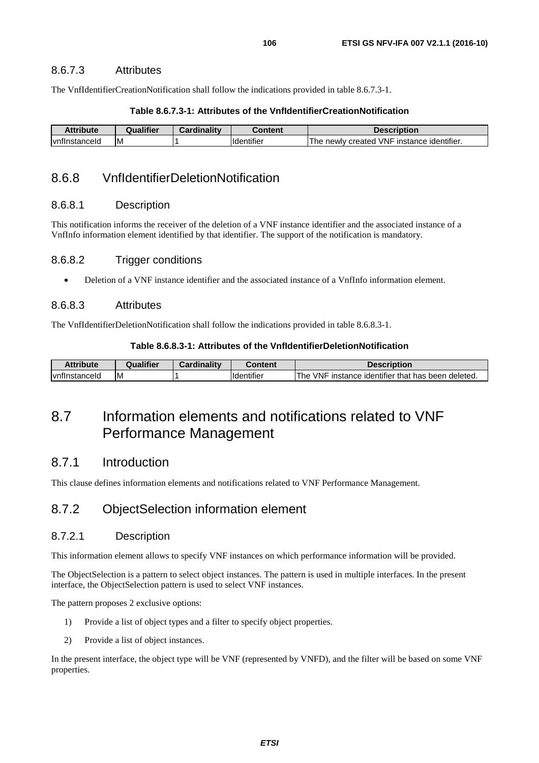#### 8.6.7.3 Attributes

The VnfIdentifierCreationNotification shall follow the indications provided in table 8.6.7.3-1.

**Table 8.6.7.3-1: Attributes of the VnfIdentifierCreationNotification**

| Attribute | Qualifier | Cardinality | Content | Description |
|---|---|---|---|---|
| vnfInstanceId | M | 1 | Identifier | The newly created VNF instance identifier. |

### 8.6.8 VnfIdentifierDeletionNotification

#### 8.6.8.1 Description

This notification informs the receiver of the deletion of a VNF instance identifier and the associated instance of a VnfInfo information element identified by that identifier. The support of the notification is mandatory.

#### 8.6.8.2 Trigger conditions

- Deletion of a VNF instance identifier and the associated instance of a VnfInfo information element.

#### 8.6.8.3 Attributes

The VnfIdentifierDeletionNotification shall follow the indications provided in table 8.6.8.3-1.

**Table 8.6.8.3-1: Attributes of the VnfIdentifierDeletionNotification**

| Attribute | Qualifier | Cardinality | Content | Description |
|---|---|---|---|---|
| vnfInstanceId | M | 1 | Identifier | The VNF instance identifier that has been deleted. |

## 8.7 Information elements and notifications related to VNF Performance Management

### 8.7.1 Introduction

This clause defines information elements and notifications related to VNF Performance Management.

### 8.7.2 ObjectSelection information element

#### 8.7.2.1 Description

This information element allows to specify VNF instances on which performance information will be provided.

The ObjectSelection is a pattern to select object instances. The pattern is used in multiple interfaces. In the present interface, the ObjectSelection pattern is used to select VNF instances.

The pattern proposes 2 exclusive options:

1) Provide a list of object types and a filter to specify object properties.
2) Provide a list of object instances.

In the present interface, the object type will be VNF (represented by VNFD), and the filter will be based on some VNF properties.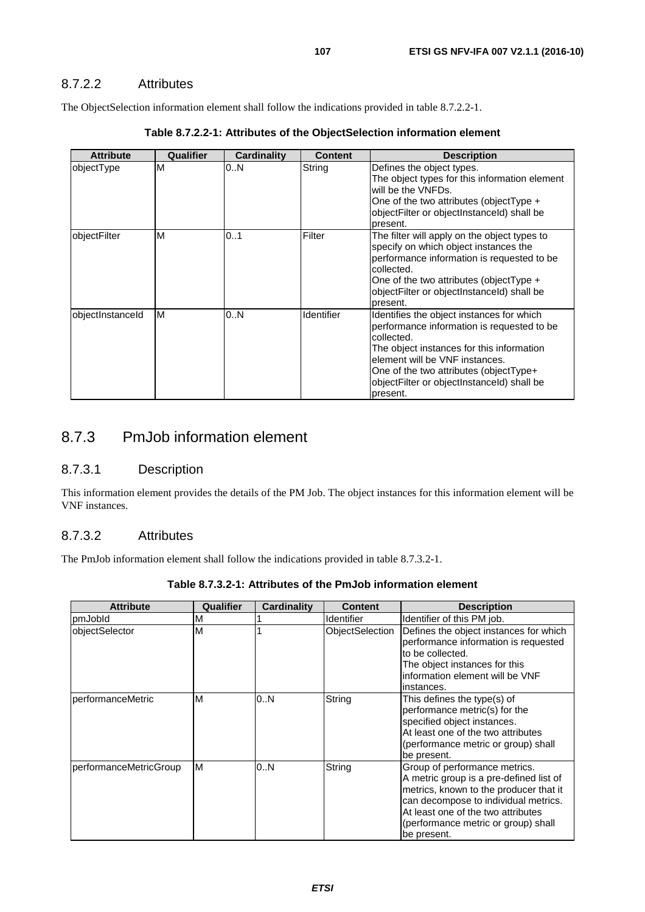### 8.7.2.2 Attributes

The ObjectSelection information element shall follow the indications provided in table 8.7.2.2-1.

**Table 8.7.2.2-1: Attributes of the ObjectSelection information element**

| Attribute | Qualifier | Cardinality | Content | Description |
|---|---|---|---|---|
| objectType | M | 0..N | String | Defines the object types.<br>The object types for this information element will be the VNFDs.<br>One of the two attributes (objectType + objectFilter or objectInstanceId) shall be present. |
| objectFilter | M | 0..1 | Filter | The filter will apply on the object types to specify on which object instances the performance information is requested to be collected.<br>One of the two attributes (objectType + objectFilter or objectInstanceId) shall be present. |
| objectInstanceId | M | 0..N | Identifier | Identifies the object instances for which performance information is requested to be collected.<br>The object instances for this information element will be VNF instances.<br>One of the two attributes (objectType+ objectFilter or objectInstanceId) shall be present. |

## 8.7.3 PmJob information element

### 8.7.3.1 Description

This information element provides the details of the PM Job. The object instances for this information element will be VNF instances.

### 8.7.3.2 Attributes

The PmJob information element shall follow the indications provided in table 8.7.3.2-1.

**Table 8.7.3.2-1: Attributes of the PmJob information element**

| Attribute | Qualifier | Cardinality | Content | Description |
|---|---|---|---|---|
| pmJobId | M | 1 | Identifier | Identifier of this PM job. |
| objectSelector | M | 1 | ObjectSelection | Defines the object instances for which performance information is requested to be collected.<br>The object instances for this information element will be VNF instances. |
| performanceMetric | M | 0..N | String | This defines the type(s) of performance metric(s) for the specified object instances.<br>At least one of the two attributes (performance metric or group) shall be present. |
| performanceMetricGroup | M | 0..N | String | Group of performance metrics.<br>A metric group is a pre-defined list of metrics, known to the producer that it can decompose to individual metrics.<br>At least one of the two attributes (performance metric or group) shall be present. |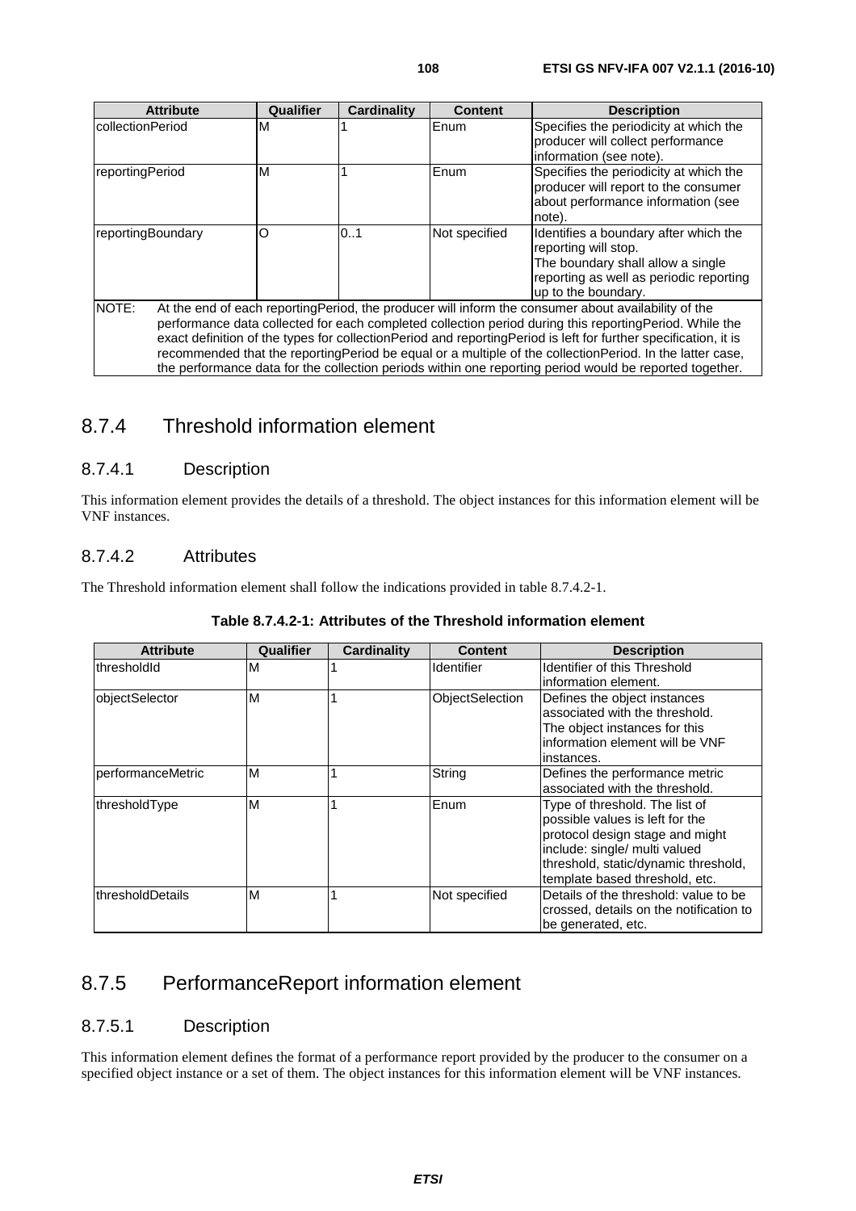| Attribute | Qualifier | Cardinality | Content | Description |
| --- | --- | --- | --- | --- |
| collectionPeriod | M | 1 | Enum | Specifies the periodicity at which the producer will collect performance information (see note). |
| reportingPeriod | M | 1 | Enum | Specifies the periodicity at which the producer will report to the consumer about performance information (see note). |
| reportingBoundary | O | 0..1 | Not specified | Identifies a boundary after which the reporting will stop. The boundary shall allow a single reporting as well as periodic reporting up to the boundary. |
| NOTE: At the end of each reportingPeriod, the producer will inform the consumer about availability of the performance data collected for each completed collection period during this reportingPeriod. While the exact definition of the types for collectionPeriod and reportingPeriod is left for further specification, it is recommended that the reportingPeriod be equal or a multiple of the collectionPeriod. In the latter case, the performance data for the collection periods within one reporting period would be reported together. | | | | |

## 8.7.4 Threshold information element

### 8.7.4.1 Description

This information element provides the details of a threshold. The object instances for this information element will be VNF instances.

### 8.7.4.2 Attributes

The Threshold information element shall follow the indications provided in table 8.7.4.2-1.

**Table 8.7.4.2-1: Attributes of the Threshold information element**

| Attribute | Qualifier | Cardinality | Content | Description |
| --- | --- | --- | --- | --- |
| thresholdId | M | 1 | Identifier | Identifier of this Threshold information element. |
| objectSelector | M | 1 | ObjectSelection | Defines the object instances associated with the threshold. The object instances for this information element will be VNF instances. |
| performanceMetric | M | 1 | String | Defines the performance metric associated with the threshold. |
| thresholdType | M | 1 | Enum | Type of threshold. The list of possible values is left for the protocol design stage and might include: single/ multi valued threshold, static/dynamic threshold, template based threshold, etc. |
| thresholdDetails | M | 1 | Not specified | Details of the threshold: value to be crossed, details on the notification to be generated, etc. |

## 8.7.5 PerformanceReport information element

### 8.7.5.1 Description

This information element defines the format of a performance report provided by the producer to the consumer on a specified object instance or a set of them. The object instances for this information element will be VNF instances.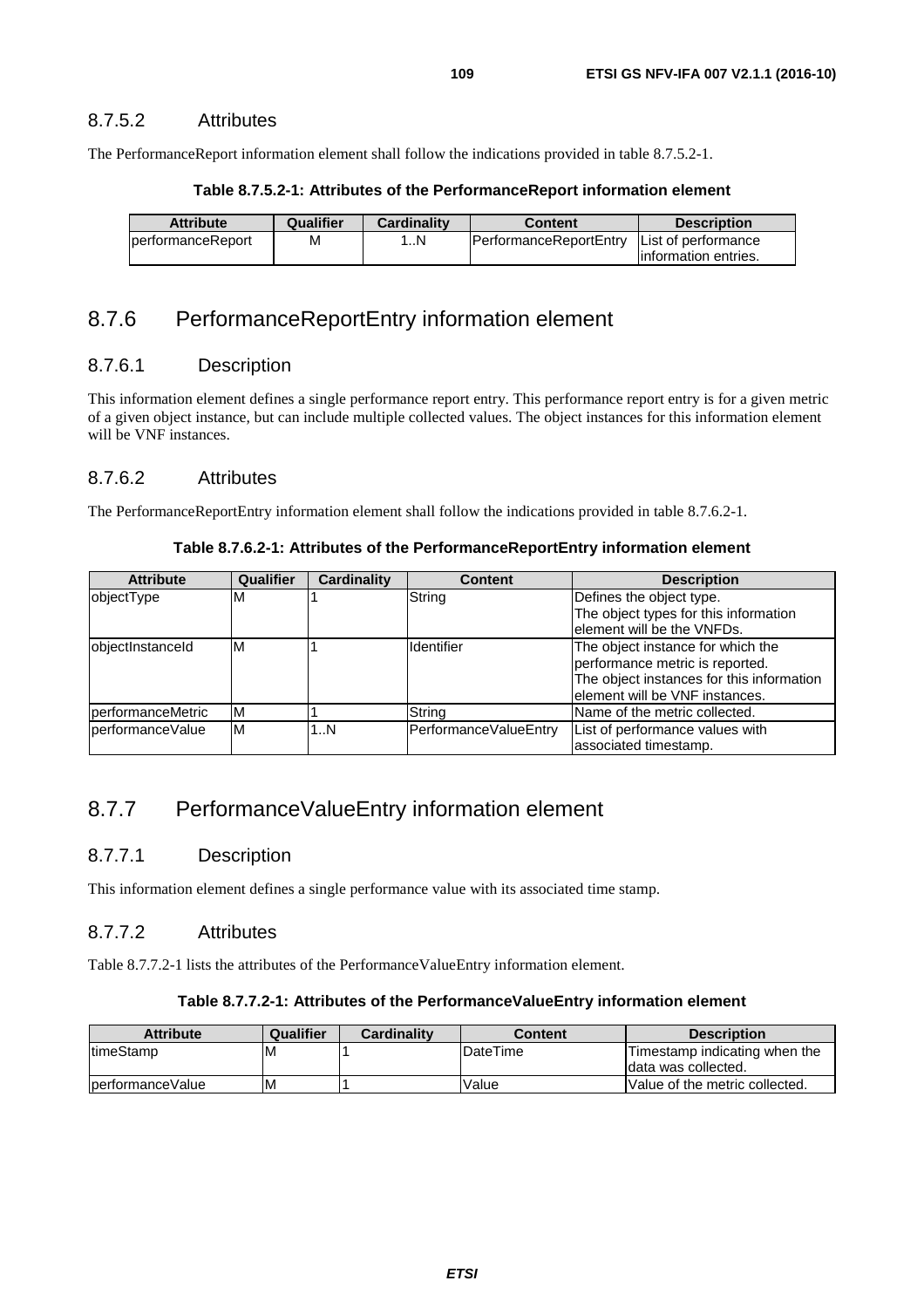### 8.7.5.2 Attributes

The PerformanceReport information element shall follow the indications provided in table 8.7.5.2-1.

**Table 8.7.5.2-1: Attributes of the PerformanceReport information element**

| Attribute | Qualifier | Cardinality | Content | Description |
|---|---|---|---|---|
| performanceReport | M | 1..N | PerformanceReportEntry | List of performance information entries. |

## 8.7.6 PerformanceReportEntry information element

### 8.7.6.1 Description

This information element defines a single performance report entry. This performance report entry is for a given metric of a given object instance, but can include multiple collected values. The object instances for this information element will be VNF instances.

### 8.7.6.2 Attributes

The PerformanceReportEntry information element shall follow the indications provided in table 8.7.6.2-1.

**Table 8.7.6.2-1: Attributes of the PerformanceReportEntry information element**

| Attribute | Qualifier | Cardinality | Content | Description |
|---|---|---|---|---|
| objectType | M | 1 | String | Defines the object type. The object types for this information element will be the VNFDs. |
| objectInstanceId | M | 1 | Identifier | The object instance for which the performance metric is reported. The object instances for this information element will be VNF instances. |
| performanceMetric | M | 1 | String | Name of the metric collected. |
| performanceValue | M | 1..N | PerformanceValueEntry | List of performance values with associated timestamp. |

## 8.7.7 PerformanceValueEntry information element

### 8.7.7.1 Description

This information element defines a single performance value with its associated time stamp.

### 8.7.7.2 Attributes

Table 8.7.7.2-1 lists the attributes of the PerformanceValueEntry information element.

**Table 8.7.7.2-1: Attributes of the PerformanceValueEntry information element**

| Attribute | Qualifier | Cardinality | Content | Description |
|---|---|---|---|---|
| timeStamp | M | 1 | DateTime | Timestamp indicating when the data was collected. |
| performanceValue | M | 1 | Value | Value of the metric collected. |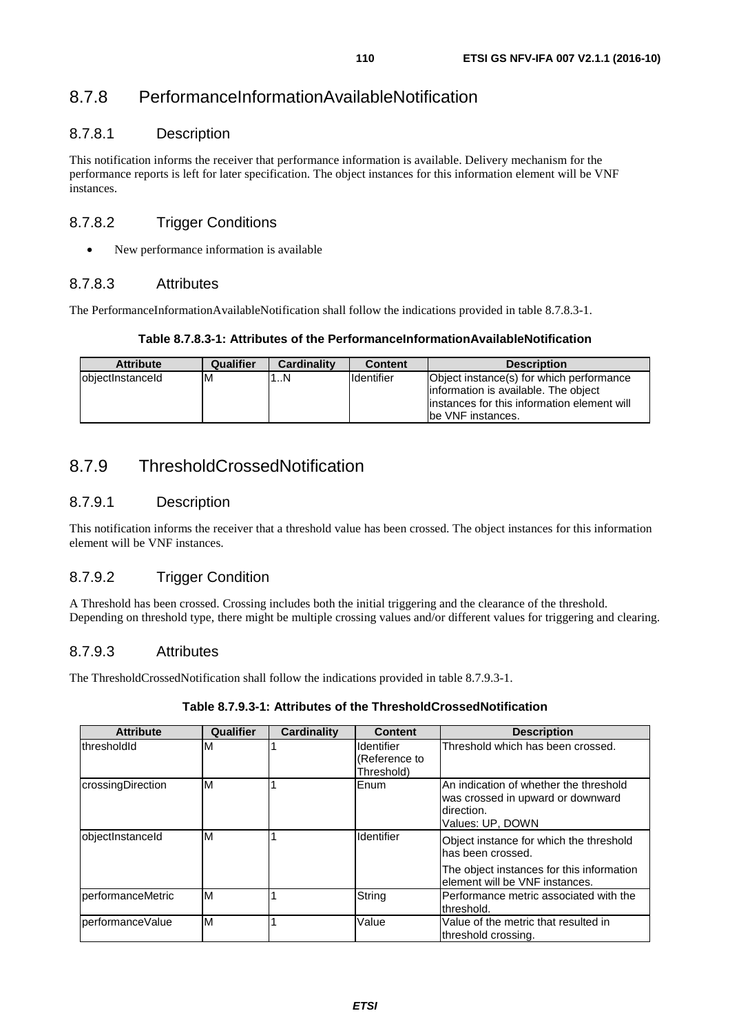## 8.7.8 PerformanceInformationAvailableNotification

### 8.7.8.1 Description

This notification informs the receiver that performance information is available. Delivery mechanism for the performance reports is left for later specification. The object instances for this information element will be VNF instances.

### 8.7.8.2 Trigger Conditions

- New performance information is available

### 8.7.8.3 Attributes

The PerformanceInformationAvailableNotification shall follow the indications provided in table 8.7.8.3-1.

**Table 8.7.8.3-1: Attributes of the PerformanceInformationAvailableNotification**

| Attribute | Qualifier | Cardinality | Content | Description |
| --- | --- | --- | --- | --- |
| objectInstanceId | M | 1..N | Identifier | Object instance(s) for which performance information is available. The object instances for this information element will be VNF instances. |

## 8.7.9 ThresholdCrossedNotification

### 8.7.9.1 Description

This notification informs the receiver that a threshold value has been crossed. The object instances for this information element will be VNF instances.

### 8.7.9.2 Trigger Condition

A Threshold has been crossed. Crossing includes both the initial triggering and the clearance of the threshold. Depending on threshold type, there might be multiple crossing values and/or different values for triggering and clearing.

### 8.7.9.3 Attributes

The ThresholdCrossedNotification shall follow the indications provided in table 8.7.9.3-1.

**Table 8.7.9.3-1: Attributes of the ThresholdCrossedNotification**

| Attribute | Qualifier | Cardinality | Content | Description |
| --- | --- | --- | --- | --- |
| thresholdId | M | 1 | Identifier (Reference to Threshold) | Threshold which has been crossed. |
| crossingDirection | M | 1 | Enum | An indication of whether the threshold was crossed in upward or downward direction. Values: UP, DOWN |
| objectInstanceId | M | 1 | Identifier | Object instance for which the threshold has been crossed. The object instances for this information element will be VNF instances. |
| performanceMetric | M | 1 | String | Performance metric associated with the threshold. |
| performanceValue | M | 1 | Value | Value of the metric that resulted in threshold crossing. |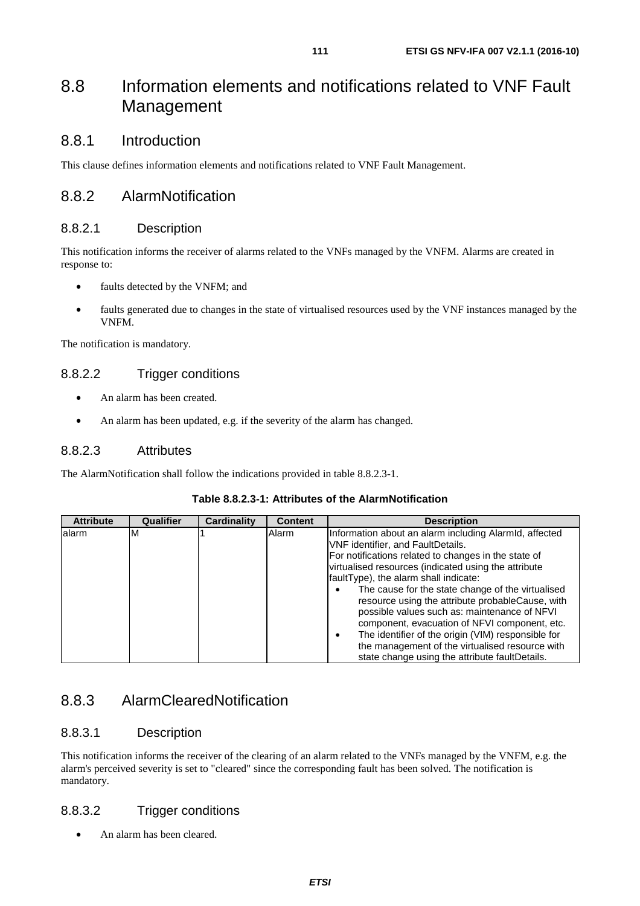# 8.8 Information elements and notifications related to VNF Fault Management

## 8.8.1 Introduction

This clause defines information elements and notifications related to VNF Fault Management.

## 8.8.2 AlarmNotification

### 8.8.2.1 Description

This notification informs the receiver of alarms related to the VNFs managed by the VNFM. Alarms are created in response to:

- faults detected by the VNFM; and
- faults generated due to changes in the state of virtualised resources used by the VNF instances managed by the VNFM.

The notification is mandatory.

### 8.8.2.2 Trigger conditions

- An alarm has been created.
- An alarm has been updated, e.g. if the severity of the alarm has changed.

### 8.8.2.3 Attributes

The AlarmNotification shall follow the indications provided in table 8.8.2.3-1.

**Table 8.8.2.3-1: Attributes of the AlarmNotification**

| Attribute | Qualifier | Cardinality | Content | Description |
| --- | --- | --- | --- | --- |
| alarm | M | 1 | Alarm | Information about an alarm including AlarmId, affected VNF identifier, and FaultDetails.<br>For notifications related to changes in the state of virtualised resources (indicated using the attribute faultType), the alarm shall indicate:<br>• The cause for the state change of the virtualised resource using the attribute probableCause, with possible values such as: maintenance of NFVI component, evacuation of NFVI component, etc.<br>• The identifier of the origin (VIM) responsible for the management of the virtualised resource with state change using the attribute faultDetails. |

## 8.8.3 AlarmClearedNotification

### 8.8.3.1 Description

This notification informs the receiver of the clearing of an alarm related to the VNFs managed by the VNFM, e.g. the alarm's perceived severity is set to "cleared" since the corresponding fault has been solved. The notification is mandatory.

### 8.8.3.2 Trigger conditions

- An alarm has been cleared.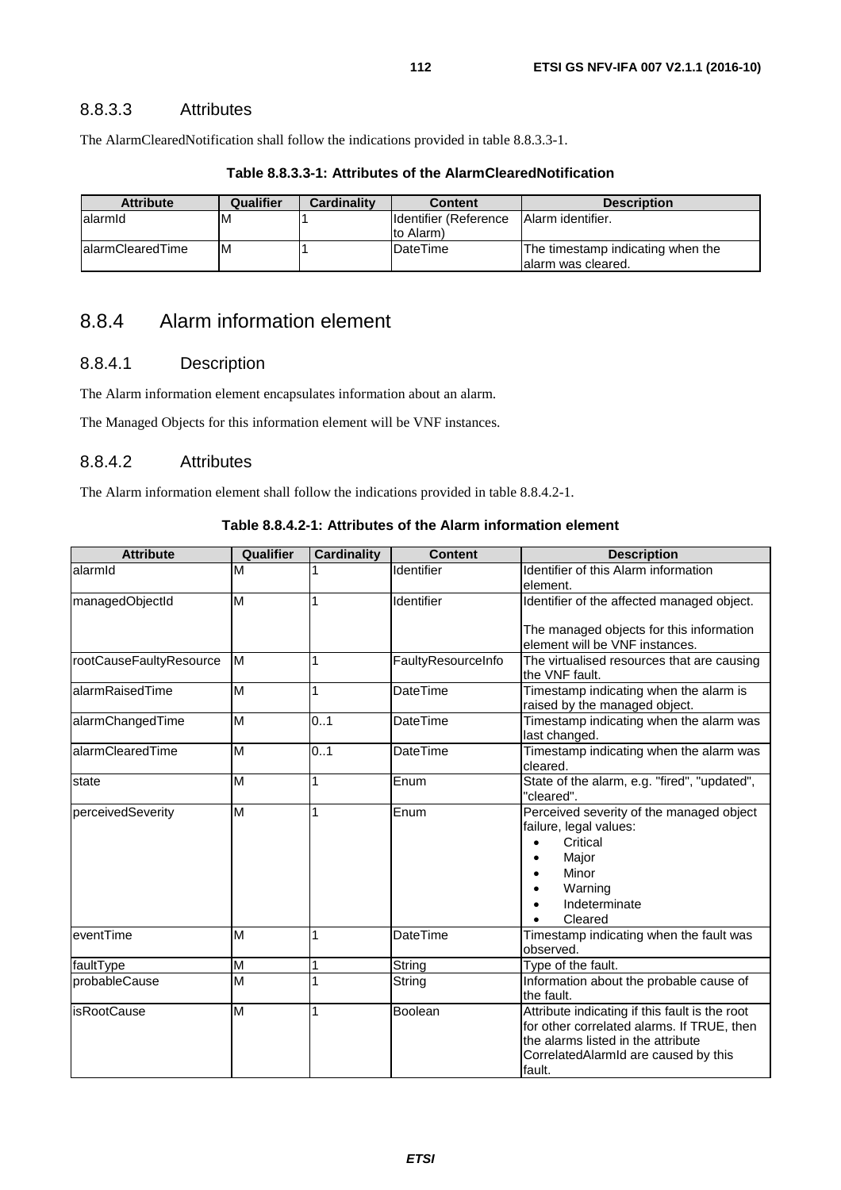### 8.8.3.3 Attributes

The AlarmClearedNotification shall follow the indications provided in table 8.8.3.3-1.

**Table 8.8.3.3-1: Attributes of the AlarmClearedNotification**

| Attribute | Qualifier | Cardinality | Content | Description |
|---|---|---|---|---|
| alarmId | M | 1 | Identifier (Reference to Alarm) | Alarm identifier. |
| alarmClearedTime | M | 1 | DateTime | The timestamp indicating when the alarm was cleared. |

## 8.8.4 Alarm information element

### 8.8.4.1 Description

The Alarm information element encapsulates information about an alarm.

The Managed Objects for this information element will be VNF instances.

### 8.8.4.2 Attributes

The Alarm information element shall follow the indications provided in table 8.8.4.2-1.

**Table 8.8.4.2-1: Attributes of the Alarm information element**

| Attribute | Qualifier | Cardinality | Content | Description |
|---|---|---|---|---|
| alarmId | M | 1 | Identifier | Identifier of this Alarm information element. |
| managedObjectId | M | 1 | Identifier | Identifier of the affected managed object.<br><br>The managed objects for this information element will be VNF instances. |
| rootCauseFaultyResource | M | 1 | FaultyResourceInfo | The virtualised resources that are causing the VNF fault. |
| alarmRaisedTime | M | 1 | DateTime | Timestamp indicating when the alarm is raised by the managed object. |
| alarmChangedTime | M | 0..1 | DateTime | Timestamp indicating when the alarm was last changed. |
| alarmClearedTime | M | 0..1 | DateTime | Timestamp indicating when the alarm was cleared. |
| state | M | 1 | Enum | State of the alarm, e.g. "fired", "updated", "cleared". |
| perceivedSeverity | M | 1 | Enum | Perceived severity of the managed object failure, legal values:<br>• Critical<br>• Major<br>• Minor<br>• Warning<br>• Indeterminate<br>• Cleared |
| eventTime | M | 1 | DateTime | Timestamp indicating when the fault was observed. |
| faultType | M | 1 | String | Type of the fault. |
| probableCause | M | 1 | String | Information about the probable cause of the fault. |
| isRootCause | M | 1 | Boolean | Attribute indicating if this fault is the root for other correlated alarms. If TRUE, then the alarms listed in the attribute CorrelatedAlarmId are caused by this fault. |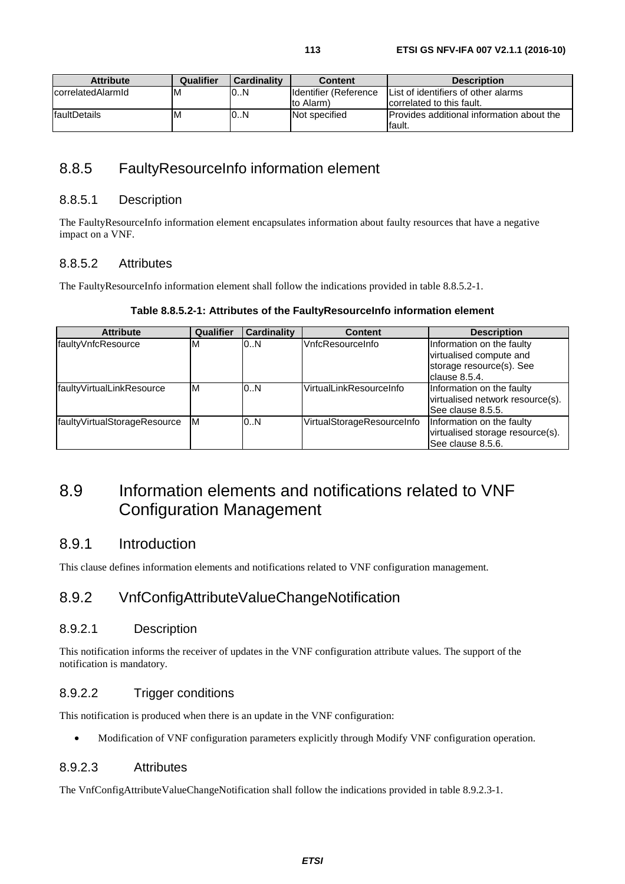| Attribute | Qualifier | Cardinality | Content | Description |
| --- | --- | --- | --- | --- |
| correlatedAlarmId | M | 0..N | Identifier (Reference to Alarm) | List of identifiers of other alarms correlated to this fault. |
| faultDetails | M | 0..N | Not specified | Provides additional information about the fault. |

### 8.8.5 FaultyResourceInfo information element

#### 8.8.5.1 Description

The FaultyResourceInfo information element encapsulates information about faulty resources that have a negative impact on a VNF.

#### 8.8.5.2 Attributes

The FaultyResourceInfo information element shall follow the indications provided in table 8.8.5.2-1.

**Table 8.8.5.2-1: Attributes of the FaultyResourceInfo information element**

| Attribute | Qualifier | Cardinality | Content | Description |
| --- | --- | --- | --- | --- |
| faultyVnfcResource | M | 0..N | VnfcResourceInfo | Information on the faulty virtualised compute and storage resource(s). See clause 8.5.4. |
| faultyVirtualLinkResource | M | 0..N | VirtualLinkResourceInfo | Information on the faulty virtualised network resource(s). See clause 8.5.5. |
| faultyVirtualStorageResource | M | 0..N | VirtualStorageResourceInfo | Information on the faulty virtualised storage resource(s). See clause 8.5.6. |

## 8.9 Information elements and notifications related to VNF Configuration Management

### 8.9.1 Introduction

This clause defines information elements and notifications related to VNF configuration management.

### 8.9.2 VnfConfigAttributeValueChangeNotification

#### 8.9.2.1 Description

This notification informs the receiver of updates in the VNF configuration attribute values. The support of the notification is mandatory.

#### 8.9.2.2 Trigger conditions

This notification is produced when there is an update in the VNF configuration:

- Modification of VNF configuration parameters explicitly through Modify VNF configuration operation.

#### 8.9.2.3 Attributes

The VnfConfigAttributeValueChangeNotification shall follow the indications provided in table 8.9.2.3-1.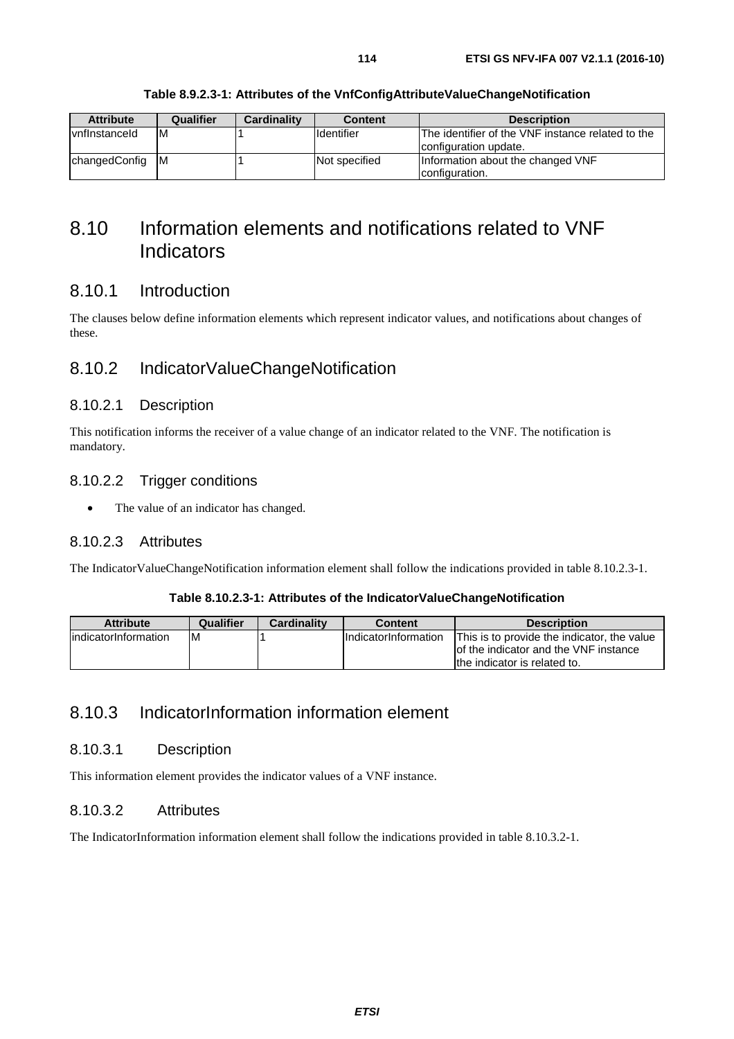**Table 8.9.2.3-1: Attributes of the VnfConfigAttributeValueChangeNotification**

| Attribute | Qualifier | Cardinality | Content | Description |
|---|---|---|---|---|
| vnfInstanceId | M | 1 | Identifier | The identifier of the VNF instance related to the configuration update. |
| changedConfig | M | 1 | Not specified | Information about the changed VNF configuration. |

# 8.10 Information elements and notifications related to VNF Indicators

## 8.10.1 Introduction

The clauses below define information elements which represent indicator values, and notifications about changes of these.

## 8.10.2 IndicatorValueChangeNotification

### 8.10.2.1 Description

This notification informs the receiver of a value change of an indicator related to the VNF. The notification is mandatory.

### 8.10.2.2 Trigger conditions

- The value of an indicator has changed.

### 8.10.2.3 Attributes

The IndicatorValueChangeNotification information element shall follow the indications provided in table 8.10.2.3-1.

**Table 8.10.2.3-1: Attributes of the IndicatorValueChangeNotification**

| Attribute | Qualifier | Cardinality | Content | Description |
|---|---|---|---|---|
| indicatorInformation | M | 1 | IndicatorInformation | This is to provide the indicator, the value of the indicator and the VNF instance the indicator is related to. |

## 8.10.3 IndicatorInformation information element

### 8.10.3.1 Description

This information element provides the indicator values of a VNF instance.

### 8.10.3.2 Attributes

The IndicatorInformation information element shall follow the indications provided in table 8.10.3.2-1.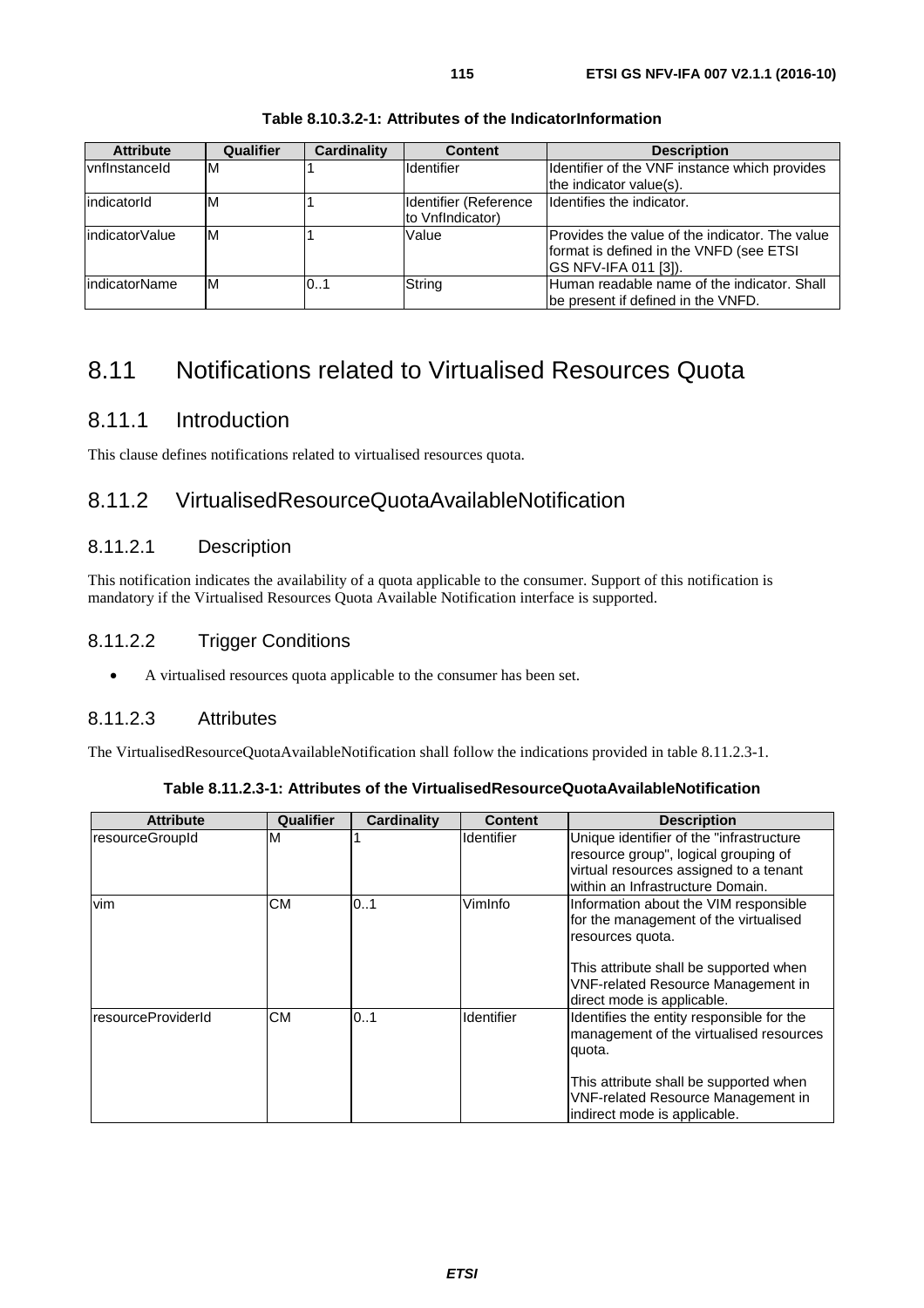**Table 8.10.3.2-1: Attributes of the IndicatorInformation**

| Attribute | Qualifier | Cardinality | Content | Description |
|---|---|---|---|---|
| vnfInstanceId | M | 1 | Identifier | Identifier of the VNF instance which provides the indicator value(s). |
| indicatorId | M | 1 | Identifier (Reference to VnfIndicator) | Identifies the indicator. |
| indicatorValue | M | 1 | Value | Provides the value of the indicator. The value format is defined in the VNFD (see ETSI GS NFV-IFA 011 [3]). |
| indicatorName | M | 0..1 | String | Human readable name of the indicator. Shall be present if defined in the VNFD. |

# 8.11 Notifications related to Virtualised Resources Quota

## 8.11.1 Introduction

This clause defines notifications related to virtualised resources quota.

## 8.11.2 VirtualisedResourceQuotaAvailableNotification

### 8.11.2.1 Description

This notification indicates the availability of a quota applicable to the consumer. Support of this notification is mandatory if the Virtualised Resources Quota Available Notification interface is supported.

### 8.11.2.2 Trigger Conditions

- A virtualised resources quota applicable to the consumer has been set.

### 8.11.2.3 Attributes

The VirtualisedResourceQuotaAvailableNotification shall follow the indications provided in table 8.11.2.3-1.

**Table 8.11.2.3-1: Attributes of the VirtualisedResourceQuotaAvailableNotification**

| Attribute | Qualifier | Cardinality | Content | Description |
|---|---|---|---|---|
| resourceGroupId | M | 1 | Identifier | Unique identifier of the "infrastructure resource group", logical grouping of virtual resources assigned to a tenant within an Infrastructure Domain. |
| vim | CM | 0..1 | VimInfo | Information about the VIM responsible for the management of the virtualised resources quota.<br><br>This attribute shall be supported when VNF-related Resource Management in direct mode is applicable. |
| resourceProviderId | CM | 0..1 | Identifier | Identifies the entity responsible for the management of the virtualised resources quota.<br><br>This attribute shall be supported when VNF-related Resource Management in indirect mode is applicable. |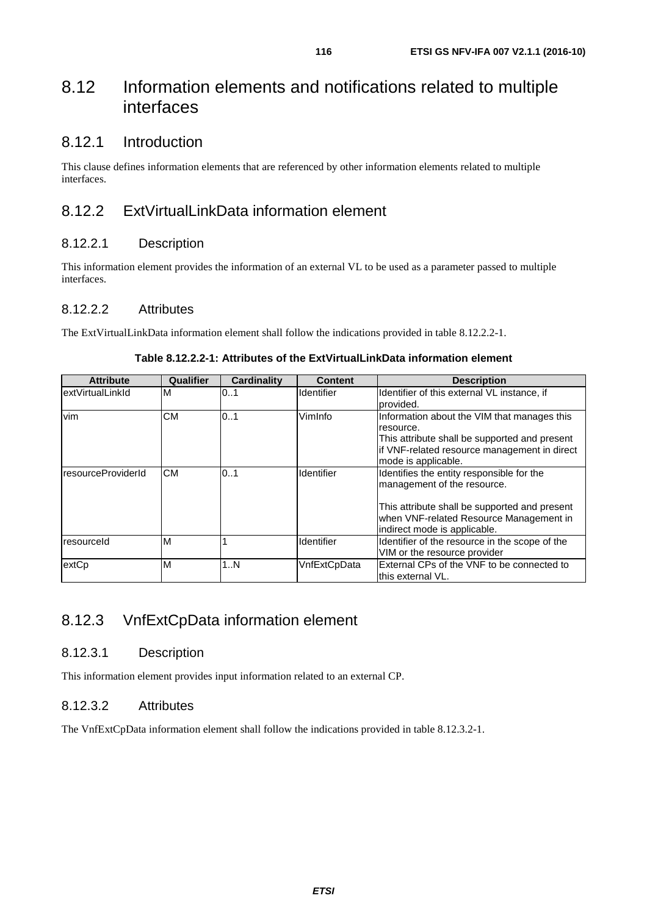# 8.12 Information elements and notifications related to multiple interfaces

## 8.12.1 Introduction

This clause defines information elements that are referenced by other information elements related to multiple interfaces.

## 8.12.2 ExtVirtualLinkData information element

### 8.12.2.1 Description

This information element provides the information of an external VL to be used as a parameter passed to multiple interfaces.

### 8.12.2.2 Attributes

The ExtVirtualLinkData information element shall follow the indications provided in table 8.12.2.2-1.

**Table 8.12.2.2-1: Attributes of the ExtVirtualLinkData information element**

| Attribute | Qualifier | Cardinality | Content | Description |
|---|---|---|---|---|
| extVirtualLinkId | M | 0..1 | Identifier | Identifier of this external VL instance, if provided. |
| vim | CM | 0..1 | VimInfo | Information about the VIM that manages this resource.<br>This attribute shall be supported and present if VNF-related resource management in direct mode is applicable. |
| resourceProviderId | CM | 0..1 | Identifier | Identifies the entity responsible for the management of the resource.<br><br>This attribute shall be supported and present when VNF-related Resource Management in indirect mode is applicable. |
| resourceId | M | 1 | Identifier | Identifier of the resource in the scope of the VIM or the resource provider |
| extCp | M | 1..N | VnfExtCpData | External CPs of the VNF to be connected to this external VL. |

## 8.12.3 VnfExtCpData information element

### 8.12.3.1 Description

This information element provides input information related to an external CP.

### 8.12.3.2 Attributes

The VnfExtCpData information element shall follow the indications provided in table 8.12.3.2-1.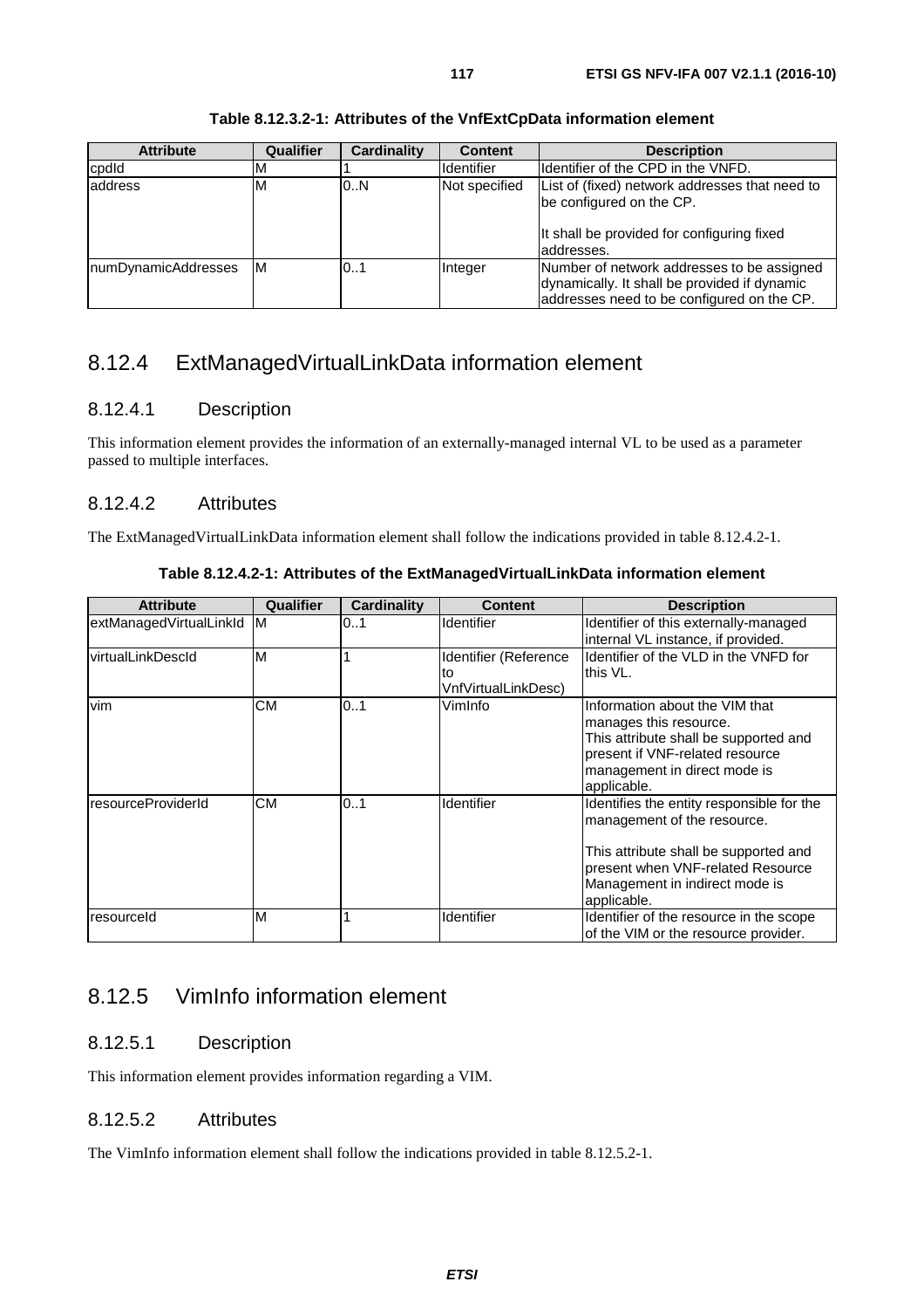**Table 8.12.3.2-1: Attributes of the VnfExtCpData information element**

| Attribute | Qualifier | Cardinality | Content | Description |
| --- | --- | --- | --- | --- |
| cpdId | M | 1 | Identifier | Identifier of the CPD in the VNFD. |
| address | M | 0..N | Not specified | List of (fixed) network addresses that need to be configured on the CP.<br><br>It shall be provided for configuring fixed addresses. |
| numDynamicAddresses | M | 0..1 | Integer | Number of network addresses to be assigned dynamically. It shall be provided if dynamic addresses need to be configured on the CP. |

## 8.12.4 ExtManagedVirtualLinkData information element

### 8.12.4.1 Description

This information element provides the information of an externally-managed internal VL to be used as a parameter passed to multiple interfaces.

### 8.12.4.2 Attributes

The ExtManagedVirtualLinkData information element shall follow the indications provided in table 8.12.4.2-1.

**Table 8.12.4.2-1: Attributes of the ExtManagedVirtualLinkData information element**

| Attribute | Qualifier | Cardinality | Content | Description |
| --- | --- | --- | --- | --- |
| extManagedVirtualLinkId | M | 0..1 | Identifier | Identifier of this externally-managed internal VL instance, if provided. |
| virtualLinkDescId | M | 1 | Identifier (Reference to VnfVirtualLinkDesc) | Identifier of the VLD in the VNFD for this VL. |
| vim | CM | 0..1 | VimInfo | Information about the VIM that manages this resource.<br>This attribute shall be supported and present if VNF-related resource management in direct mode is applicable. |
| resourceProviderId | CM | 0..1 | Identifier | Identifies the entity responsible for the management of the resource.<br><br>This attribute shall be supported and present when VNF-related Resource Management in indirect mode is applicable. |
| resourceId | M | 1 | Identifier | Identifier of the resource in the scope of the VIM or the resource provider. |

## 8.12.5 VimInfo information element

### 8.12.5.1 Description

This information element provides information regarding a VIM.

### 8.12.5.2 Attributes

The VimInfo information element shall follow the indications provided in table 8.12.5.2-1.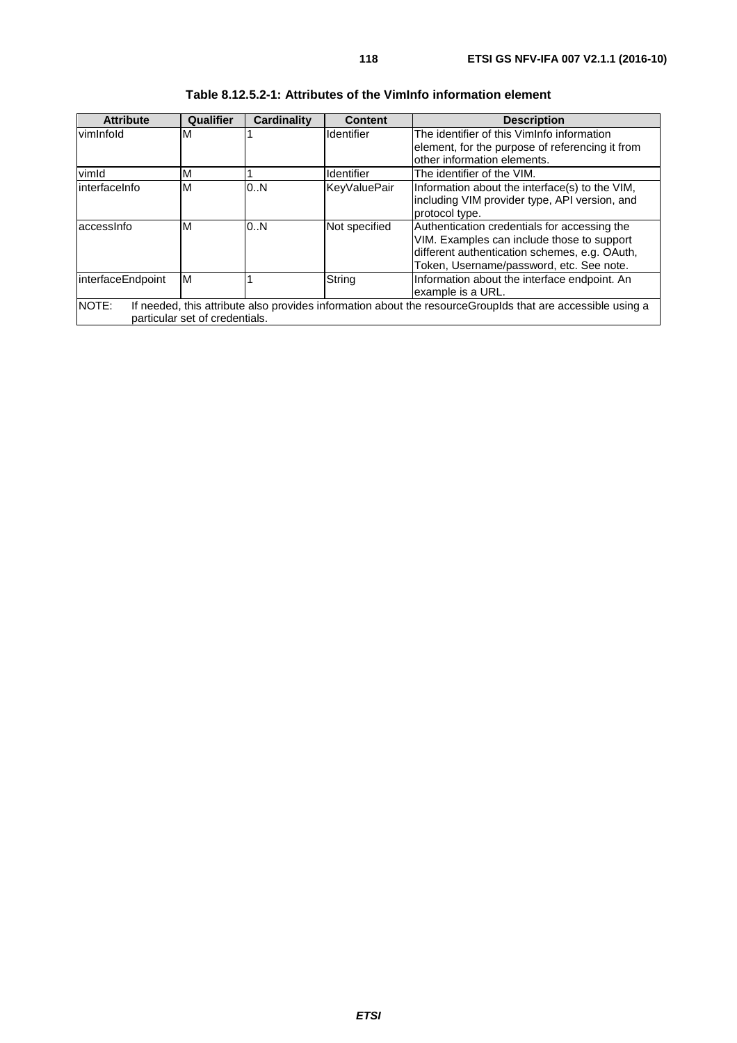**Table 8.12.5.2-1: Attributes of the VimInfo information element**

| Attribute | Qualifier | Cardinality | Content | Description |
| --- | --- | --- | --- | --- |
| vimInfoId | M | 1 | Identifier | The identifier of this VimInfo information element, for the purpose of referencing it from other information elements. |
| vimId | M | 1 | Identifier | The identifier of the VIM. |
| interfaceInfo | M | 0..N | KeyValuePair | Information about the interface(s) to the VIM, including VIM provider type, API version, and protocol type. |
| accessInfo | M | 0..N | Not specified | Authentication credentials for accessing the VIM. Examples can include those to support different authentication schemes, e.g. OAuth, Token, Username/password, etc. See note. |
| interfaceEndpoint | M | 1 | String | Information about the interface endpoint. An example is a URL. |
| NOTE: If needed, this attribute also provides information about the resourceGroupIds that are accessible using a particular set of credentials. | | | | |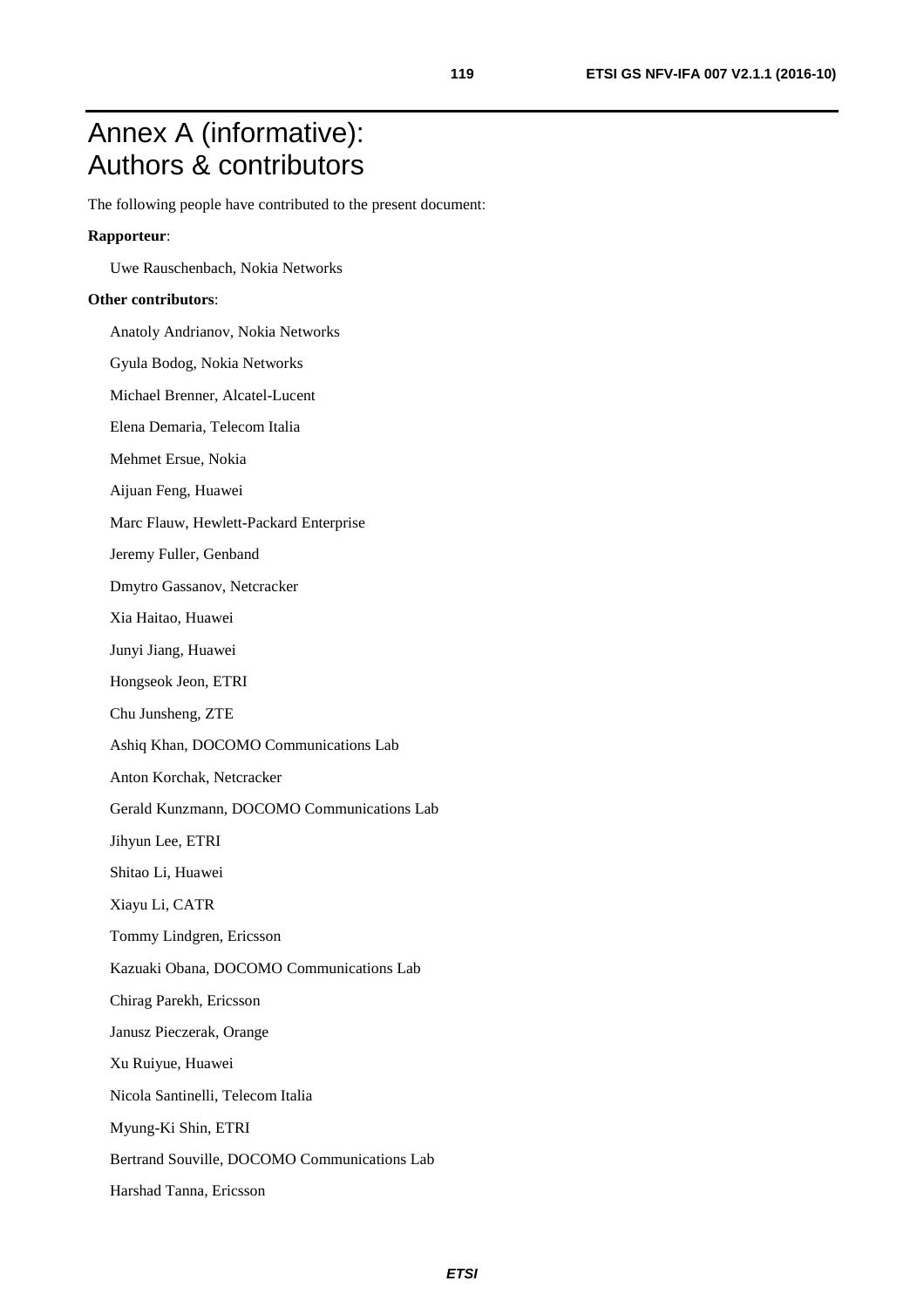# Annex A (informative): Authors & contributors

The following people have contributed to the present document:

**Rapporteur**:

Uwe Rauschenbach, Nokia Networks

**Other contributors**:

Anatoly Andrianov, Nokia Networks

Gyula Bodog, Nokia Networks

Michael Brenner, Alcatel-Lucent

Elena Demaria, Telecom Italia

Mehmet Ersue, Nokia

Aijuan Feng, Huawei

Marc Flauw, Hewlett-Packard Enterprise

Jeremy Fuller, Genband

Dmytro Gassanov, Netcracker

Xia Haitao, Huawei

Junyi Jiang, Huawei

Hongseok Jeon, ETRI

Chu Junsheng, ZTE

Ashiq Khan, DOCOMO Communications Lab

Anton Korchak, Netcracker

Gerald Kunzmann, DOCOMO Communications Lab

Jihyun Lee, ETRI

Shitao Li, Huawei

Xiayu Li, CATR

Tommy Lindgren, Ericsson

Kazuaki Obana, DOCOMO Communications Lab

Chirag Parekh, Ericsson

Janusz Pieczerak, Orange

Xu Ruiyue, Huawei

Nicola Santinelli, Telecom Italia

Myung-Ki Shin, ETRI

Bertrand Souville, DOCOMO Communications Lab

Harshad Tanna, Ericsson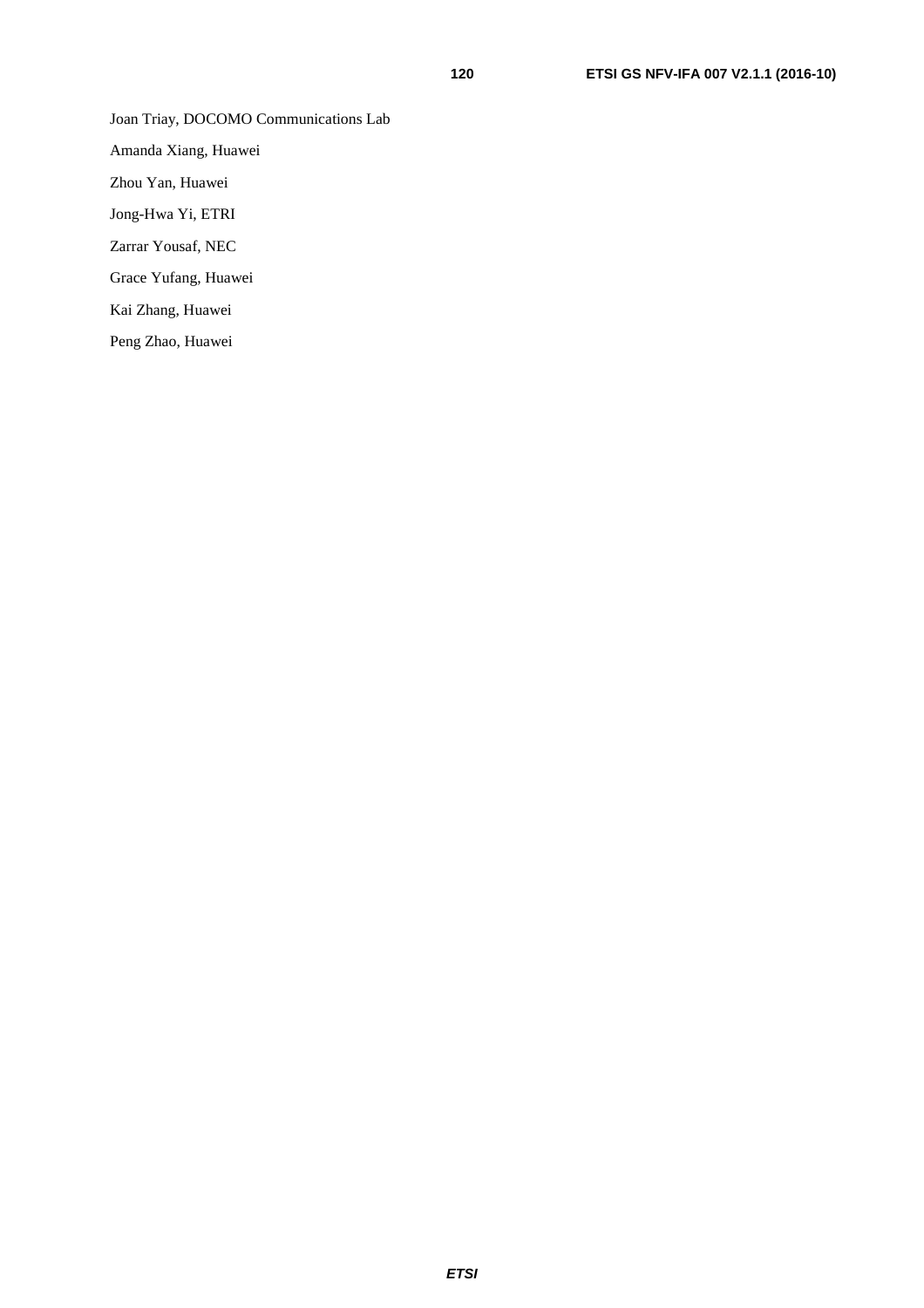Joan Triay, DOCOMO Communications Lab

Amanda Xiang, Huawei

Zhou Yan, Huawei

Jong-Hwa Yi, ETRI

Zarrar Yousaf, NEC

Grace Yufang, Huawei

Kai Zhang, Huawei

Peng Zhao, Huawei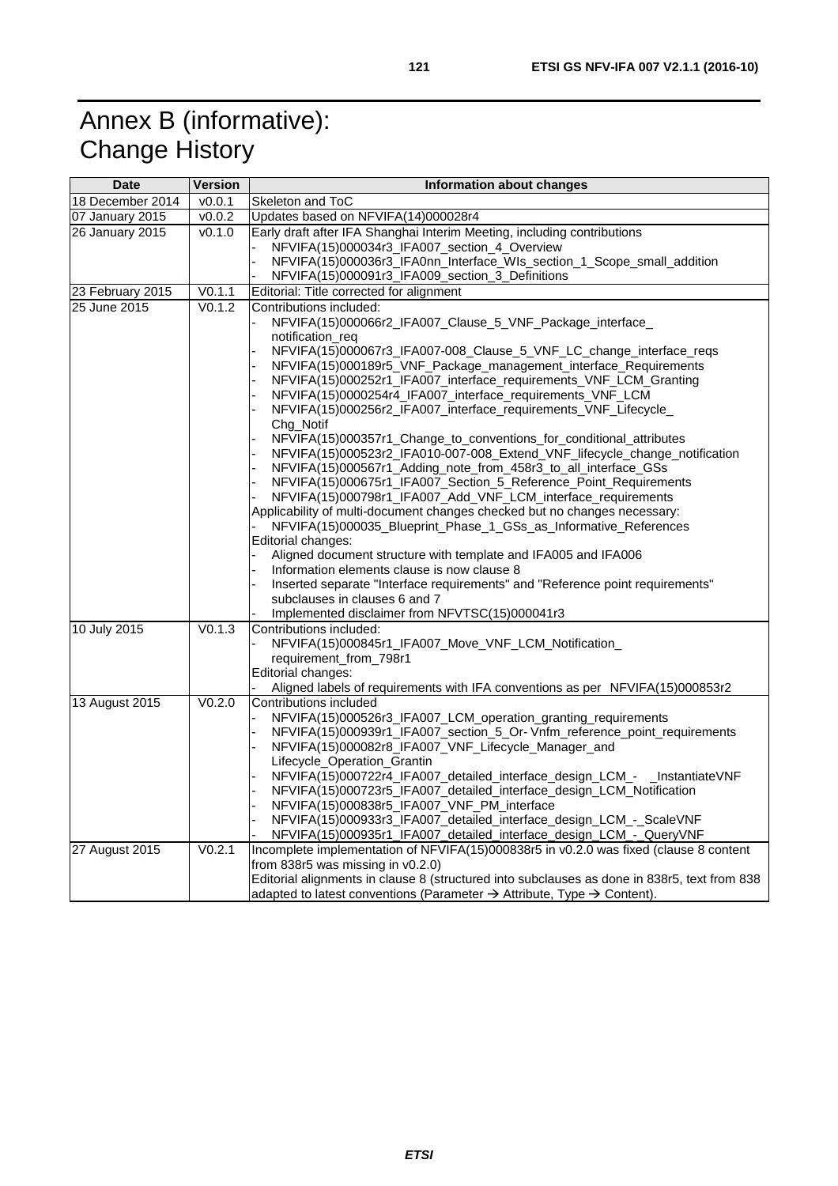# Annex B (informative): Change History

| Date | Version | Information about changes |
|---|---|---|
| 18 December 2014 | v0.0.1 | Skeleton and ToC |
| 07 January 2015 | v0.0.2 | Updates based on NFVIFA(14)000028r4 |
| 26 January 2015 | v0.1.0 | Early draft after IFA Shanghai Interim Meeting, including contributions<br>- NFVIFA(15)000034r3_IFA007_section_4_Overview<br>- NFVIFA(15)000036r3_IFA0nn_Interface_WIs_section_1_Scope_small_addition<br>- NFVIFA(15)000091r3_IFA009_section_3_Definitions |
| 23 February 2015 | V0.1.1 | Editorial: Title corrected for alignment |
| 25 June 2015 | V0.1.2 | Contributions included:<br>- NFVIFA(15)000066r2_IFA007_Clause_5_VNF_Package_interface_ notification_req<br>- NFVIFA(15)000067r3_IFA007-008_Clause_5_VNF_LC_change_interface_reqs<br>- NFVIFA(15)000189r5_VNF_Package_management_interface_Requirements<br>- NFVIFA(15)000252r1_IFA007_interface_requirements_VNF_LCM_Granting<br>- NFVIFA(15)0000254r4_IFA007_interface_requirements_VNF_LCM<br>- NFVIFA(15)000256r2_IFA007_interface_requirements_VNF_Lifecycle_ Chg_Notif<br>- NFVIFA(15)000357r1_Change_to_conventions_for_conditional_attributes<br>- NFVIFA(15)000523r2_IFA010-007-008_Extend_VNF_lifecycle_change_notification<br>- NFVIFA(15)000567r1_Adding_note_from_458r3_to_all_interface_GSs<br>- NFVIFA(15)000675r1_IFA007_Section_5_Reference_Point_Requirements<br>- NFVIFA(15)000798r1_IFA007_Add_VNF_LCM_interface_requirements<br>Applicability of multi-document changes checked but no changes necessary:<br>- NFVIFA(15)000035_Blueprint_Phase_1_GSs_as_Informative_References<br>Editorial changes:<br>- Aligned document structure with template and IFA005 and IFA006<br>- Information elements clause is now clause 8<br>- Inserted separate "Interface requirements" and "Reference point requirements" subclauses in clauses 6 and 7<br>- Implemented disclaimer from NFVTSC(15)000041r3 |
| 10 July 2015 | V0.1.3 | Contributions included:<br>- NFVIFA(15)000845r1_IFA007_Move_VNF_LCM_Notification_ requirement_from_798r1<br>Editorial changes:<br>- Aligned labels of requirements with IFA conventions as per NFVIFA(15)000853r2 |
| 13 August 2015 | V0.2.0 | Contributions included<br>- NFVIFA(15)000526r3_IFA007_LCM_operation_granting_requirements<br>- NFVIFA(15)000939r1_IFA007_section_5_Or- Vnfm_reference_point_requirements<br>- NFVIFA(15)000082r8_IFA007_VNF_Lifecycle_Manager_and Lifecycle_Operation_Grantin<br>- NFVIFA(15)000722r4_IFA007_detailed_interface_design_LCM_- _InstantiateVNF<br>- NFVIFA(15)000723r5_IFA007_detailed_interface_design_LCM_Notification<br>- NFVIFA(15)000838r5_IFA007_VNF_PM_interface<br>- NFVIFA(15)000933r3_IFA007_detailed_interface_design_LCM_-_ScaleVNF<br>- NFVIFA(15)000935r1_IFA007_detailed_interface_design_LCM_-_QueryVNF |
| 27 August 2015 | V0.2.1 | Incomplete implementation of NFVIFA(15)000838r5 in v0.2.0 was fixed (clause 8 content from 838r5 was missing in v0.2.0)<br>Editorial alignments in clause 8 (structured into subclauses as done in 838r5, text from 838 adapted to latest conventions (Parameter → Attribute, Type → Content). |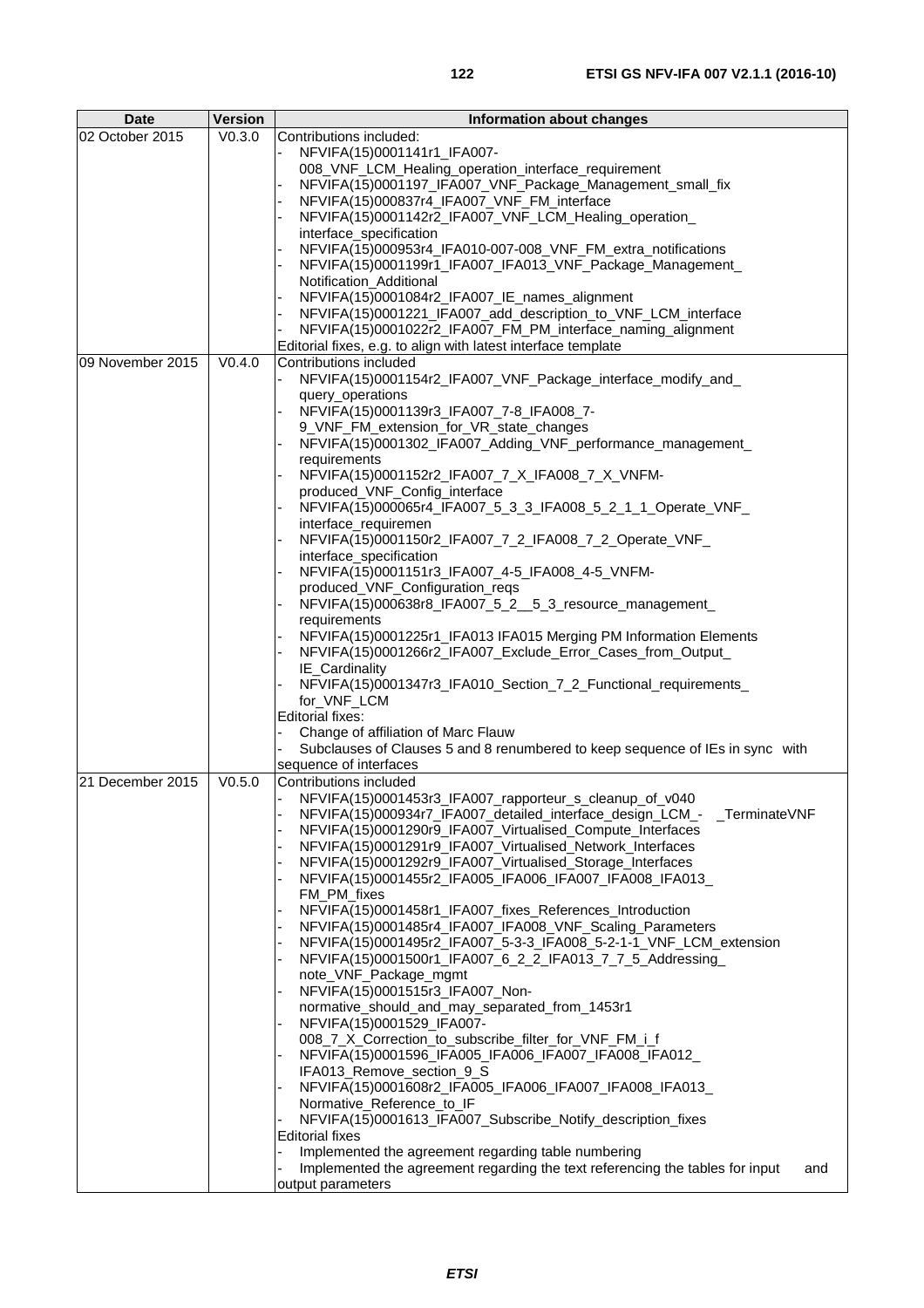| Date | Version | Information about changes |
| --- | --- | --- |
| 02 October 2015 | V0.3.0 | Contributions included:<br>- NFVIFA(15)0001141r1_IFA007-008_VNF_LCM_Healing_operation_interface_requirement<br>- NFVIFA(15)0001197_IFA007_VNF_Package_Management_small_fix<br>- NFVIFA(15)000837r4_IFA007_VNF_FM_interface<br>- NFVIFA(15)0001142r2_IFA007_VNF_LCM_Healing_operation_interface_specification<br>- NFVIFA(15)000953r4_IFA010-007-008_VNF_FM_extra_notifications<br>- NFVIFA(15)0001199r1_IFA007_IFA013_VNF_Package_Management_Notification_Additional<br>- NFVIFA(15)0001084r2_IFA007_IE_names_alignment<br>- NFVIFA(15)0001221_IFA007_add_description_to_VNF_LCM_interface<br>- NFVIFA(15)0001022r2_IFA007_FM_PM_interface_naming_alignment<br>Editorial fixes, e.g. to align with latest interface template |
| 09 November 2015 | V0.4.0 | Contributions included<br>- NFVIFA(15)0001154r2_IFA007_VNF_Package_interface_modify_and_query_operations<br>- NFVIFA(15)0001139r3_IFA007_7-8_IFA008_7-9_VNF_FM_extension_for_VR_state_changes<br>- NFVIFA(15)0001302_IFA007_Adding_VNF_performance_management_requirements<br>- NFVIFA(15)0001152r2_IFA007_7_X_IFA008_7_X_VNFM-produced_VNF_Config_interface<br>- NFVIFA(15)000065r4_IFA007_5_3_3_IFA008_5_2_1_1_Operate_VNF_interface_requiremen<br>- NFVIFA(15)0001150r2_IFA007_7_2_IFA008_7_2_Operate_VNF_interface_specification<br>- NFVIFA(15)0001151r3_IFA007_4-5_IFA008_4-5_VNFM-produced_VNF_Configuration_reqs<br>- NFVIFA(15)000638r8_IFA007_5_2__5_3_resource_management_requirements<br>- NFVIFA(15)0001225r1_IFA013 IFA015 Merging PM Information Elements<br>- NFVIFA(15)0001266r2_IFA007_Exclude_Error_Cases_from_Output_IE_Cardinality<br>- NFVIFA(15)0001347r3_IFA010_Section_7_2_Functional_requirements_for_VNF_LCM<br>Editorial fixes:<br>- Change of affiliation of Marc Flauw<br>- Subclauses of Clauses 5 and 8 renumbered to keep sequence of IEs in sync with sequence of interfaces |
| 21 December 2015 | V0.5.0 | Contributions included<br>- NFVIFA(15)0001453r3_IFA007_rapporteur_s_cleanup_of_v040<br>- NFVIFA(15)000934r7_IFA007_detailed_interface_design_LCM_- _TerminateVNF<br>- NFVIFA(15)0001290r9_IFA007_Virtualised_Compute_Interfaces<br>- NFVIFA(15)0001291r9_IFA007_Virtualised_Network_Interfaces<br>- NFVIFA(15)0001292r9_IFA007_Virtualised_Storage_Interfaces<br>- NFVIFA(15)0001455r2_IFA005_IFA006_IFA007_IFA008_IFA013_FM_PM_fixes<br>- NFVIFA(15)0001458r1_IFA007_fixes_References_Introduction<br>- NFVIFA(15)0001485r4_IFA007_IFA008_VNF_Scaling_Parameters<br>- NFVIFA(15)0001495r2_IFA007_5-3-3_IFA008_5-2-1-1_VNF_LCM_extension<br>- NFVIFA(15)0001500r1_IFA007_6_2_2_IFA013_7_7_5_Addressing_note_VNF_Package_mgmt<br>- NFVIFA(15)0001515r3_IFA007_Non-normative_should_and_may_separated_from_1453r1<br>- NFVIFA(15)0001529_IFA007-008_7_X_Correction_to_subscribe_filter_for_VNF_FM_i_f<br>- NFVIFA(15)0001596_IFA005_IFA006_IFA007_IFA008_IFA012_IFA013_Remove_section_9_S<br>- NFVIFA(15)0001608r2_IFA005_IFA006_IFA007_IFA008_IFA013_Normative_Reference_to_IF<br>- NFVIFA(15)0001613_IFA007_Subscribe_Notify_description_fixes<br>Editorial fixes<br>- Implemented the agreement regarding table numbering<br>- Implemented the agreement regarding the text referencing the tables for input and output parameters |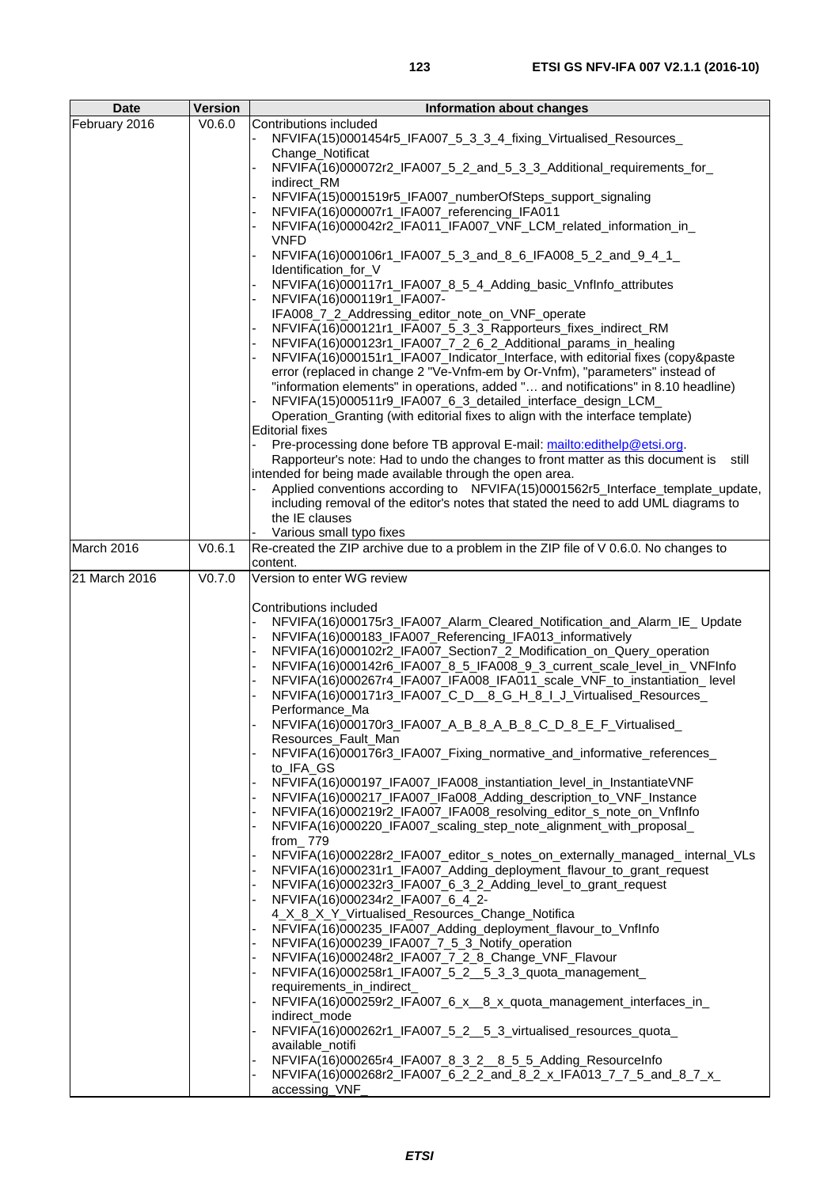| Date | Version | Information about changes |
|---|---|---|
| February 2016 | V0.6.0 | Contributions included<br>- NFVIFA(15)0001454r5_IFA007_5_3_3_4_fixing_Virtualised_Resources_Change_Notificat<br>- NFVIFA(16)000072r2_IFA007_5_2_and_5_3_3_Additional_requirements_for_indirect_RM<br>- NFVIFA(15)0001519r5_IFA007_numberOfSteps_support_signaling<br>- NFVIFA(16)000007r1_IFA007_referencing_IFA011<br>- NFVIFA(16)000042r2_IFA011_IFA007_VNF_LCM_related_information_in_VNFD<br>- NFVIFA(16)000106r1_IFA007_5_3_and_8_6_IFA008_5_2_and_9_4_1_Identification_for_V<br>- NFVIFA(16)000117r1_IFA007_8_5_4_Adding_basic_VnfInfo_attributes<br>- NFVIFA(16)000119r1_IFA007-IFA008_7_2_Addressing_editor_note_on_VNF_operate<br>- NFVIFA(16)000121r1_IFA007_5_3_3_Rapporteurs_fixes_indirect_RM<br>- NFVIFA(16)000123r1_IFA007_7_2_6_2_Additional_params_in_healing<br>- NFVIFA(16)000151r1_IFA007_Indicator_Interface, with editorial fixes (copy&paste error (replaced in change 2 "Ve-Vnfm-em by Or-Vnfm), "parameters" instead of "information elements" in operations, added "… and notifications" in 8.10 headline)<br>- NFVIFA(15)000511r9_IFA007_6_3_detailed_interface_design_LCM_Operation_Granting (with editorial fixes to align with the interface template)<br>Editorial fixes<br>- Pre-processing done before TB approval E-mail: mailto:edithelp@etsi.org. Rapporteur's note: Had to undo the changes to front matter as this document is still intended for being made available through the open area.<br>- Applied conventions according to NFVIFA(15)0001562r5_Interface_template_update, including removal of the editor's notes that stated the need to add UML diagrams to the IE clauses<br>- Various small typo fixes |
| March 2016 | V0.6.1 | Re-created the ZIP archive due to a problem in the ZIP file of V 0.6.0. No changes to content. |
| 21 March 2016 | V0.7.0 | Version to enter WG review<br><br>Contributions included<br>- NFVIFA(16)000175r3_IFA007_Alarm_Cleared_Notification_and_Alarm_IE_ Update<br>- NFVIFA(16)000183_IFA007_Referencing_IFA013_informatively<br>- NFVIFA(16)000102r2_IFA007_Section7_2_Modification_on_Query_operation<br>- NFVIFA(16)000142r6_IFA007_8_5_IFA008_9_3_current_scale_level_in_ VNFInfo<br>- NFVIFA(16)000267r4_IFA007_IFA008_IFA011_scale_VNF_to_instantiation_ level<br>- NFVIFA(16)000171r3_IFA007_C_D__8_G_H_8_I_J_Virtualised_Resources_Performance_Ma<br>- NFVIFA(16)000170r3_IFA007_A_B_8_A_B_8_C_D_8_E_F_Virtualised_Resources_Fault_Man<br>- NFVIFA(16)000176r3_IFA007_Fixing_normative_and_informative_references_to_IFA_GS<br>- NFVIFA(16)000197_IFA007_IFA008_instantiation_level_in_InstantiateVNF<br>- NFVIFA(16)000217_IFA007_IFa008_Adding_description_to_VNF_Instance<br>- NFVIFA(16)000219r2_IFA007_IFA008_resolving_editor_s_note_on_VnfInfo<br>- NFVIFA(16)000220_IFA007_scaling_step_note_alignment_with_proposal_from_ 779<br>- NFVIFA(16)000228r2_IFA007_editor_s_notes_on_externally_managed_ internal_VLs<br>- NFVIFA(16)000231r1_IFA007_Adding_deployment_flavour_to_grant_request<br>- NFVIFA(16)000232r3_IFA007_6_3_2_Adding_level_to_grant_request<br>- NFVIFA(16)000234r2_IFA007_6_4_2-4_X_8_X_Y_Virtualised_Resources_Change_Notifica<br>- NFVIFA(16)000235_IFA007_Adding_deployment_flavour_to_VnfInfo<br>- NFVIFA(16)000239_IFA007_7_5_3_Notify_operation<br>- NFVIFA(16)000248r2_IFA007_7_2_8_Change_VNF_Flavour<br>- NFVIFA(16)000258r1_IFA007_5_2__5_3_3_quota_management_requirements_in_indirect_<br>- NFVIFA(16)000259r2_IFA007_6_x__8_x_quota_management_interfaces_in_indirect_mode<br>- NFVIFA(16)000262r1_IFA007_5_2__5_3_virtualised_resources_quota_available_notifi<br>- NFVIFA(16)000265r4_IFA007_8_3_2__8_5_5_Adding_ResourceInfo<br>- NFVIFA(16)000268r2_IFA007_6_2_2_and_8_2_x_IFA013_7_7_5_and_8_7_x_accessing_VNF_ |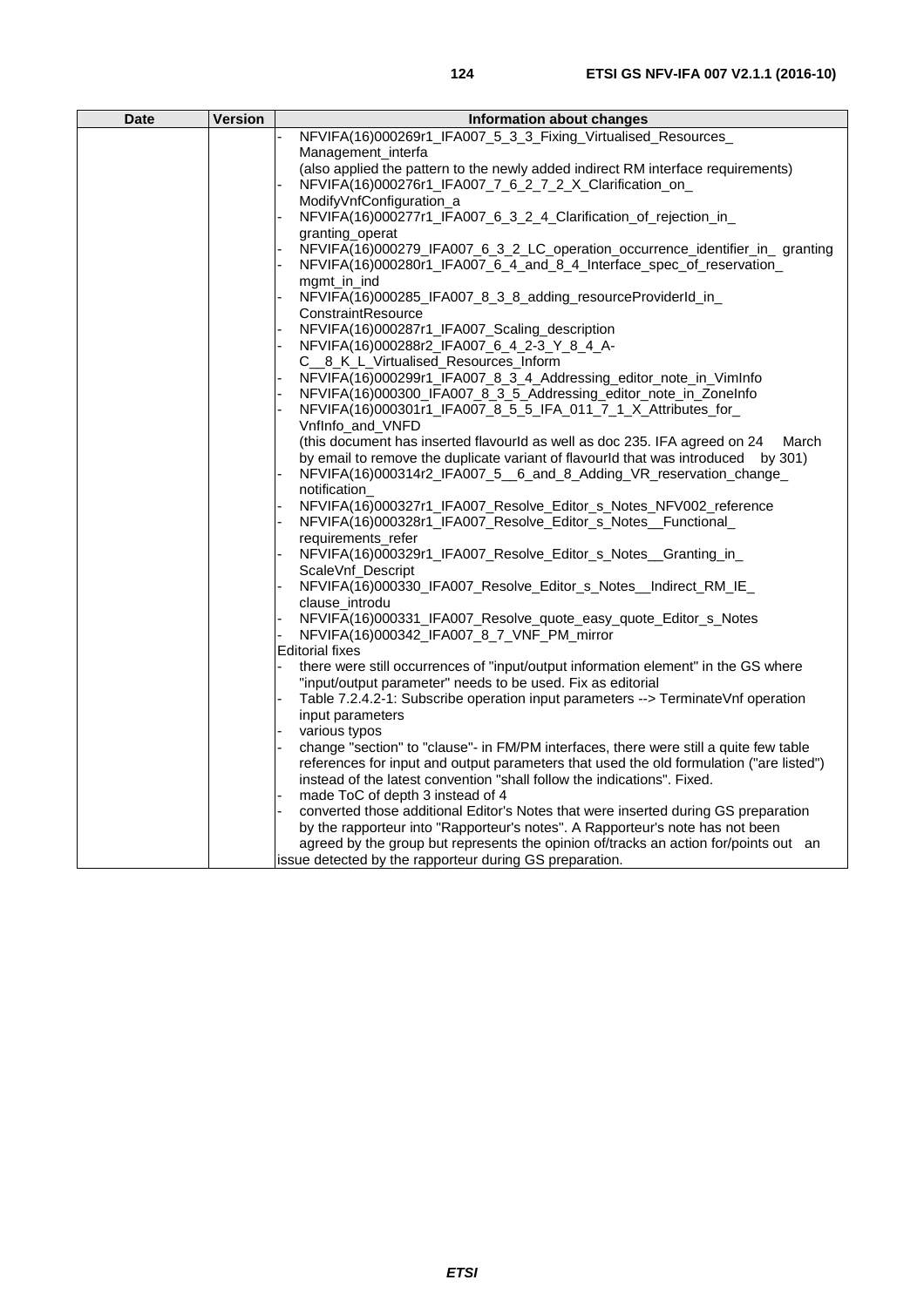| Date | Version | Information about changes |
| --- | --- | --- |
| | | - NFVIFA(16)000269r1_IFA007_5_3_3_Fixing_Virtualised_Resources_ Management_interfa<br>(also applied the pattern to the newly added indirect RM interface requirements)<br>- NFVIFA(16)000276r1_IFA007_7_6_2_7_2_X_Clarification_on_ ModifyVnfConfiguration_a<br>- NFVIFA(16)000277r1_IFA007_6_3_2_4_Clarification_of_rejection_in_ granting_operat<br>- NFVIFA(16)000279_IFA007_6_3_2_LC_operation_occurrence_identifier_in_ granting<br>- NFVIFA(16)000280r1_IFA007_6_4_and_8_4_Interface_spec_of_reservation_ mgmt_in_ind<br>- NFVIFA(16)000285_IFA007_8_3_8_adding_resourceProviderId_in_ ConstraintResource<br>- NFVIFA(16)000287r1_IFA007_Scaling_description<br>- NFVIFA(16)000288r2_IFA007_6_4_2-3_Y_8_4_A- C__8_K_L_Virtualised_Resources_Inform<br>- NFVIFA(16)000299r1_IFA007_8_3_4_Addressing_editor_note_in_VimInfo<br>- NFVIFA(16)000300_IFA007_8_3_5_Addressing_editor_note_in_ZoneInfo<br>- NFVIFA(16)000301r1_IFA007_8_5_5_IFA_011_7_1_X_Attributes_for_ VnfInfo_and_VNFD<br>(this document has inserted flavourId as well as doc 235. IFA agreed on 24 March by email to remove the duplicate variant of flavourId that was introduced by 301)<br>- NFVIFA(16)000314r2_IFA007_5__6_and_8_Adding_VR_reservation_change_ notification_<br>- NFVIFA(16)000327r1_IFA007_Resolve_Editor_s_Notes_NFV002_reference<br>- NFVIFA(16)000328r1_IFA007_Resolve_Editor_s_Notes__Functional_ requirements_refer<br>- NFVIFA(16)000329r1_IFA007_Resolve_Editor_s_Notes__Granting_in_ ScaleVnf_Descript<br>- NFVIFA(16)000330_IFA007_Resolve_Editor_s_Notes__Indirect_RM_IE_ clause_introdu<br>- NFVIFA(16)000331_IFA007_Resolve_quote_easy_quote_Editor_s_Notes<br>- NFVIFA(16)000342_IFA007_8_7_VNF_PM_mirror<br>Editorial fixes<br>- there were still occurrences of "input/output information element" in the GS where "input/output parameter" needs to be used. Fix as editorial<br>- Table 7.2.4.2-1: Subscribe operation input parameters --> TerminateVnf operation input parameters<br>- various typos<br>- change "section" to "clause"- in FM/PM interfaces, there were still a quite few table references for input and output parameters that used the old formulation ("are listed") instead of the latest convention "shall follow the indications". Fixed.<br>- made ToC of depth 3 instead of 4<br>- converted those additional Editor's Notes that were inserted during GS preparation by the rapporteur into "Rapporteur's notes". A Rapporteur's note has not been agreed by the group but represents the opinion of/tracks an action for/points out an issue detected by the rapporteur during GS preparation. |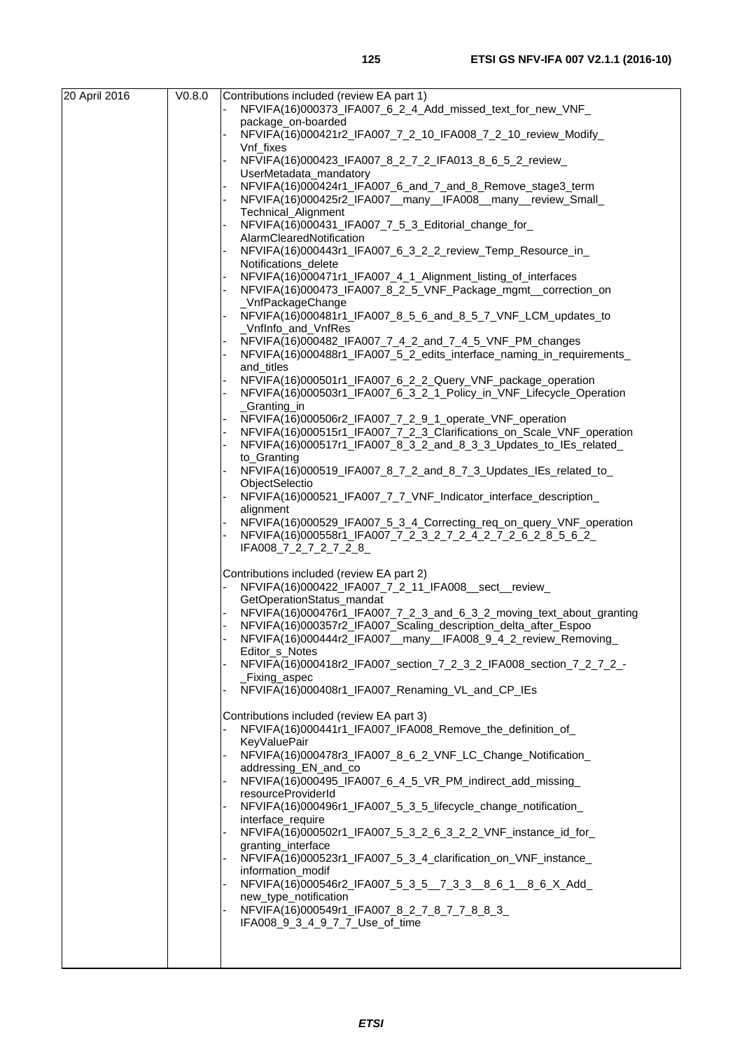| 20 April 2016 | V0.8.0 | Contributions included (review EA part 1)<br>- NFVIFA(16)000373_IFA007_6_2_4_Add_missed_text_for_new_VNF_package_on-boarded<br>- NFVIFA(16)000421r2_IFA007_7_2_10_IFA008_7_2_10_review_Modify_Vnf_fixes<br>- NFVIFA(16)000423_IFA007_8_2_7_2_IFA013_8_6_5_2_review_UserMetadata_mandatory<br>- NFVIFA(16)000424r1_IFA007_6_and_7_and_8_Remove_stage3_term<br>- NFVIFA(16)000425r2_IFA007__many__IFA008__many__review_Small_Technical_Alignment<br>- NFVIFA(16)000431_IFA007_7_5_3_Editorial_change_for_AlarmClearedNotification<br>- NFVIFA(16)000443r1_IFA007_6_3_2_2_review_Temp_Resource_in_Notifications_delete<br>- NFVIFA(16)000471r1_IFA007_4_1_Alignment_listing_of_interfaces<br>- NFVIFA(16)000473_IFA007_8_2_5_VNF_Package_mgmt__correction_on_VnfPackageChange<br>- NFVIFA(16)000481r1_IFA007_8_5_6_and_8_5_7_VNF_LCM_updates_to_VnfInfo_and_VnfRes<br>- NFVIFA(16)000482_IFA007_7_4_2_and_7_4_5_VNF_PM_changes<br>- NFVIFA(16)000488r1_IFA007_5_2_edits_interface_naming_in_requirements_and_titles<br>- NFVIFA(16)000501_IFA007_6_2_2_Query_VNF_package_operation<br>- NFVIFA(16)000503r1_IFA007_6_3_2_1_Policy_in_VNF_Lifecycle_Operation_Granting_in<br>- NFVIFA(16)000506r2_IFA007_7_2_9_1_operate_VNF_operation<br>- NFVIFA(16)000515r1_IFA007_7_2_3_Clarifications_on_Scale_VNF_operation<br>- NFVIFA(16)000517r1_IFA007_8_3_2_and_8_3_3_Updates_to_IEs_related_to_Granting<br>- NFVIFA(16)000519_IFA007_8_7_2_and_8_7_3_Updates_IEs_related_to_ObjectSelectio<br>- NFVIFA(16)000521_IFA007_7_7_VNF_Indicator_interface_description_alignment<br>- NFVIFA(16)000529_IFA007_5_3_4_Correcting_req_on_query_VNF_operation<br>- NFVIFA(16)000558r1_IFA007_7_2_3_2_7_2_4_2_7_2_6_2_8_5_6_2_IFA008_7_2_7_2_7_2_8_<br><br>Contributions included (review EA part 2)<br>- NFVIFA(16)000422_IFA007_7_2_11_IFA008__sect__review_GetOperationStatus_mandat<br>- NFVIFA(16)000476r1_IFA007_7_2_3_and_6_3_2_moving_text_about_granting<br>- NFVIFA(16)000357r2_IFA007_Scaling_description_delta_after_Espoo<br>- NFVIFA(16)000444r2_IFA007__many__IFA008_9_4_2_review_Removing_Editor_s_Notes<br>- NFVIFA(16)000418r2_IFA007_section_7_2_3_2_IFA008_section_7_2_7_2_-_Fixing_aspec<br>- NFVIFA(16)000408r1_IFA007_Renaming_VL_and_CP_IEs<br><br>Contributions included (review EA part 3)<br>- NFVIFA(16)000441r1_IFA007_IFA008_Remove_the_definition_of_KeyValuePair<br>- NFVIFA(16)000478r3_IFA007_8_6_2_VNF_LC_Change_Notification_addressing_EN_and_co<br>- NFVIFA(16)000495_IFA007_6_4_5_VR_PM_indirect_add_missing_resourceProviderId<br>- NFVIFA(16)000496r1_IFA007_5_3_5_lifecycle_change_notification_interface_require<br>- NFVIFA(16)000502r1_IFA007_5_3_2_6_3_2_2_VNF_instance_id_for_granting_interface<br>- NFVIFA(16)000523r1_IFA007_5_3_4_clarification_on_VNF_instance_information_modif<br>- NFVIFA(16)000546r2_IFA007_5_3_5__7_3_3__8_6_1__8_6_X_Add_new_type_notification<br>- NFVIFA(16)000549r1_IFA007_8_2_7_8_7_7_8_8_3_IFA008_9_3_4_9_7_7_Use_of_time |
|---|---|---|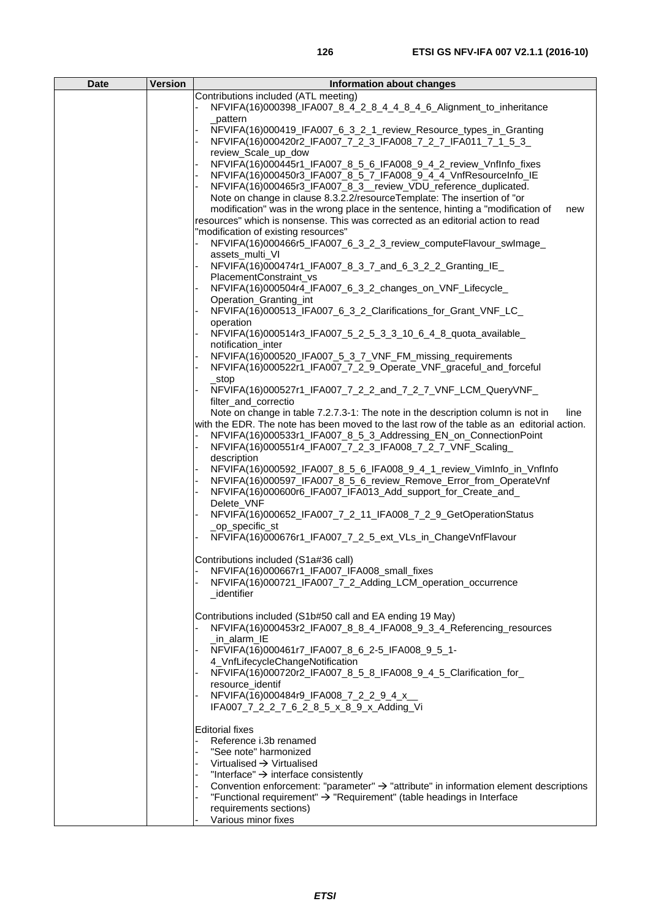| Date | Version | Information about changes |
| --- | --- | --- |
| | | Contributions included (ATL meeting)<br>- NFVIFA(16)000398_IFA007_8_4_2_8_4_4_8_4_6_Alignment_to_inheritance_pattern<br>- NFVIFA(16)000419_IFA007_6_3_2_1_review_Resource_types_in_Granting<br>- NFVIFA(16)000420r2_IFA007_7_2_3_IFA008_7_2_7_IFA011_7_1_5_3_review_Scale_up_dow<br>- NFVIFA(16)000445r1_IFA007_8_5_6_IFA008_9_4_2_review_VnfInfo_fixes<br>- NFVIFA(16)000450r3_IFA007_8_5_7_IFA008_9_4_4_VnfResourceInfo_IE<br>- NFVIFA(16)000465r3_IFA007_8_3__review_VDU_reference_duplicated.<br>Note on change in clause 8.3.2.2/resourceTemplate: The insertion of "or modification" was in the wrong place in the sentence, hinting a "modification of new resources" which is nonsense. This was corrected as an editorial action to read "modification of existing resources"<br>- NFVIFA(16)000466r5_IFA007_6_3_2_3_review_computeFlavour_swImage_assets_multi_VI<br>- NFVIFA(16)000474r1_IFA007_8_3_7_and_6_3_2_2_Granting_IE_PlacementConstraint_vs<br>- NFVIFA(16)000504r4_IFA007_6_3_2_changes_on_VNF_Lifecycle_Operation_Granting_int<br>- NFVIFA(16)000513_IFA007_6_3_2_Clarifications_for_Grant_VNF_LC_operation<br>- NFVIFA(16)000514r3_IFA007_5_2_5_3_3_10_6_4_8_quota_available_notification_inter<br>- NFVIFA(16)000520_IFA007_5_3_7_VNF_FM_missing_requirements<br>- NFVIFA(16)000522r1_IFA007_7_2_9_Operate_VNF_graceful_and_forceful_stop<br>- NFVIFA(16)000527r1_IFA007_7_2_2_and_7_2_7_VNF_LCM_QueryVNF_filter_and_correctio<br>Note on change in table 7.2.7.3-1: The note in the description column is not in line with the EDR. The note has been moved to the last row of the table as an editorial action.<br>- NFVIFA(16)000533r1_IFA007_8_5_3_Addressing_EN_on_ConnectionPoint<br>- NFVIFA(16)000551r4_IFA007_7_2_3_IFA008_7_2_7_VNF_Scaling_description<br>- NFVIFA(16)000592_IFA007_8_5_6_IFA008_9_4_1_review_VimInfo_in_VnfInfo<br>- NFVIFA(16)000597_IFA007_8_5_6_review_Remove_Error_from_OperateVnf<br>- NFVIFA(16)000600r6_IFA007_IFA013_Add_support_for_Create_and_Delete_VNF<br>- NFVIFA(16)000652_IFA007_7_2_11_IFA008_7_2_9_GetOperationStatus_op_specific_st<br>- NFVIFA(16)000676r1_IFA007_7_2_5_ext_VLs_in_ChangeVnfFlavour<br><br>Contributions included (S1a#36 call)<br>- NFVIFA(16)000667r1_IFA007_IFA008_small_fixes<br>- NFVIFA(16)000721_IFA007_7_2_Adding_LCM_operation_occurrence_identifier<br><br>Contributions included (S1b#50 call and EA ending 19 May)<br>- NFVIFA(16)000453r2_IFA007_8_8_4_IFA008_9_3_4_Referencing_resources_in_alarm_IE<br>- NFVIFA(16)000461r7_IFA007_8_6_2-5_IFA008_9_5_1-4_VnfLifecycleChangeNotification<br>- NFVIFA(16)000720r2_IFA007_8_5_8_IFA008_9_4_5_Clarification_for_resource_identif<br>- NFVIFA(16)000484r9_IFA008_7_2_2_9_4_x__IFA007_7_2_2_7_6_2_8_5_x_8_9_x_Adding_Vi<br><br>Editorial fixes<br>- Reference i.3b renamed<br>- "See note" harmonized<br>- Virtualised → Virtualised<br>- "Interface" → interface consistently<br>- Convention enforcement: "parameter" → "attribute" in information element descriptions<br>- "Functional requirement" → "Requirement" (table headings in Interface requirements sections)<br>- Various minor fixes |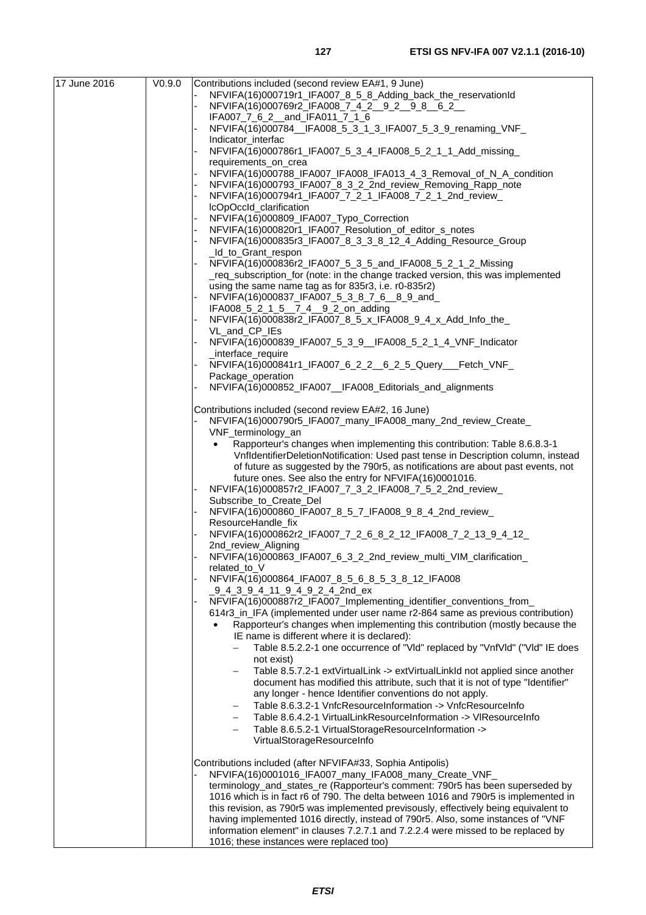| | | |
|---|---|---|
| 17 June 2016 | V0.9.0 | Contributions included (second review EA#1, 9 June)<br>- NFVIFA(16)000719r1_IFA007_8_5_8_Adding_back_the_reservationId<br>- NFVIFA(16)000769r2_IFA008_7_4_2__9_2__9_8__6_2__ IFA007_7_6_2__and_IFA011_7_1_6<br>- NFVIFA(16)000784__IFA008_5_3_1_3_IFA007_5_3_9_renaming_VNF_ Indicator_interfac<br>- NFVIFA(16)000786r1_IFA007_5_3_4_IFA008_5_2_1_1_Add_missing_ requirements_on_crea<br>- NFVIFA(16)000788_IFA007_IFA008_IFA013_4_3_Removal_of_N_A_condition<br>- NFVIFA(16)000793_IFA007_8_3_2_2nd_review_Removing_Rapp_note<br>- NFVIFA(16)000794r1_IFA007_7_2_1_IFA008_7_2_1_2nd_review_ lcOpOccId_clarification<br>- NFVIFA(16)000809_IFA007_Typo_Correction<br>- NFVIFA(16)000820r1_IFA007_Resolution_of_editor_s_notes<br>- NFVIFA(16)000835r3_IFA007_8_3_3_8_12_4_Adding_Resource_Group _Id_to_Grant_respon<br>- NFVIFA(16)000836r2_IFA007_5_3_5_and_IFA008_5_2_1_2_Missing _req_subscription_for (note: in the change tracked version, this was implemented using the same name tag as for 835r3, i.e. r0-835r2)<br>- NFVIFA(16)000837_IFA007_5_3_8_7_6__8_9_and_ IFA008_5_2_1_5__7_4__9_2_on_adding<br>- NFVIFA(16)000838r2_IFA007_8_5_x_IFA008_9_4_x_Add_Info_the_ VL_and_CP_IEs<br>- NFVIFA(16)000839_IFA007_5_3_9__IFA008_5_2_1_4_VNF_Indicator _interface_require<br>- NFVIFA(16)000841r1_IFA007_6_2_2__6_2_5_Query___Fetch_VNF_ Package_operation<br>- NFVIFA(16)000852_IFA007__IFA008_Editorials_and_alignments<br><br>Contributions included (second review EA#2, 16 June)<br>- NFVIFA(16)000790r5_IFA007_many_IFA008_many_2nd_review_Create_ VNF_terminology_an<br>&nbsp;&nbsp;• Rapporteur's changes when implementing this contribution: Table 8.6.8.3-1 VnfIdentifierDeletionNotification: Used past tense in Description column, instead of future as suggested by the 790r5, as notifications are about past events, not future ones. See also the entry for NFVIFA(16)0001016.<br>- NFVIFA(16)000857r2_IFA007_7_3_2_IFA008_7_5_2_2nd_review_ Subscribe_to_Create_Del<br>- NFVIFA(16)000860_IFA007_8_5_7_IFA008_9_8_4_2nd_review_ ResourceHandle_fix<br>- NFVIFA(16)000862r2_IFA007_7_2_6_8_2_12_IFA008_7_2_13_9_4_12_ 2nd_review_Aligning<br>- NFVIFA(16)000863_IFA007_6_3_2_2nd_review_multi_VIM_clarification_ related_to_V<br>- NFVIFA(16)000864_IFA007_8_5_6_8_5_3_8_12_IFA008 _9_4_3_9_4_11_9_4_9_2_4_2nd_ex<br>- NFVIFA(16)000887r2_IFA007_Implementing_identifier_conventions_from_ 614r3_in_IFA (implemented under user name r2-864 same as previous contribution)<br>&nbsp;&nbsp;• Rapporteur's changes when implementing this contribution (mostly because the IE name is different where it is declared):<br>&nbsp;&nbsp;&nbsp;&nbsp;– Table 8.5.2.2-1 one occurrence of "Vld" replaced by "VnfVld" ("Vld" IE does not exist)<br>&nbsp;&nbsp;&nbsp;&nbsp;– Table 8.5.7.2-1 extVirtualLink -> extVirtualLinkId not applied since another document has modified this attribute, such that it is not of type "Identifier" any longer - hence Identifier conventions do not apply.<br>&nbsp;&nbsp;&nbsp;&nbsp;– Table 8.6.3.2-1 VnfcResourceInformation -> VnfcResourceInfo<br>&nbsp;&nbsp;&nbsp;&nbsp;– Table 8.6.4.2-1 VirtualLinkResourceInformation -> VlResourceInfo<br>&nbsp;&nbsp;&nbsp;&nbsp;– Table 8.6.5.2-1 VirtualStorageResourceInformation -> VirtualStorageResourceInfo<br><br>Contributions included (after NFVIFA#33, Sophia Antipolis)<br>- NFVIFA(16)0001016_IFA007_many_IFA008_many_Create_VNF_ terminology_and_states_re (Rapporteur's comment: 790r5 has been superseded by 1016 which is in fact r6 of 790. The delta between 1016 and 790r5 is implemented in this revision, as 790r5 was implemented previsously, effectively being equivalent to having implemented 1016 directly, instead of 790r5. Also, some instances of "VNF information element" in clauses 7.2.7.1 and 7.2.2.4 were missed to be replaced by 1016; these instances were replaced too) |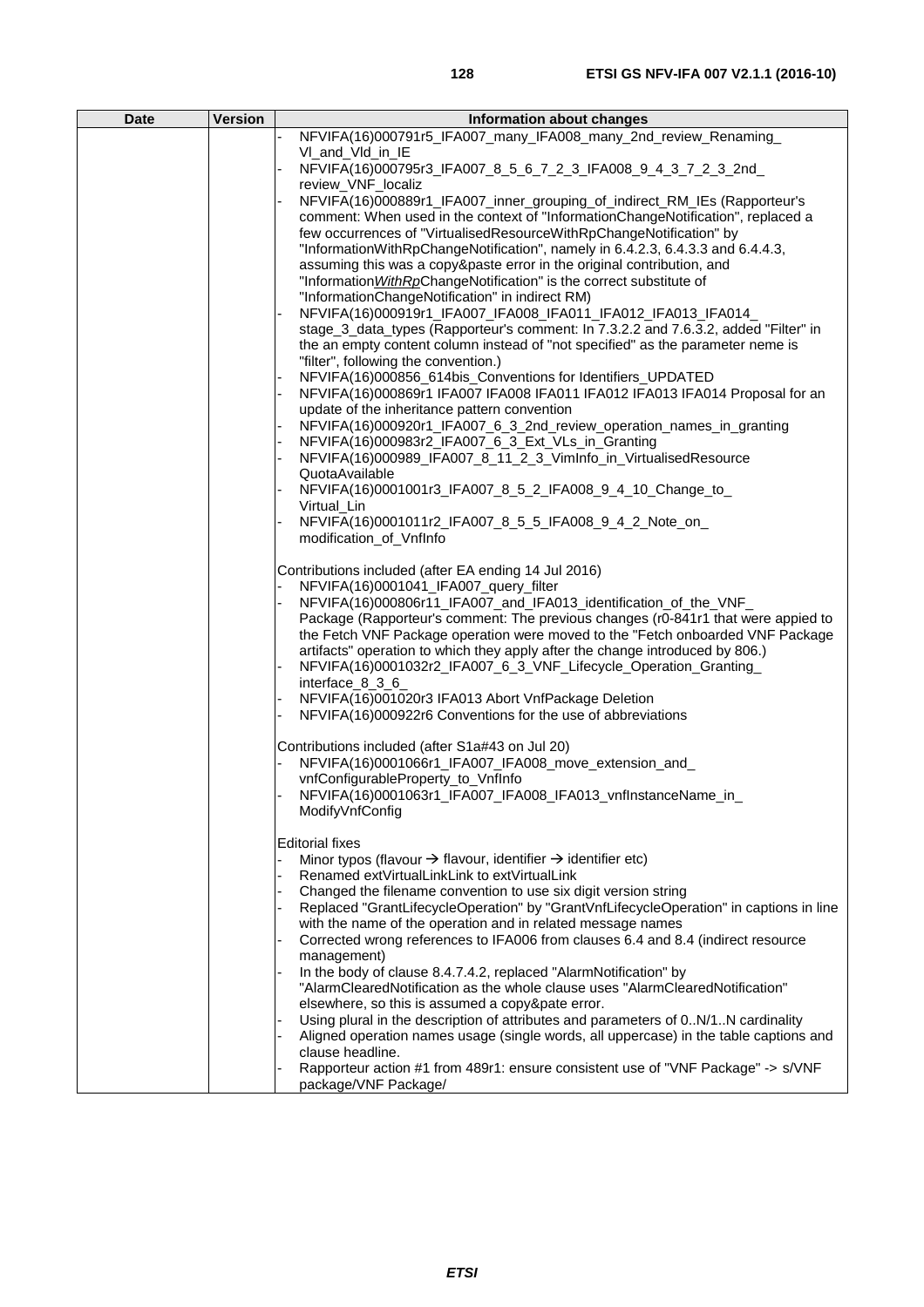| Date | Version | Information about changes |
|---|---|---|
| | | - NFVIFA(16)000791r5_IFA007_many_IFA008_many_2nd_review_Renaming_ Vl_and_Vld_in_IE<br>- NFVIFA(16)000795r3_IFA007_8_5_6_7_2_3_IFA008_9_4_3_7_2_3_2nd_ review_VNF_localiz<br>- NFVIFA(16)000889r1_IFA007_inner_grouping_of_indirect_RM_IEs (Rapporteur's comment: When used in the context of "InformationChangeNotification", replaced a few occurrences of "VirtualisedResourceWithRpChangeNotification" by "InformationWithRpChangeNotification", namely in 6.4.2.3, 6.4.3.3 and 6.4.4.3, assuming this was a copy&paste error in the original contribution, and "Information*WithRp*ChangeNotification" is the correct substitute of "InformationChangeNotification" in indirect RM)<br>- NFVIFA(16)000919r1_IFA007_IFA008_IFA011_IFA012_IFA013_IFA014_ stage_3_data_types (Rapporteur's comment: In 7.3.2.2 and 7.6.3.2, added "Filter" in the an empty content column instead of "not specified" as the parameter neme is "filter", following the convention.)<br>- NFVIFA(16)000856_614bis_Conventions for Identifiers_UPDATED<br>- NFVIFA(16)000869r1 IFA007 IFA008 IFA011 IFA012 IFA013 IFA014 Proposal for an update of the inheritance pattern convention<br>- NFVIFA(16)000920r1_IFA007_6_3_2nd_review_operation_names_in_granting<br>- NFVIFA(16)000983r2_IFA007_6_3_Ext_VLs_in_Granting<br>- NFVIFA(16)000989_IFA007_8_11_2_3_VimInfo_in_VirtualisedResource QuotaAvailable<br>- NFVIFA(16)0001001r3_IFA007_8_5_2_IFA008_9_4_10_Change_to_ Virtual_Lin<br>- NFVIFA(16)0001011r2_IFA007_8_5_5_IFA008_9_4_2_Note_on_ modification_of_VnfInfo<br><br>Contributions included (after EA ending 14 Jul 2016)<br>- NFVIFA(16)0001041_IFA007_query_filter<br>- NFVIFA(16)000806r11_IFA007_and_IFA013_identification_of_the_VNF_ Package (Rapporteur's comment: The previous changes (r0-841r1 that were appied to the Fetch VNF Package operation were moved to the "Fetch onboarded VNF Package artifacts" operation to which they apply after the change introduced by 806.)<br>- NFVIFA(16)0001032r2_IFA007_6_3_VNF_Lifecycle_Operation_Granting_ interface_8_3_6_<br>- NFVIFA(16)001020r3 IFA013 Abort VnfPackage Deletion<br>- NFVIFA(16)000922r6 Conventions for the use of abbreviations<br><br>Contributions included (after S1a#43 on Jul 20)<br>- NFVIFA(16)0001066r1_IFA007_IFA008_move_extension_and_ vnfConfigurableProperty_to_VnfInfo<br>- NFVIFA(16)0001063r1_IFA007_IFA008_IFA013_vnfInstanceName_in_ ModifyVnfConfig<br><br>Editorial fixes<br>- Minor typos (flavour → flavour, identifier → identifier etc)<br>- Renamed extVirtualLinkLink to extVirtualLink<br>- Changed the filename convention to use six digit version string<br>- Replaced "GrantLifecycleOperation" by "GrantVnfLifecycleOperation" in captions in line with the name of the operation and in related message names<br>- Corrected wrong references to IFA006 from clauses 6.4 and 8.4 (indirect resource management)<br>- In the body of clause 8.4.7.4.2, replaced "AlarmNotification" by "AlarmClearedNotification as the whole clause uses "AlarmClearedNotification" elsewhere, so this is assumed a copy&pate error.<br>- Using plural in the description of attributes and parameters of 0..N/1..N cardinality<br>- Aligned operation names usage (single words, all uppercase) in the table captions and clause headline.<br>- Rapporteur action #1 from 489r1: ensure consistent use of "VNF Package" -> s/VNF package/VNF Package/ |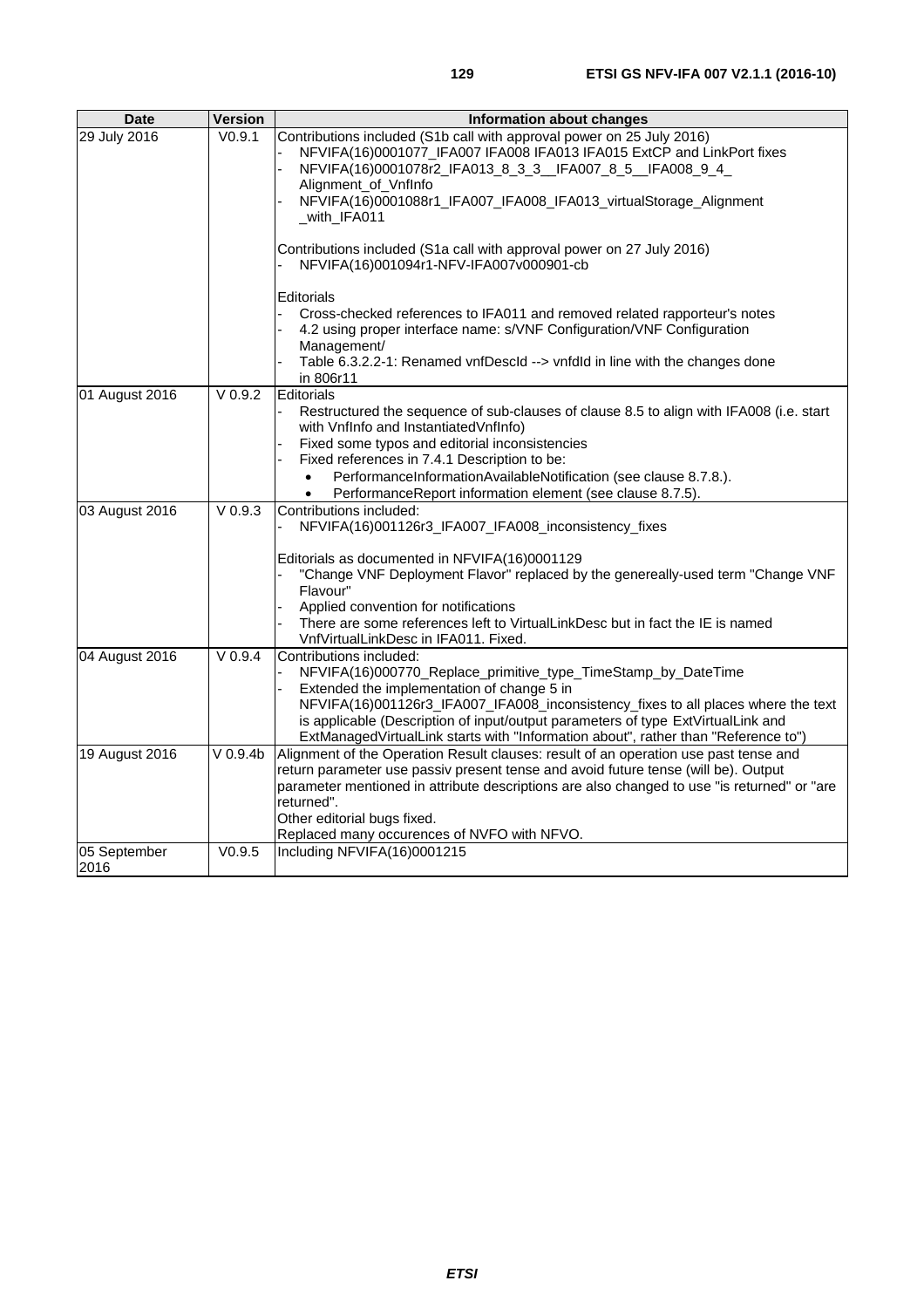| Date | Version | Information about changes |
|---|---|---|
| 29 July 2016 | V0.9.1 | Contributions included (S1b call with approval power on 25 July 2016)<br>- NFVIFA(16)0001077_IFA007 IFA008 IFA013 IFA015 ExtCP and LinkPort fixes<br>- NFVIFA(16)0001078r2_IFA013_8_3_3__IFA007_8_5__IFA008_9_4_ Alignment_of_VnfInfo<br>- NFVIFA(16)0001088r1_IFA007_IFA008_IFA013_virtualStorage_Alignment _with_IFA011<br><br>Contributions included (S1a call with approval power on 27 July 2016)<br>- NFVIFA(16)001094r1-NFV-IFA007v000901-cb<br><br>Editorials<br>- Cross-checked references to IFA011 and removed related rapporteur's notes<br>- 4.2 using proper interface name: s/VNF Configuration/VNF Configuration Management/<br>- Table 6.3.2.2-1: Renamed vnfDescId --> vnfdId in line with the changes done in 806r11 |
| 01 August 2016 | V 0.9.2 | Editorials<br>- Restructured the sequence of sub-clauses of clause 8.5 to align with IFA008 (i.e. start with VnfInfo and InstantiatedVnfInfo)<br>- Fixed some typos and editorial inconsistencies<br>- Fixed references in 7.4.1 Description to be:<br>• PerformanceInformationAvailableNotification (see clause 8.7.8.).<br>• PerformanceReport information element (see clause 8.7.5). |
| 03 August 2016 | V 0.9.3 | Contributions included:<br>- NFVIFA(16)001126r3_IFA007_IFA008_inconsistency_fixes<br><br>Editorials as documented in NFVIFA(16)0001129<br>- "Change VNF Deployment Flavor" replaced by the genereally-used term "Change VNF Flavour"<br>- Applied convention for notifications<br>- There are some references left to VirtualLinkDesc but in fact the IE is named VnfVirtualLinkDesc in IFA011. Fixed. |
| 04 August 2016 | V 0.9.4 | Contributions included:<br>- NFVIFA(16)000770_Replace_primitive_type_TimeStamp_by_DateTime<br>- Extended the implementation of change 5 in NFVIFA(16)001126r3_IFA007_IFA008_inconsistency_fixes to all places where the text is applicable (Description of input/output parameters of type ExtVirtualLink and ExtManagedVirtualLink starts with "Information about", rather than "Reference to") |
| 19 August 2016 | V 0.9.4b | Alignment of the Operation Result clauses: result of an operation use past tense and return parameter use passiv present tense and avoid future tense (will be). Output parameter mentioned in attribute descriptions are also changed to use "is returned" or "are returned".<br>Other editorial bugs fixed.<br>Replaced many occurences of NVFO with NFVO. |
| 05 September 2016 | V0.9.5 | Including NFVIFA(16)0001215 |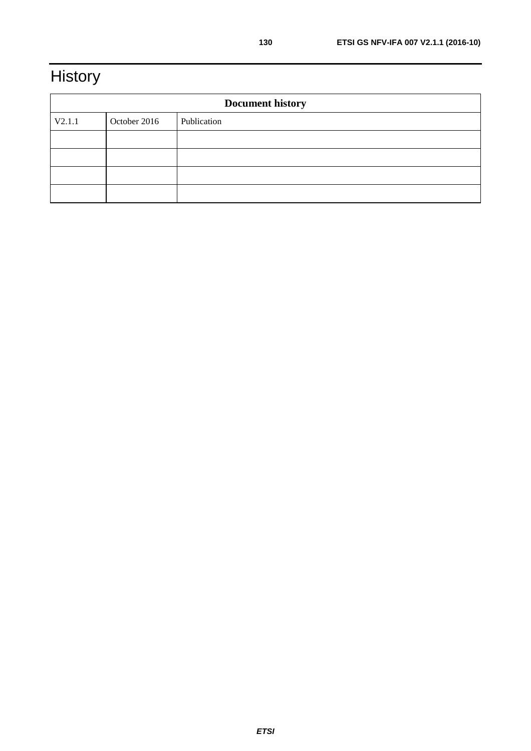# History

| Document history | | |
|---|---|---|
| V2.1.1 | October 2016 | Publication |
| | | |
| | | |
| | | |
| | | |